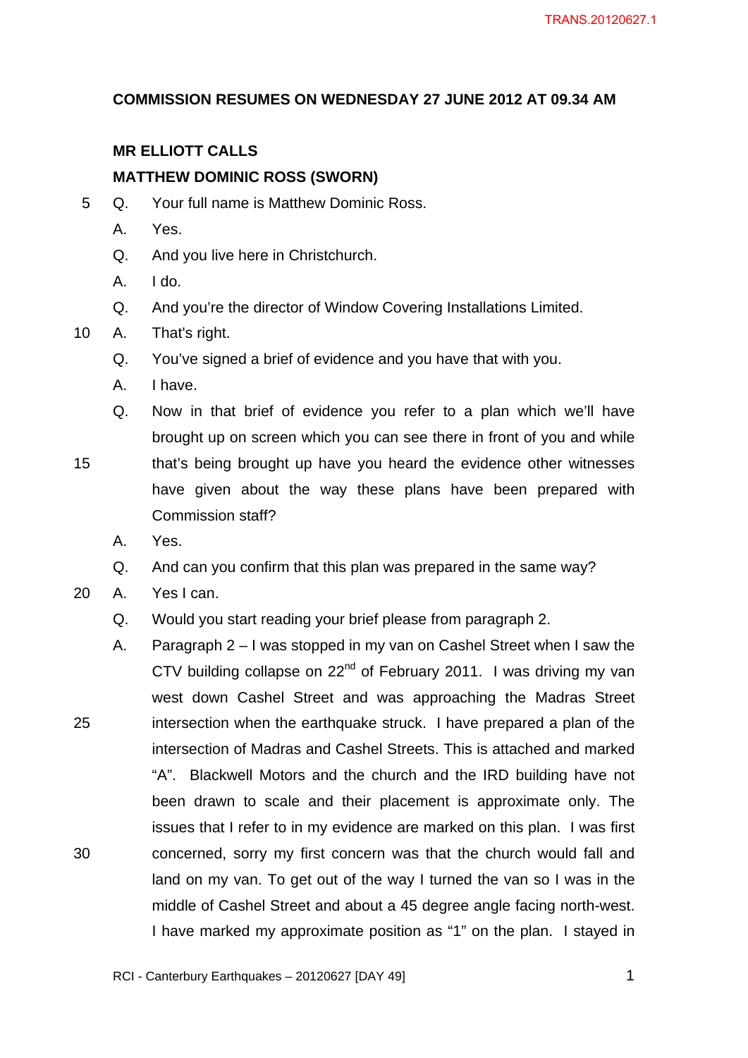**COMMISSION RESUMES ON WEDNESDAY 27 JUNE 2012 AT 09.34 AM**

**MR ELLIOTT CALLS**

**MATTHEW DOMINIC ROSS (SWORN)**

Q. Your full name is Matthew Dominic Ross.

A. Yes.

Q. And you live here in Christchurch.

A. I do.

Q. And you're the director of Window Covering Installations Limited.

A. That's right.

Q. You've signed a brief of evidence and you have that with you.

A. I have.

Q. Now in that brief of evidence you refer to a plan which we'll have brought up on screen which you can see there in front of you and while that's being brought up have you heard the evidence other witnesses have given about the way these plans have been prepared with Commission staff?

A. Yes.

Q. And can you confirm that this plan was prepared in the same way?

A. Yes I can.

Q. Would you start reading your brief please from paragraph 2.

A. Paragraph 2 – I was stopped in my van on Cashel Street when I saw the CTV building collapse on 22nd of February 2011. I was driving my van west down Cashel Street and was approaching the Madras Street intersection when the earthquake struck. I have prepared a plan of the intersection of Madras and Cashel Streets. This is attached and marked "A". Blackwell Motors and the church and the IRD building have not been drawn to scale and their placement is approximate only. The issues that I refer to in my evidence are marked on this plan. I was first concerned, sorry my first concern was that the church would fall and land on my van. To get out of the way I turned the van so I was in the middle of Cashel Street and about a 45 degree angle facing north-west. I have marked my approximate position as "1" on the plan. I stayed in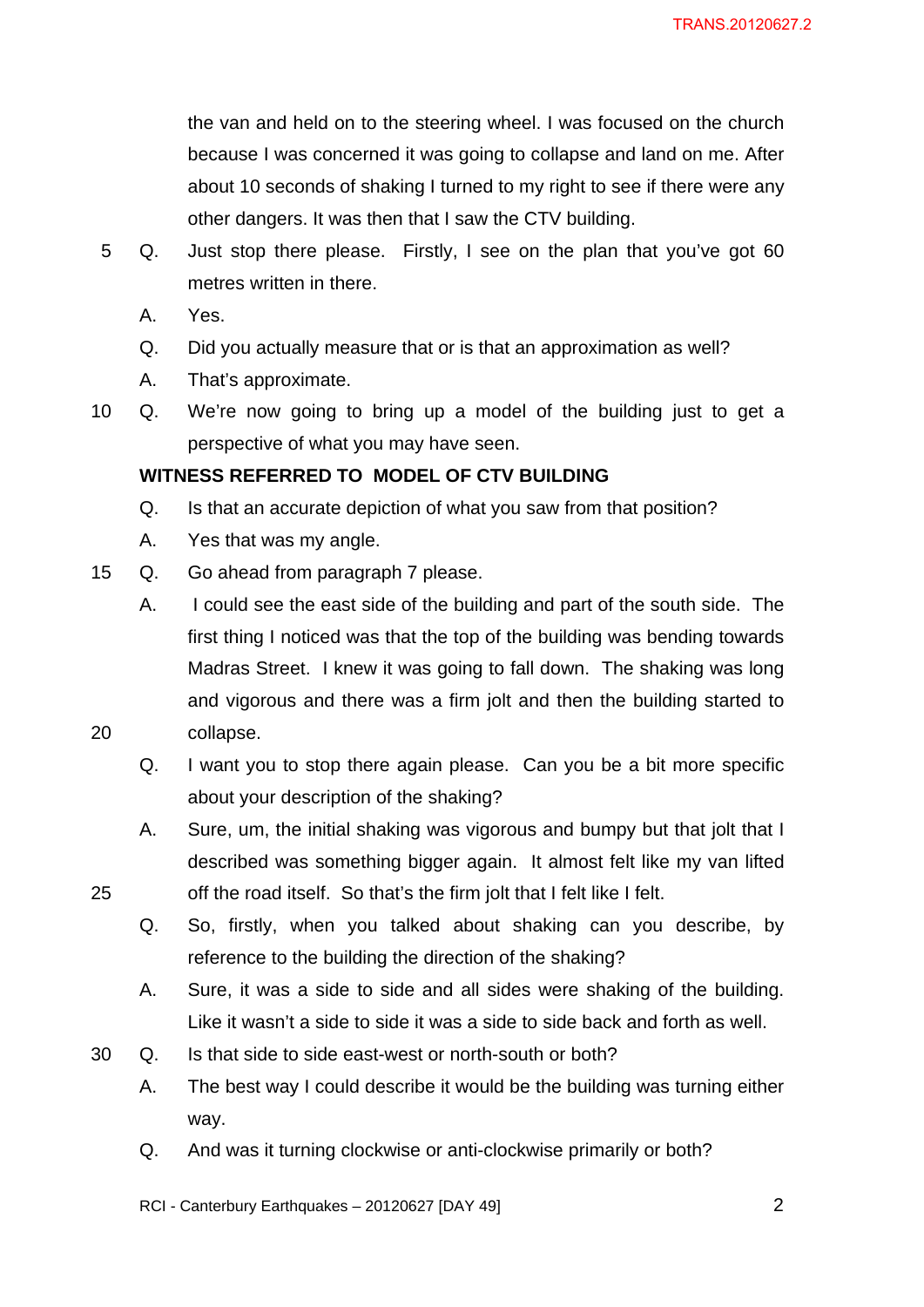the van and held on to the steering wheel. I was focused on the church because I was concerned it was going to collapse and land on me. After about 10 seconds of shaking I turned to my right to see if there were any other dangers. It was then that I saw the CTV building.

Q. Just stop there please. Firstly, I see on the plan that you've got 60 metres written in there.

A. Yes.

Q. Did you actually measure that or is that an approximation as well?

A. That's approximate.

Q. We're now going to bring up a model of the building just to get a perspective of what you may have seen.

**WITNESS REFERRED TO MODEL OF CTV BUILDING**

Q. Is that an accurate depiction of what you saw from that position?

A. Yes that was my angle.

Q. Go ahead from paragraph 7 please.

A. I could see the east side of the building and part of the south side. The first thing I noticed was that the top of the building was bending towards Madras Street. I knew it was going to fall down. The shaking was long and vigorous and there was a firm jolt and then the building started to collapse.

Q. I want you to stop there again please. Can you be a bit more specific about your description of the shaking?

A. Sure, um, the initial shaking was vigorous and bumpy but that jolt that I described was something bigger again. It almost felt like my van lifted off the road itself. So that's the firm jolt that I felt like I felt.

Q. So, firstly, when you talked about shaking can you describe, by reference to the building the direction of the shaking?

A. Sure, it was a side to side and all sides were shaking of the building. Like it wasn't a side to side it was a side to side back and forth as well.

Q. Is that side to side east-west or north-south or both?

A. The best way I could describe it would be the building was turning either way.

Q. And was it turning clockwise or anti-clockwise primarily or both?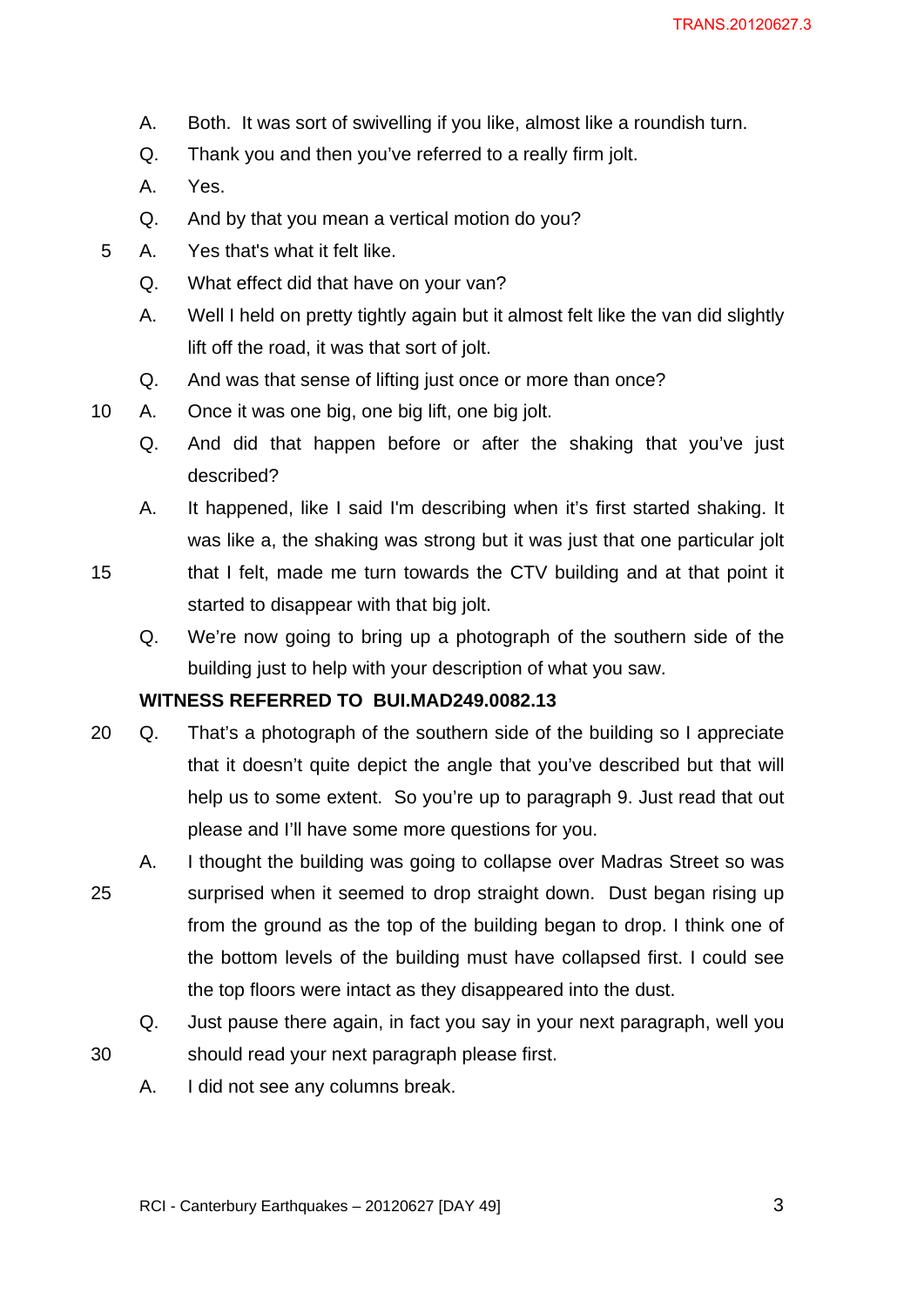A. Both. It was sort of swivelling if you like, almost like a roundish turn.

Q. Thank you and then you've referred to a really firm jolt.

A. Yes.

Q. And by that you mean a vertical motion do you?

A. Yes that's what it felt like.

Q. What effect did that have on your van?

A. Well I held on pretty tightly again but it almost felt like the van did slightly lift off the road, it was that sort of jolt.

Q. And was that sense of lifting just once or more than once?

A. Once it was one big, one big lift, one big jolt.

Q. And did that happen before or after the shaking that you've just described?

A. It happened, like I said I'm describing when it's first started shaking. It was like a, the shaking was strong but it was just that one particular jolt that I felt, made me turn towards the CTV building and at that point it started to disappear with that big jolt.

Q. We're now going to bring up a photograph of the southern side of the building just to help with your description of what you saw.

**WITNESS REFERRED TO BUI.MAD249.0082.13**

Q. That's a photograph of the southern side of the building so I appreciate that it doesn't quite depict the angle that you've described but that will help us to some extent. So you're up to paragraph 9. Just read that out please and I'll have some more questions for you.

A. I thought the building was going to collapse over Madras Street so was surprised when it seemed to drop straight down. Dust began rising up from the ground as the top of the building began to drop. I think one of the bottom levels of the building must have collapsed first. I could see the top floors were intact as they disappeared into the dust.

Q. Just pause there again, in fact you say in your next paragraph, well you should read your next paragraph please first.

A. I did not see any columns break.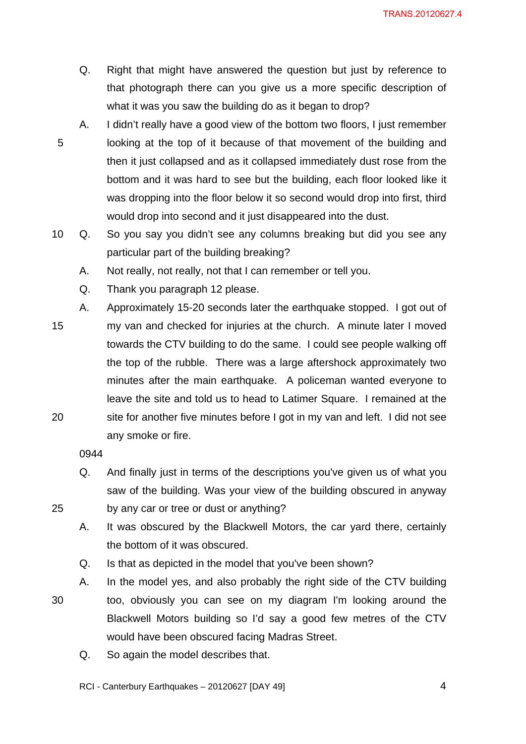Q. Right that might have answered the question but just by reference to that photograph there can you give us a more specific description of what it was you saw the building do as it began to drop?

A. I didn't really have a good view of the bottom two floors, I just remember looking at the top of it because of that movement of the building and then it just collapsed and as it collapsed immediately dust rose from the bottom and it was hard to see but the building, each floor looked like it was dropping into the floor below it so second would drop into first, third would drop into second and it just disappeared into the dust.

Q. So you say you didn't see any columns breaking but did you see any particular part of the building breaking?

A. Not really, not really, not that I can remember or tell you.

Q. Thank you paragraph 12 please.

A. Approximately 15-20 seconds later the earthquake stopped. I got out of my van and checked for injuries at the church. A minute later I moved towards the CTV building to do the same. I could see people walking off the top of the rubble. There was a large aftershock approximately two minutes after the main earthquake. A policeman wanted everyone to leave the site and told us to head to Latimer Square. I remained at the site for another five minutes before I got in my van and left. I did not see any smoke or fire.

0944

Q. And finally just in terms of the descriptions you've given us of what you saw of the building. Was your view of the building obscured in anyway by any car or tree or dust or anything?

A. It was obscured by the Blackwell Motors, the car yard there, certainly the bottom of it was obscured.

Q. Is that as depicted in the model that you've been shown?

A. In the model yes, and also probably the right side of the CTV building too, obviously you can see on my diagram I'm looking around the Blackwell Motors building so I'd say a good few metres of the CTV would have been obscured facing Madras Street.

Q. So again the model describes that.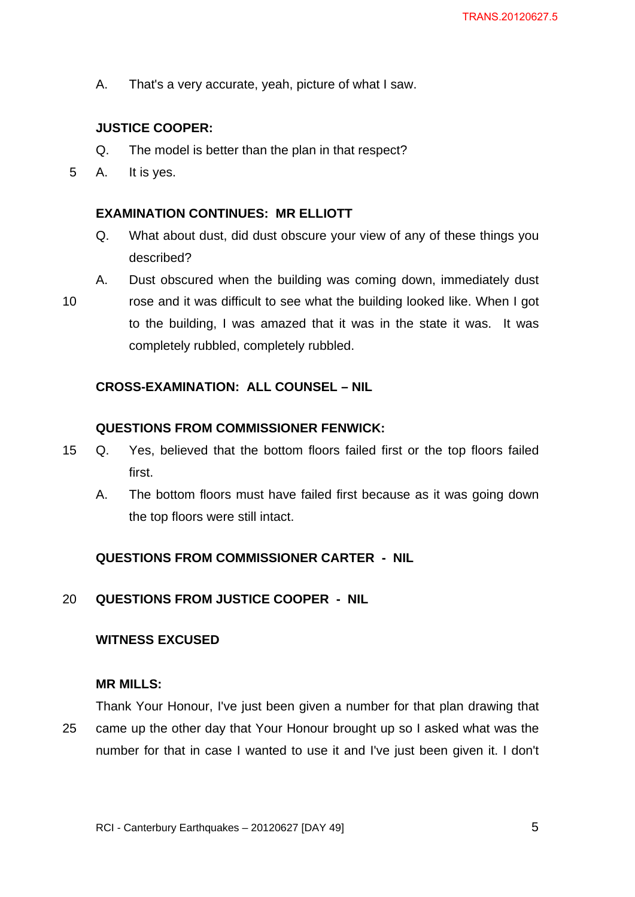A. That's a very accurate, yeah, picture of what I saw.

**JUSTICE COOPER:**

Q. The model is better than the plan in that respect?

A. It is yes.

**EXAMINATION CONTINUES: MR ELLIOTT**

Q. What about dust, did dust obscure your view of any of these things you described?

A. Dust obscured when the building was coming down, immediately dust rose and it was difficult to see what the building looked like. When I got to the building, I was amazed that it was in the state it was. It was completely rubbled, completely rubbled.

**CROSS-EXAMINATION: ALL COUNSEL – NIL**

**QUESTIONS FROM COMMISSIONER FENWICK:**

Q. Yes, believed that the bottom floors failed first or the top floors failed first.

A. The bottom floors must have failed first because as it was going down the top floors were still intact.

**QUESTIONS FROM COMMISSIONER CARTER - NIL**

**QUESTIONS FROM JUSTICE COOPER - NIL**

**WITNESS EXCUSED**

**MR MILLS:**

Thank Your Honour, I've just been given a number for that plan drawing that came up the other day that Your Honour brought up so I asked what was the number for that in case I wanted to use it and I've just been given it. I don't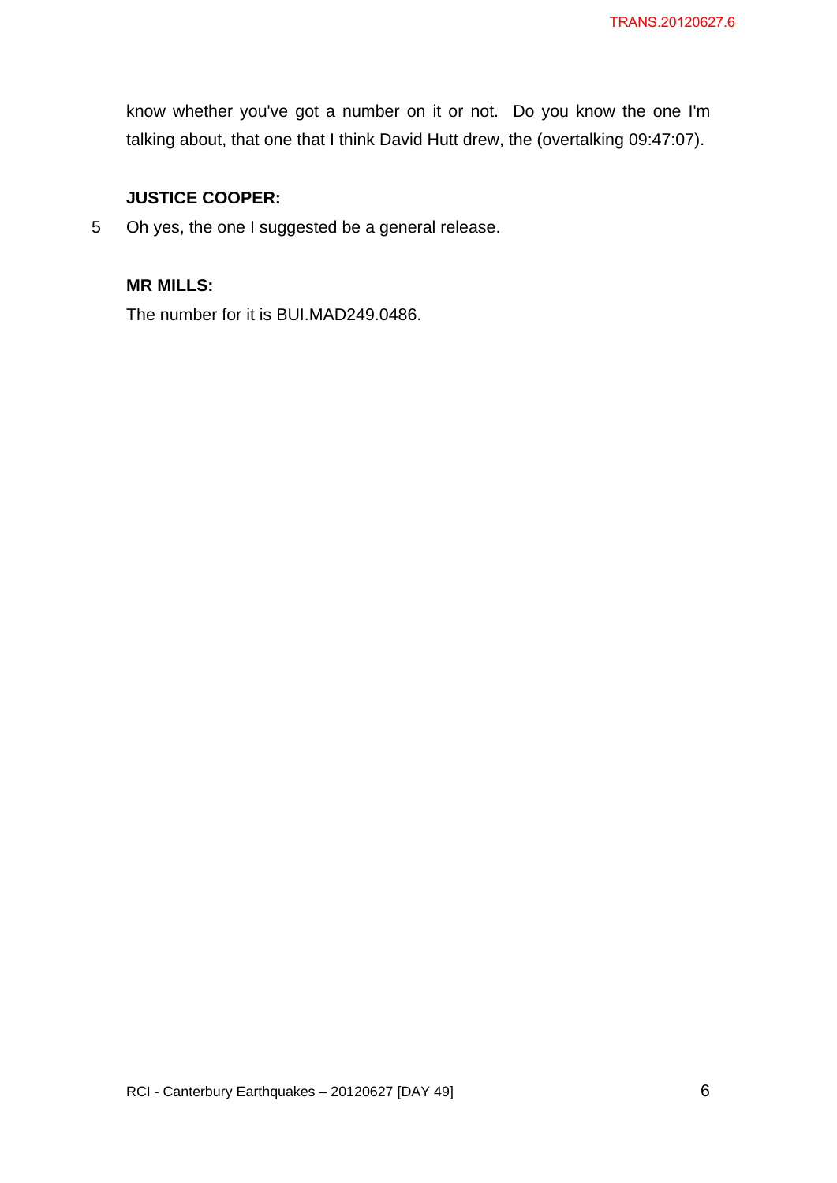know whether you've got a number on it or not. Do you know the one I'm talking about, that one that I think David Hutt drew, the (overtalking 09:47:07).

**JUSTICE COOPER:**

5 Oh yes, the one I suggested be a general release.

**MR MILLS:**

The number for it is BUI.MAD249.0486.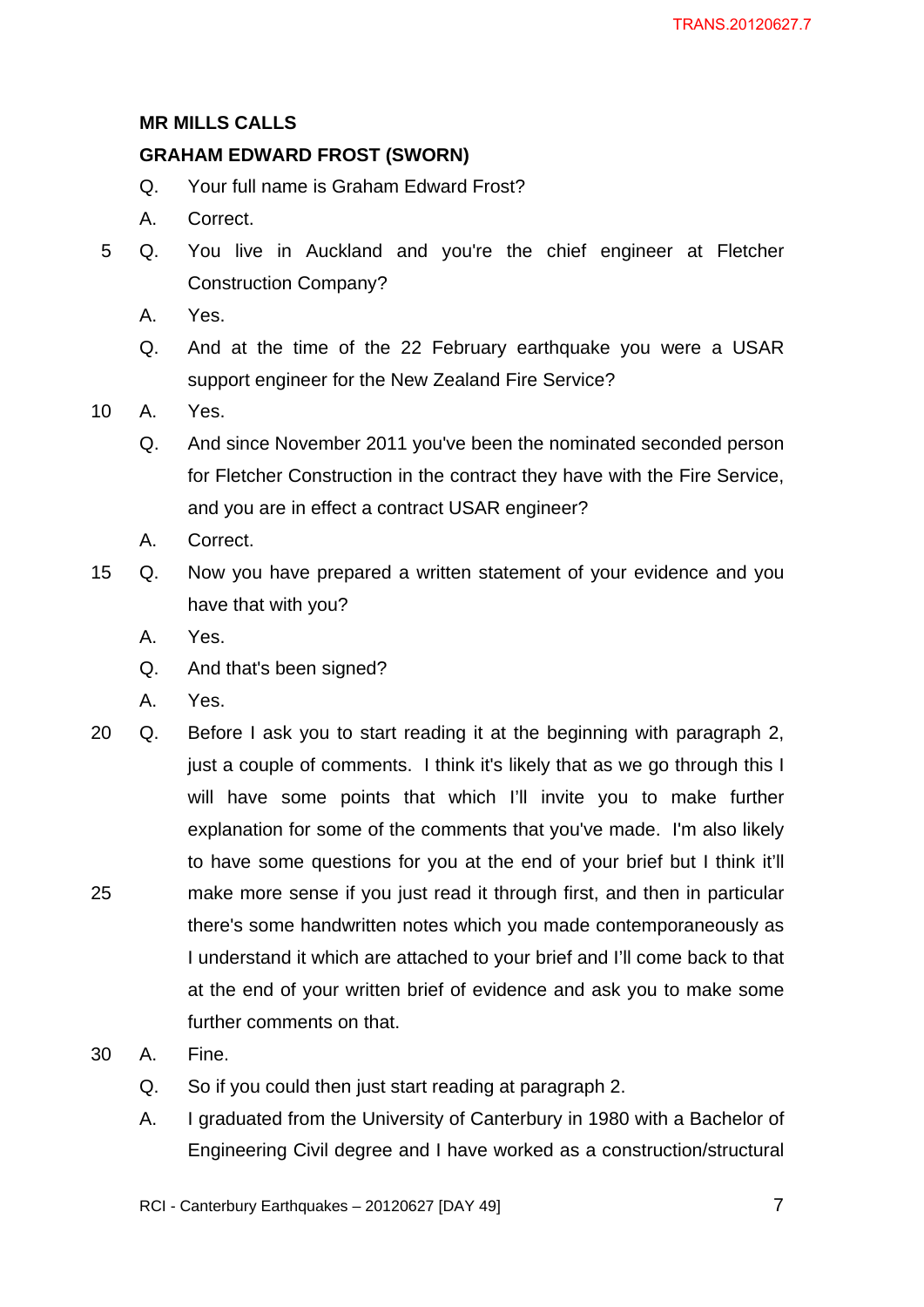**MR MILLS CALLS**

**GRAHAM EDWARD FROST (SWORN)**

Q. Your full name is Graham Edward Frost?

A. Correct.

Q. You live in Auckland and you're the chief engineer at Fletcher Construction Company?

A. Yes.

Q. And at the time of the 22 February earthquake you were a USAR support engineer for the New Zealand Fire Service?

A. Yes.

Q. And since November 2011 you've been the nominated seconded person for Fletcher Construction in the contract they have with the Fire Service, and you are in effect a contract USAR engineer?

A. Correct.

Q. Now you have prepared a written statement of your evidence and you have that with you?

A. Yes.

Q. And that's been signed?

A. Yes.

Q. Before I ask you to start reading it at the beginning with paragraph 2, just a couple of comments. I think it's likely that as we go through this I will have some points that which I'll invite you to make further explanation for some of the comments that you've made. I'm also likely to have some questions for you at the end of your brief but I think it'll make more sense if you just read it through first, and then in particular there's some handwritten notes which you made contemporaneously as I understand it which are attached to your brief and I'll come back to that at the end of your written brief of evidence and ask you to make some further comments on that.

A. Fine.

Q. So if you could then just start reading at paragraph 2.

A. I graduated from the University of Canterbury in 1980 with a Bachelor of Engineering Civil degree and I have worked as a construction/structural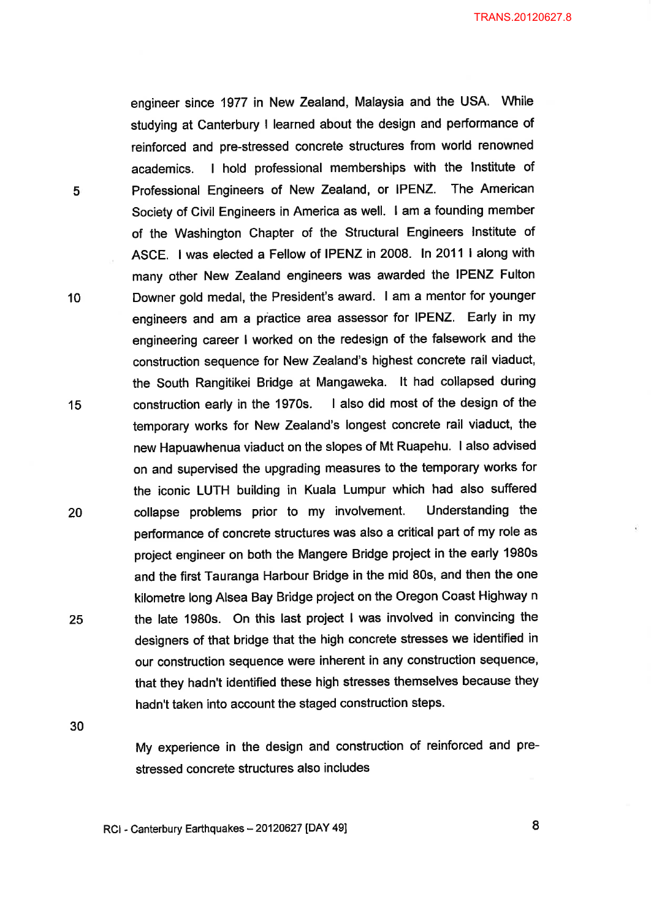engineer since 1977 in New Zealand, Malaysia and the USA. While studying at Canterbury I learned about the design and performance of reinforced and pre-stressed concrete structures from world renowned academics. I hold professional memberships with the Institute of Professional Engineers of New Zealand, or IPENZ. The American Society of Civil Engineers in America as well. I am a founding member of the Washington Chapter of the Structural Engineers Institute of ASCE. I was elected a Fellow of IPENZ in 2008. In 2011 I along with many other New Zealand engineers was awarded the IPENZ Fulton Downer gold medal, the President's award. I am a mentor for younger engineers and am a practice area assessor for IPENZ. Early in my engineering career I worked on the redesign of the falsework and the construction sequence for New Zealand's highest concrete rail viaduct, the South Rangitikei Bridge at Mangaweka. It had collapsed during construction early in the 1970s. I also did most of the design of the temporary works for New Zealand's longest concrete rail viaduct, the new Hapuawhenua viaduct on the slopes of Mt Ruapehu. I also advised on and supervised the upgrading measures to the temporary works for the iconic LUTH building in Kuala Lumpur which had also suffered collapse problems prior to my involvement. Understanding the performance of concrete structures was also a critical part of my role as project engineer on both the Mangere Bridge project in the early 1980s and the first Tauranga Harbour Bridge in the mid 80s, and then the one kilometre long Alsea Bay Bridge project on the Oregon Coast Highway n the late 1980s. On this last project I was involved in convincing the designers of that bridge that the high concrete stresses we identified in our construction sequence were inherent in any construction sequence, that they hadn't identified these high stresses themselves because they hadn't taken into account the staged construction steps.

My experience in the design and construction of reinforced and pre-stressed concrete structures also includes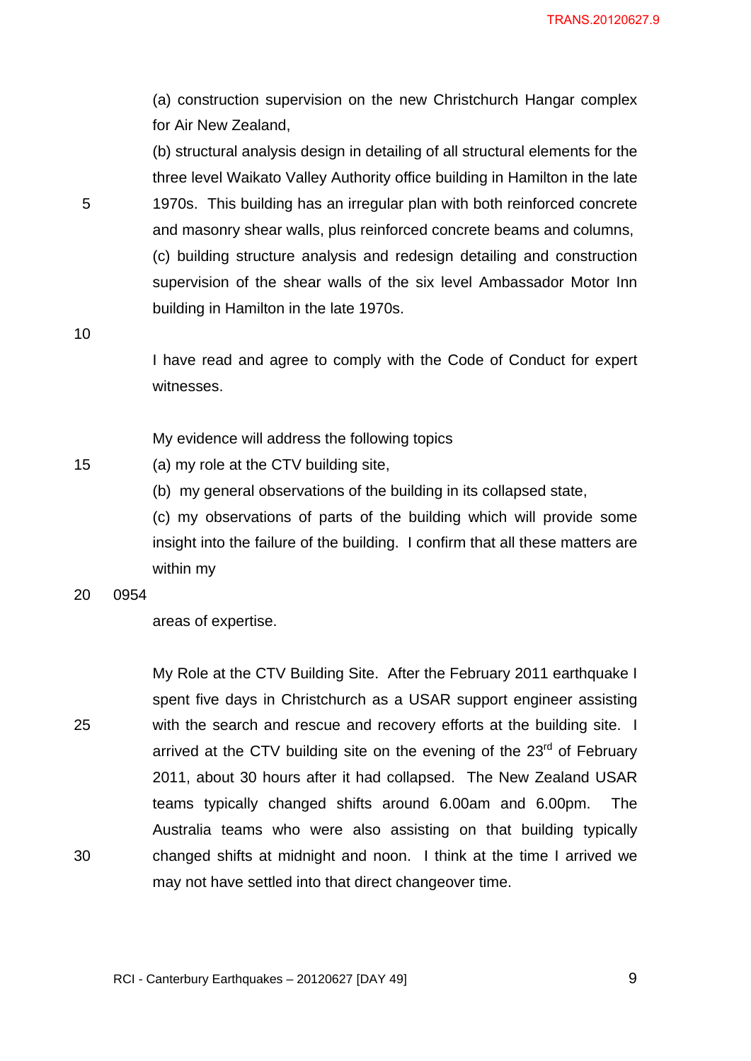(a) construction supervision on the new Christchurch Hangar complex for Air New Zealand,

(b) structural analysis design in detailing of all structural elements for the three level Waikato Valley Authority office building in Hamilton in the late 1970s. This building has an irregular plan with both reinforced concrete and masonry shear walls, plus reinforced concrete beams and columns,

(c) building structure analysis and redesign detailing and construction supervision of the shear walls of the six level Ambassador Motor Inn building in Hamilton in the late 1970s.

I have read and agree to comply with the Code of Conduct for expert witnesses.

My evidence will address the following topics

(a) my role at the CTV building site,

(b) my general observations of the building in its collapsed state,

(c) my observations of parts of the building which will provide some insight into the failure of the building. I confirm that all these matters are within my

0954

areas of expertise.

My Role at the CTV Building Site. After the February 2011 earthquake I spent five days in Christchurch as a USAR support engineer assisting with the search and rescue and recovery efforts at the building site. I arrived at the CTV building site on the evening of the 23rd of February 2011, about 30 hours after it had collapsed. The New Zealand USAR teams typically changed shifts around 6.00am and 6.00pm. The Australia teams who were also assisting on that building typically changed shifts at midnight and noon. I think at the time I arrived we may not have settled into that direct changeover time.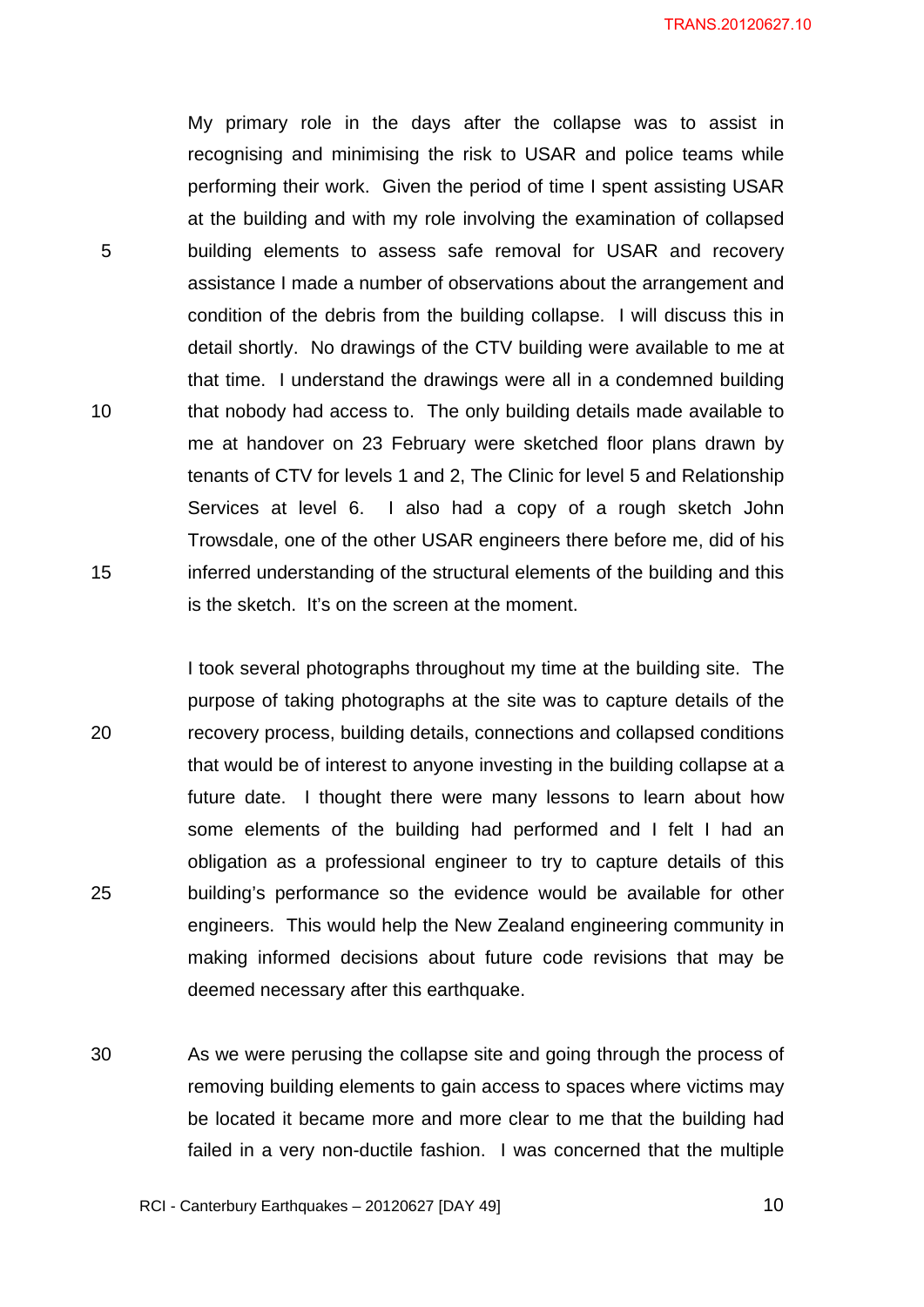My primary role in the days after the collapse was to assist in recognising and minimising the risk to USAR and police teams while performing their work. Given the period of time I spent assisting USAR at the building and with my role involving the examination of collapsed building elements to assess safe removal for USAR and recovery assistance I made a number of observations about the arrangement and condition of the debris from the building collapse. I will discuss this in detail shortly. No drawings of the CTV building were available to me at that time. I understand the drawings were all in a condemned building that nobody had access to. The only building details made available to me at handover on 23 February were sketched floor plans drawn by tenants of CTV for levels 1 and 2, The Clinic for level 5 and Relationship Services at level 6. I also had a copy of a rough sketch John Trowsdale, one of the other USAR engineers there before me, did of his inferred understanding of the structural elements of the building and this is the sketch. It's on the screen at the moment.

I took several photographs throughout my time at the building site. The purpose of taking photographs at the site was to capture details of the recovery process, building details, connections and collapsed conditions that would be of interest to anyone investing in the building collapse at a future date. I thought there were many lessons to learn about how some elements of the building had performed and I felt I had an obligation as a professional engineer to try to capture details of this building's performance so the evidence would be available for other engineers. This would help the New Zealand engineering community in making informed decisions about future code revisions that may be deemed necessary after this earthquake.

As we were perusing the collapse site and going through the process of removing building elements to gain access to spaces where victims may be located it became more and more clear to me that the building had failed in a very non-ductile fashion. I was concerned that the multiple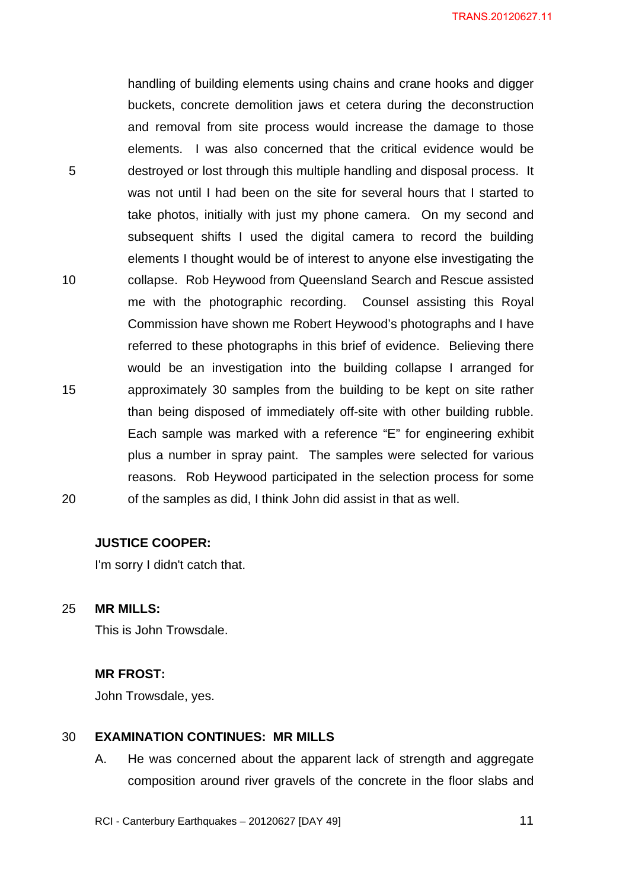handling of building elements using chains and crane hooks and digger buckets, concrete demolition jaws et cetera during the deconstruction and removal from site process would increase the damage to those elements. I was also concerned that the critical evidence would be destroyed or lost through this multiple handling and disposal process. It was not until I had been on the site for several hours that I started to take photos, initially with just my phone camera. On my second and subsequent shifts I used the digital camera to record the building elements I thought would be of interest to anyone else investigating the collapse. Rob Heywood from Queensland Search and Rescue assisted me with the photographic recording. Counsel assisting this Royal Commission have shown me Robert Heywood's photographs and I have referred to these photographs in this brief of evidence. Believing there would be an investigation into the building collapse I arranged for approximately 30 samples from the building to be kept on site rather than being disposed of immediately off-site with other building rubble. Each sample was marked with a reference "E" for engineering exhibit plus a number in spray paint. The samples were selected for various reasons. Rob Heywood participated in the selection process for some of the samples as did, I think John did assist in that as well.

**JUSTICE COOPER:**
I'm sorry I didn't catch that.

**MR MILLS:**
This is John Trowsdale.

**MR FROST:**
John Trowsdale, yes.

**EXAMINATION CONTINUES: MR MILLS**

A. He was concerned about the apparent lack of strength and aggregate composition around river gravels of the concrete in the floor slabs and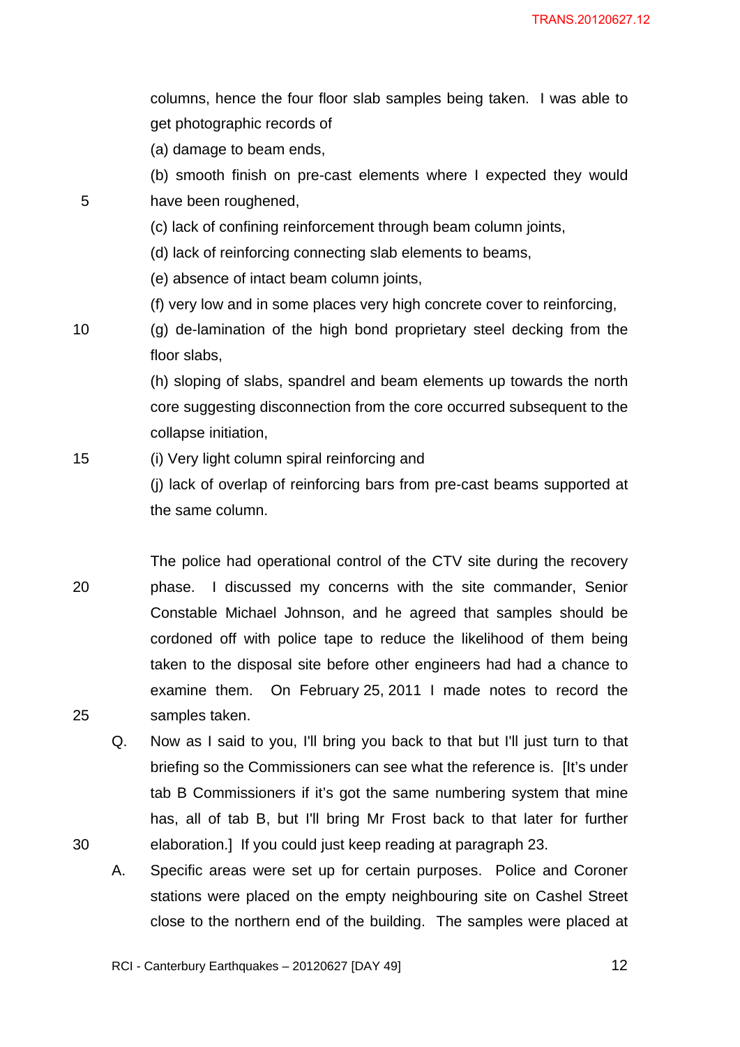columns, hence the four floor slab samples being taken. I was able to get photographic records of

(a) damage to beam ends,

(b) smooth finish on pre-cast elements where I expected they would have been roughened,

(c) lack of confining reinforcement through beam column joints,

(d) lack of reinforcing connecting slab elements to beams,

(e) absence of intact beam column joints,

(f) very low and in some places very high concrete cover to reinforcing,

(g) de-lamination of the high bond proprietary steel decking from the floor slabs,

(h) sloping of slabs, spandrel and beam elements up towards the north core suggesting disconnection from the core occurred subsequent to the collapse initiation,

(i) Very light column spiral reinforcing and

(j) lack of overlap of reinforcing bars from pre-cast beams supported at the same column.

The police had operational control of the CTV site during the recovery phase. I discussed my concerns with the site commander, Senior Constable Michael Johnson, and he agreed that samples should be cordoned off with police tape to reduce the likelihood of them being taken to the disposal site before other engineers had had a chance to examine them. On February 25, 2011 I made notes to record the samples taken.

Q. Now as I said to you, I'll bring you back to that but I'll just turn to that briefing so the Commissioners can see what the reference is. [It's under tab B Commissioners if it's got the same numbering system that mine has, all of tab B, but I'll bring Mr Frost back to that later for further elaboration.] If you could just keep reading at paragraph 23.

A. Specific areas were set up for certain purposes. Police and Coroner stations were placed on the empty neighbouring site on Cashel Street close to the northern end of the building. The samples were placed at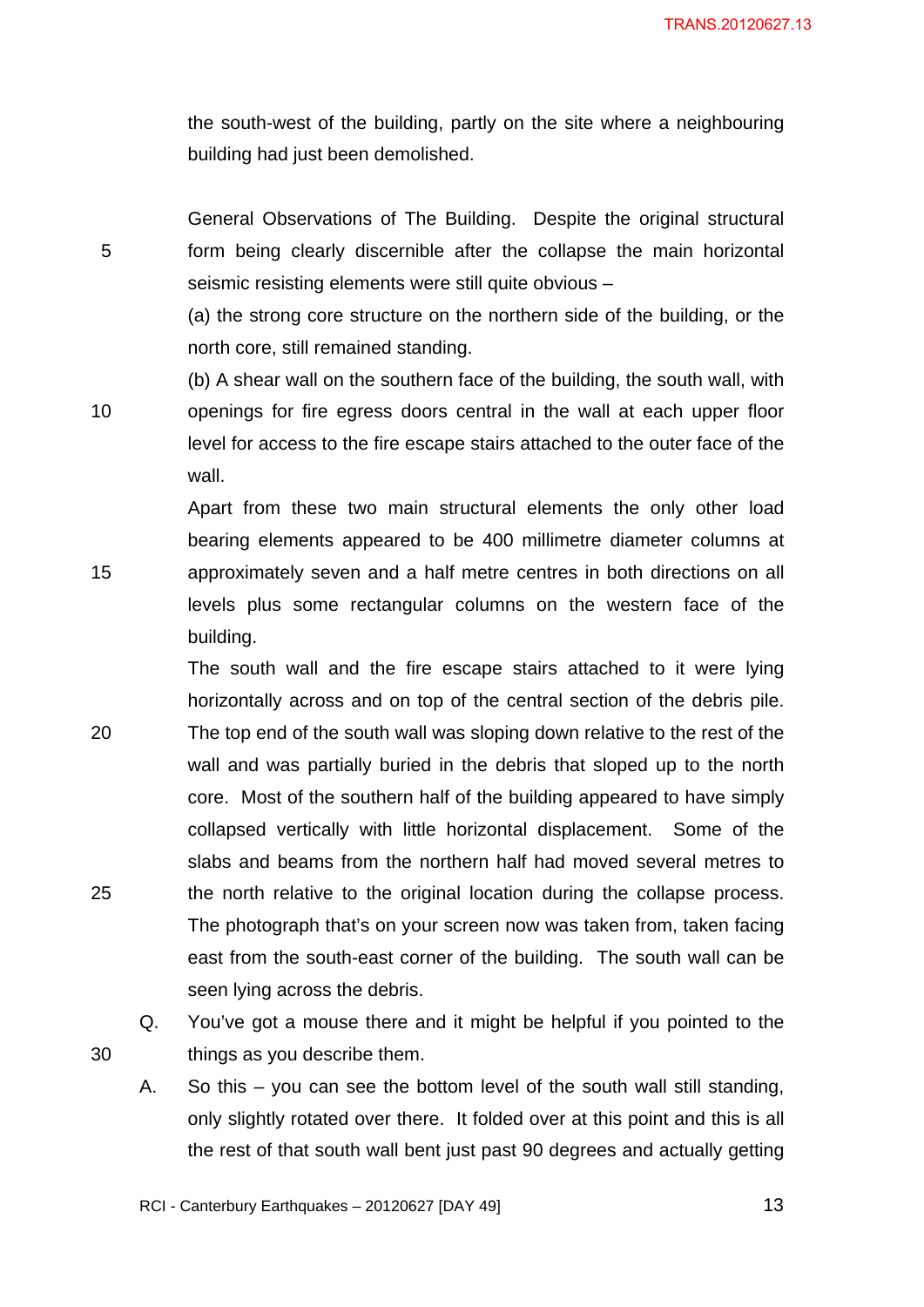the south-west of the building, partly on the site where a neighbouring building had just been demolished.

General Observations of The Building. Despite the original structural form being clearly discernible after the collapse the main horizontal seismic resisting elements were still quite obvious –

(a) the strong core structure on the northern side of the building, or the north core, still remained standing.

(b) A shear wall on the southern face of the building, the south wall, with openings for fire egress doors central in the wall at each upper floor level for access to the fire escape stairs attached to the outer face of the wall.

Apart from these two main structural elements the only other load bearing elements appeared to be 400 millimetre diameter columns at approximately seven and a half metre centres in both directions on all levels plus some rectangular columns on the western face of the building.

The south wall and the fire escape stairs attached to it were lying horizontally across and on top of the central section of the debris pile. The top end of the south wall was sloping down relative to the rest of the wall and was partially buried in the debris that sloped up to the north core. Most of the southern half of the building appeared to have simply collapsed vertically with little horizontal displacement. Some of the slabs and beams from the northern half had moved several metres to the north relative to the original location during the collapse process. The photograph that's on your screen now was taken from, taken facing east from the south-east corner of the building. The south wall can be seen lying across the debris.

Q. You've got a mouse there and it might be helpful if you pointed to the things as you describe them.

A. So this – you can see the bottom level of the south wall still standing, only slightly rotated over there. It folded over at this point and this is all the rest of that south wall bent just past 90 degrees and actually getting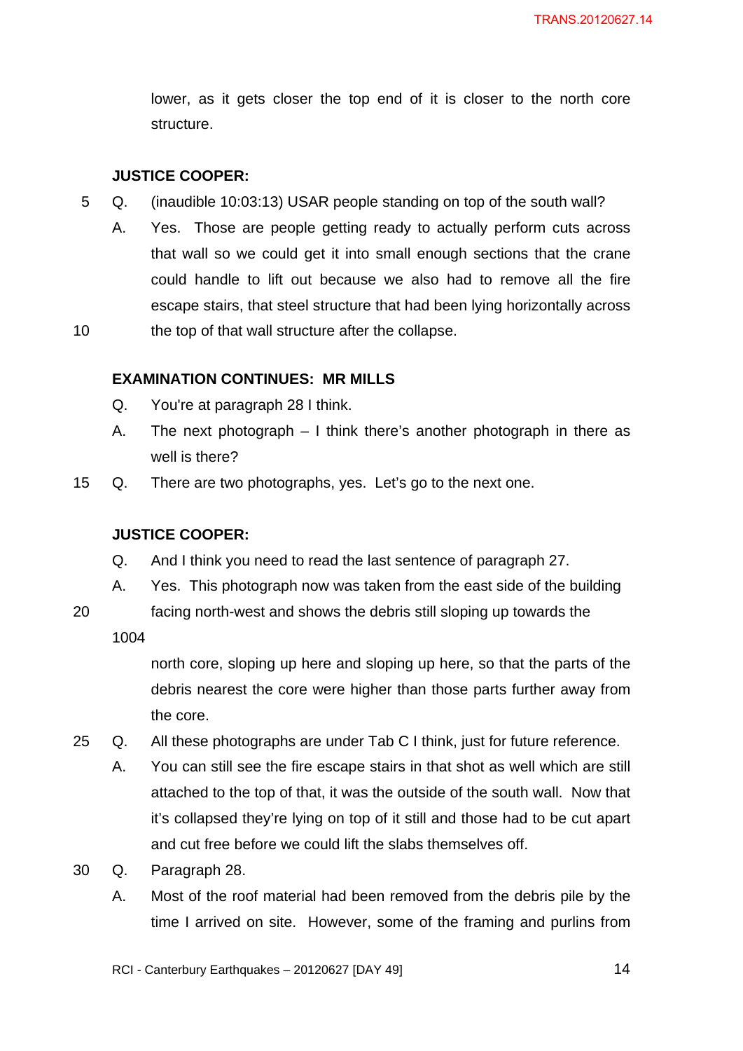lower, as it gets closer the top end of it is closer to the north core structure.

**JUSTICE COOPER:**

Q. (inaudible 10:03:13) USAR people standing on top of the south wall?

A. Yes. Those are people getting ready to actually perform cuts across that wall so we could get it into small enough sections that the crane could handle to lift out because we also had to remove all the fire escape stairs, that steel structure that had been lying horizontally across the top of that wall structure after the collapse.

**EXAMINATION CONTINUES: MR MILLS**

Q. You're at paragraph 28 I think.

A. The next photograph – I think there's another photograph in there as well is there?

Q. There are two photographs, yes. Let's go to the next one.

**JUSTICE COOPER:**

Q. And I think you need to read the last sentence of paragraph 27.

A. Yes. This photograph now was taken from the east side of the building facing north-west and shows the debris still sloping up towards the

1004

north core, sloping up here and sloping up here, so that the parts of the debris nearest the core were higher than those parts further away from the core.

Q. All these photographs are under Tab C I think, just for future reference.

A. You can still see the fire escape stairs in that shot as well which are still attached to the top of that, it was the outside of the south wall. Now that it's collapsed they're lying on top of it still and those had to be cut apart and cut free before we could lift the slabs themselves off.

Q. Paragraph 28.

A. Most of the roof material had been removed from the debris pile by the time I arrived on site. However, some of the framing and purlins from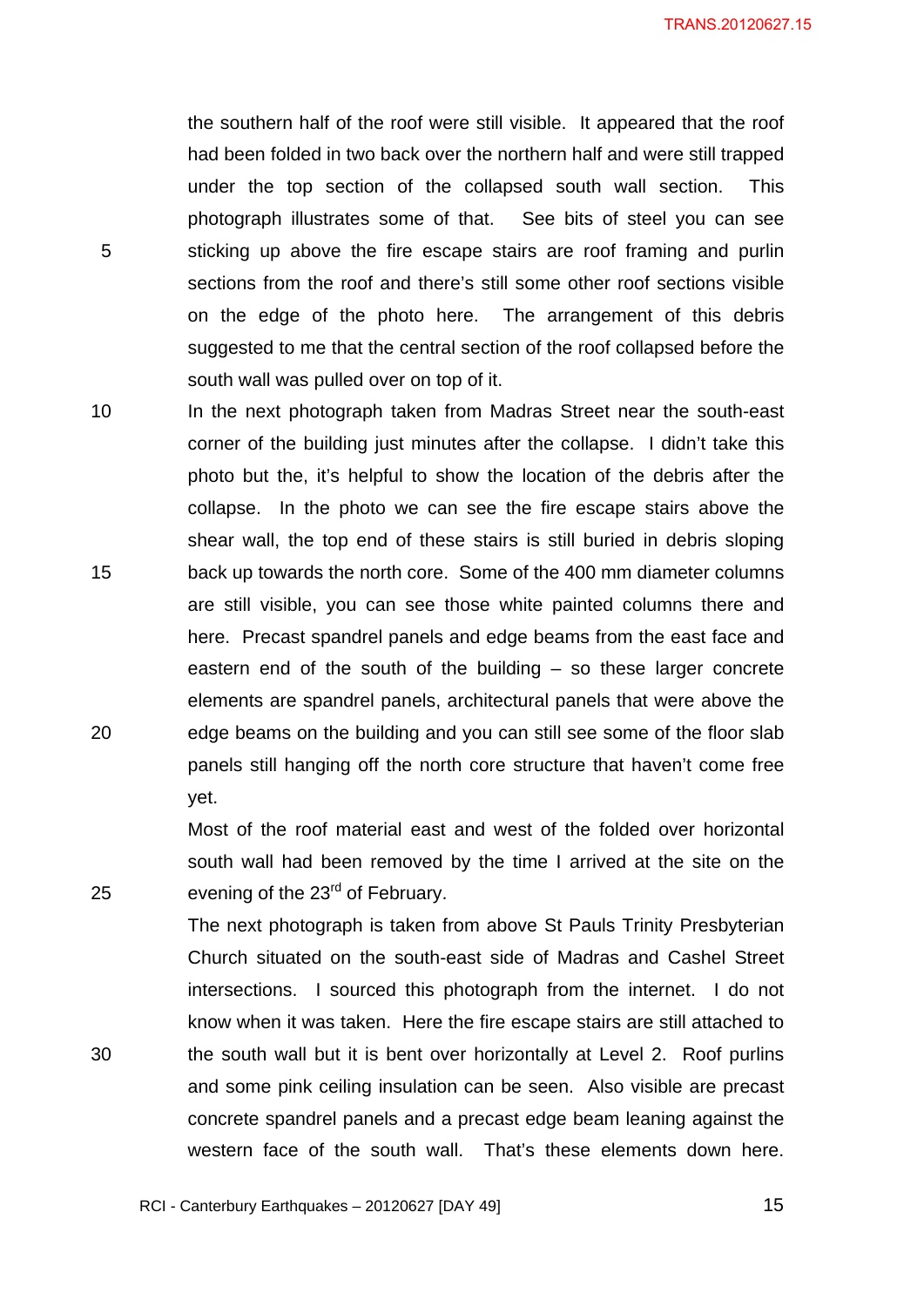the southern half of the roof were still visible. It appeared that the roof had been folded in two back over the northern half and were still trapped under the top section of the collapsed south wall section. This photograph illustrates some of that. See bits of steel you can see sticking up above the fire escape stairs are roof framing and purlin sections from the roof and there's still some other roof sections visible on the edge of the photo here. The arrangement of this debris suggested to me that the central section of the roof collapsed before the south wall was pulled over on top of it.

In the next photograph taken from Madras Street near the south-east corner of the building just minutes after the collapse. I didn't take this photo but the, it's helpful to show the location of the debris after the collapse. In the photo we can see the fire escape stairs above the shear wall, the top end of these stairs is still buried in debris sloping back up towards the north core. Some of the 400 mm diameter columns are still visible, you can see those white painted columns there and here. Precast spandrel panels and edge beams from the east face and eastern end of the south of the building – so these larger concrete elements are spandrel panels, architectural panels that were above the edge beams on the building and you can still see some of the floor slab panels still hanging off the north core structure that haven't come free yet.

Most of the roof material east and west of the folded over horizontal south wall had been removed by the time I arrived at the site on the evening of the 23rd of February.

The next photograph is taken from above St Pauls Trinity Presbyterian Church situated on the south-east side of Madras and Cashel Street intersections. I sourced this photograph from the internet. I do not know when it was taken. Here the fire escape stairs are still attached to the south wall but it is bent over horizontally at Level 2. Roof purlins and some pink ceiling insulation can be seen. Also visible are precast concrete spandrel panels and a precast edge beam leaning against the western face of the south wall. That's these elements down here.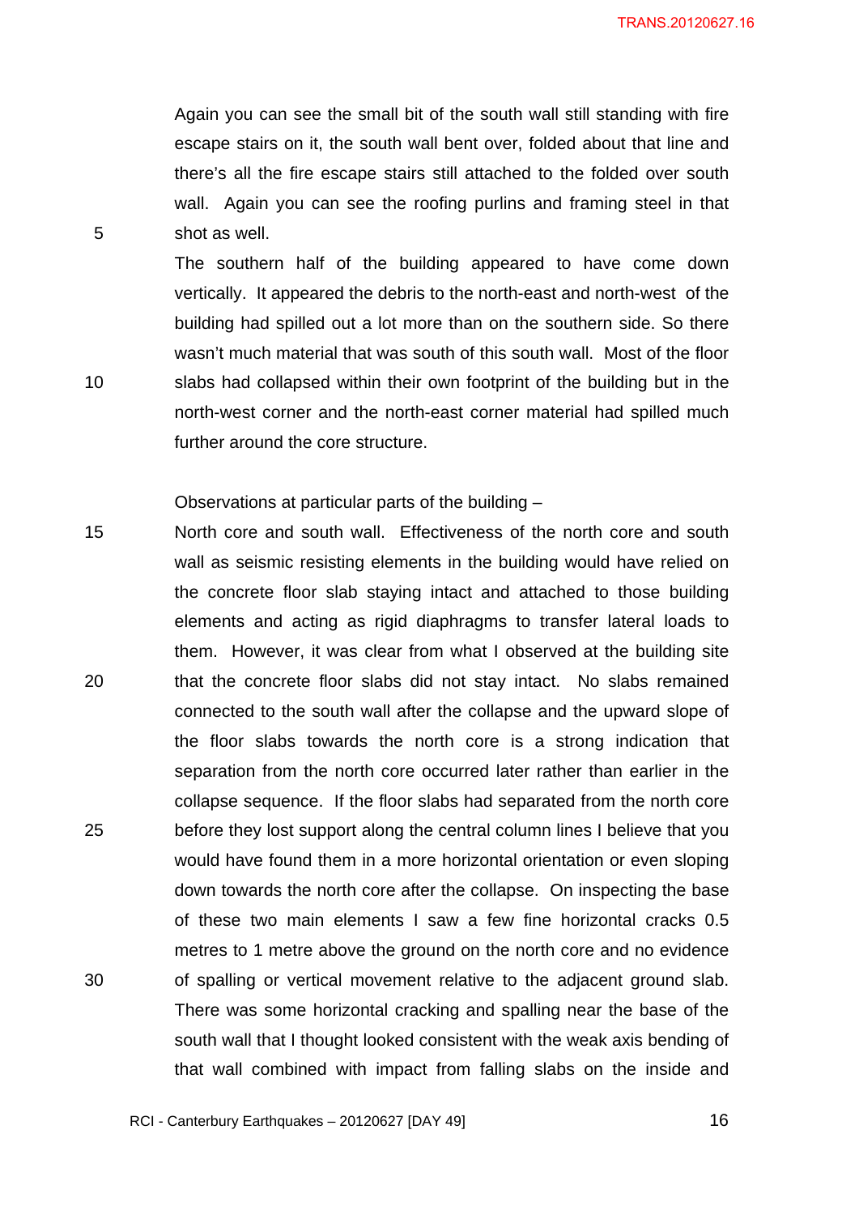Again you can see the small bit of the south wall still standing with fire escape stairs on it, the south wall bent over, folded about that line and there's all the fire escape stairs still attached to the folded over south wall. Again you can see the roofing purlins and framing steel in that shot as well.

The southern half of the building appeared to have come down vertically. It appeared the debris to the north-east and north-west of the building had spilled out a lot more than on the southern side. So there wasn't much material that was south of this south wall. Most of the floor slabs had collapsed within their own footprint of the building but in the north-west corner and the north-east corner material had spilled much further around the core structure.

Observations at particular parts of the building –

North core and south wall. Effectiveness of the north core and south wall as seismic resisting elements in the building would have relied on the concrete floor slab staying intact and attached to those building elements and acting as rigid diaphragms to transfer lateral loads to them. However, it was clear from what I observed at the building site that the concrete floor slabs did not stay intact. No slabs remained connected to the south wall after the collapse and the upward slope of the floor slabs towards the north core is a strong indication that separation from the north core occurred later rather than earlier in the collapse sequence. If the floor slabs had separated from the north core before they lost support along the central column lines I believe that you would have found them in a more horizontal orientation or even sloping down towards the north core after the collapse. On inspecting the base of these two main elements I saw a few fine horizontal cracks 0.5 metres to 1 metre above the ground on the north core and no evidence of spalling or vertical movement relative to the adjacent ground slab. There was some horizontal cracking and spalling near the base of the south wall that I thought looked consistent with the weak axis bending of that wall combined with impact from falling slabs on the inside and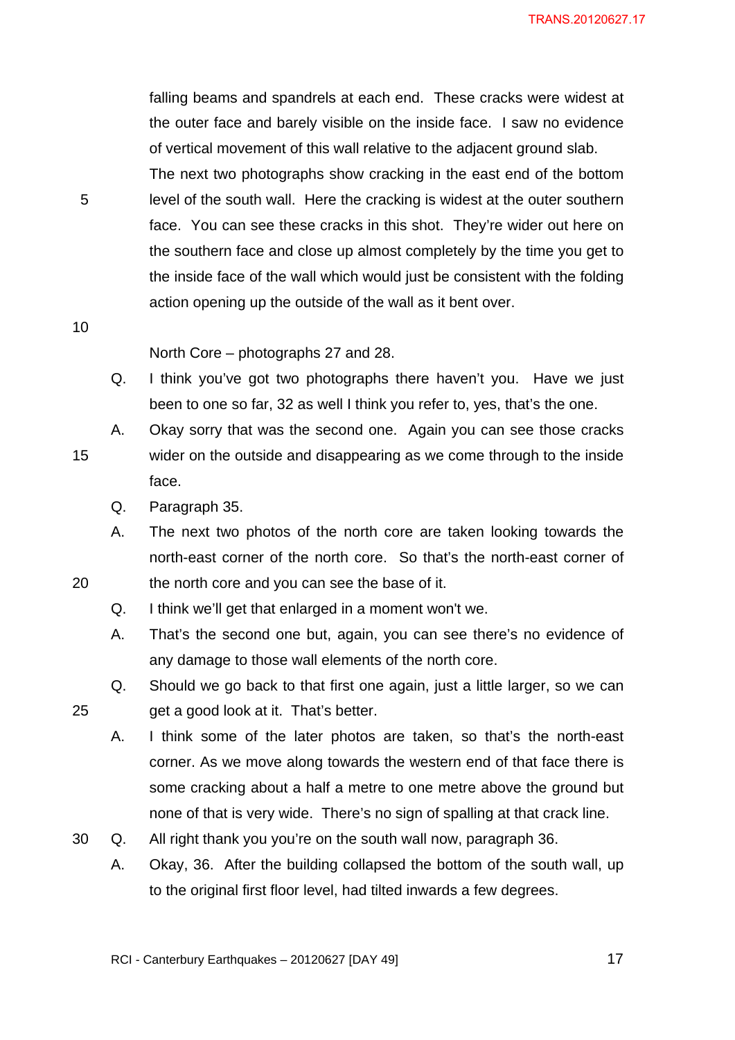falling beams and spandrels at each end. These cracks were widest at the outer face and barely visible on the inside face. I saw no evidence of vertical movement of this wall relative to the adjacent ground slab. The next two photographs show cracking in the east end of the bottom level of the south wall. Here the cracking is widest at the outer southern face. You can see these cracks in this shot. They're wider out here on the southern face and close up almost completely by the time you get to the inside face of the wall which would just be consistent with the folding action opening up the outside of the wall as it bent over.

North Core – photographs 27 and 28.

Q. I think you've got two photographs there haven't you. Have we just been to one so far, 32 as well I think you refer to, yes, that's the one.

A. Okay sorry that was the second one. Again you can see those cracks wider on the outside and disappearing as we come through to the inside face.

Q. Paragraph 35.

A. The next two photos of the north core are taken looking towards the north-east corner of the north core. So that's the north-east corner of the north core and you can see the base of it.

Q. I think we'll get that enlarged in a moment won't we.

A. That's the second one but, again, you can see there's no evidence of any damage to those wall elements of the north core.

Q. Should we go back to that first one again, just a little larger, so we can get a good look at it. That's better.

A. I think some of the later photos are taken, so that's the north-east corner. As we move along towards the western end of that face there is some cracking about a half a metre to one metre above the ground but none of that is very wide. There's no sign of spalling at that crack line.

Q. All right thank you you're on the south wall now, paragraph 36.

A. Okay, 36. After the building collapsed the bottom of the south wall, up to the original first floor level, had tilted inwards a few degrees.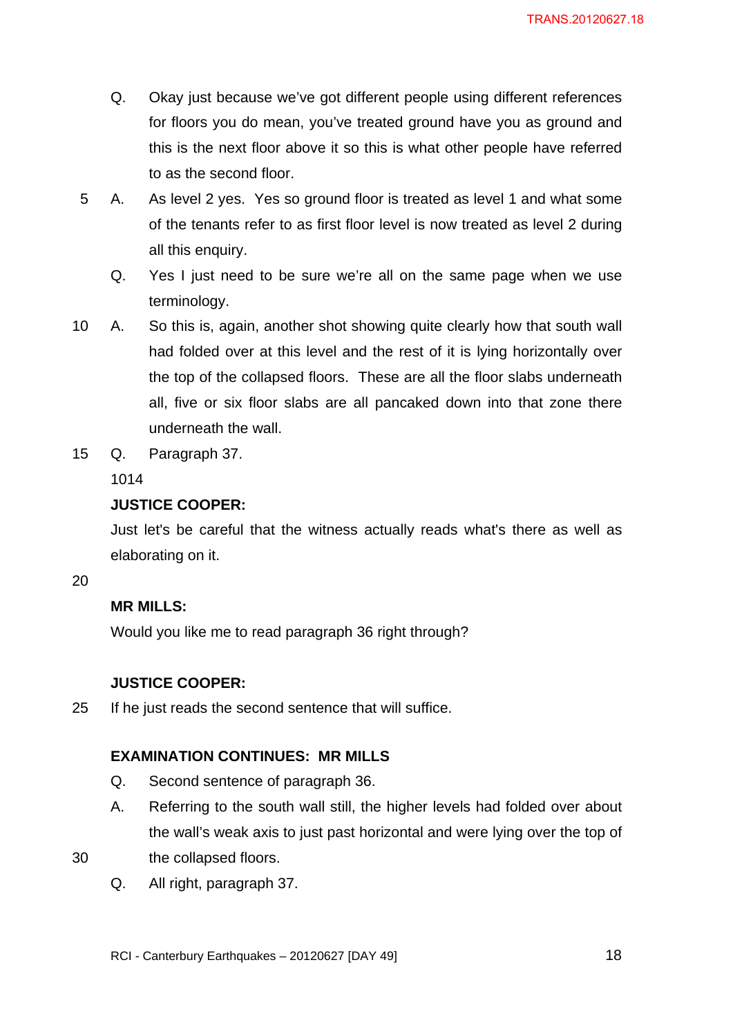Q. Okay just because we've got different people using different references for floors you do mean, you've treated ground have you as ground and this is the next floor above it so this is what other people have referred to as the second floor.

5 A. As level 2 yes. Yes so ground floor is treated as level 1 and what some of the tenants refer to as first floor level is now treated as level 2 during all this enquiry.

Q. Yes I just need to be sure we're all on the same page when we use terminology.

10 A. So this is, again, another shot showing quite clearly how that south wall had folded over at this level and the rest of it is lying horizontally over the top of the collapsed floors. These are all the floor slabs underneath all, five or six floor slabs are all pancaked down into that zone there underneath the wall.

15 Q. Paragraph 37.

1014

**JUSTICE COOPER:**

Just let's be careful that the witness actually reads what's there as well as elaborating on it.

20

**MR MILLS:**

Would you like me to read paragraph 36 right through?

**JUSTICE COOPER:**

25 If he just reads the second sentence that will suffice.

**EXAMINATION CONTINUES: MR MILLS**

Q. Second sentence of paragraph 36.

A. Referring to the south wall still, the higher levels had folded over about the wall's weak axis to just past horizontal and were lying over the top of

30 the collapsed floors.

Q. All right, paragraph 37.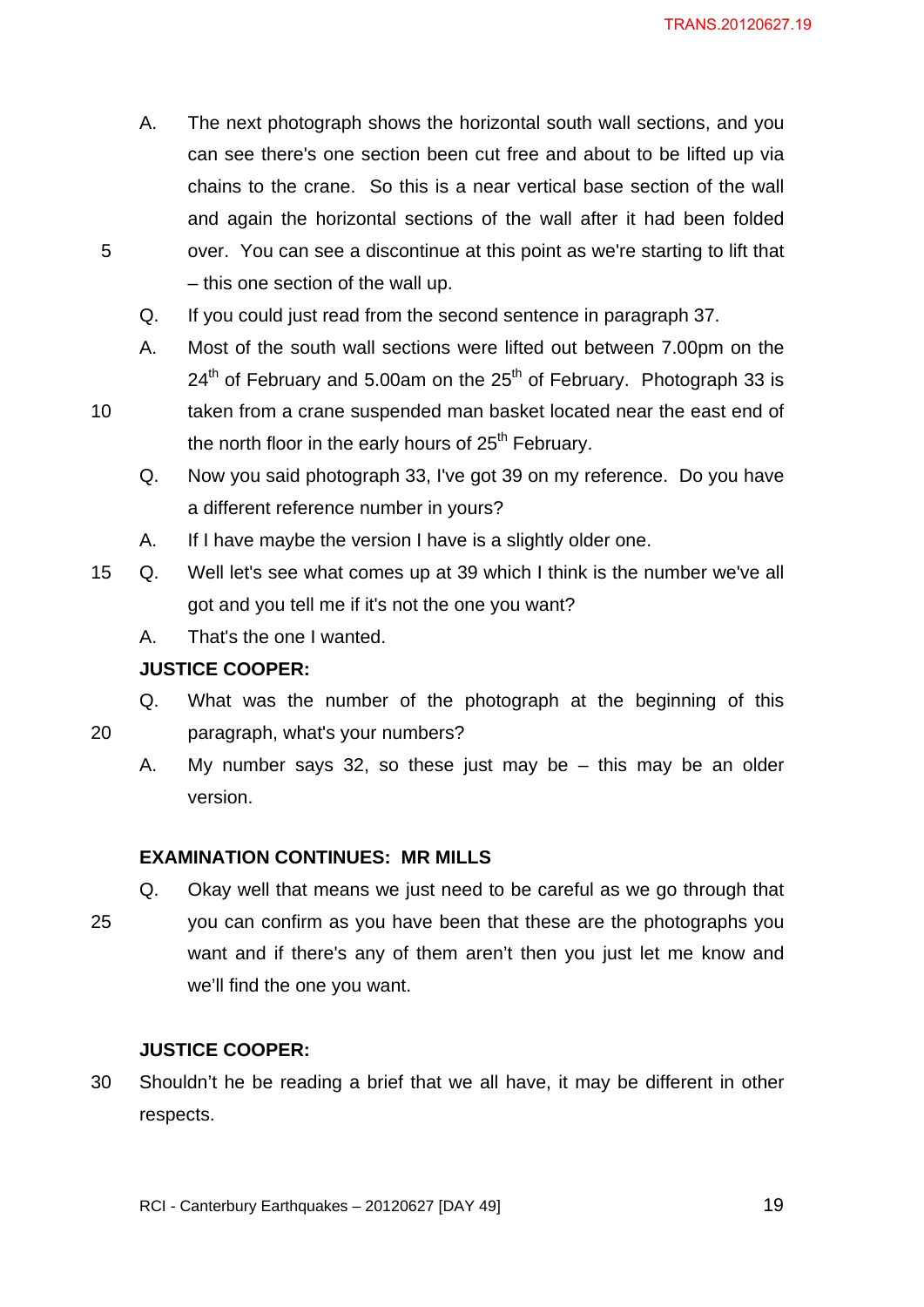A. The next photograph shows the horizontal south wall sections, and you can see there's one section been cut free and about to be lifted up via chains to the crane. So this is a near vertical base section of the wall and again the horizontal sections of the wall after it had been folded over. You can see a discontinue at this point as we're starting to lift that – this one section of the wall up.

Q. If you could just read from the second sentence in paragraph 37.

A. Most of the south wall sections were lifted out between 7.00pm on the 24th of February and 5.00am on the 25th of February. Photograph 33 is taken from a crane suspended man basket located near the east end of the north floor in the early hours of 25th February.

Q. Now you said photograph 33, I've got 39 on my reference. Do you have a different reference number in yours?

A. If I have maybe the version I have is a slightly older one.

Q. Well let's see what comes up at 39 which I think is the number we've all got and you tell me if it's not the one you want?

A. That's the one I wanted.

**JUSTICE COOPER:**

Q. What was the number of the photograph at the beginning of this paragraph, what's your numbers?

A. My number says 32, so these just may be – this may be an older version.

**EXAMINATION CONTINUES: MR MILLS**

Q. Okay well that means we just need to be careful as we go through that you can confirm as you have been that these are the photographs you want and if there's any of them aren't then you just let me know and we'll find the one you want.

**JUSTICE COOPER:**

Shouldn't he be reading a brief that we all have, it may be different in other respects.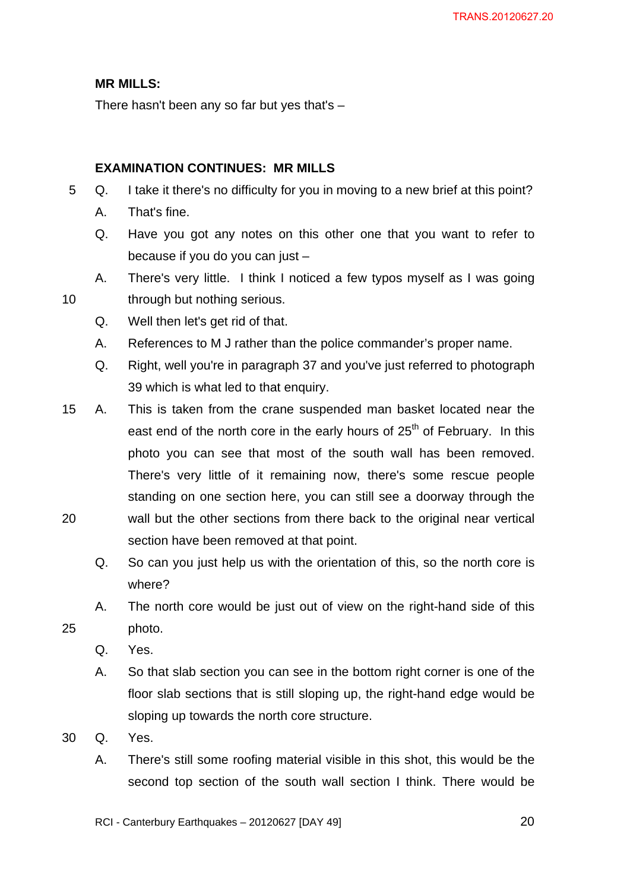**MR MILLS:**

There hasn't been any so far but yes that's –

**EXAMINATION CONTINUES: MR MILLS**

Q. I take it there's no difficulty for you in moving to a new brief at this point?

A. That's fine.

Q. Have you got any notes on this other one that you want to refer to because if you do you can just –

A. There's very little. I think I noticed a few typos myself as I was going through but nothing serious.

Q. Well then let's get rid of that.

A. References to M J rather than the police commander's proper name.

Q. Right, well you're in paragraph 37 and you've just referred to photograph 39 which is what led to that enquiry.

A. This is taken from the crane suspended man basket located near the east end of the north core in the early hours of 25th of February. In this photo you can see that most of the south wall has been removed. There's very little of it remaining now, there's some rescue people standing on one section here, you can still see a doorway through the wall but the other sections from there back to the original near vertical section have been removed at that point.

Q. So can you just help us with the orientation of this, so the north core is where?

A. The north core would be just out of view on the right-hand side of this photo.

Q. Yes.

A. So that slab section you can see in the bottom right corner is one of the floor slab sections that is still sloping up, the right-hand edge would be sloping up towards the north core structure.

Q. Yes.

A. There's still some roofing material visible in this shot, this would be the second top section of the south wall section I think. There would be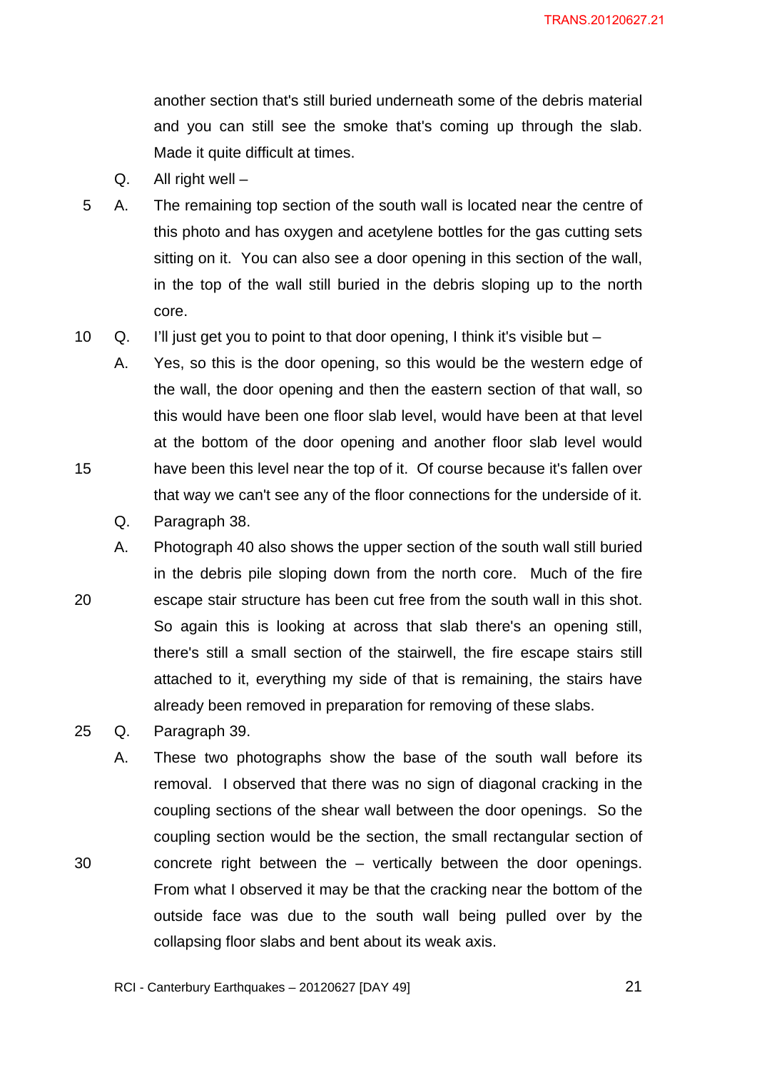another section that's still buried underneath some of the debris material and you can still see the smoke that's coming up through the slab. Made it quite difficult at times.

Q. All right well –

A. The remaining top section of the south wall is located near the centre of this photo and has oxygen and acetylene bottles for the gas cutting sets sitting on it. You can also see a door opening in this section of the wall, in the top of the wall still buried in the debris sloping up to the north core.

Q. I'll just get you to point to that door opening, I think it's visible but –

A. Yes, so this is the door opening, so this would be the western edge of the wall, the door opening and then the eastern section of that wall, so this would have been one floor slab level, would have been at that level at the bottom of the door opening and another floor slab level would have been this level near the top of it. Of course because it's fallen over that way we can't see any of the floor connections for the underside of it.

Q. Paragraph 38.

A. Photograph 40 also shows the upper section of the south wall still buried in the debris pile sloping down from the north core. Much of the fire escape stair structure has been cut free from the south wall in this shot. So again this is looking at across that slab there's an opening still, there's still a small section of the stairwell, the fire escape stairs still attached to it, everything my side of that is remaining, the stairs have already been removed in preparation for removing of these slabs.

Q. Paragraph 39.

A. These two photographs show the base of the south wall before its removal. I observed that there was no sign of diagonal cracking in the coupling sections of the shear wall between the door openings. So the coupling section would be the section, the small rectangular section of concrete right between the – vertically between the door openings. From what I observed it may be that the cracking near the bottom of the outside face was due to the south wall being pulled over by the collapsing floor slabs and bent about its weak axis.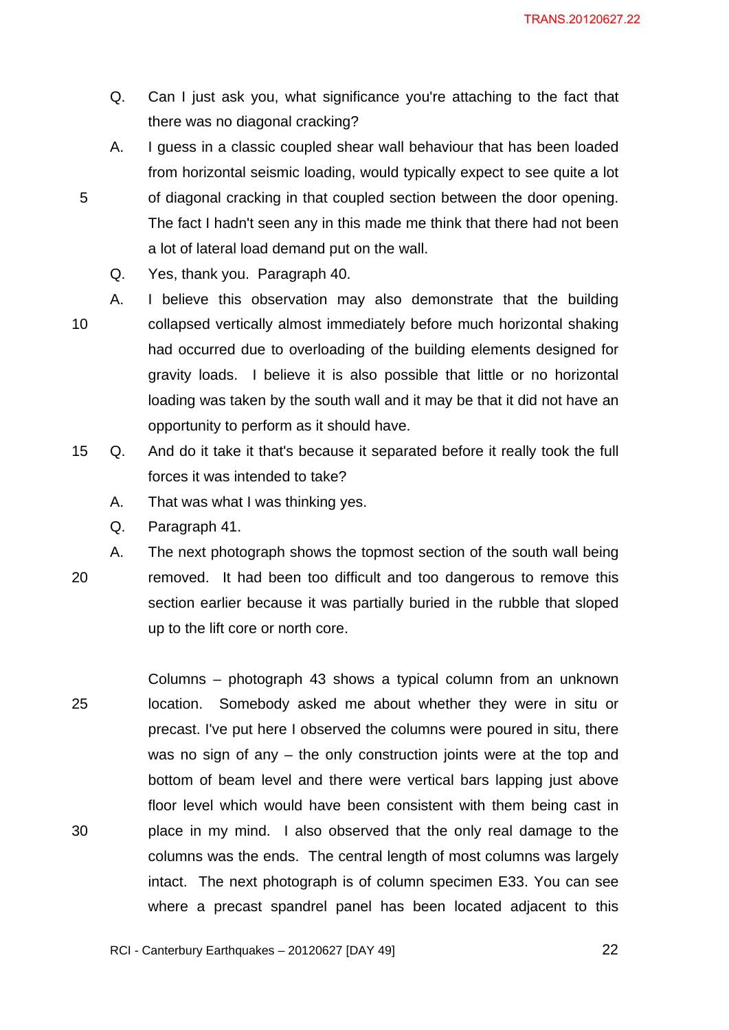Q. Can I just ask you, what significance you're attaching to the fact that there was no diagonal cracking?

A. I guess in a classic coupled shear wall behaviour that has been loaded from horizontal seismic loading, would typically expect to see quite a lot of diagonal cracking in that coupled section between the door opening. The fact I hadn't seen any in this made me think that there had not been a lot of lateral load demand put on the wall.

Q. Yes, thank you. Paragraph 40.

A. I believe this observation may also demonstrate that the building collapsed vertically almost immediately before much horizontal shaking had occurred due to overloading of the building elements designed for gravity loads. I believe it is also possible that little or no horizontal loading was taken by the south wall and it may be that it did not have an opportunity to perform as it should have.

Q. And do it take it that's because it separated before it really took the full forces it was intended to take?

A. That was what I was thinking yes.

Q. Paragraph 41.

A. The next photograph shows the topmost section of the south wall being removed. It had been too difficult and too dangerous to remove this section earlier because it was partially buried in the rubble that sloped up to the lift core or north core.

Columns – photograph 43 shows a typical column from an unknown location. Somebody asked me about whether they were in situ or precast. I've put here I observed the columns were poured in situ, there was no sign of any – the only construction joints were at the top and bottom of beam level and there were vertical bars lapping just above floor level which would have been consistent with them being cast in place in my mind. I also observed that the only real damage to the columns was the ends. The central length of most columns was largely intact. The next photograph is of column specimen E33. You can see where a precast spandrel panel has been located adjacent to this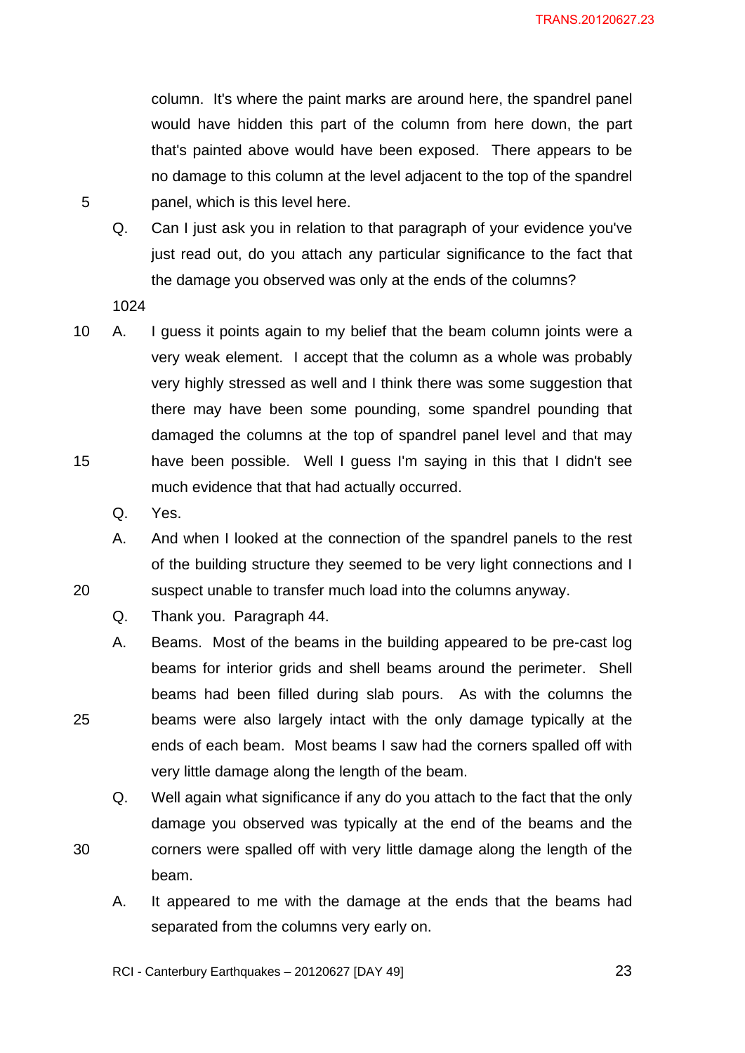column. It's where the paint marks are around here, the spandrel panel would have hidden this part of the column from here down, the part that's painted above would have been exposed. There appears to be no damage to this column at the level adjacent to the top of the spandrel panel, which is this level here.

Q. Can I just ask you in relation to that paragraph of your evidence you've just read out, do you attach any particular significance to the fact that the damage you observed was only at the ends of the columns?

1024

A. I guess it points again to my belief that the beam column joints were a very weak element. I accept that the column as a whole was probably very highly stressed as well and I think there was some suggestion that there may have been some pounding, some spandrel pounding that damaged the columns at the top of spandrel panel level and that may have been possible. Well I guess I'm saying in this that I didn't see much evidence that that had actually occurred.

Q. Yes.

A. And when I looked at the connection of the spandrel panels to the rest of the building structure they seemed to be very light connections and I suspect unable to transfer much load into the columns anyway.

Q. Thank you. Paragraph 44.

A. Beams. Most of the beams in the building appeared to be pre-cast log beams for interior grids and shell beams around the perimeter. Shell beams had been filled during slab pours. As with the columns the beams were also largely intact with the only damage typically at the ends of each beam. Most beams I saw had the corners spalled off with very little damage along the length of the beam.

Q. Well again what significance if any do you attach to the fact that the only damage you observed was typically at the end of the beams and the corners were spalled off with very little damage along the length of the beam.

A. It appeared to me with the damage at the ends that the beams had separated from the columns very early on.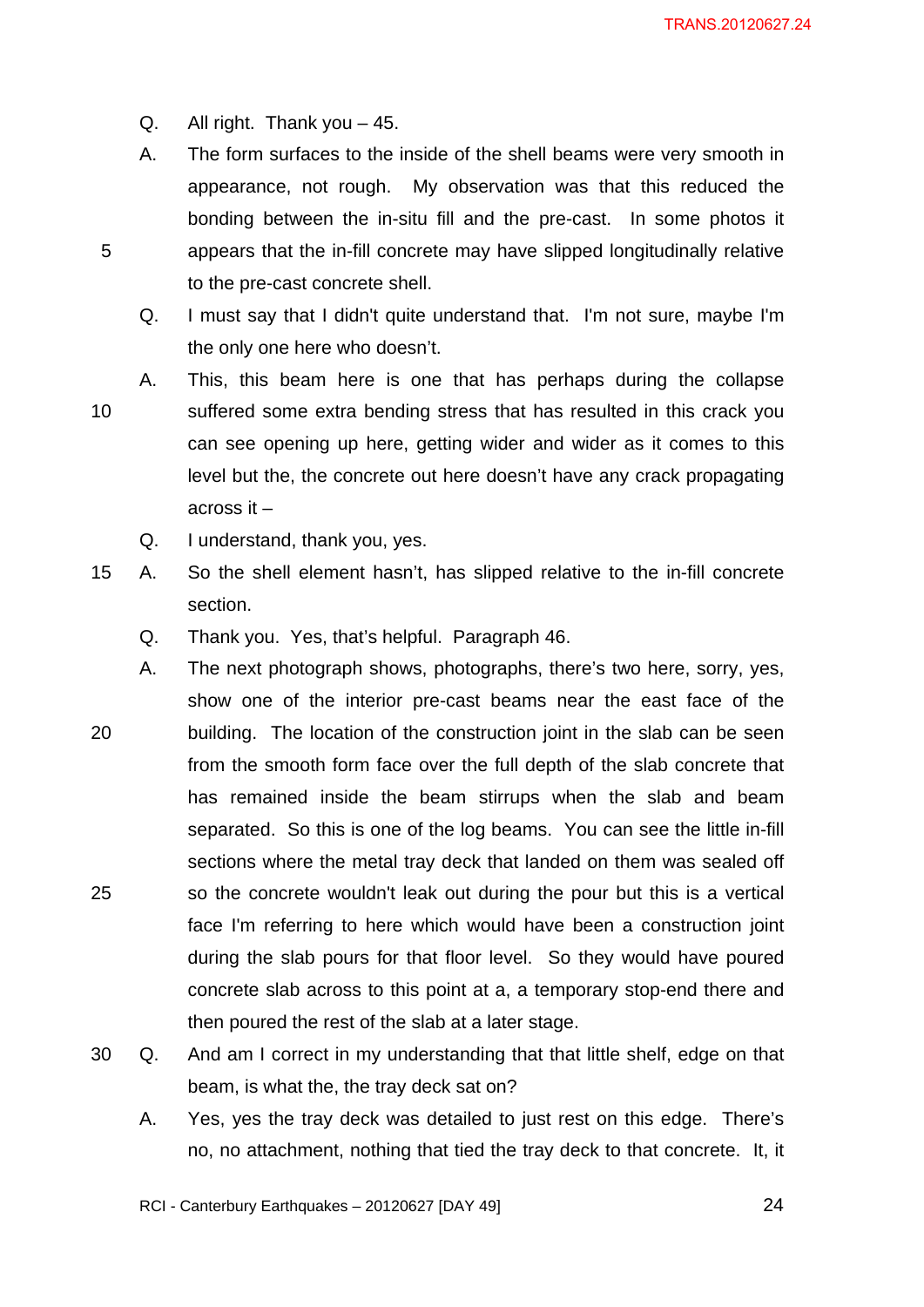Q. All right. Thank you – 45.

A. The form surfaces to the inside of the shell beams were very smooth in appearance, not rough. My observation was that this reduced the bonding between the in-situ fill and the pre-cast. In some photos it appears that the in-fill concrete may have slipped longitudinally relative to the pre-cast concrete shell.

Q. I must say that I didn't quite understand that. I'm not sure, maybe I'm the only one here who doesn't.

A. This, this beam here is one that has perhaps during the collapse suffered some extra bending stress that has resulted in this crack you can see opening up here, getting wider and wider as it comes to this level but the, the concrete out here doesn't have any crack propagating across it –

Q. I understand, thank you, yes.

A. So the shell element hasn't, has slipped relative to the in-fill concrete section.

Q. Thank you. Yes, that's helpful. Paragraph 46.

A. The next photograph shows, photographs, there's two here, sorry, yes, show one of the interior pre-cast beams near the east face of the building. The location of the construction joint in the slab can be seen from the smooth form face over the full depth of the slab concrete that has remained inside the beam stirrups when the slab and beam separated. So this is one of the log beams. You can see the little in-fill sections where the metal tray deck that landed on them was sealed off so the concrete wouldn't leak out during the pour but this is a vertical face I'm referring to here which would have been a construction joint during the slab pours for that floor level. So they would have poured concrete slab across to this point at a, a temporary stop-end there and then poured the rest of the slab at a later stage.

Q. And am I correct in my understanding that that little shelf, edge on that beam, is what the, the tray deck sat on?

A. Yes, yes the tray deck was detailed to just rest on this edge. There's no, no attachment, nothing that tied the tray deck to that concrete. It, it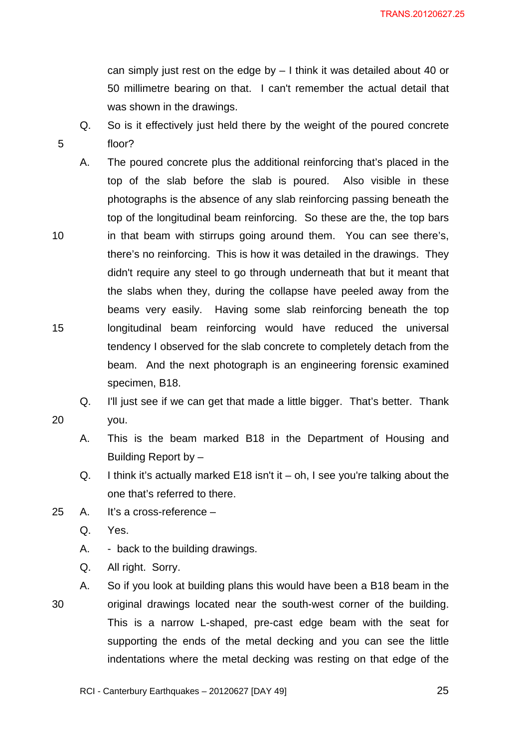can simply just rest on the edge by – I think it was detailed about 40 or 50 millimetre bearing on that. I can't remember the actual detail that was shown in the drawings.

Q. So is it effectively just held there by the weight of the poured concrete floor?

A. The poured concrete plus the additional reinforcing that's placed in the top of the slab before the slab is poured. Also visible in these photographs is the absence of any slab reinforcing passing beneath the top of the longitudinal beam reinforcing. So these are the, the top bars in that beam with stirrups going around them. You can see there's, there's no reinforcing. This is how it was detailed in the drawings. They didn't require any steel to go through underneath that but it meant that the slabs when they, during the collapse have peeled away from the beams very easily. Having some slab reinforcing beneath the top longitudinal beam reinforcing would have reduced the universal tendency I observed for the slab concrete to completely detach from the beam. And the next photograph is an engineering forensic examined specimen, B18.

Q. I'll just see if we can get that made a little bigger. That's better. Thank you.

A. This is the beam marked B18 in the Department of Housing and Building Report by –

Q. I think it's actually marked E18 isn't it – oh, I see you're talking about the one that's referred to there.

A. It's a cross-reference –

Q. Yes.

A. - back to the building drawings.

Q. All right. Sorry.

A. So if you look at building plans this would have been a B18 beam in the original drawings located near the south-west corner of the building. This is a narrow L-shaped, pre-cast edge beam with the seat for supporting the ends of the metal decking and you can see the little indentations where the metal decking was resting on that edge of the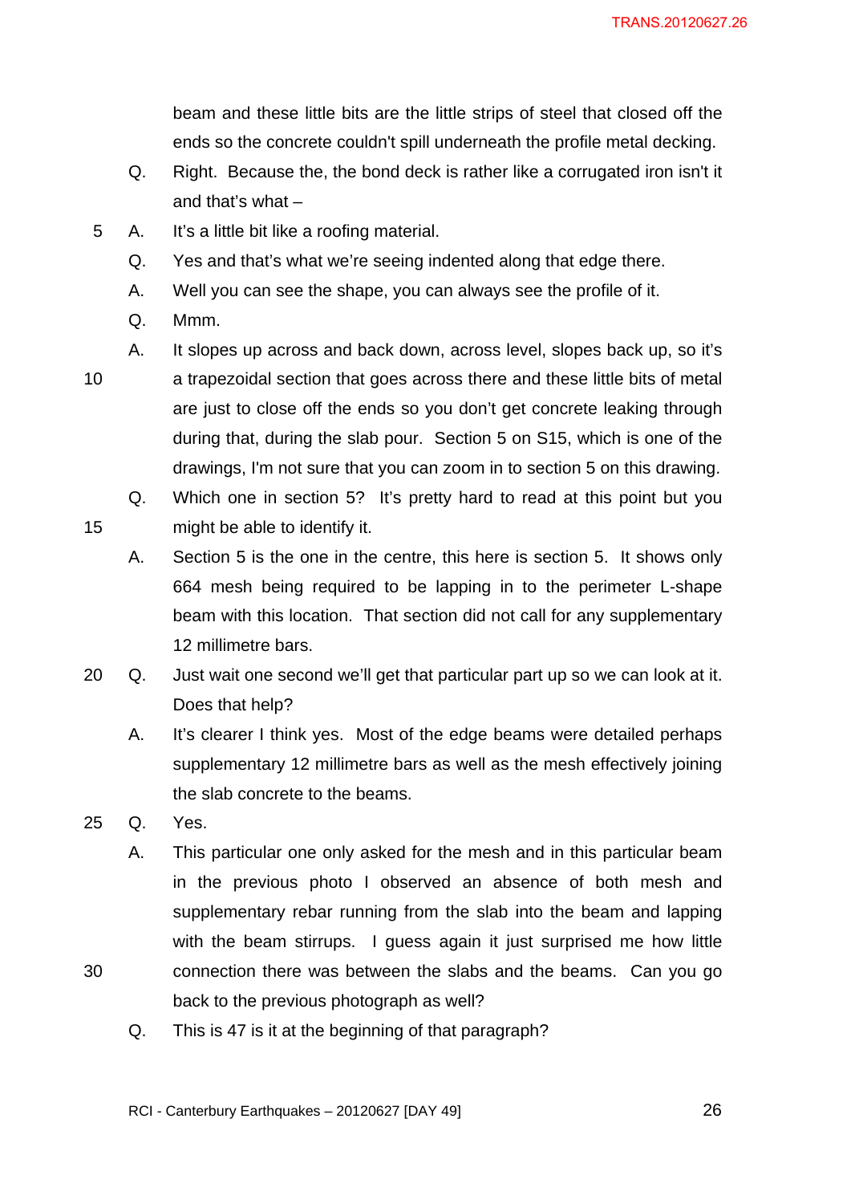beam and these little bits are the little strips of steel that closed off the ends so the concrete couldn't spill underneath the profile metal decking.

Q. Right. Because the, the bond deck is rather like a corrugated iron isn't it and that's what –

A. It's a little bit like a roofing material.

Q. Yes and that's what we're seeing indented along that edge there.

A. Well you can see the shape, you can always see the profile of it.

Q. Mmm.

A. It slopes up across and back down, across level, slopes back up, so it's a trapezoidal section that goes across there and these little bits of metal are just to close off the ends so you don't get concrete leaking through during that, during the slab pour. Section 5 on S15, which is one of the drawings, I'm not sure that you can zoom in to section 5 on this drawing.

Q. Which one in section 5? It's pretty hard to read at this point but you might be able to identify it.

A. Section 5 is the one in the centre, this here is section 5. It shows only 664 mesh being required to be lapping in to the perimeter L-shape beam with this location. That section did not call for any supplementary 12 millimetre bars.

Q. Just wait one second we'll get that particular part up so we can look at it. Does that help?

A. It's clearer I think yes. Most of the edge beams were detailed perhaps supplementary 12 millimetre bars as well as the mesh effectively joining the slab concrete to the beams.

Q. Yes.

A. This particular one only asked for the mesh and in this particular beam in the previous photo I observed an absence of both mesh and supplementary rebar running from the slab into the beam and lapping with the beam stirrups. I guess again it just surprised me how little connection there was between the slabs and the beams. Can you go back to the previous photograph as well?

Q. This is 47 is it at the beginning of that paragraph?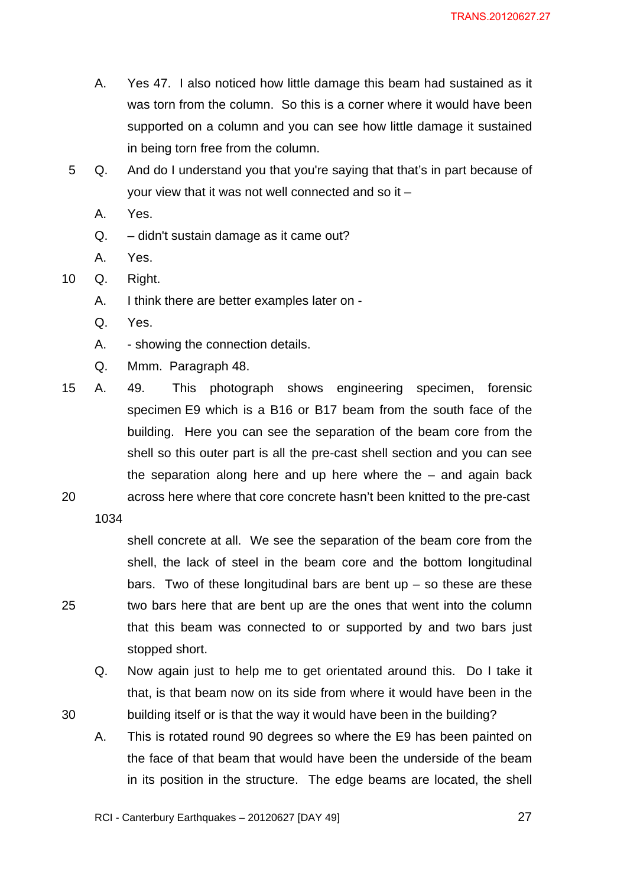A. Yes 47. I also noticed how little damage this beam had sustained as it was torn from the column. So this is a corner where it would have been supported on a column and you can see how little damage it sustained in being torn free from the column.

Q. And do I understand you that you're saying that that's in part because of your view that it was not well connected and so it –

A. Yes.

Q. – didn't sustain damage as it came out?

A. Yes.

Q. Right.

A. I think there are better examples later on -

Q. Yes.

A. - showing the connection details.

Q. Mmm. Paragraph 48.

A. 49. This photograph shows engineering specimen, forensic specimen E9 which is a B16 or B17 beam from the south face of the building. Here you can see the separation of the beam core from the shell so this outer part is all the pre-cast shell section and you can see the separation along here and up here where the – and again back across here where that core concrete hasn't been knitted to the pre-cast

1034

shell concrete at all. We see the separation of the beam core from the shell, the lack of steel in the beam core and the bottom longitudinal bars. Two of these longitudinal bars are bent up – so these are these two bars here that are bent up are the ones that went into the column that this beam was connected to or supported by and two bars just stopped short.

Q. Now again just to help me to get orientated around this. Do I take it that, is that beam now on its side from where it would have been in the building itself or is that the way it would have been in the building?

A. This is rotated round 90 degrees so where the E9 has been painted on the face of that beam that would have been the underside of the beam in its position in the structure. The edge beams are located, the shell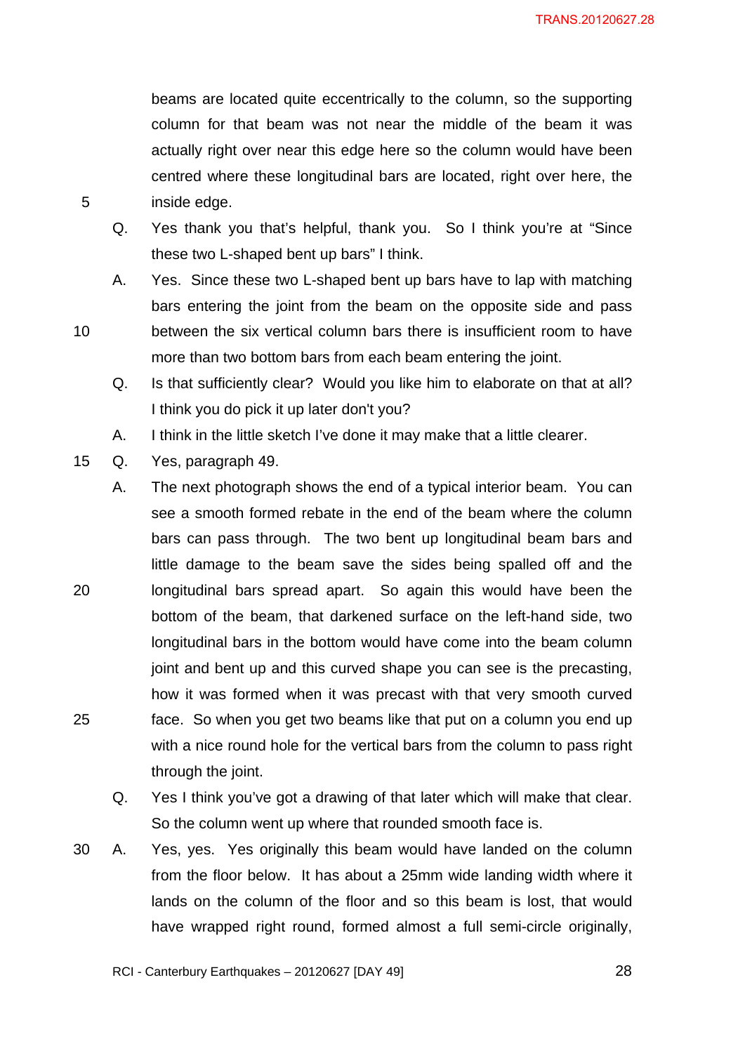beams are located quite eccentrically to the column, so the supporting column for that beam was not near the middle of the beam it was actually right over near this edge here so the column would have been centred where these longitudinal bars are located, right over here, the inside edge.

Q. Yes thank you that's helpful, thank you. So I think you're at "Since these two L-shaped bent up bars" I think.

A. Yes. Since these two L-shaped bent up bars have to lap with matching bars entering the joint from the beam on the opposite side and pass between the six vertical column bars there is insufficient room to have more than two bottom bars from each beam entering the joint.

Q. Is that sufficiently clear? Would you like him to elaborate on that at all? I think you do pick it up later don't you?

A. I think in the little sketch I've done it may make that a little clearer.

Q. Yes, paragraph 49.

A. The next photograph shows the end of a typical interior beam. You can see a smooth formed rebate in the end of the beam where the column bars can pass through. The two bent up longitudinal beam bars and little damage to the beam save the sides being spalled off and the longitudinal bars spread apart. So again this would have been the bottom of the beam, that darkened surface on the left-hand side, two longitudinal bars in the bottom would have come into the beam column joint and bent up and this curved shape you can see is the precasting, how it was formed when it was precast with that very smooth curved face. So when you get two beams like that put on a column you end up with a nice round hole for the vertical bars from the column to pass right through the joint.

Q. Yes I think you've got a drawing of that later which will make that clear. So the column went up where that rounded smooth face is.

A. Yes, yes. Yes originally this beam would have landed on the column from the floor below. It has about a 25mm wide landing width where it lands on the column of the floor and so this beam is lost, that would have wrapped right round, formed almost a full semi-circle originally,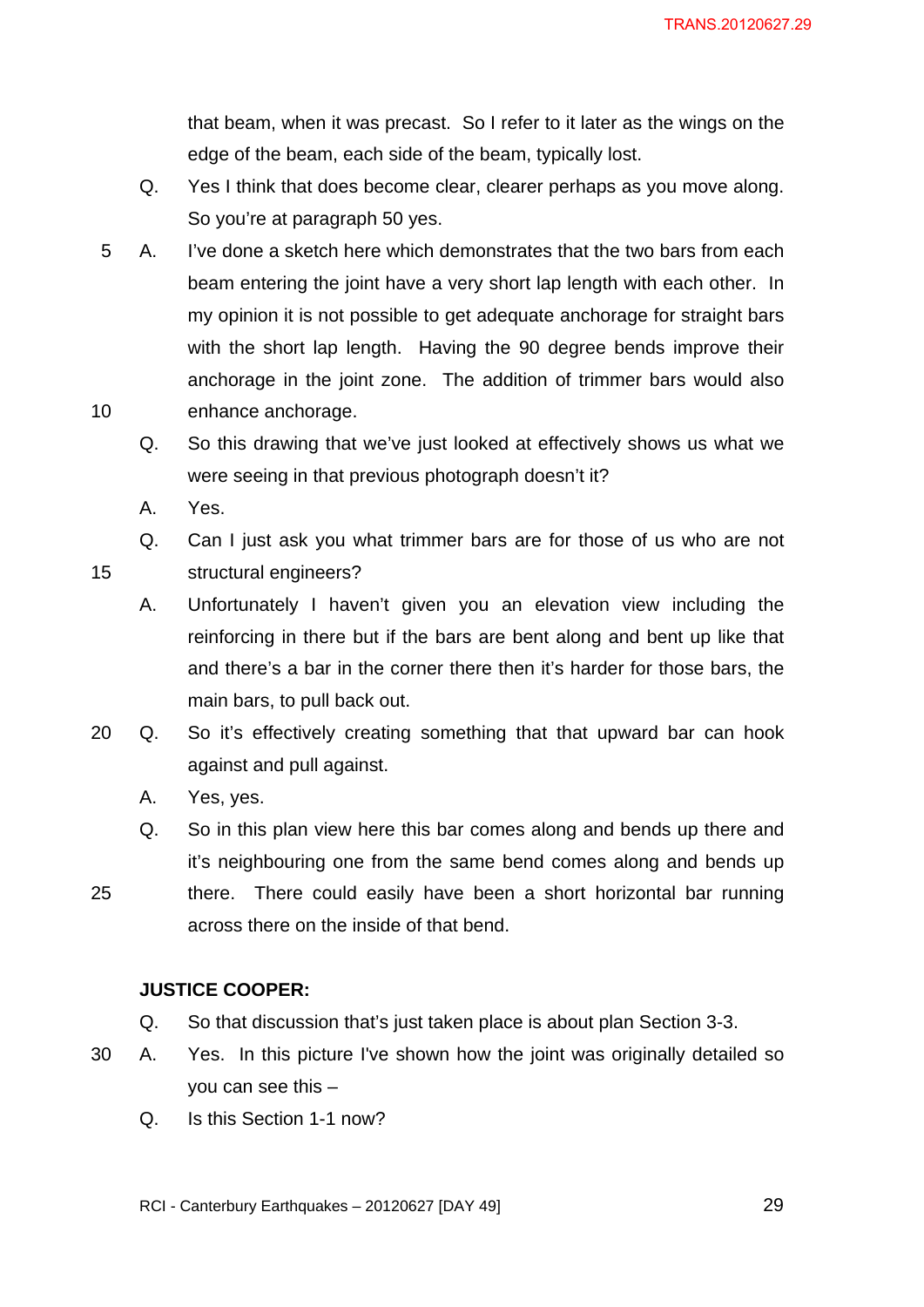that beam, when it was precast. So I refer to it later as the wings on the edge of the beam, each side of the beam, typically lost.

Q. Yes I think that does become clear, clearer perhaps as you move along. So you're at paragraph 50 yes.

A. I've done a sketch here which demonstrates that the two bars from each beam entering the joint have a very short lap length with each other. In my opinion it is not possible to get adequate anchorage for straight bars with the short lap length. Having the 90 degree bends improve their anchorage in the joint zone. The addition of trimmer bars would also enhance anchorage.

Q. So this drawing that we've just looked at effectively shows us what we were seeing in that previous photograph doesn't it?

A. Yes.

Q. Can I just ask you what trimmer bars are for those of us who are not structural engineers?

A. Unfortunately I haven't given you an elevation view including the reinforcing in there but if the bars are bent along and bent up like that and there's a bar in the corner there then it's harder for those bars, the main bars, to pull back out.

Q. So it's effectively creating something that that upward bar can hook against and pull against.

A. Yes, yes.

Q. So in this plan view here this bar comes along and bends up there and it's neighbouring one from the same bend comes along and bends up there. There could easily have been a short horizontal bar running across there on the inside of that bend.

**JUSTICE COOPER:**

Q. So that discussion that's just taken place is about plan Section 3-3.

A. Yes. In this picture I've shown how the joint was originally detailed so you can see this –

Q. Is this Section 1-1 now?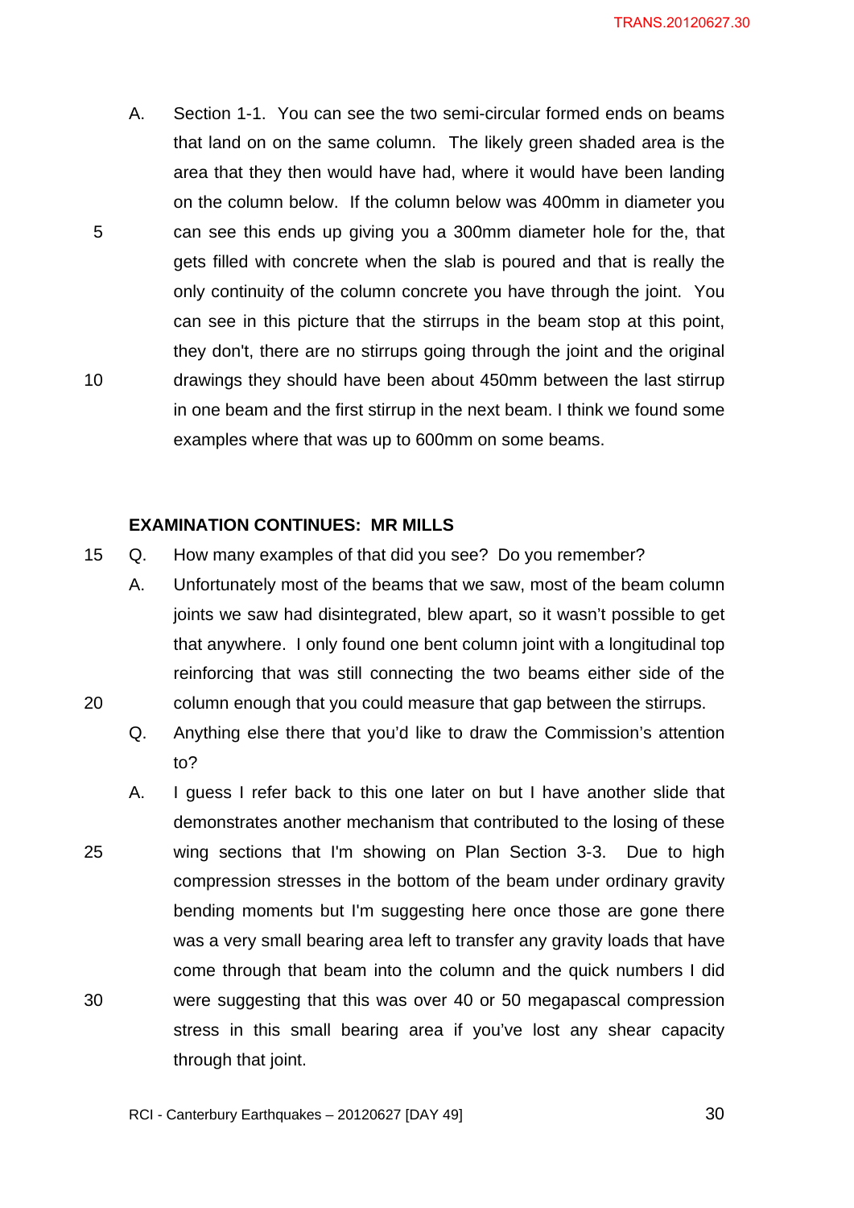A. Section 1-1. You can see the two semi-circular formed ends on beams that land on on the same column. The likely green shaded area is the area that they then would have had, where it would have been landing on the column below. If the column below was 400mm in diameter you can see this ends up giving you a 300mm diameter hole for the, that gets filled with concrete when the slab is poured and that is really the only continuity of the column concrete you have through the joint. You can see in this picture that the stirrups in the beam stop at this point, they don't, there are no stirrups going through the joint and the original drawings they should have been about 450mm between the last stirrup in one beam and the first stirrup in the next beam. I think we found some examples where that was up to 600mm on some beams.

**EXAMINATION CONTINUES: MR MILLS**

Q. How many examples of that did you see? Do you remember?

A. Unfortunately most of the beams that we saw, most of the beam column joints we saw had disintegrated, blew apart, so it wasn't possible to get that anywhere. I only found one bent column joint with a longitudinal top reinforcing that was still connecting the two beams either side of the column enough that you could measure that gap between the stirrups.

Q. Anything else there that you'd like to draw the Commission's attention to?

A. I guess I refer back to this one later on but I have another slide that demonstrates another mechanism that contributed to the losing of these wing sections that I'm showing on Plan Section 3-3. Due to high compression stresses in the bottom of the beam under ordinary gravity bending moments but I'm suggesting here once those are gone there was a very small bearing area left to transfer any gravity loads that have come through that beam into the column and the quick numbers I did were suggesting that this was over 40 or 50 megapascal compression stress in this small bearing area if you've lost any shear capacity through that joint.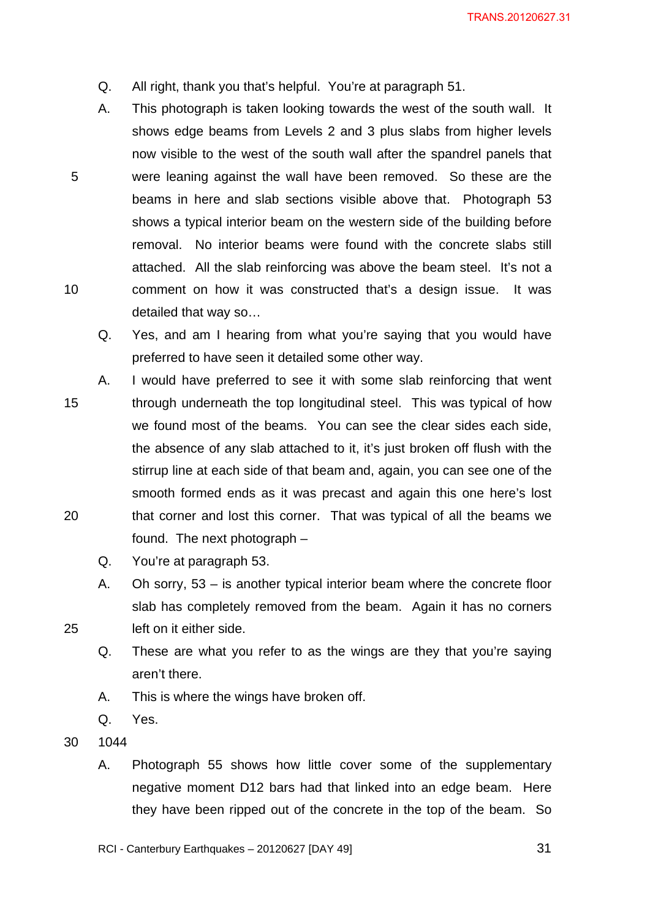Q. All right, thank you that's helpful. You're at paragraph 51.

A. This photograph is taken looking towards the west of the south wall. It shows edge beams from Levels 2 and 3 plus slabs from higher levels now visible to the west of the south wall after the spandrel panels that were leaning against the wall have been removed. So these are the beams in here and slab sections visible above that. Photograph 53 shows a typical interior beam on the western side of the building before removal. No interior beams were found with the concrete slabs still attached. All the slab reinforcing was above the beam steel. It's not a comment on how it was constructed that's a design issue. It was detailed that way so…

Q. Yes, and am I hearing from what you're saying that you would have preferred to have seen it detailed some other way.

A. I would have preferred to see it with some slab reinforcing that went through underneath the top longitudinal steel. This was typical of how we found most of the beams. You can see the clear sides each side, the absence of any slab attached to it, it's just broken off flush with the stirrup line at each side of that beam and, again, you can see one of the smooth formed ends as it was precast and again this one here's lost that corner and lost this corner. That was typical of all the beams we found. The next photograph –

Q. You're at paragraph 53.

A. Oh sorry, 53 – is another typical interior beam where the concrete floor slab has completely removed from the beam. Again it has no corners left on it either side.

Q. These are what you refer to as the wings are they that you're saying aren't there.

A. This is where the wings have broken off.

Q. Yes.

1044

A. Photograph 55 shows how little cover some of the supplementary negative moment D12 bars had that linked into an edge beam. Here they have been ripped out of the concrete in the top of the beam. So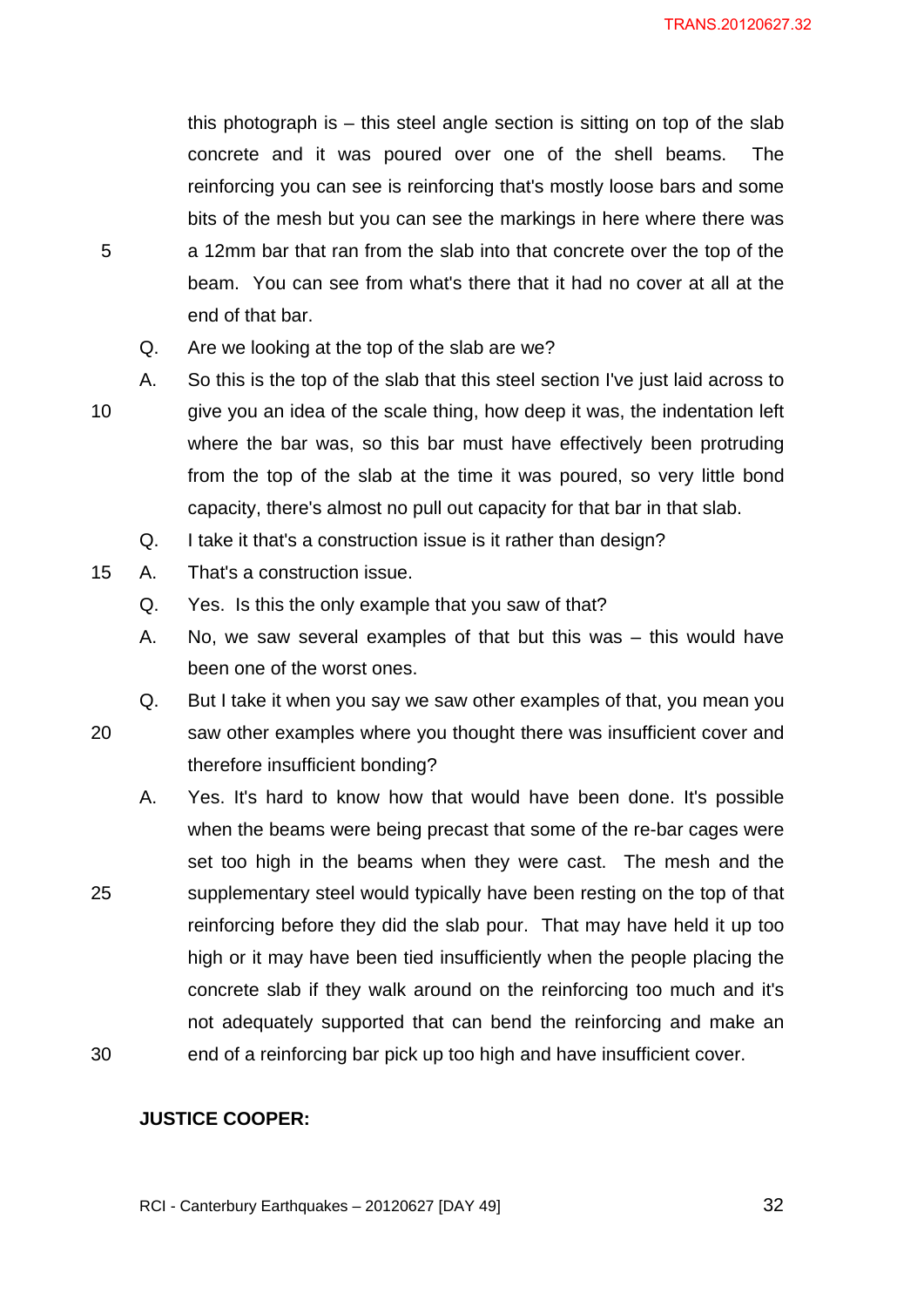this photograph is – this steel angle section is sitting on top of the slab concrete and it was poured over one of the shell beams. The reinforcing you can see is reinforcing that's mostly loose bars and some bits of the mesh but you can see the markings in here where there was a 12mm bar that ran from the slab into that concrete over the top of the beam. You can see from what's there that it had no cover at all at the end of that bar.

Q. Are we looking at the top of the slab are we?

A. So this is the top of the slab that this steel section I've just laid across to give you an idea of the scale thing, how deep it was, the indentation left where the bar was, so this bar must have effectively been protruding from the top of the slab at the time it was poured, so very little bond capacity, there's almost no pull out capacity for that bar in that slab.

Q. I take it that's a construction issue is it rather than design?

A. That's a construction issue.

Q. Yes. Is this the only example that you saw of that?

A. No, we saw several examples of that but this was – this would have been one of the worst ones.

Q. But I take it when you say we saw other examples of that, you mean you saw other examples where you thought there was insufficient cover and therefore insufficient bonding?

A. Yes. It's hard to know how that would have been done. It's possible when the beams were being precast that some of the re-bar cages were set too high in the beams when they were cast. The mesh and the supplementary steel would typically have been resting on the top of that reinforcing before they did the slab pour. That may have held it up too high or it may have been tied insufficiently when the people placing the concrete slab if they walk around on the reinforcing too much and it's not adequately supported that can bend the reinforcing and make an end of a reinforcing bar pick up too high and have insufficient cover.

**JUSTICE COOPER:**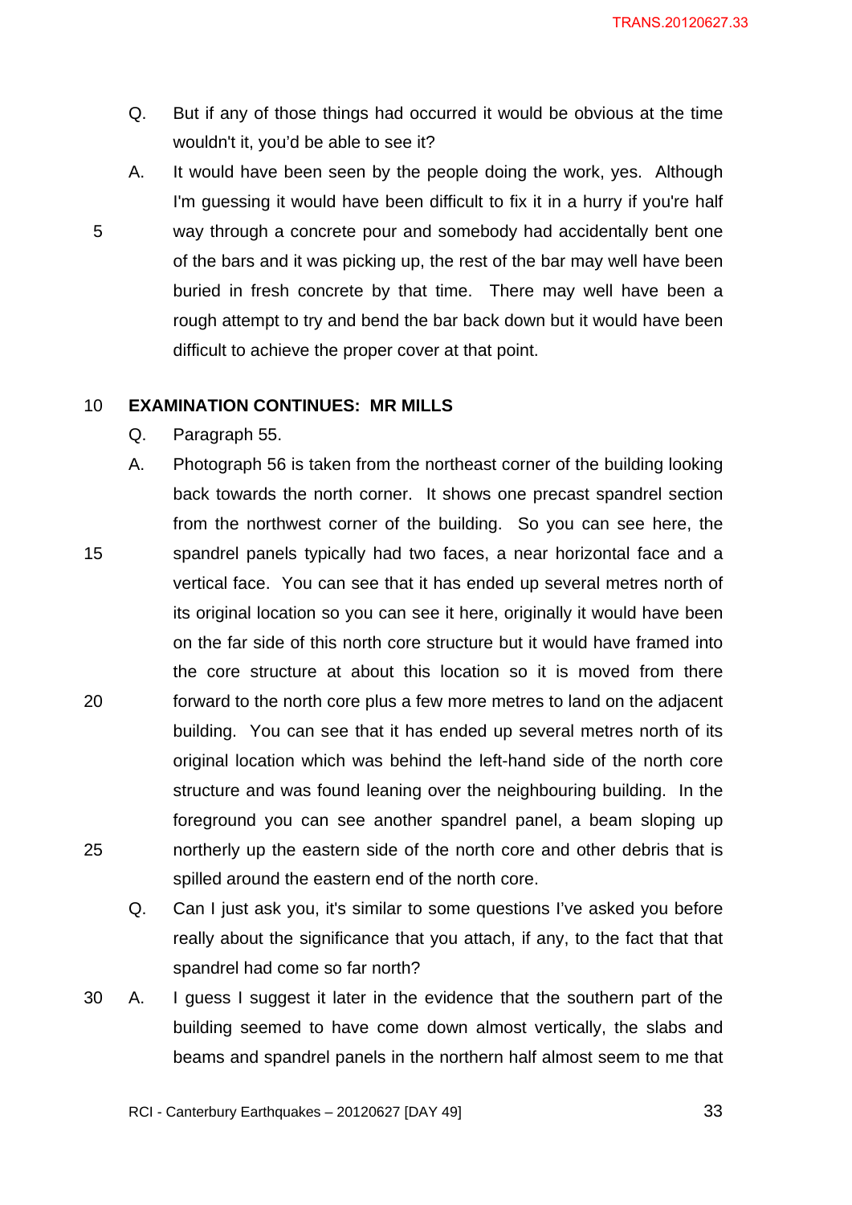Q. But if any of those things had occurred it would be obvious at the time wouldn't it, you'd be able to see it?

A. It would have been seen by the people doing the work, yes. Although I'm guessing it would have been difficult to fix it in a hurry if you're half way through a concrete pour and somebody had accidentally bent one of the bars and it was picking up, the rest of the bar may well have been buried in fresh concrete by that time. There may well have been a rough attempt to try and bend the bar back down but it would have been difficult to achieve the proper cover at that point.

**EXAMINATION CONTINUES: MR MILLS**

Q. Paragraph 55.

A. Photograph 56 is taken from the northeast corner of the building looking back towards the north corner. It shows one precast spandrel section from the northwest corner of the building. So you can see here, the spandrel panels typically had two faces, a near horizontal face and a vertical face. You can see that it has ended up several metres north of its original location so you can see it here, originally it would have been on the far side of this north core structure but it would have framed into the core structure at about this location so it is moved from there forward to the north core plus a few more metres to land on the adjacent building. You can see that it has ended up several metres north of its original location which was behind the left-hand side of the north core structure and was found leaning over the neighbouring building. In the foreground you can see another spandrel panel, a beam sloping up northerly up the eastern side of the north core and other debris that is spilled around the eastern end of the north core.

Q. Can I just ask you, it's similar to some questions I've asked you before really about the significance that you attach, if any, to the fact that that spandrel had come so far north?

A. I guess I suggest it later in the evidence that the southern part of the building seemed to have come down almost vertically, the slabs and beams and spandrel panels in the northern half almost seem to me that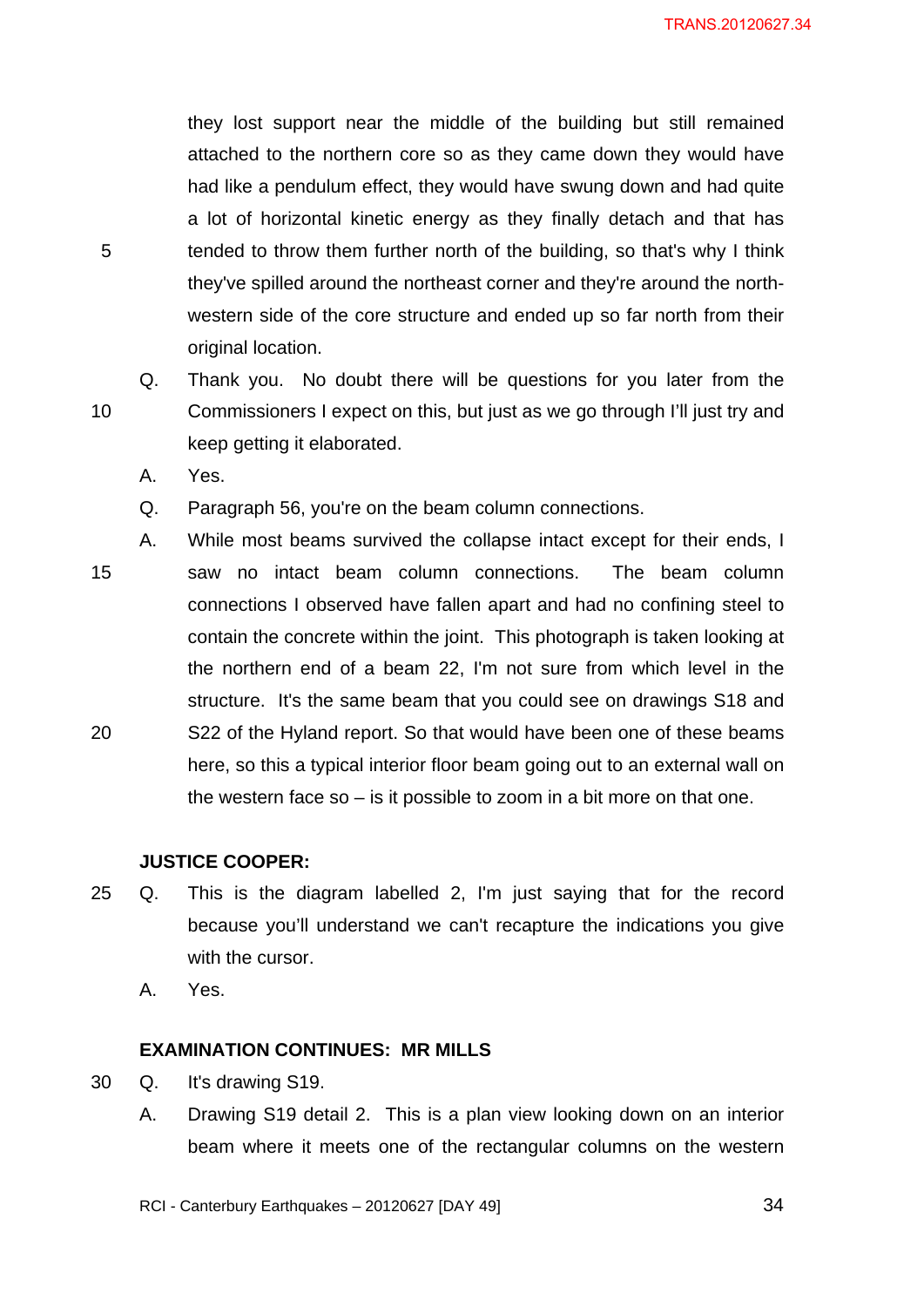they lost support near the middle of the building but still remained attached to the northern core so as they came down they would have had like a pendulum effect, they would have swung down and had quite a lot of horizontal kinetic energy as they finally detach and that has tended to throw them further north of the building, so that's why I think they've spilled around the northeast corner and they're around the north-western side of the core structure and ended up so far north from their original location.

Q. Thank you. No doubt there will be questions for you later from the Commissioners I expect on this, but just as we go through I'll just try and keep getting it elaborated.

A. Yes.

Q. Paragraph 56, you're on the beam column connections.

A. While most beams survived the collapse intact except for their ends, I saw no intact beam column connections. The beam column connections I observed have fallen apart and had no confining steel to contain the concrete within the joint. This photograph is taken looking at the northern end of a beam 22, I'm not sure from which level in the structure. It's the same beam that you could see on drawings S18 and S22 of the Hyland report. So that would have been one of these beams here, so this a typical interior floor beam going out to an external wall on the western face so – is it possible to zoom in a bit more on that one.

**JUSTICE COOPER:**

Q. This is the diagram labelled 2, I'm just saying that for the record because you'll understand we can't recapture the indications you give with the cursor.

A. Yes.

**EXAMINATION CONTINUES: MR MILLS**

Q. It's drawing S19.

A. Drawing S19 detail 2. This is a plan view looking down on an interior beam where it meets one of the rectangular columns on the western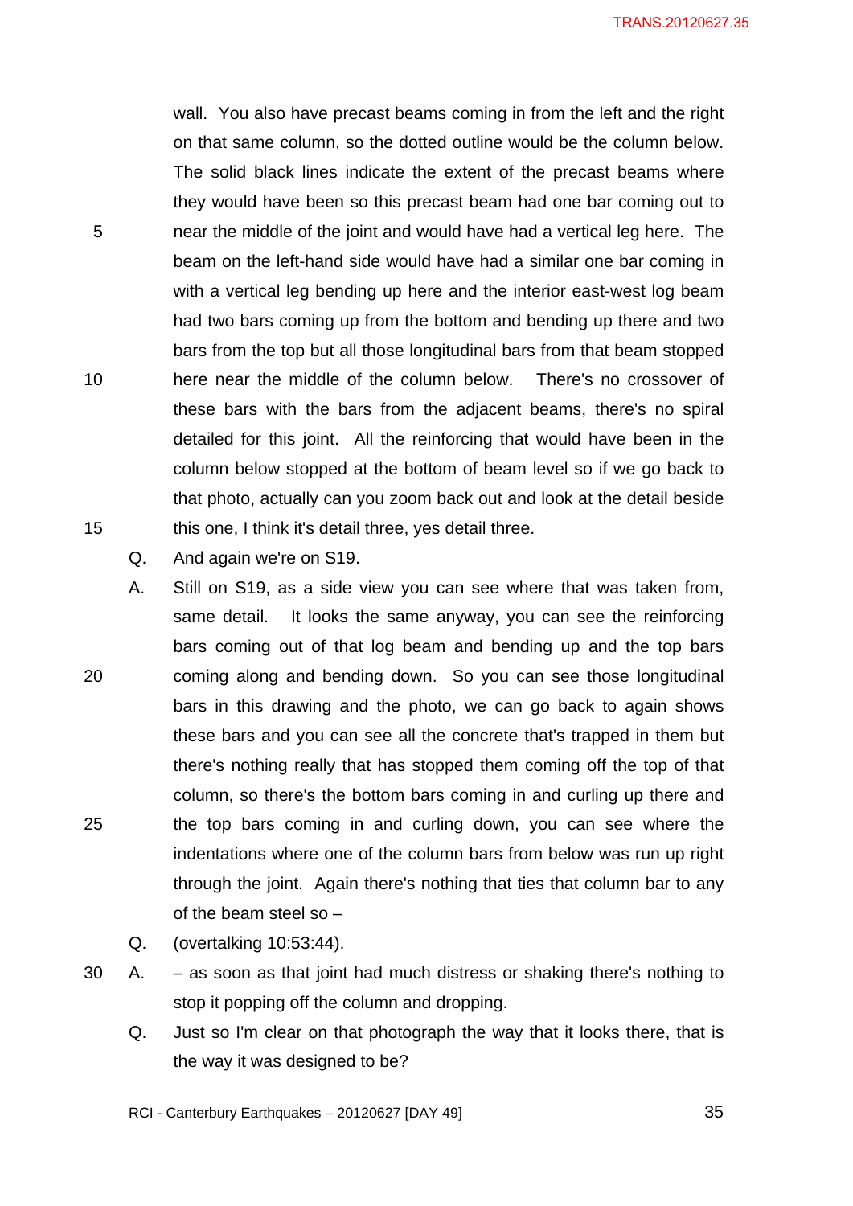wall. You also have precast beams coming in from the left and the right on that same column, so the dotted outline would be the column below. The solid black lines indicate the extent of the precast beams where they would have been so this precast beam had one bar coming out to near the middle of the joint and would have had a vertical leg here. The beam on the left-hand side would have had a similar one bar coming in with a vertical leg bending up here and the interior east-west log beam had two bars coming up from the bottom and bending up there and two bars from the top but all those longitudinal bars from that beam stopped here near the middle of the column below. There's no crossover of these bars with the bars from the adjacent beams, there's no spiral detailed for this joint. All the reinforcing that would have been in the column below stopped at the bottom of beam level so if we go back to that photo, actually can you zoom back out and look at the detail beside this one, I think it's detail three, yes detail three.

Q. And again we're on S19.

A. Still on S19, as a side view you can see where that was taken from, same detail. It looks the same anyway, you can see the reinforcing bars coming out of that log beam and bending up and the top bars coming along and bending down. So you can see those longitudinal bars in this drawing and the photo, we can go back to again shows these bars and you can see all the concrete that's trapped in them but there's nothing really that has stopped them coming off the top of that column, so there's the bottom bars coming in and curling up there and the top bars coming in and curling down, you can see where the indentations where one of the column bars from below was run up right through the joint. Again there's nothing that ties that column bar to any of the beam steel so –

Q. (overtalking 10:53:44).

A. – as soon as that joint had much distress or shaking there's nothing to stop it popping off the column and dropping.

Q. Just so I'm clear on that photograph the way that it looks there, that is the way it was designed to be?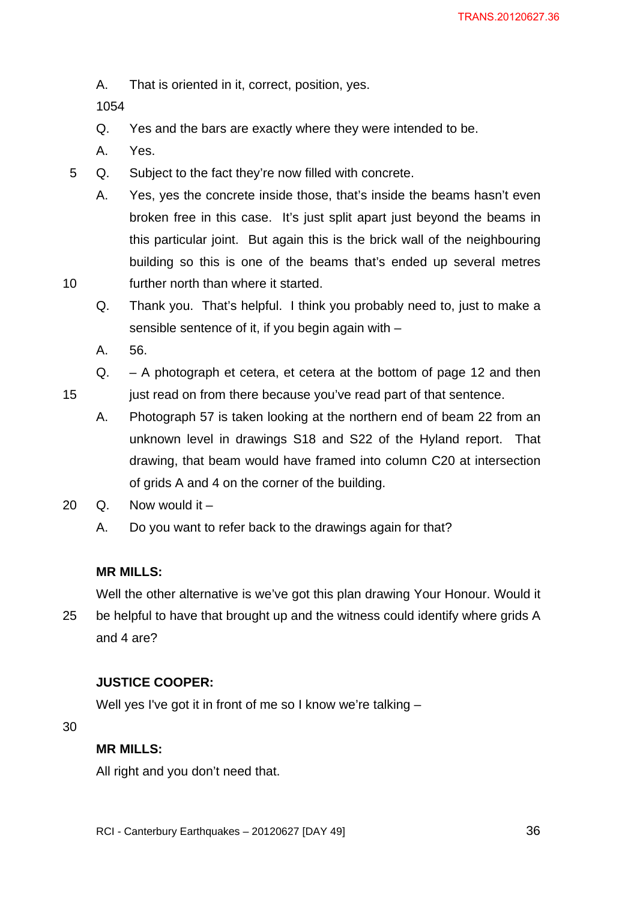A. That is oriented in it, correct, position, yes.

1054

Q. Yes and the bars are exactly where they were intended to be.

A. Yes.

Q. Subject to the fact they're now filled with concrete.

A. Yes, yes the concrete inside those, that's inside the beams hasn't even broken free in this case. It's just split apart just beyond the beams in this particular joint. But again this is the brick wall of the neighbouring building so this is one of the beams that's ended up several metres further north than where it started.

Q. Thank you. That's helpful. I think you probably need to, just to make a sensible sentence of it, if you begin again with –

A. 56.

Q. – A photograph et cetera, et cetera at the bottom of page 12 and then just read on from there because you've read part of that sentence.

A. Photograph 57 is taken looking at the northern end of beam 22 from an unknown level in drawings S18 and S22 of the Hyland report. That drawing, that beam would have framed into column C20 at intersection of grids A and 4 on the corner of the building.

Q. Now would it –

A. Do you want to refer back to the drawings again for that?

**MR MILLS:**

Well the other alternative is we've got this plan drawing Your Honour. Would it be helpful to have that brought up and the witness could identify where grids A and 4 are?

**JUSTICE COOPER:**

Well yes I've got it in front of me so I know we're talking –

**MR MILLS:**

All right and you don't need that.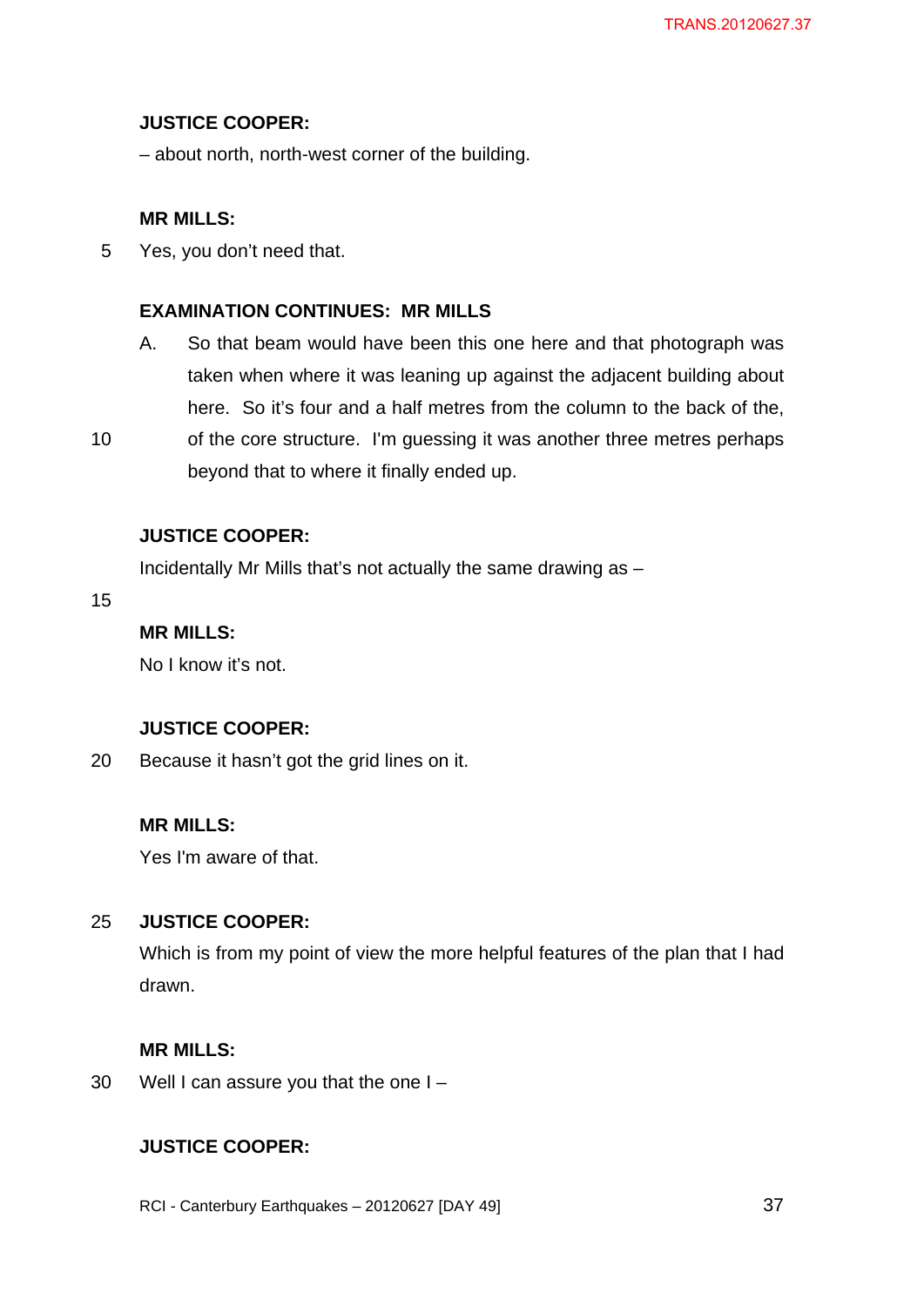**JUSTICE COOPER:**

– about north, north-west corner of the building.

**MR MILLS:**

Yes, you don't need that.

**EXAMINATION CONTINUES: MR MILLS**

A. So that beam would have been this one here and that photograph was taken when where it was leaning up against the adjacent building about here. So it's four and a half metres from the column to the back of the, of the core structure. I'm guessing it was another three metres perhaps beyond that to where it finally ended up.

**JUSTICE COOPER:**

Incidentally Mr Mills that's not actually the same drawing as –

**MR MILLS:**

No I know it's not.

**JUSTICE COOPER:**

Because it hasn't got the grid lines on it.

**MR MILLS:**

Yes I'm aware of that.

**JUSTICE COOPER:**

Which is from my point of view the more helpful features of the plan that I had drawn.

**MR MILLS:**

Well I can assure you that the one I –

**JUSTICE COOPER:**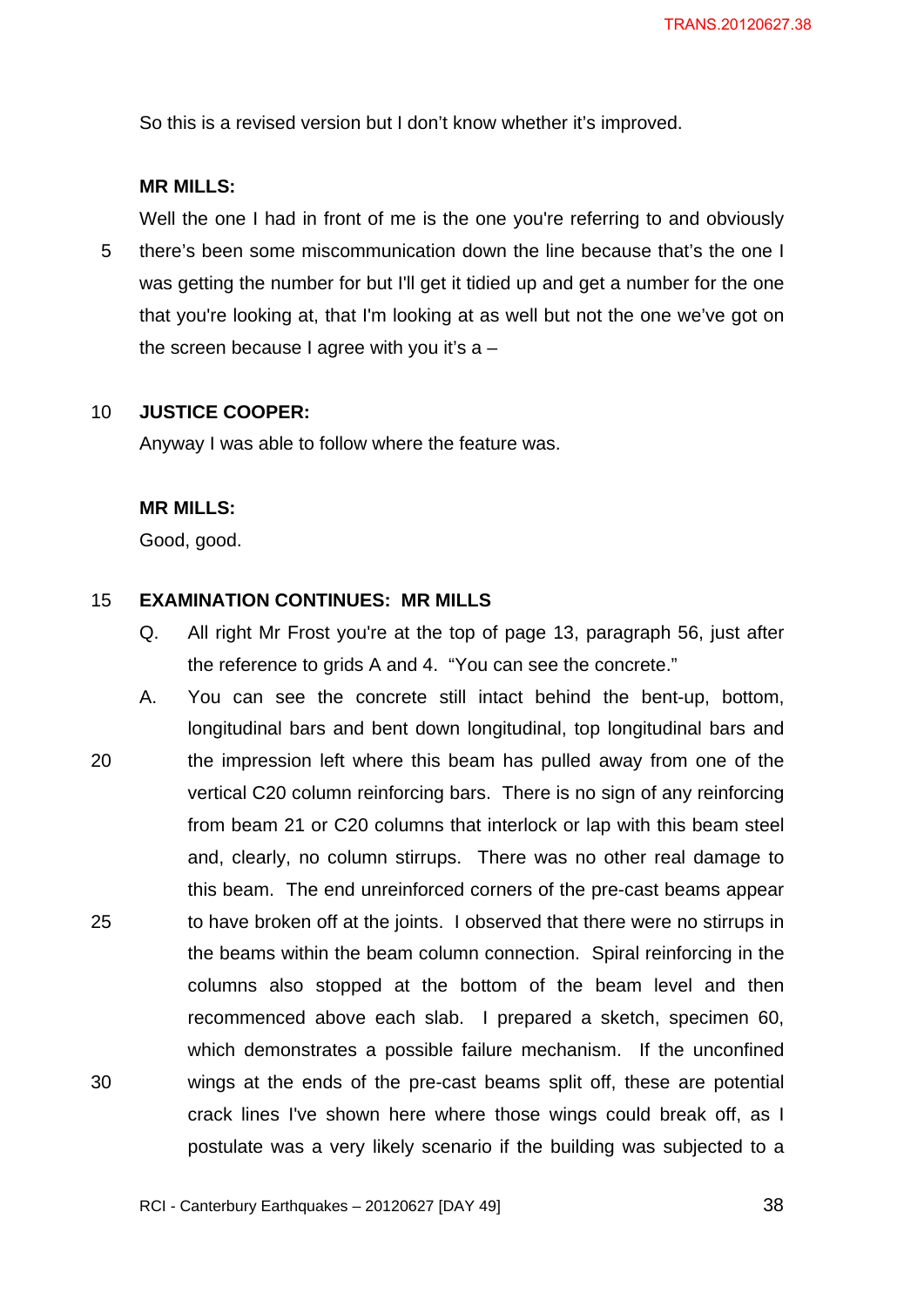So this is a revised version but I don't know whether it's improved.

**MR MILLS:**

Well the one I had in front of me is the one you're referring to and obviously there's been some miscommunication down the line because that's the one I was getting the number for but I'll get it tidied up and get a number for the one that you're looking at, that I'm looking at as well but not the one we've got on the screen because I agree with you it's a –

**JUSTICE COOPER:**

Anyway I was able to follow where the feature was.

**MR MILLS:**

Good, good.

**EXAMINATION CONTINUES: MR MILLS**

Q. All right Mr Frost you're at the top of page 13, paragraph 56, just after the reference to grids A and 4. "You can see the concrete."

A. You can see the concrete still intact behind the bent-up, bottom, longitudinal bars and bent down longitudinal, top longitudinal bars and the impression left where this beam has pulled away from one of the vertical C20 column reinforcing bars. There is no sign of any reinforcing from beam 21 or C20 columns that interlock or lap with this beam steel and, clearly, no column stirrups. There was no other real damage to this beam. The end unreinforced corners of the pre-cast beams appear to have broken off at the joints. I observed that there were no stirrups in the beams within the beam column connection. Spiral reinforcing in the columns also stopped at the bottom of the beam level and then recommenced above each slab. I prepared a sketch, specimen 60, which demonstrates a possible failure mechanism. If the unconfined wings at the ends of the pre-cast beams split off, these are potential crack lines I've shown here where those wings could break off, as I postulate was a very likely scenario if the building was subjected to a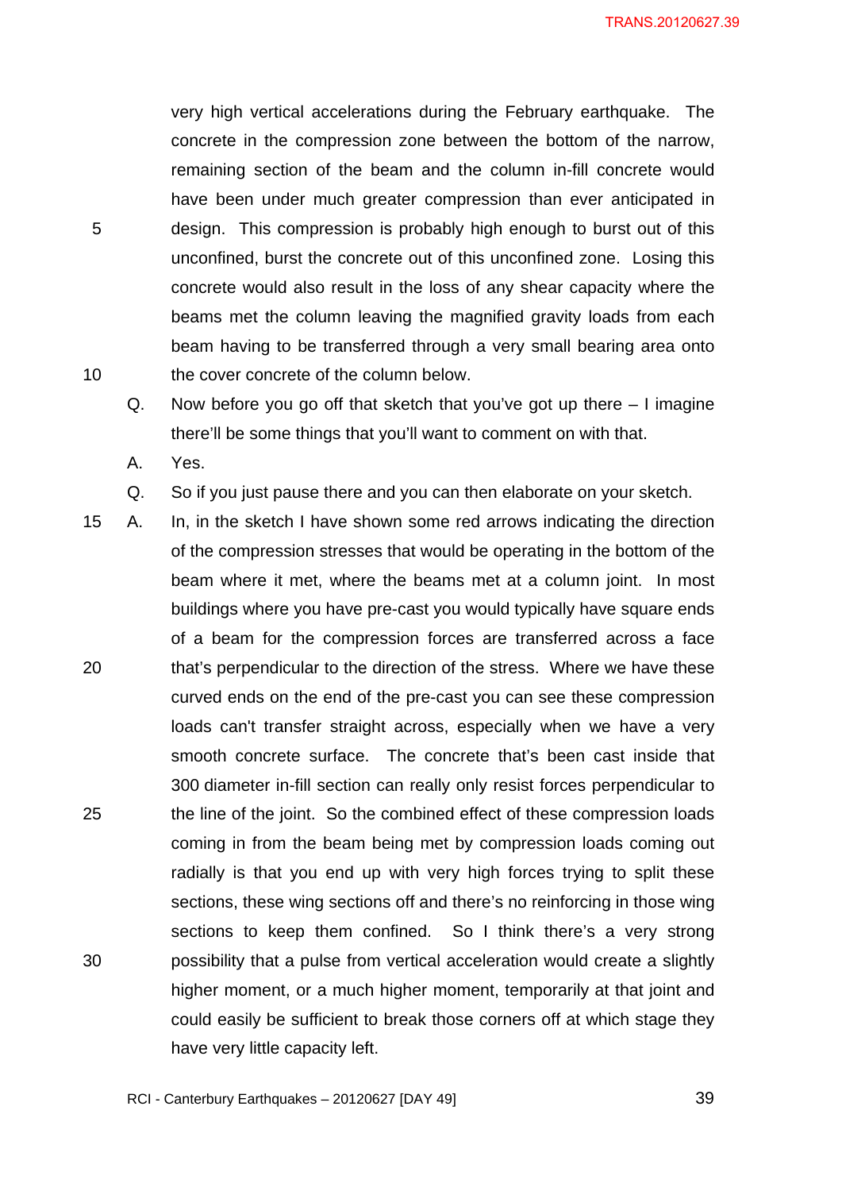very high vertical accelerations during the February earthquake. The concrete in the compression zone between the bottom of the narrow, remaining section of the beam and the column in-fill concrete would have been under much greater compression than ever anticipated in design. This compression is probably high enough to burst out of this unconfined, burst the concrete out of this unconfined zone. Losing this concrete would also result in the loss of any shear capacity where the beams met the column leaving the magnified gravity loads from each beam having to be transferred through a very small bearing area onto the cover concrete of the column below.

Q. Now before you go off that sketch that you've got up there – I imagine there'll be some things that you'll want to comment on with that.

A. Yes.

Q. So if you just pause there and you can then elaborate on your sketch.

A. In, in the sketch I have shown some red arrows indicating the direction of the compression stresses that would be operating in the bottom of the beam where it met, where the beams met at a column joint. In most buildings where you have pre-cast you would typically have square ends of a beam for the compression forces are transferred across a face that's perpendicular to the direction of the stress. Where we have these curved ends on the end of the pre-cast you can see these compression loads can't transfer straight across, especially when we have a very smooth concrete surface. The concrete that's been cast inside that 300 diameter in-fill section can really only resist forces perpendicular to the line of the joint. So the combined effect of these compression loads coming in from the beam being met by compression loads coming out radially is that you end up with very high forces trying to split these sections, these wing sections off and there's no reinforcing in those wing sections to keep them confined. So I think there's a very strong possibility that a pulse from vertical acceleration would create a slightly higher moment, or a much higher moment, temporarily at that joint and could easily be sufficient to break those corners off at which stage they have very little capacity left.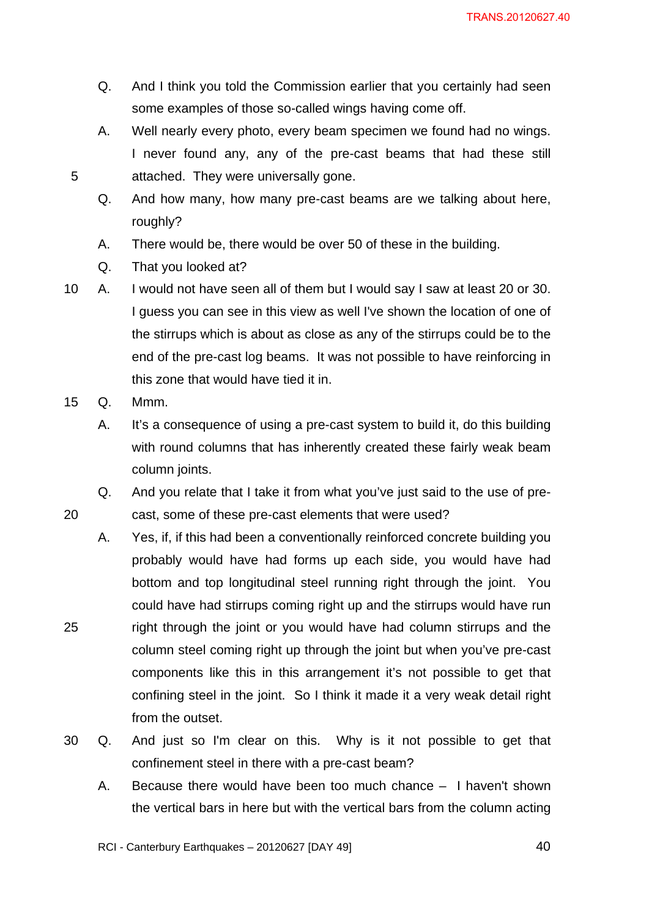Q. And I think you told the Commission earlier that you certainly had seen some examples of those so-called wings having come off.

A. Well nearly every photo, every beam specimen we found had no wings. I never found any, any of the pre-cast beams that had these still attached. They were universally gone.

Q. And how many, how many pre-cast beams are we talking about here, roughly?

A. There would be, there would be over 50 of these in the building.

Q. That you looked at?

A. I would not have seen all of them but I would say I saw at least 20 or 30. I guess you can see in this view as well I've shown the location of one of the stirrups which is about as close as any of the stirrups could be to the end of the pre-cast log beams. It was not possible to have reinforcing in this zone that would have tied it in.

Q. Mmm.

A. It's a consequence of using a pre-cast system to build it, do this building with round columns that has inherently created these fairly weak beam column joints.

Q. And you relate that I take it from what you've just said to the use of pre-cast, some of these pre-cast elements that were used?

A. Yes, if, if this had been a conventionally reinforced concrete building you probably would have had forms up each side, you would have had bottom and top longitudinal steel running right through the joint. You could have had stirrups coming right up and the stirrups would have run right through the joint or you would have had column stirrups and the column steel coming right up through the joint but when you've pre-cast components like this in this arrangement it's not possible to get that confining steel in the joint. So I think it made it a very weak detail right from the outset.

Q. And just so I'm clear on this. Why is it not possible to get that confinement steel in there with a pre-cast beam?

A. Because there would have been too much chance – I haven't shown the vertical bars in here but with the vertical bars from the column acting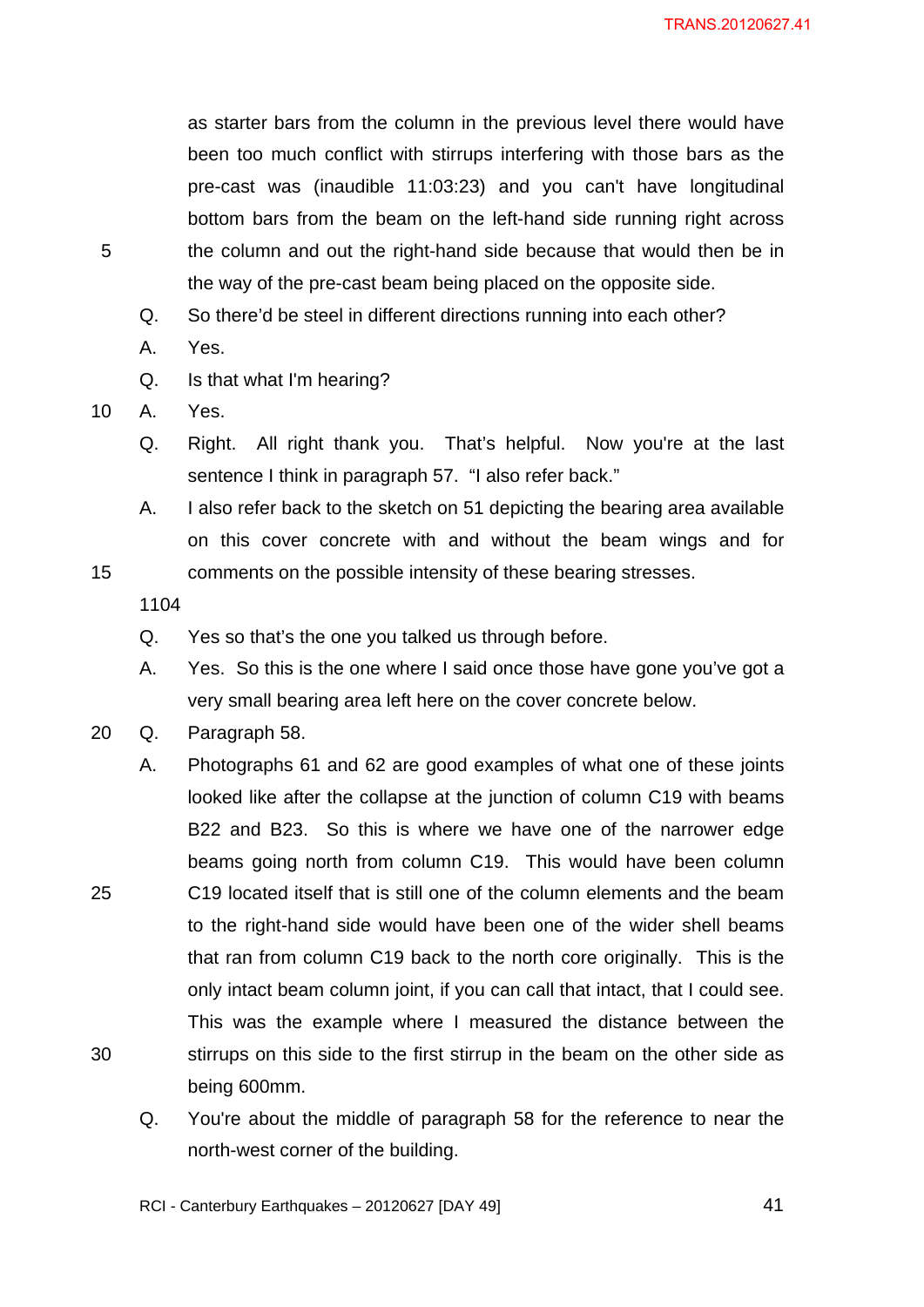as starter bars from the column in the previous level there would have been too much conflict with stirrups interfering with those bars as the pre-cast was (inaudible 11:03:23) and you can't have longitudinal bottom bars from the beam on the left-hand side running right across the column and out the right-hand side because that would then be in the way of the pre-cast beam being placed on the opposite side.

Q. So there'd be steel in different directions running into each other?

A. Yes.

Q. Is that what I'm hearing?

A. Yes.

Q. Right. All right thank you. That's helpful. Now you're at the last sentence I think in paragraph 57. "I also refer back."

A. I also refer back to the sketch on 51 depicting the bearing area available on this cover concrete with and without the beam wings and for comments on the possible intensity of these bearing stresses.

1104

Q. Yes so that's the one you talked us through before.

A. Yes. So this is the one where I said once those have gone you've got a very small bearing area left here on the cover concrete below.

Q. Paragraph 58.

A. Photographs 61 and 62 are good examples of what one of these joints looked like after the collapse at the junction of column C19 with beams B22 and B23. So this is where we have one of the narrower edge beams going north from column C19. This would have been column C19 located itself that is still one of the column elements and the beam to the right-hand side would have been one of the wider shell beams that ran from column C19 back to the north core originally. This is the only intact beam column joint, if you can call that intact, that I could see. This was the example where I measured the distance between the stirrups on this side to the first stirrup in the beam on the other side as being 600mm.

Q. You're about the middle of paragraph 58 for the reference to near the north-west corner of the building.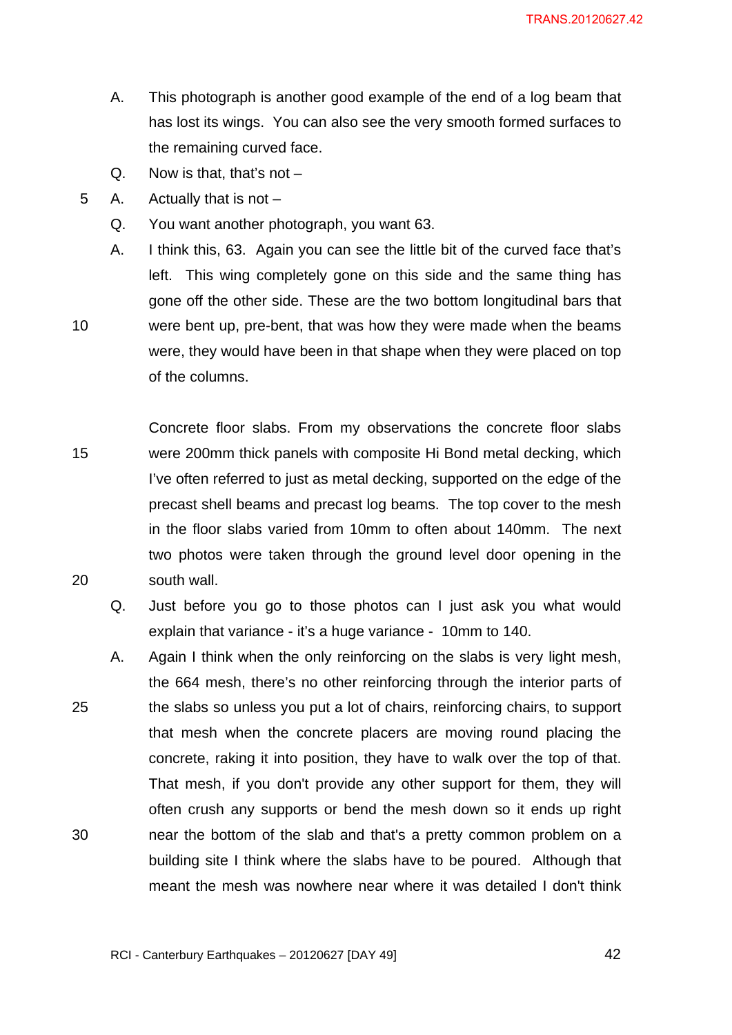A. This photograph is another good example of the end of a log beam that has lost its wings. You can also see the very smooth formed surfaces to the remaining curved face.

Q. Now is that, that's not –

A. Actually that is not –

Q. You want another photograph, you want 63.

A. I think this, 63. Again you can see the little bit of the curved face that's left. This wing completely gone on this side and the same thing has gone off the other side. These are the two bottom longitudinal bars that were bent up, pre-bent, that was how they were made when the beams were, they would have been in that shape when they were placed on top of the columns.

Concrete floor slabs. From my observations the concrete floor slabs were 200mm thick panels with composite Hi Bond metal decking, which I've often referred to just as metal decking, supported on the edge of the precast shell beams and precast log beams. The top cover to the mesh in the floor slabs varied from 10mm to often about 140mm. The next two photos were taken through the ground level door opening in the south wall.

Q. Just before you go to those photos can I just ask you what would explain that variance - it's a huge variance - 10mm to 140.

A. Again I think when the only reinforcing on the slabs is very light mesh, the 664 mesh, there's no other reinforcing through the interior parts of the slabs so unless you put a lot of chairs, reinforcing chairs, to support that mesh when the concrete placers are moving round placing the concrete, raking it into position, they have to walk over the top of that. That mesh, if you don't provide any other support for them, they will often crush any supports or bend the mesh down so it ends up right near the bottom of the slab and that's a pretty common problem on a building site I think where the slabs have to be poured. Although that meant the mesh was nowhere near where it was detailed I don't think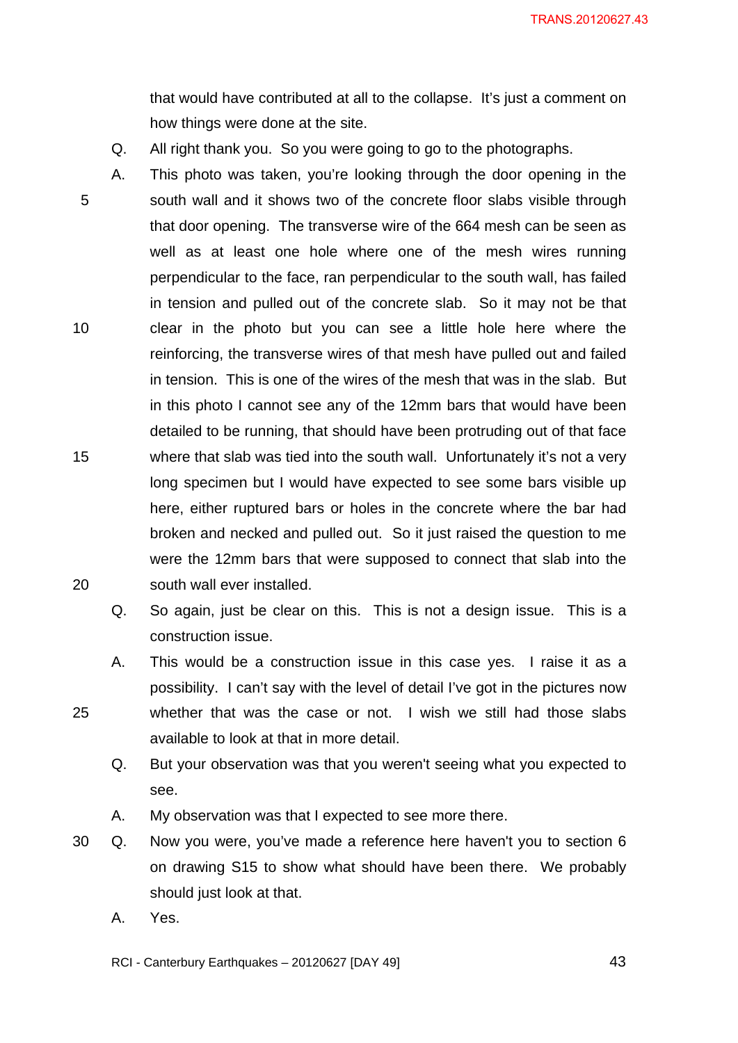that would have contributed at all to the collapse. It's just a comment on how things were done at the site.

Q. All right thank you. So you were going to go to the photographs.

A. This photo was taken, you're looking through the door opening in the south wall and it shows two of the concrete floor slabs visible through that door opening. The transverse wire of the 664 mesh can be seen as well as at least one hole where one of the mesh wires running perpendicular to the face, ran perpendicular to the south wall, has failed in tension and pulled out of the concrete slab. So it may not be that clear in the photo but you can see a little hole here where the reinforcing, the transverse wires of that mesh have pulled out and failed in tension. This is one of the wires of the mesh that was in the slab. But in this photo I cannot see any of the 12mm bars that would have been detailed to be running, that should have been protruding out of that face where that slab was tied into the south wall. Unfortunately it's not a very long specimen but I would have expected to see some bars visible up here, either ruptured bars or holes in the concrete where the bar had broken and necked and pulled out. So it just raised the question to me were the 12mm bars that were supposed to connect that slab into the south wall ever installed.

Q. So again, just be clear on this. This is not a design issue. This is a construction issue.

A. This would be a construction issue in this case yes. I raise it as a possibility. I can't say with the level of detail I've got in the pictures now whether that was the case or not. I wish we still had those slabs available to look at that in more detail.

Q. But your observation was that you weren't seeing what you expected to see.

A. My observation was that I expected to see more there.

Q. Now you were, you've made a reference here haven't you to section 6 on drawing S15 to show what should have been there. We probably should just look at that.

A. Yes.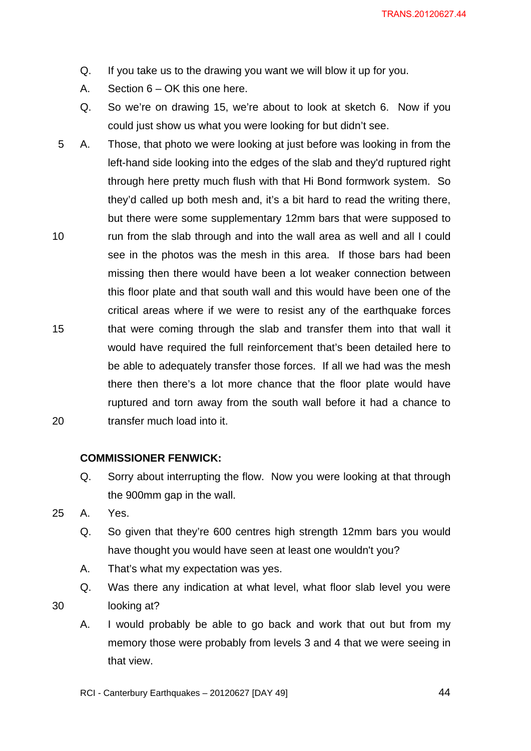Q. If you take us to the drawing you want we will blow it up for you.

A. Section 6 – OK this one here.

Q. So we're on drawing 15, we're about to look at sketch 6. Now if you could just show us what you were looking for but didn't see.

A. Those, that photo we were looking at just before was looking in from the left-hand side looking into the edges of the slab and they'd ruptured right through here pretty much flush with that Hi Bond formwork system. So they'd called up both mesh and, it's a bit hard to read the writing there, but there were some supplementary 12mm bars that were supposed to run from the slab through and into the wall area as well and all I could see in the photos was the mesh in this area. If those bars had been missing then there would have been a lot weaker connection between this floor plate and that south wall and this would have been one of the critical areas where if we were to resist any of the earthquake forces that were coming through the slab and transfer them into that wall it would have required the full reinforcement that's been detailed here to be able to adequately transfer those forces. If all we had was the mesh there then there's a lot more chance that the floor plate would have ruptured and torn away from the south wall before it had a chance to transfer much load into it.

**COMMISSIONER FENWICK:**

Q. Sorry about interrupting the flow. Now you were looking at that through the 900mm gap in the wall.

A. Yes.

Q. So given that they're 600 centres high strength 12mm bars you would have thought you would have seen at least one wouldn't you?

A. That's what my expectation was yes.

Q. Was there any indication at what level, what floor slab level you were looking at?

A. I would probably be able to go back and work that out but from my memory those were probably from levels 3 and 4 that we were seeing in that view.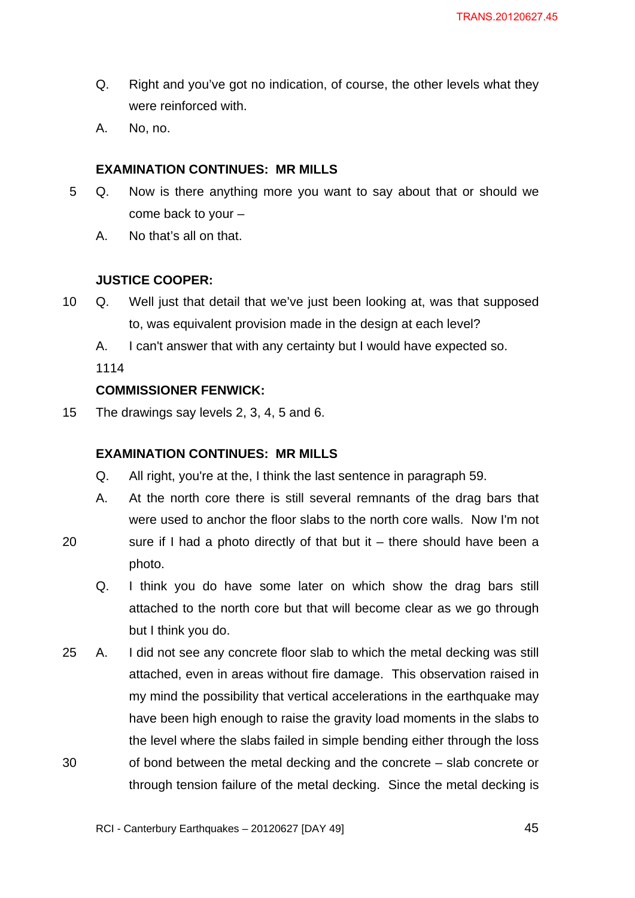Q. Right and you've got no indication, of course, the other levels what they were reinforced with.

A. No, no.

**EXAMINATION CONTINUES: MR MILLS**

Q. Now is there anything more you want to say about that or should we come back to your –

A. No that's all on that.

**JUSTICE COOPER:**

Q. Well just that detail that we've just been looking at, was that supposed to, was equivalent provision made in the design at each level?

A. I can't answer that with any certainty but I would have expected so.

1114

**COMMISSIONER FENWICK:**

The drawings say levels 2, 3, 4, 5 and 6.

**EXAMINATION CONTINUES: MR MILLS**

Q. All right, you're at the, I think the last sentence in paragraph 59.

A. At the north core there is still several remnants of the drag bars that were used to anchor the floor slabs to the north core walls. Now I'm not sure if I had a photo directly of that but it – there should have been a photo.

Q. I think you do have some later on which show the drag bars still attached to the north core but that will become clear as we go through but I think you do.

A. I did not see any concrete floor slab to which the metal decking was still attached, even in areas without fire damage. This observation raised in my mind the possibility that vertical accelerations in the earthquake may have been high enough to raise the gravity load moments in the slabs to the level where the slabs failed in simple bending either through the loss of bond between the metal decking and the concrete – slab concrete or through tension failure of the metal decking. Since the metal decking is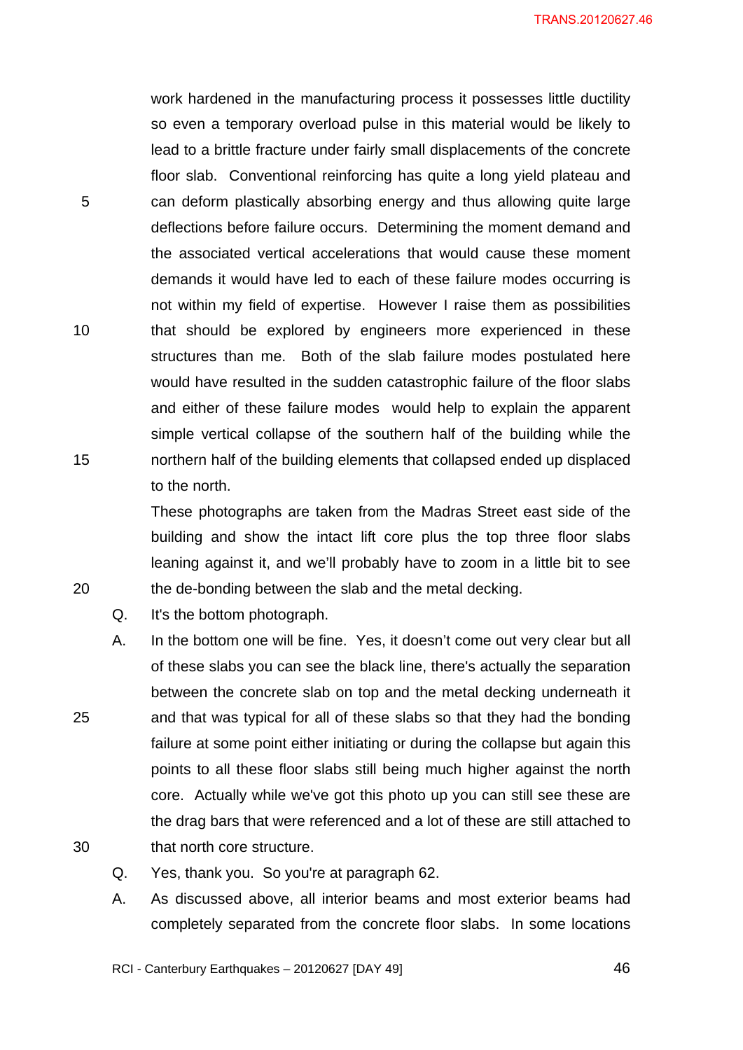work hardened in the manufacturing process it possesses little ductility so even a temporary overload pulse in this material would be likely to lead to a brittle fracture under fairly small displacements of the concrete floor slab. Conventional reinforcing has quite a long yield plateau and can deform plastically absorbing energy and thus allowing quite large deflections before failure occurs. Determining the moment demand and the associated vertical accelerations that would cause these moment demands it would have led to each of these failure modes occurring is not within my field of expertise. However I raise them as possibilities that should be explored by engineers more experienced in these structures than me. Both of the slab failure modes postulated here would have resulted in the sudden catastrophic failure of the floor slabs and either of these failure modes would help to explain the apparent simple vertical collapse of the southern half of the building while the northern half of the building elements that collapsed ended up displaced to the north.

These photographs are taken from the Madras Street east side of the building and show the intact lift core plus the top three floor slabs leaning against it, and we'll probably have to zoom in a little bit to see the de-bonding between the slab and the metal decking.

Q. It's the bottom photograph.

A. In the bottom one will be fine. Yes, it doesn't come out very clear but all of these slabs you can see the black line, there's actually the separation between the concrete slab on top and the metal decking underneath it and that was typical for all of these slabs so that they had the bonding failure at some point either initiating or during the collapse but again this points to all these floor slabs still being much higher against the north core. Actually while we've got this photo up you can still see these are the drag bars that were referenced and a lot of these are still attached to that north core structure.

Q. Yes, thank you. So you're at paragraph 62.

A. As discussed above, all interior beams and most exterior beams had completely separated from the concrete floor slabs. In some locations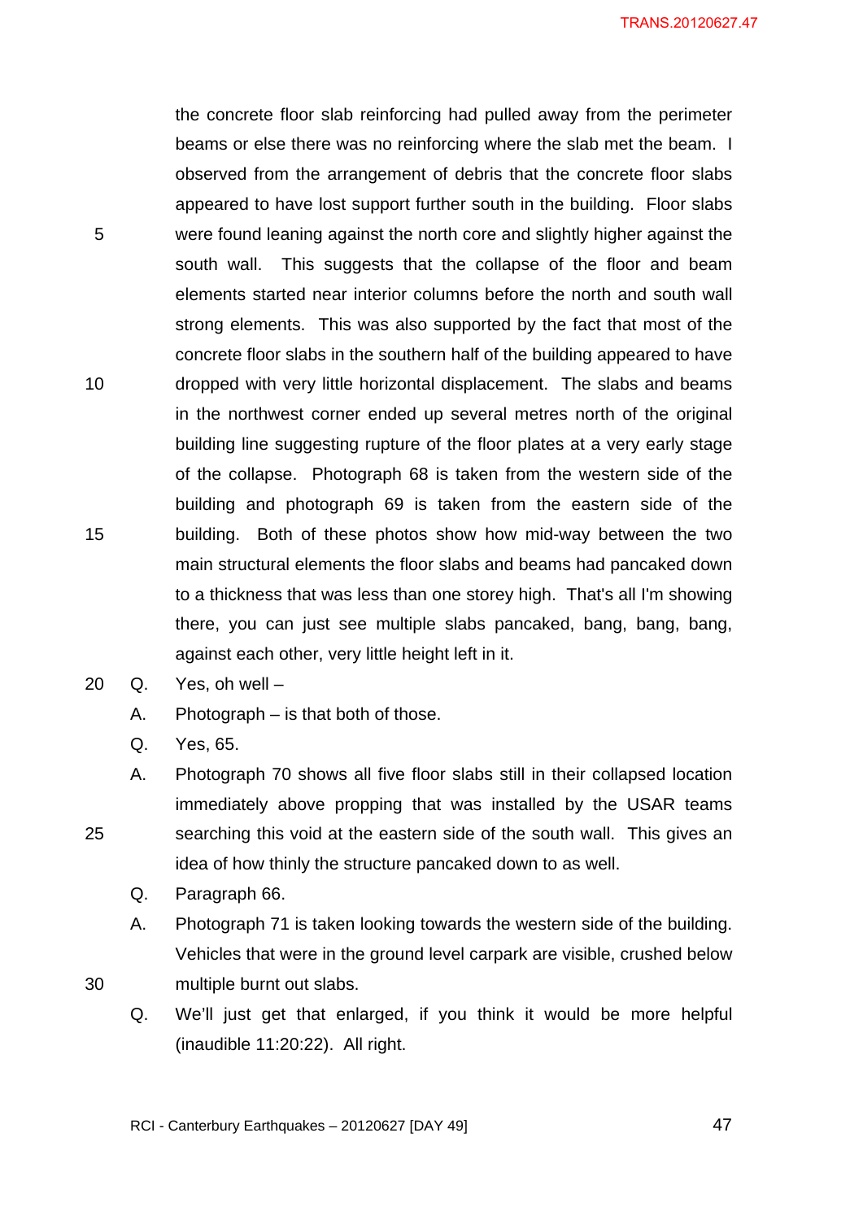the concrete floor slab reinforcing had pulled away from the perimeter beams or else there was no reinforcing where the slab met the beam. I observed from the arrangement of debris that the concrete floor slabs appeared to have lost support further south in the building. Floor slabs were found leaning against the north core and slightly higher against the south wall. This suggests that the collapse of the floor and beam elements started near interior columns before the north and south wall strong elements. This was also supported by the fact that most of the concrete floor slabs in the southern half of the building appeared to have dropped with very little horizontal displacement. The slabs and beams in the northwest corner ended up several metres north of the original building line suggesting rupture of the floor plates at a very early stage of the collapse. Photograph 68 is taken from the western side of the building and photograph 69 is taken from the eastern side of the building. Both of these photos show how mid-way between the two main structural elements the floor slabs and beams had pancaked down to a thickness that was less than one storey high. That's all I'm showing there, you can just see multiple slabs pancaked, bang, bang, bang, against each other, very little height left in it.

Q. Yes, oh well –

A. Photograph – is that both of those.

Q. Yes, 65.

A. Photograph 70 shows all five floor slabs still in their collapsed location immediately above propping that was installed by the USAR teams searching this void at the eastern side of the south wall. This gives an idea of how thinly the structure pancaked down to as well.

Q. Paragraph 66.

A. Photograph 71 is taken looking towards the western side of the building. Vehicles that were in the ground level carpark are visible, crushed below multiple burnt out slabs.

Q. We'll just get that enlarged, if you think it would be more helpful (inaudible 11:20:22). All right.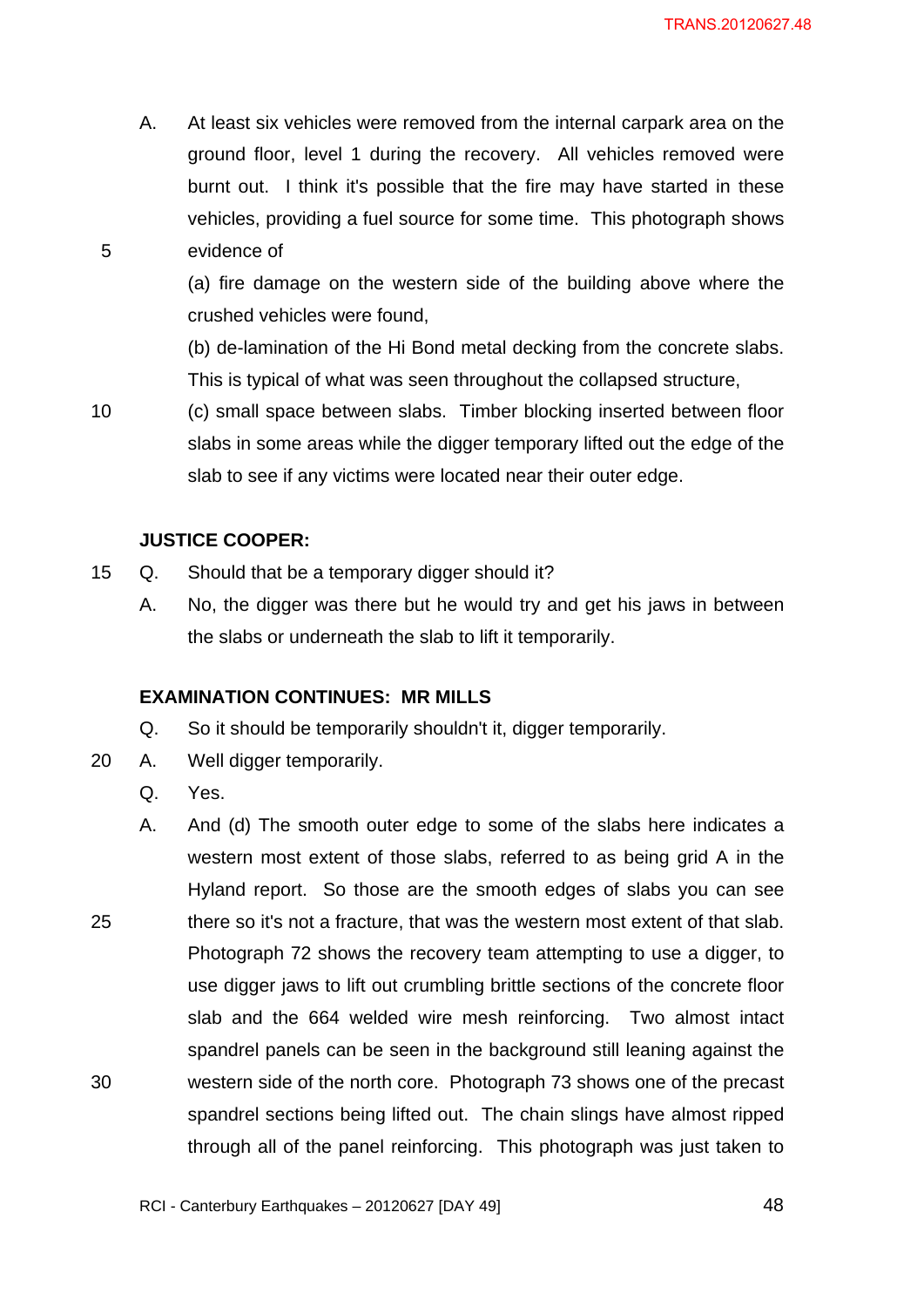A. At least six vehicles were removed from the internal carpark area on the ground floor, level 1 during the recovery. All vehicles removed were burnt out. I think it's possible that the fire may have started in these vehicles, providing a fuel source for some time. This photograph shows evidence of

(a) fire damage on the western side of the building above where the crushed vehicles were found,

(b) de-lamination of the Hi Bond metal decking from the concrete slabs. This is typical of what was seen throughout the collapsed structure,

(c) small space between slabs. Timber blocking inserted between floor slabs in some areas while the digger temporary lifted out the edge of the slab to see if any victims were located near their outer edge.

**JUSTICE COOPER:**

Q. Should that be a temporary digger should it?

A. No, the digger was there but he would try and get his jaws in between the slabs or underneath the slab to lift it temporarily.

**EXAMINATION CONTINUES: MR MILLS**

Q. So it should be temporarily shouldn't it, digger temporarily.

A. Well digger temporarily.

Q. Yes.

A. And (d) The smooth outer edge to some of the slabs here indicates a western most extent of those slabs, referred to as being grid A in the Hyland report. So those are the smooth edges of slabs you can see there so it's not a fracture, that was the western most extent of that slab. Photograph 72 shows the recovery team attempting to use a digger, to use digger jaws to lift out crumbling brittle sections of the concrete floor slab and the 664 welded wire mesh reinforcing. Two almost intact spandrel panels can be seen in the background still leaning against the western side of the north core. Photograph 73 shows one of the precast spandrel sections being lifted out. The chain slings have almost ripped through all of the panel reinforcing. This photograph was just taken to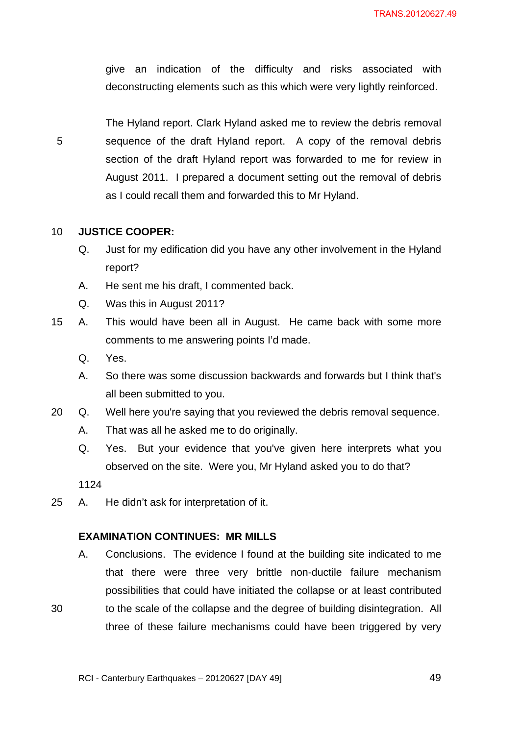give an indication of the difficulty and risks associated with deconstructing elements such as this which were very lightly reinforced.

The Hyland report. Clark Hyland asked me to review the debris removal sequence of the draft Hyland report. A copy of the removal debris section of the draft Hyland report was forwarded to me for review in August 2011. I prepared a document setting out the removal of debris as I could recall them and forwarded this to Mr Hyland.

**JUSTICE COOPER:**

Q. Just for my edification did you have any other involvement in the Hyland report?

A. He sent me his draft, I commented back.

Q. Was this in August 2011?

A. This would have been all in August. He came back with some more comments to me answering points I'd made.

Q. Yes.

A. So there was some discussion backwards and forwards but I think that's all been submitted to you.

Q. Well here you're saying that you reviewed the debris removal sequence.

A. That was all he asked me to do originally.

Q. Yes. But your evidence that you've given here interprets what you observed on the site. Were you, Mr Hyland asked you to do that?

1124

A. He didn't ask for interpretation of it.

**EXAMINATION CONTINUES: MR MILLS**

A. Conclusions. The evidence I found at the building site indicated to me that there were three very brittle non-ductile failure mechanism possibilities that could have initiated the collapse or at least contributed to the scale of the collapse and the degree of building disintegration. All three of these failure mechanisms could have been triggered by very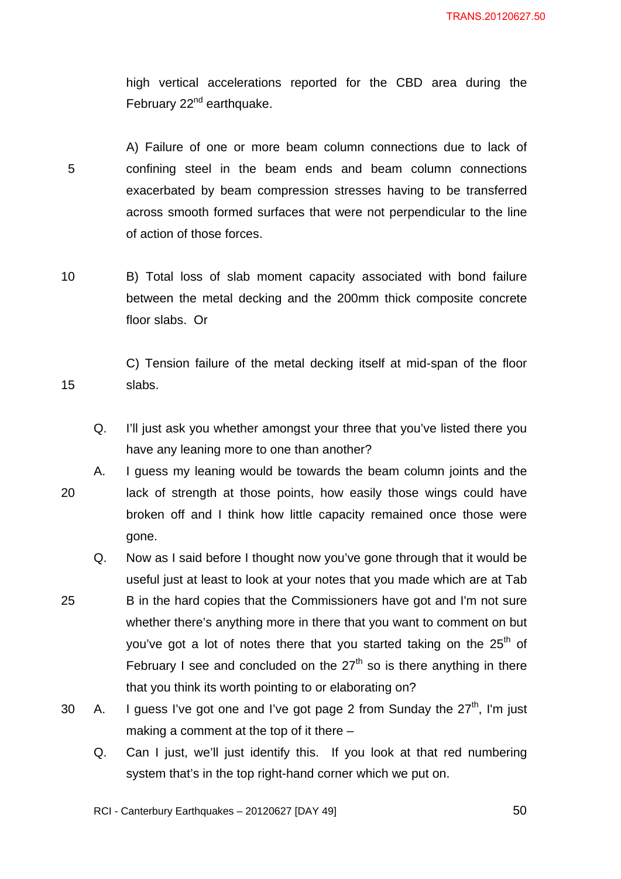high vertical accelerations reported for the CBD area during the February 22nd earthquake.

A) Failure of one or more beam column connections due to lack of confining steel in the beam ends and beam column connections exacerbated by beam compression stresses having to be transferred across smooth formed surfaces that were not perpendicular to the line of action of those forces.

B) Total loss of slab moment capacity associated with bond failure between the metal decking and the 200mm thick composite concrete floor slabs. Or

C) Tension failure of the metal decking itself at mid-span of the floor slabs.

Q. I'll just ask you whether amongst your three that you've listed there you have any leaning more to one than another?

A. I guess my leaning would be towards the beam column joints and the lack of strength at those points, how easily those wings could have broken off and I think how little capacity remained once those were gone.

Q. Now as I said before I thought now you've gone through that it would be useful just at least to look at your notes that you made which are at Tab B in the hard copies that the Commissioners have got and I'm not sure whether there's anything more in there that you want to comment on but you've got a lot of notes there that you started taking on the 25th of February I see and concluded on the 27th so is there anything in there that you think its worth pointing to or elaborating on?

A. I guess I've got one and I've got page 2 from Sunday the 27th, I'm just making a comment at the top of it there –

Q. Can I just, we'll just identify this. If you look at that red numbering system that's in the top right-hand corner which we put on.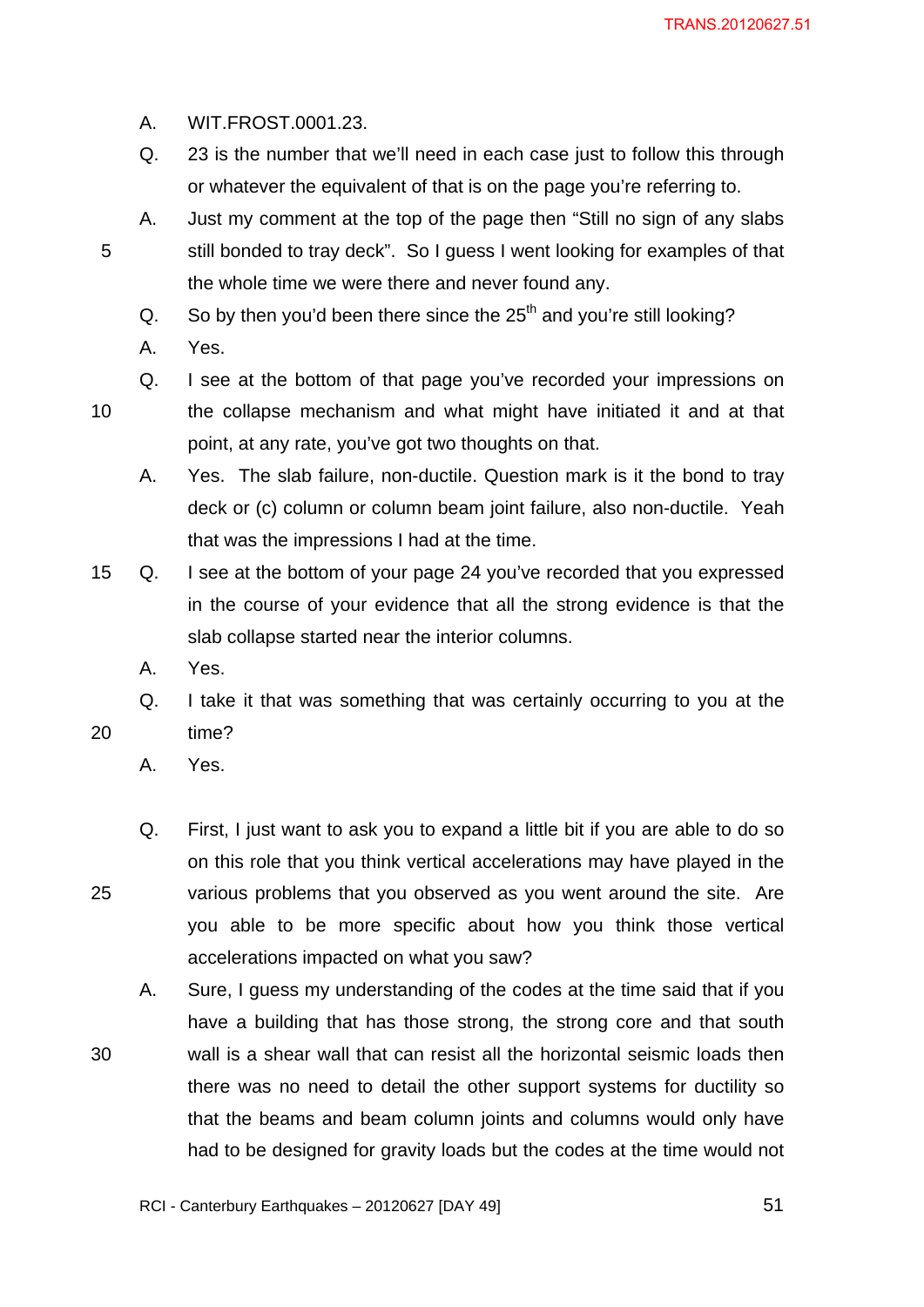A. WIT.FROST.0001.23.

Q. 23 is the number that we'll need in each case just to follow this through or whatever the equivalent of that is on the page you're referring to.

A. Just my comment at the top of the page then "Still no sign of any slabs still bonded to tray deck". So I guess I went looking for examples of that the whole time we were there and never found any.

Q. So by then you'd been there since the 25th and you're still looking?

A. Yes.

Q. I see at the bottom of that page you've recorded your impressions on the collapse mechanism and what might have initiated it and at that point, at any rate, you've got two thoughts on that.

A. Yes. The slab failure, non-ductile. Question mark is it the bond to tray deck or (c) column or column beam joint failure, also non-ductile. Yeah that was the impressions I had at the time.

Q. I see at the bottom of your page 24 you've recorded that you expressed in the course of your evidence that all the strong evidence is that the slab collapse started near the interior columns.

A. Yes.

Q. I take it that was something that was certainly occurring to you at the time?

A. Yes.

Q. First, I just want to ask you to expand a little bit if you are able to do so on this role that you think vertical accelerations may have played in the various problems that you observed as you went around the site. Are you able to be more specific about how you think those vertical accelerations impacted on what you saw?

A. Sure, I guess my understanding of the codes at the time said that if you have a building that has those strong, the strong core and that south wall is a shear wall that can resist all the horizontal seismic loads then there was no need to detail the other support systems for ductility so that the beams and beam column joints and columns would only have had to be designed for gravity loads but the codes at the time would not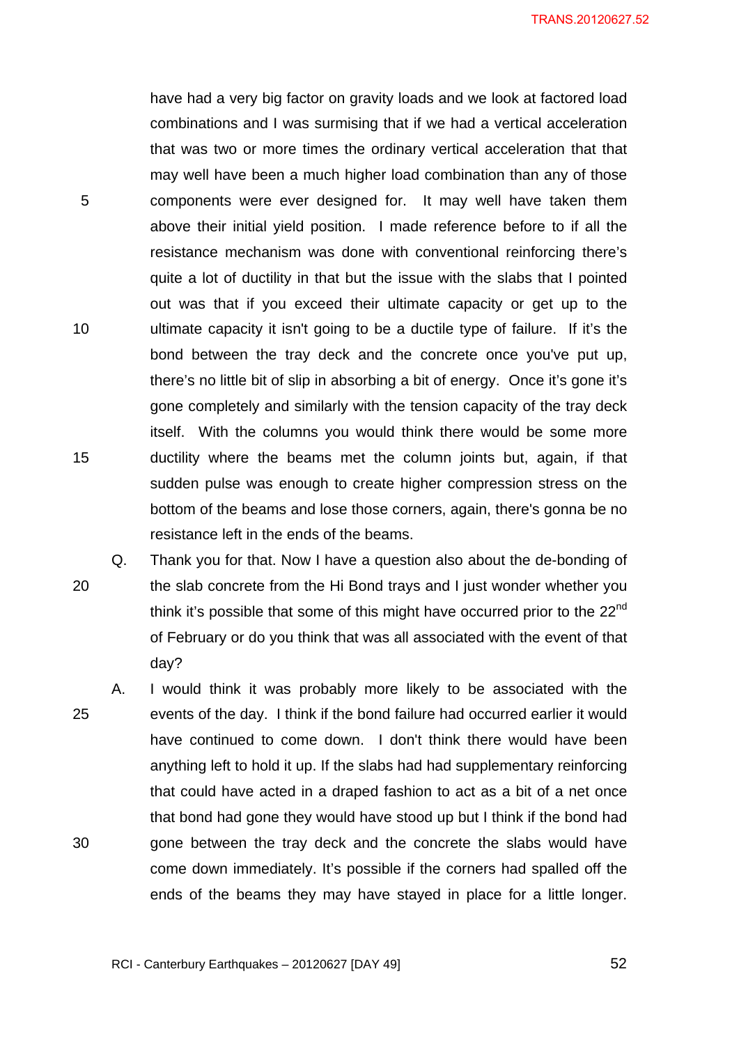have had a very big factor on gravity loads and we look at factored load combinations and I was surmising that if we had a vertical acceleration that was two or more times the ordinary vertical acceleration that that may well have been a much higher load combination than any of those components were ever designed for. It may well have taken them above their initial yield position. I made reference before to if all the resistance mechanism was done with conventional reinforcing there's quite a lot of ductility in that but the issue with the slabs that I pointed out was that if you exceed their ultimate capacity or get up to the ultimate capacity it isn't going to be a ductile type of failure. If it's the bond between the tray deck and the concrete once you've put up, there's no little bit of slip in absorbing a bit of energy. Once it's gone it's gone completely and similarly with the tension capacity of the tray deck itself. With the columns you would think there would be some more ductility where the beams met the column joints but, again, if that sudden pulse was enough to create higher compression stress on the bottom of the beams and lose those corners, again, there's gonna be no resistance left in the ends of the beams.

Q. Thank you for that. Now I have a question also about the de-bonding of the slab concrete from the Hi Bond trays and I just wonder whether you think it's possible that some of this might have occurred prior to the 22nd of February or do you think that was all associated with the event of that day?

A. I would think it was probably more likely to be associated with the events of the day. I think if the bond failure had occurred earlier it would have continued to come down. I don't think there would have been anything left to hold it up. If the slabs had had supplementary reinforcing that could have acted in a draped fashion to act as a bit of a net once that bond had gone they would have stood up but I think if the bond had gone between the tray deck and the concrete the slabs would have come down immediately. It's possible if the corners had spalled off the ends of the beams they may have stayed in place for a little longer.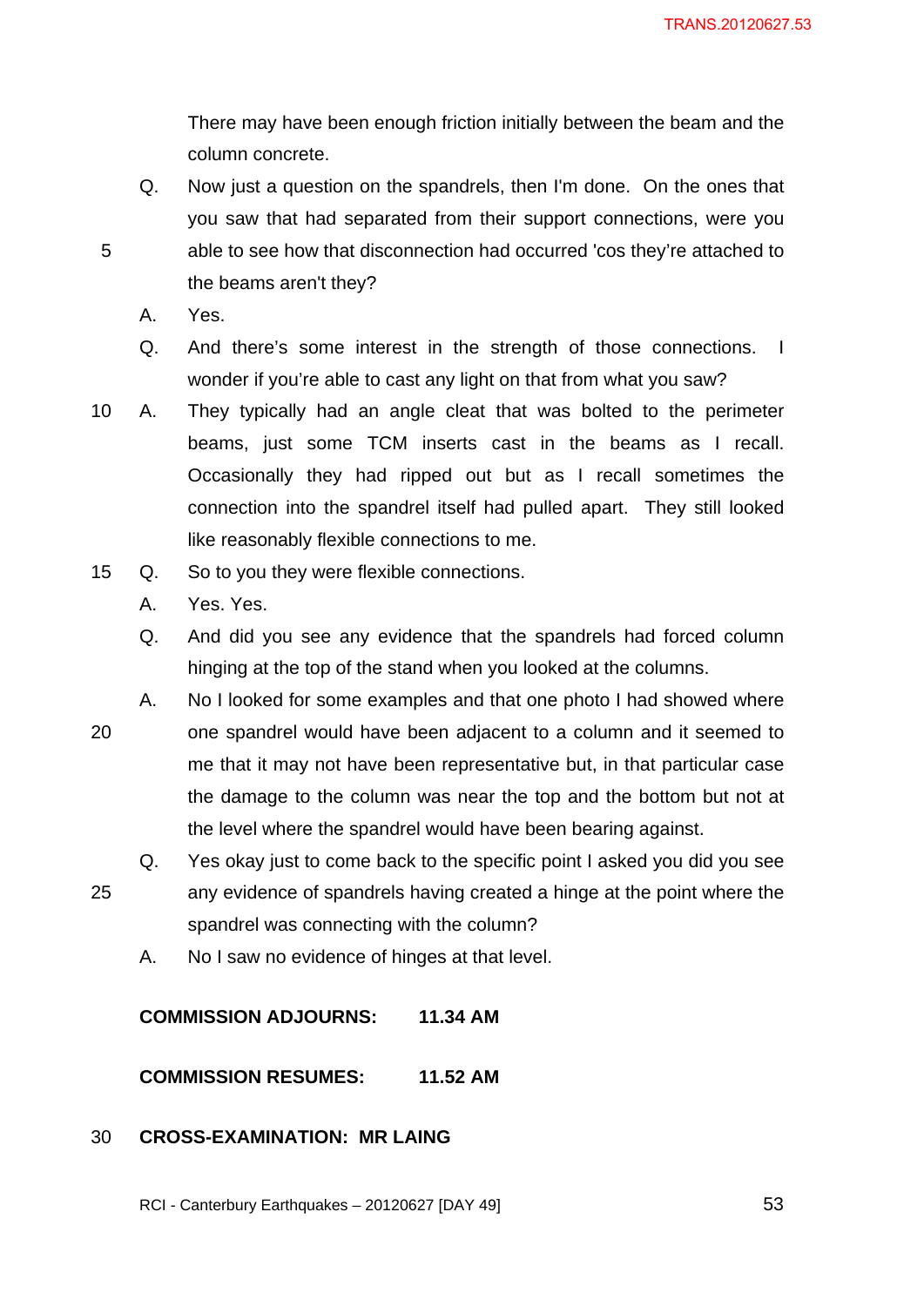There may have been enough friction initially between the beam and the column concrete.

Q. Now just a question on the spandrels, then I'm done. On the ones that you saw that had separated from their support connections, were you able to see how that disconnection had occurred 'cos they're attached to the beams aren't they?

A. Yes.

Q. And there's some interest in the strength of those connections. I wonder if you're able to cast any light on that from what you saw?

A. They typically had an angle cleat that was bolted to the perimeter beams, just some TCM inserts cast in the beams as I recall. Occasionally they had ripped out but as I recall sometimes the connection into the spandrel itself had pulled apart. They still looked like reasonably flexible connections to me.

Q. So to you they were flexible connections.

A. Yes. Yes.

Q. And did you see any evidence that the spandrels had forced column hinging at the top of the stand when you looked at the columns.

A. No I looked for some examples and that one photo I had showed where one spandrel would have been adjacent to a column and it seemed to me that it may not have been representative but, in that particular case the damage to the column was near the top and the bottom but not at the level where the spandrel would have been bearing against.

Q. Yes okay just to come back to the specific point I asked you did you see any evidence of spandrels having created a hinge at the point where the spandrel was connecting with the column?

A. No I saw no evidence of hinges at that level.

**COMMISSION ADJOURNS: 11.34 AM**

**COMMISSION RESUMES: 11.52 AM**

**CROSS-EXAMINATION: MR LAING**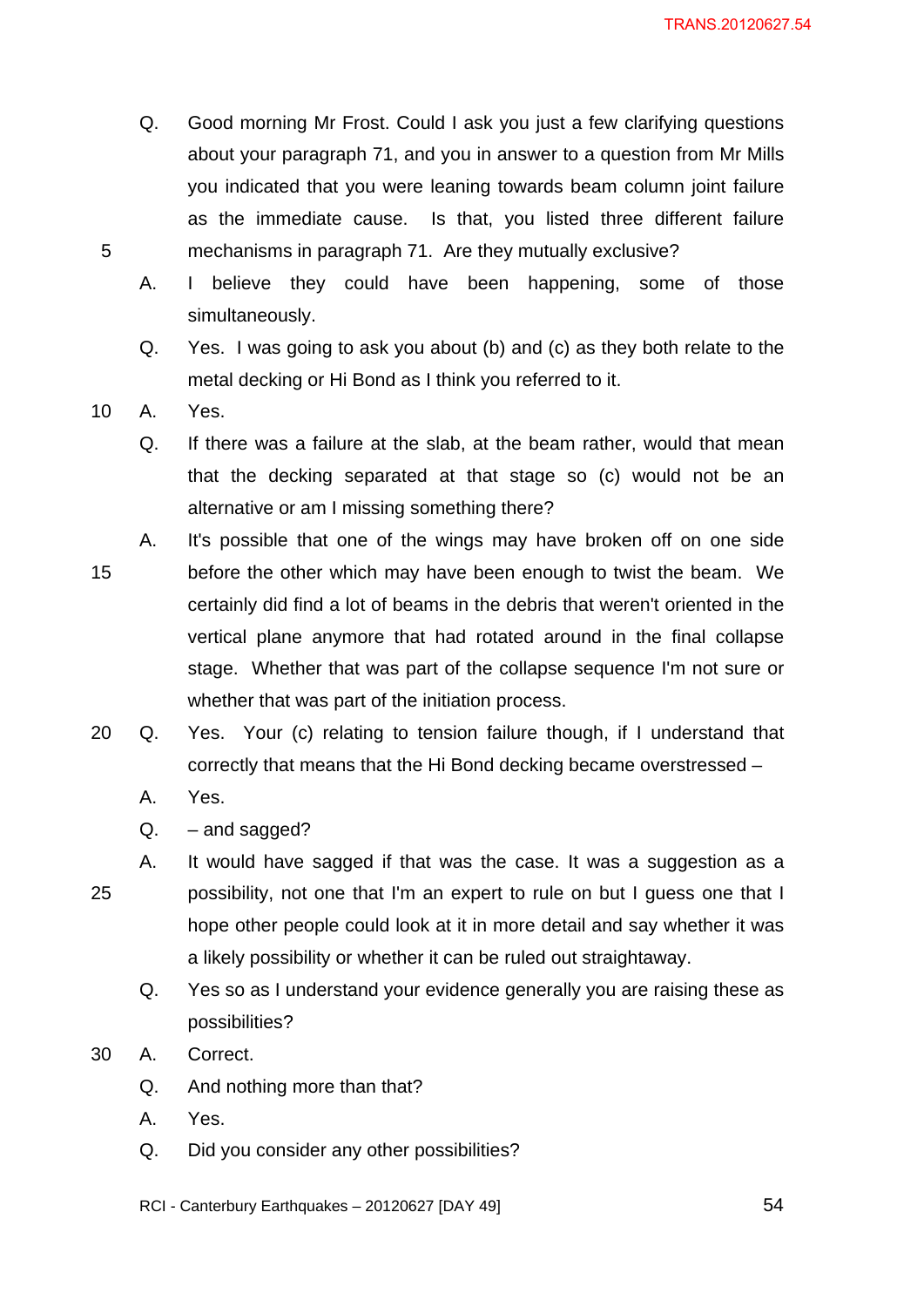Q. Good morning Mr Frost. Could I ask you just a few clarifying questions about your paragraph 71, and you in answer to a question from Mr Mills you indicated that you were leaning towards beam column joint failure as the immediate cause. Is that, you listed three different failure mechanisms in paragraph 71. Are they mutually exclusive?

A. I believe they could have been happening, some of those simultaneously.

Q. Yes. I was going to ask you about (b) and (c) as they both relate to the metal decking or Hi Bond as I think you referred to it.

A. Yes.

Q. If there was a failure at the slab, at the beam rather, would that mean that the decking separated at that stage so (c) would not be an alternative or am I missing something there?

A. It's possible that one of the wings may have broken off on one side before the other which may have been enough to twist the beam. We certainly did find a lot of beams in the debris that weren't oriented in the vertical plane anymore that had rotated around in the final collapse stage. Whether that was part of the collapse sequence I'm not sure or whether that was part of the initiation process.

Q. Yes. Your (c) relating to tension failure though, if I understand that correctly that means that the Hi Bond decking became overstressed –

A. Yes.

Q. – and sagged?

A. It would have sagged if that was the case. It was a suggestion as a possibility, not one that I'm an expert to rule on but I guess one that I hope other people could look at it in more detail and say whether it was a likely possibility or whether it can be ruled out straightaway.

Q. Yes so as I understand your evidence generally you are raising these as possibilities?

A. Correct.

Q. And nothing more than that?

A. Yes.

Q. Did you consider any other possibilities?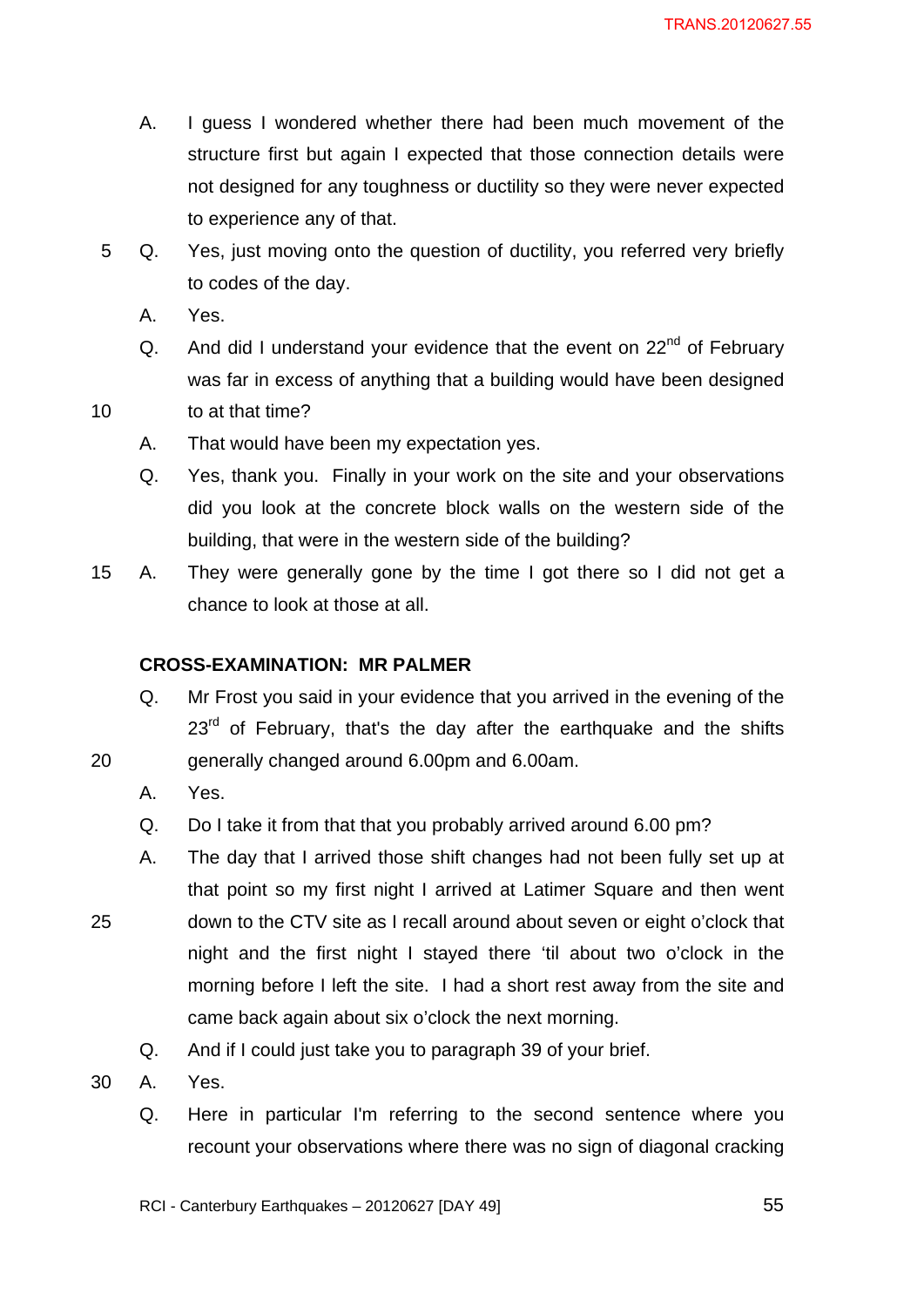A. I guess I wondered whether there had been much movement of the structure first but again I expected that those connection details were not designed for any toughness or ductility so they were never expected to experience any of that.

Q. Yes, just moving onto the question of ductility, you referred very briefly to codes of the day.

A. Yes.

Q. And did I understand your evidence that the event on 22nd of February was far in excess of anything that a building would have been designed to at that time?

A. That would have been my expectation yes.

Q. Yes, thank you. Finally in your work on the site and your observations did you look at the concrete block walls on the western side of the building, that were in the western side of the building?

A. They were generally gone by the time I got there so I did not get a chance to look at those at all.

**CROSS-EXAMINATION: MR PALMER**

Q. Mr Frost you said in your evidence that you arrived in the evening of the 23rd of February, that's the day after the earthquake and the shifts generally changed around 6.00pm and 6.00am.

A. Yes.

Q. Do I take it from that that you probably arrived around 6.00 pm?

A. The day that I arrived those shift changes had not been fully set up at that point so my first night I arrived at Latimer Square and then went down to the CTV site as I recall around about seven or eight o'clock that night and the first night I stayed there 'til about two o'clock in the morning before I left the site. I had a short rest away from the site and came back again about six o'clock the next morning.

Q. And if I could just take you to paragraph 39 of your brief.

A. Yes.

Q. Here in particular I'm referring to the second sentence where you recount your observations where there was no sign of diagonal cracking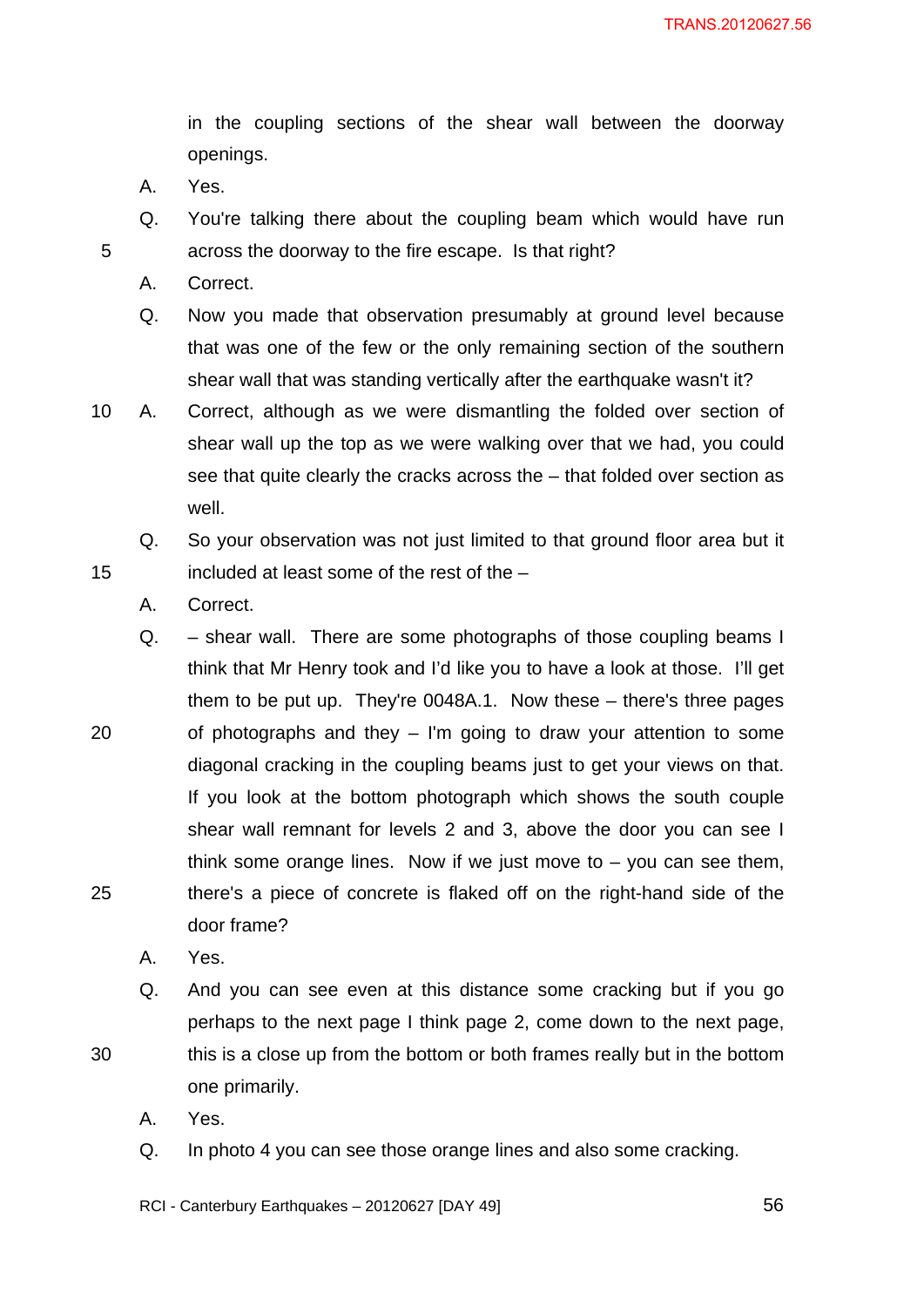in the coupling sections of the shear wall between the doorway openings.

A. Yes.

Q. You're talking there about the coupling beam which would have run across the doorway to the fire escape. Is that right?

A. Correct.

Q. Now you made that observation presumably at ground level because that was one of the few or the only remaining section of the southern shear wall that was standing vertically after the earthquake wasn't it?

A. Correct, although as we were dismantling the folded over section of shear wall up the top as we were walking over that we had, you could see that quite clearly the cracks across the – that folded over section as well.

Q. So your observation was not just limited to that ground floor area but it included at least some of the rest of the –

A. Correct.

Q. – shear wall. There are some photographs of those coupling beams I think that Mr Henry took and I'd like you to have a look at those. I'll get them to be put up. They're 0048A.1. Now these – there's three pages of photographs and they – I'm going to draw your attention to some diagonal cracking in the coupling beams just to get your views on that. If you look at the bottom photograph which shows the south couple shear wall remnant for levels 2 and 3, above the door you can see I think some orange lines. Now if we just move to – you can see them, there's a piece of concrete is flaked off on the right-hand side of the door frame?

A. Yes.

Q. And you can see even at this distance some cracking but if you go perhaps to the next page I think page 2, come down to the next page, this is a close up from the bottom or both frames really but in the bottom one primarily.

A. Yes.

Q. In photo 4 you can see those orange lines and also some cracking.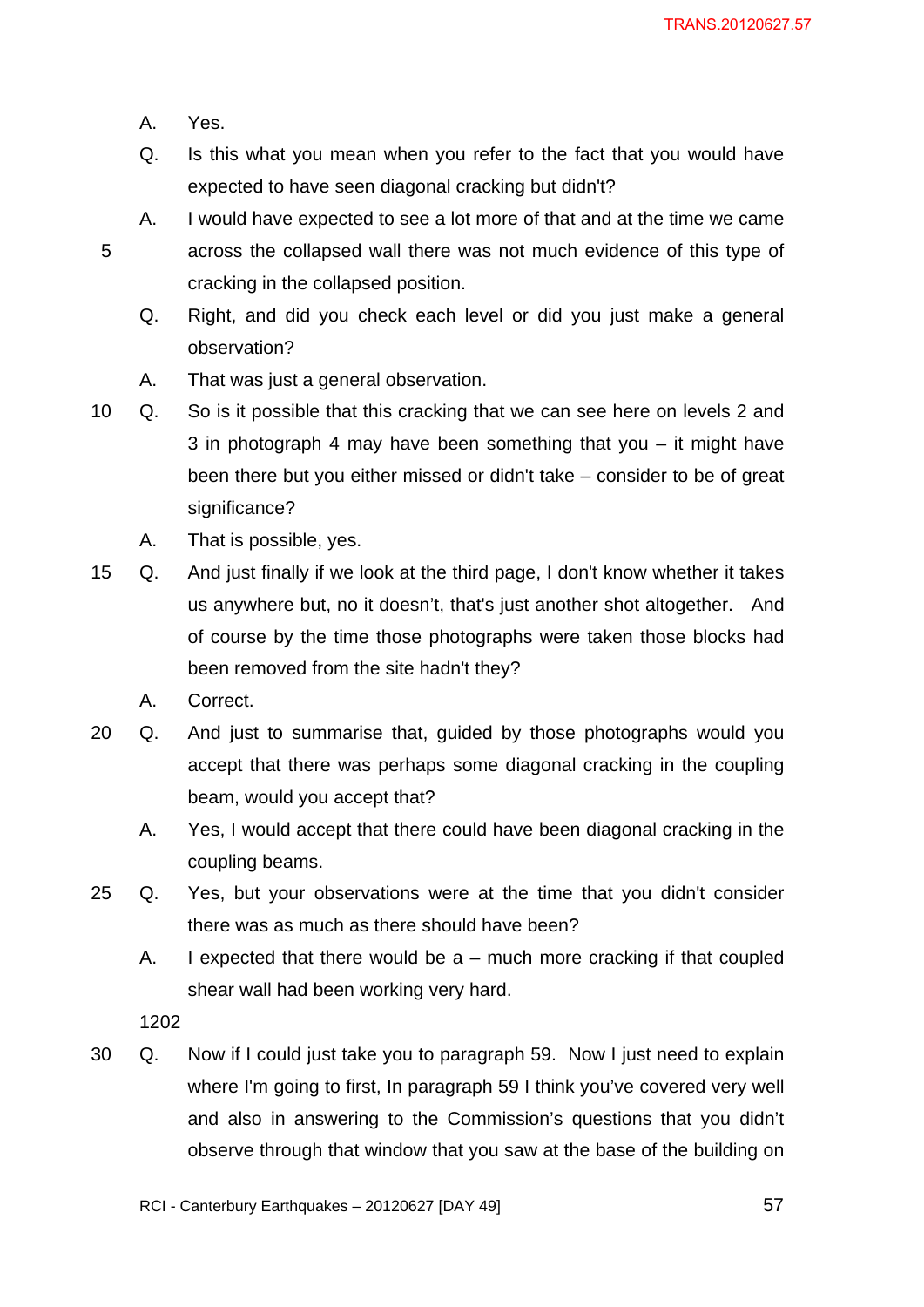A. Yes.

Q. Is this what you mean when you refer to the fact that you would have expected to have seen diagonal cracking but didn't?

A. I would have expected to see a lot more of that and at the time we came across the collapsed wall there was not much evidence of this type of cracking in the collapsed position.

Q. Right, and did you check each level or did you just make a general observation?

A. That was just a general observation.

Q. So is it possible that this cracking that we can see here on levels 2 and 3 in photograph 4 may have been something that you – it might have been there but you either missed or didn't take – consider to be of great significance?

A. That is possible, yes.

Q. And just finally if we look at the third page, I don't know whether it takes us anywhere but, no it doesn't, that's just another shot altogether. And of course by the time those photographs were taken those blocks had been removed from the site hadn't they?

A. Correct.

Q. And just to summarise that, guided by those photographs would you accept that there was perhaps some diagonal cracking in the coupling beam, would you accept that?

A. Yes, I would accept that there could have been diagonal cracking in the coupling beams.

Q. Yes, but your observations were at the time that you didn't consider there was as much as there should have been?

A. I expected that there would be a – much more cracking if that coupled shear wall had been working very hard.

1202

Q. Now if I could just take you to paragraph 59. Now I just need to explain where I'm going to first, In paragraph 59 I think you've covered very well and also in answering to the Commission's questions that you didn't observe through that window that you saw at the base of the building on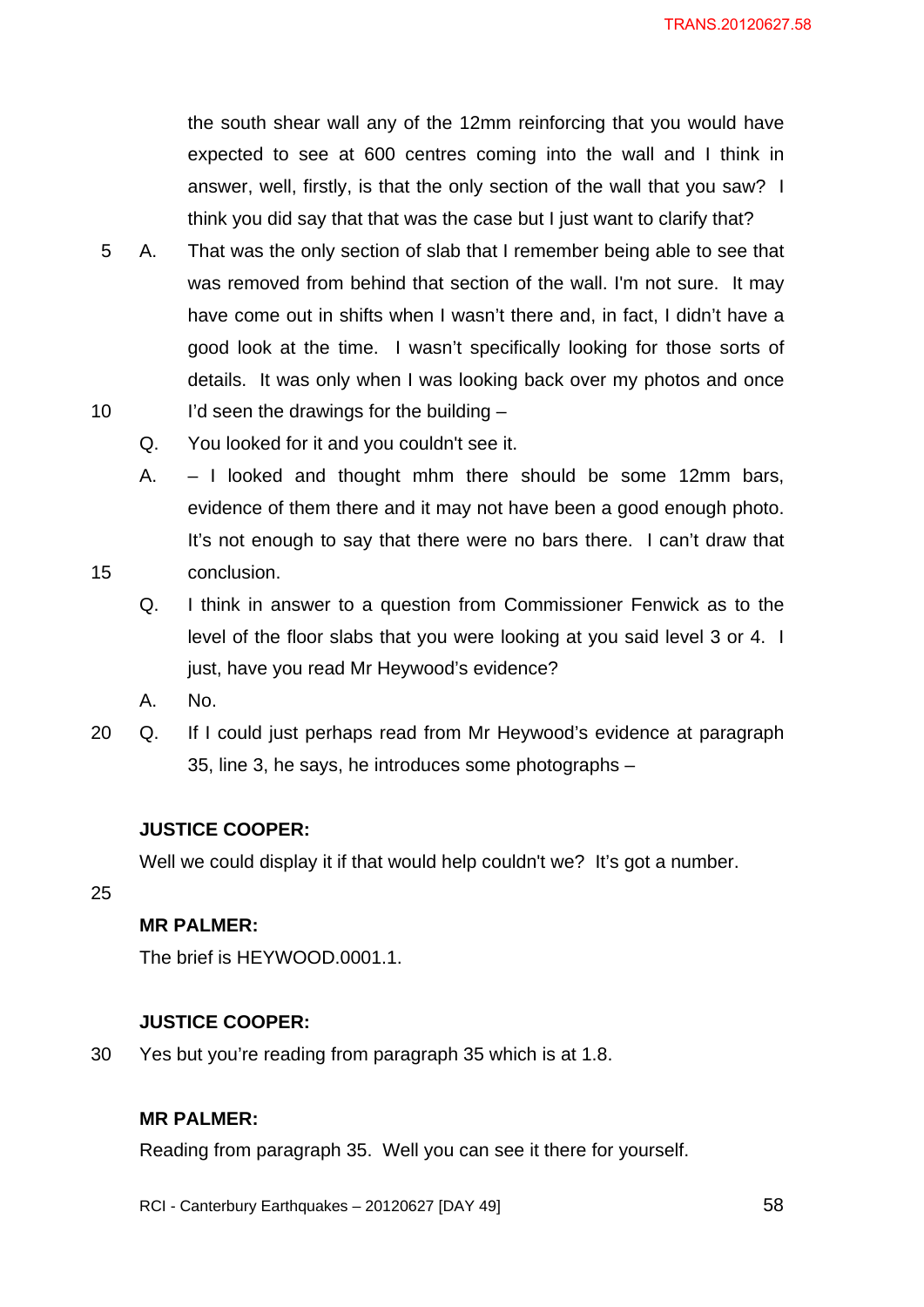the south shear wall any of the 12mm reinforcing that you would have expected to see at 600 centres coming into the wall and I think in answer, well, firstly, is that the only section of the wall that you saw? I think you did say that that was the case but I just want to clarify that?

A. That was the only section of slab that I remember being able to see that was removed from behind that section of the wall. I'm not sure. It may have come out in shifts when I wasn't there and, in fact, I didn't have a good look at the time. I wasn't specifically looking for those sorts of details. It was only when I was looking back over my photos and once I'd seen the drawings for the building –

Q. You looked for it and you couldn't see it.

A. – I looked and thought mhm there should be some 12mm bars, evidence of them there and it may not have been a good enough photo. It's not enough to say that there were no bars there. I can't draw that conclusion.

Q. I think in answer to a question from Commissioner Fenwick as to the level of the floor slabs that you were looking at you said level 3 or 4. I just, have you read Mr Heywood's evidence?

A. No.

Q. If I could just perhaps read from Mr Heywood's evidence at paragraph 35, line 3, he says, he introduces some photographs –

**JUSTICE COOPER:**

Well we could display it if that would help couldn't we? It's got a number.

**MR PALMER:**

The brief is HEYWOOD.0001.1.

**JUSTICE COOPER:**

Yes but you're reading from paragraph 35 which is at 1.8.

**MR PALMER:**

Reading from paragraph 35. Well you can see it there for yourself.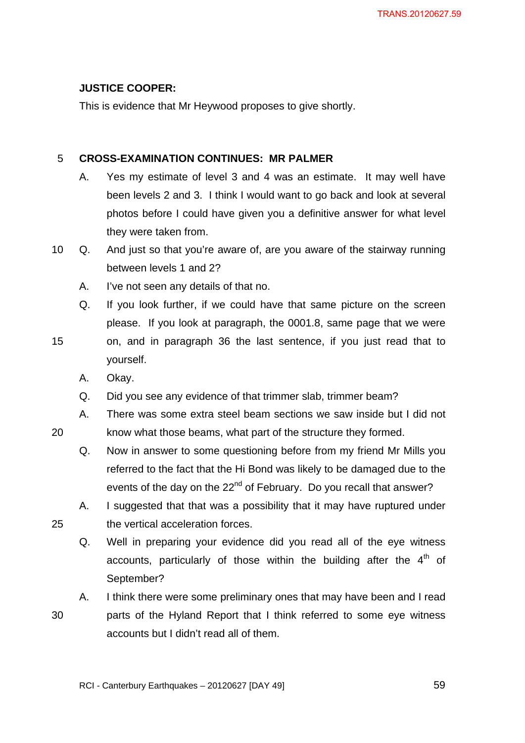**JUSTICE COOPER:**

This is evidence that Mr Heywood proposes to give shortly.

**CROSS-EXAMINATION CONTINUES: MR PALMER**

A. Yes my estimate of level 3 and 4 was an estimate. It may well have been levels 2 and 3. I think I would want to go back and look at several photos before I could have given you a definitive answer for what level they were taken from.

Q. And just so that you're aware of, are you aware of the stairway running between levels 1 and 2?

A. I've not seen any details of that no.

Q. If you look further, if we could have that same picture on the screen please. If you look at paragraph, the 0001.8, same page that we were on, and in paragraph 36 the last sentence, if you just read that to yourself.

A. Okay.

Q. Did you see any evidence of that trimmer slab, trimmer beam?

A. There was some extra steel beam sections we saw inside but I did not know what those beams, what part of the structure they formed.

Q. Now in answer to some questioning before from my friend Mr Mills you referred to the fact that the Hi Bond was likely to be damaged due to the events of the day on the 22nd of February. Do you recall that answer?

A. I suggested that that was a possibility that it may have ruptured under the vertical acceleration forces.

Q. Well in preparing your evidence did you read all of the eye witness accounts, particularly of those within the building after the 4th of September?

A. I think there were some preliminary ones that may have been and I read parts of the Hyland Report that I think referred to some eye witness accounts but I didn't read all of them.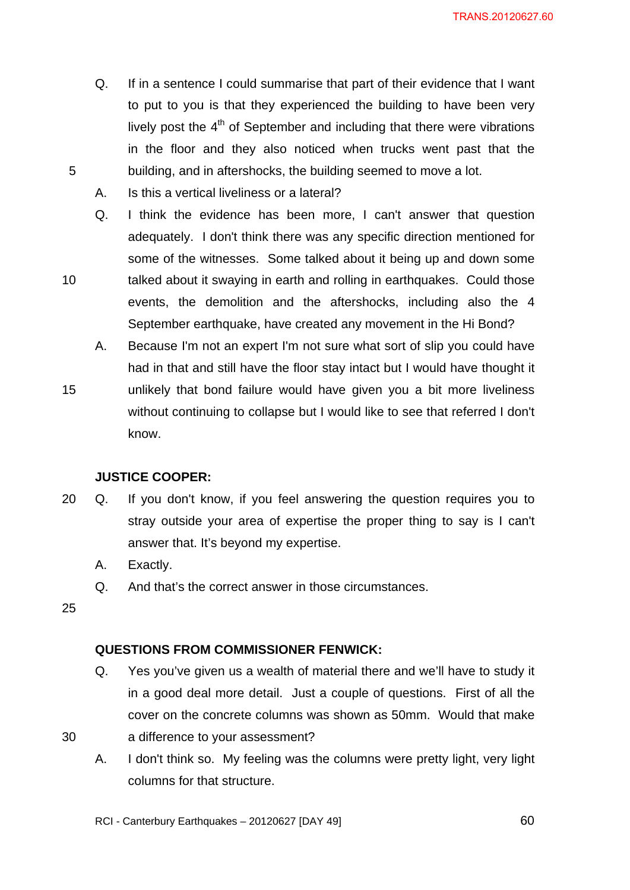Q. If in a sentence I could summarise that part of their evidence that I want to put to you is that they experienced the building to have been very lively post the 4th of September and including that there were vibrations in the floor and they also noticed when trucks went past that the building, and in aftershocks, the building seemed to move a lot.

A. Is this a vertical liveliness or a lateral?

Q. I think the evidence has been more, I can't answer that question adequately. I don't think there was any specific direction mentioned for some of the witnesses. Some talked about it being up and down some talked about it swaying in earth and rolling in earthquakes. Could those events, the demolition and the aftershocks, including also the 4 September earthquake, have created any movement in the Hi Bond?

A. Because I'm not an expert I'm not sure what sort of slip you could have had in that and still have the floor stay intact but I would have thought it unlikely that bond failure would have given you a bit more liveliness without continuing to collapse but I would like to see that referred I don't know.

**JUSTICE COOPER:**

Q. If you don't know, if you feel answering the question requires you to stray outside your area of expertise the proper thing to say is I can't answer that. It's beyond my expertise.

A. Exactly.

Q. And that's the correct answer in those circumstances.

**QUESTIONS FROM COMMISSIONER FENWICK:**

Q. Yes you've given us a wealth of material there and we'll have to study it in a good deal more detail. Just a couple of questions. First of all the cover on the concrete columns was shown as 50mm. Would that make a difference to your assessment?

A. I don't think so. My feeling was the columns were pretty light, very light columns for that structure.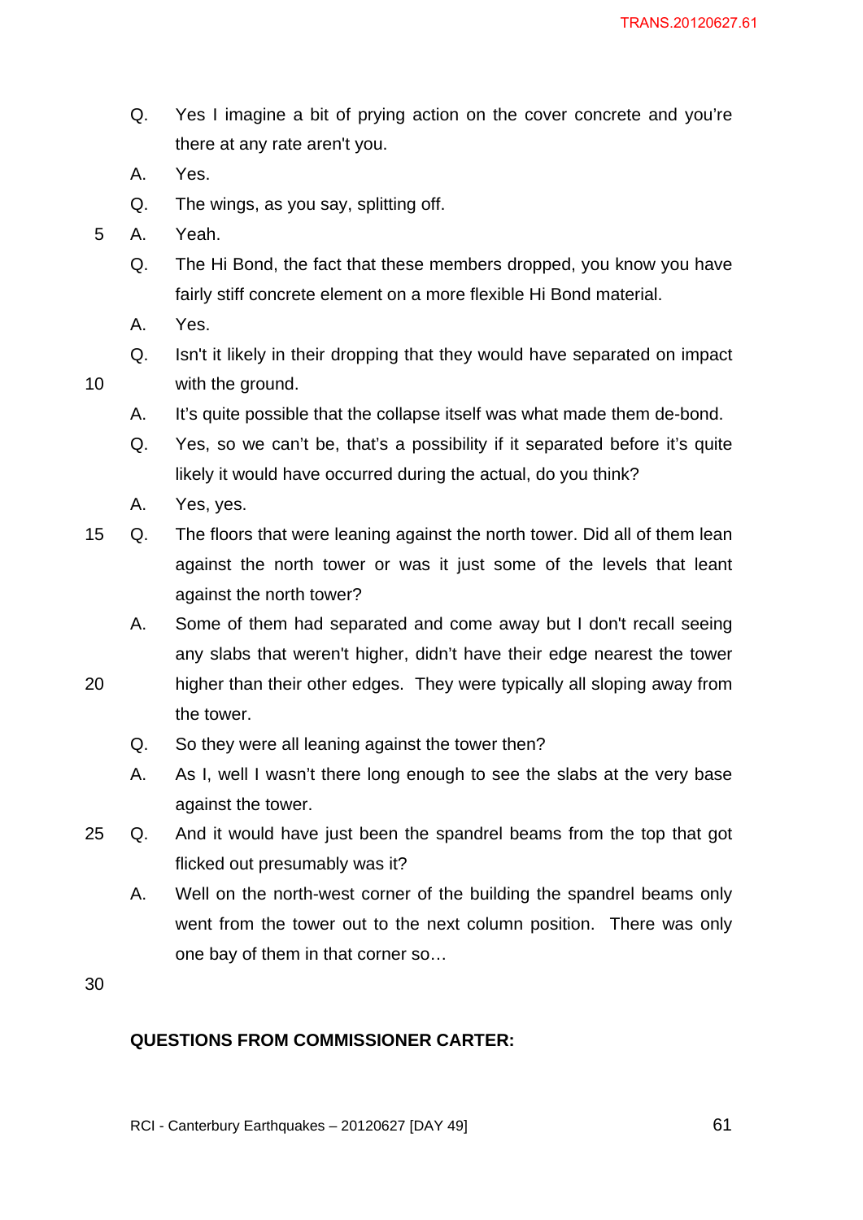Q. Yes I imagine a bit of prying action on the cover concrete and you're there at any rate aren't you.

A. Yes.

Q. The wings, as you say, splitting off.

A. Yeah.

Q. The Hi Bond, the fact that these members dropped, you know you have fairly stiff concrete element on a more flexible Hi Bond material.

A. Yes.

Q. Isn't it likely in their dropping that they would have separated on impact with the ground.

A. It's quite possible that the collapse itself was what made them de-bond.

Q. Yes, so we can't be, that's a possibility if it separated before it's quite likely it would have occurred during the actual, do you think?

A. Yes, yes.

Q. The floors that were leaning against the north tower. Did all of them lean against the north tower or was it just some of the levels that leant against the north tower?

A. Some of them had separated and come away but I don't recall seeing any slabs that weren't higher, didn't have their edge nearest the tower higher than their other edges. They were typically all sloping away from the tower.

Q. So they were all leaning against the tower then?

A. As I, well I wasn't there long enough to see the slabs at the very base against the tower.

Q. And it would have just been the spandrel beams from the top that got flicked out presumably was it?

A. Well on the north-west corner of the building the spandrel beams only went from the tower out to the next column position. There was only one bay of them in that corner so…

**QUESTIONS FROM COMMISSIONER CARTER:**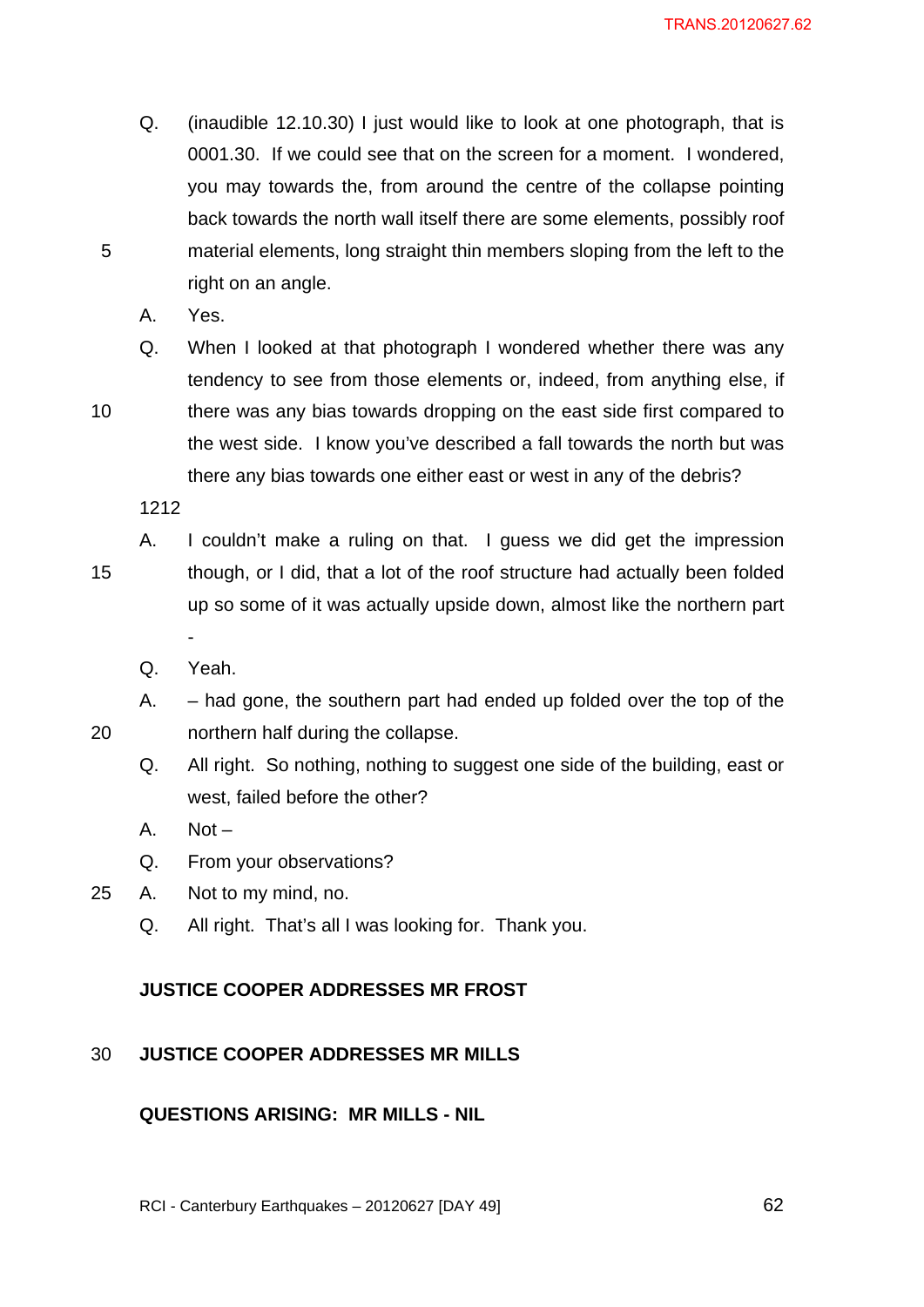Q. (inaudible 12.10.30) I just would like to look at one photograph, that is 0001.30. If we could see that on the screen for a moment. I wondered, you may towards the, from around the centre of the collapse pointing back towards the north wall itself there are some elements, possibly roof material elements, long straight thin members sloping from the left to the right on an angle.

A. Yes.

Q. When I looked at that photograph I wondered whether there was any tendency to see from those elements or, indeed, from anything else, if there was any bias towards dropping on the east side first compared to the west side. I know you've described a fall towards the north but was there any bias towards one either east or west in any of the debris?

1212

A. I couldn't make a ruling on that. I guess we did get the impression though, or I did, that a lot of the roof structure had actually been folded up so some of it was actually upside down, almost like the northern part -

Q. Yeah.

A. – had gone, the southern part had ended up folded over the top of the northern half during the collapse.

Q. All right. So nothing, nothing to suggest one side of the building, east or west, failed before the other?

A. Not –

Q. From your observations?

A. Not to my mind, no.

Q. All right. That's all I was looking for. Thank you.

**JUSTICE COOPER ADDRESSES MR FROST**

**JUSTICE COOPER ADDRESSES MR MILLS**

**QUESTIONS ARISING: MR MILLS - NIL**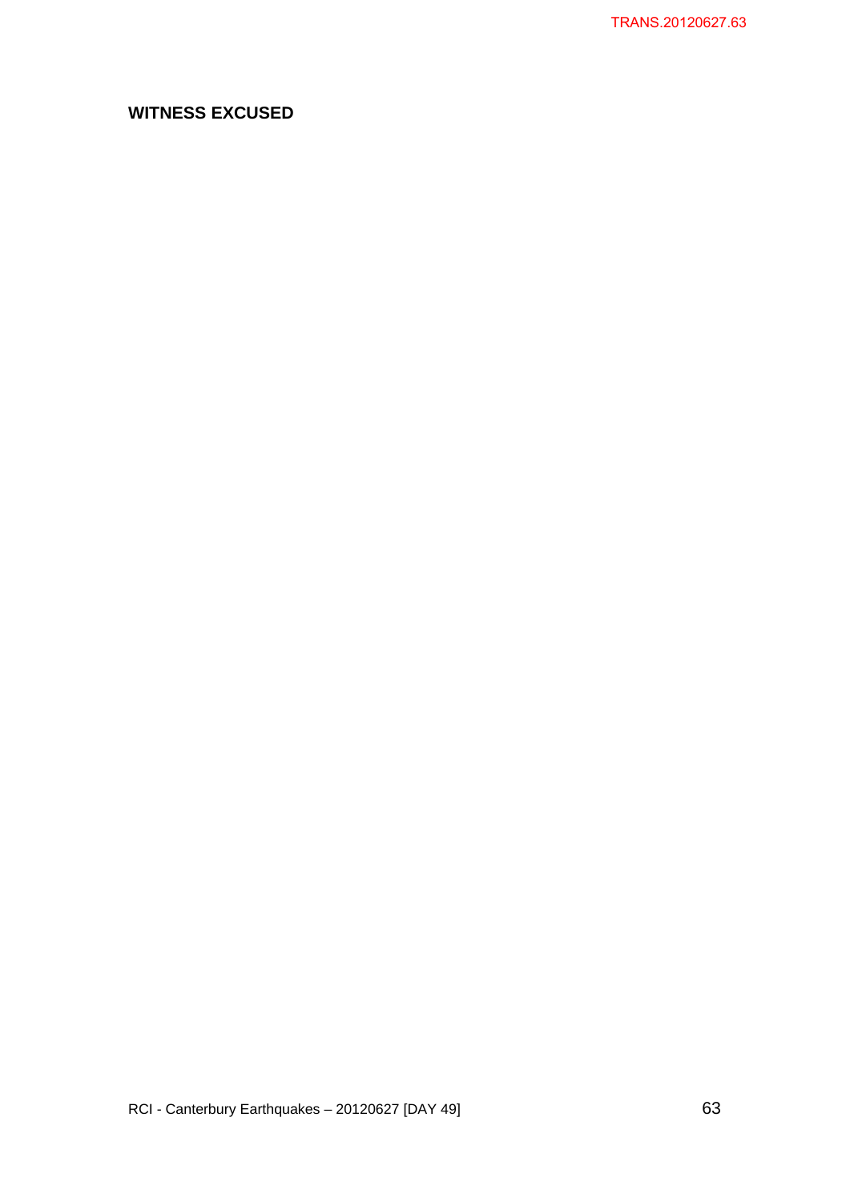**WITNESS EXCUSED**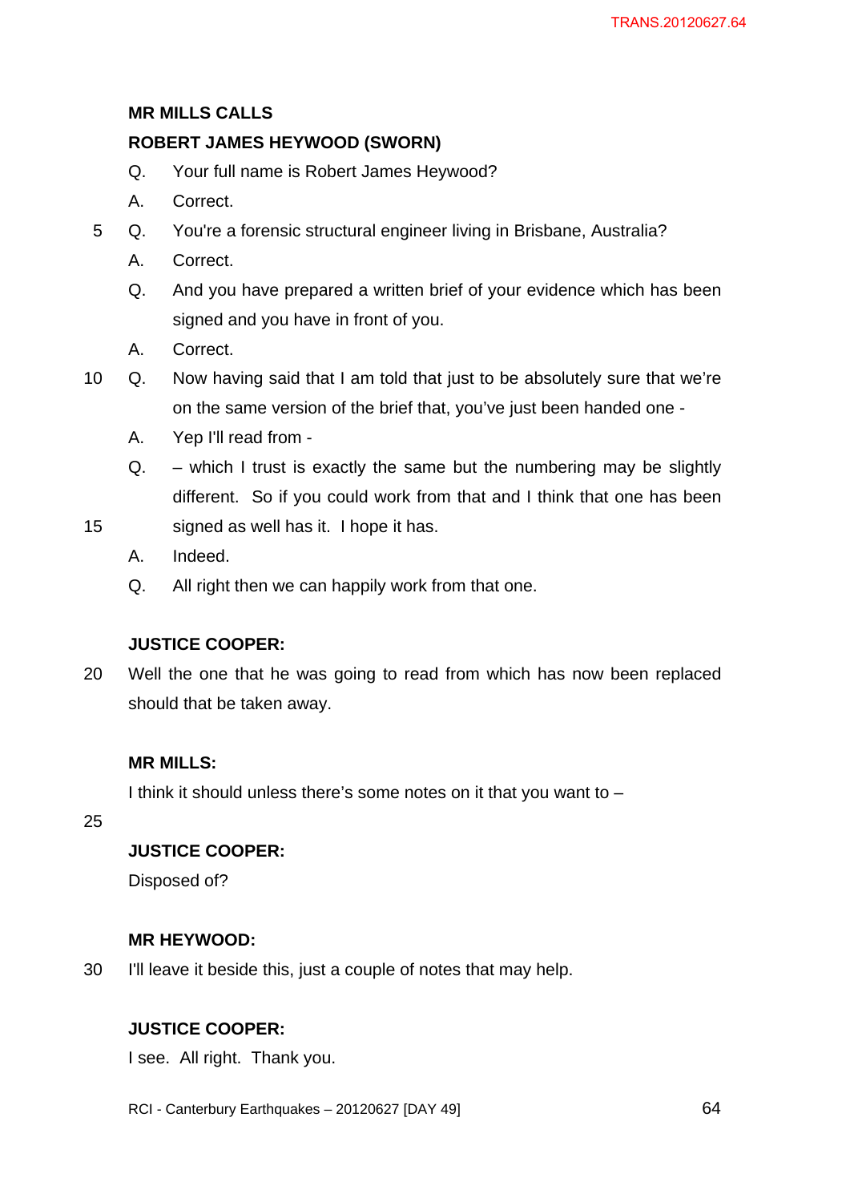**MR MILLS CALLS**

**ROBERT JAMES HEYWOOD (SWORN)**

Q. Your full name is Robert James Heywood?

A. Correct.

Q. You're a forensic structural engineer living in Brisbane, Australia?

A. Correct.

Q. And you have prepared a written brief of your evidence which has been signed and you have in front of you.

A. Correct.

Q. Now having said that I am told that just to be absolutely sure that we're on the same version of the brief that, you've just been handed one -

A. Yep I'll read from -

Q. – which I trust is exactly the same but the numbering may be slightly different. So if you could work from that and I think that one has been signed as well has it. I hope it has.

A. Indeed.

Q. All right then we can happily work from that one.

**JUSTICE COOPER:**

Well the one that he was going to read from which has now been replaced should that be taken away.

**MR MILLS:**

I think it should unless there's some notes on it that you want to –

**JUSTICE COOPER:**

Disposed of?

**MR HEYWOOD:**

I'll leave it beside this, just a couple of notes that may help.

**JUSTICE COOPER:**

I see. All right. Thank you.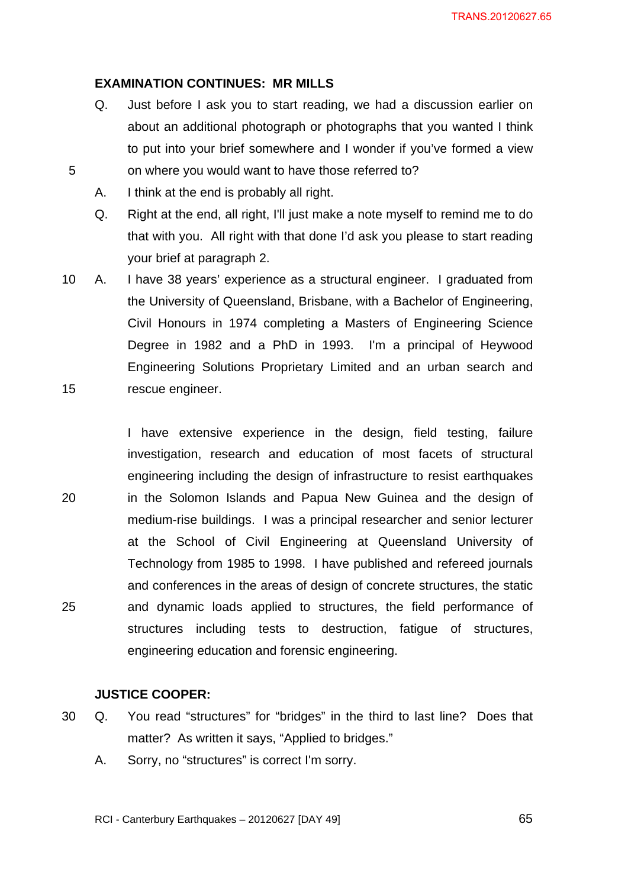**EXAMINATION CONTINUES: MR MILLS**

Q. Just before I ask you to start reading, we had a discussion earlier on about an additional photograph or photographs that you wanted I think to put into your brief somewhere and I wonder if you've formed a view on where you would want to have those referred to?

A. I think at the end is probably all right.

Q. Right at the end, all right, I'll just make a note myself to remind me to do that with you. All right with that done I'd ask you please to start reading your brief at paragraph 2.

A. I have 38 years' experience as a structural engineer. I graduated from the University of Queensland, Brisbane, with a Bachelor of Engineering, Civil Honours in 1974 completing a Masters of Engineering Science Degree in 1982 and a PhD in 1993. I'm a principal of Heywood Engineering Solutions Proprietary Limited and an urban search and rescue engineer.

I have extensive experience in the design, field testing, failure investigation, research and education of most facets of structural engineering including the design of infrastructure to resist earthquakes in the Solomon Islands and Papua New Guinea and the design of medium-rise buildings. I was a principal researcher and senior lecturer at the School of Civil Engineering at Queensland University of Technology from 1985 to 1998. I have published and refereed journals and conferences in the areas of design of concrete structures, the static and dynamic loads applied to structures, the field performance of structures including tests to destruction, fatigue of structures, engineering education and forensic engineering.

**JUSTICE COOPER:**

Q. You read "structures" for "bridges" in the third to last line? Does that matter? As written it says, "Applied to bridges."

A. Sorry, no "structures" is correct I'm sorry.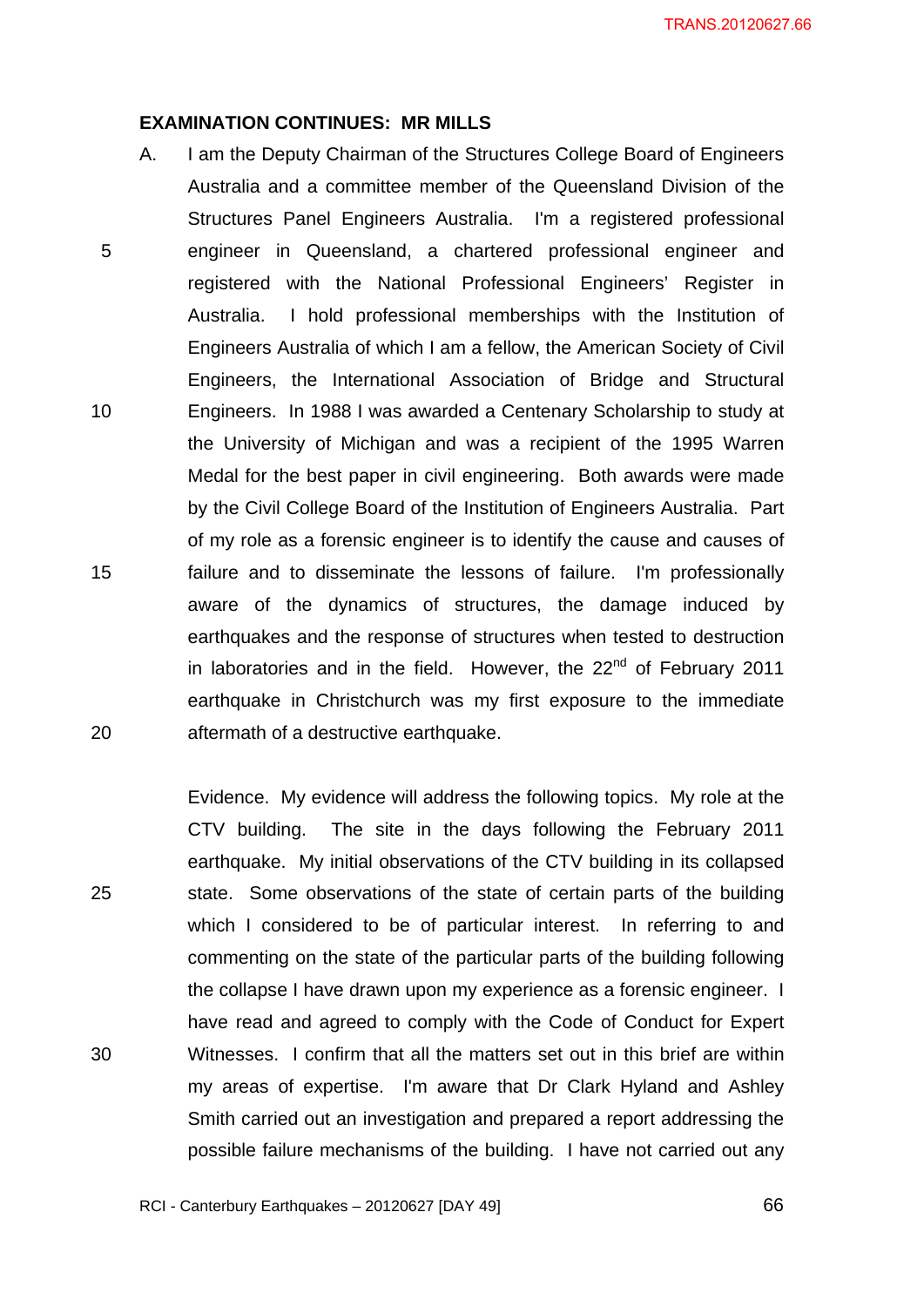**EXAMINATION CONTINUES: MR MILLS**

A. I am the Deputy Chairman of the Structures College Board of Engineers Australia and a committee member of the Queensland Division of the Structures Panel Engineers Australia. I'm a registered professional engineer in Queensland, a chartered professional engineer and registered with the National Professional Engineers' Register in Australia. I hold professional memberships with the Institution of Engineers Australia of which I am a fellow, the American Society of Civil Engineers, the International Association of Bridge and Structural Engineers. In 1988 I was awarded a Centenary Scholarship to study at the University of Michigan and was a recipient of the 1995 Warren Medal for the best paper in civil engineering. Both awards were made by the Civil College Board of the Institution of Engineers Australia. Part of my role as a forensic engineer is to identify the cause and causes of failure and to disseminate the lessons of failure. I'm professionally aware of the dynamics of structures, the damage induced by earthquakes and the response of structures when tested to destruction in laboratories and in the field. However, the 22nd of February 2011 earthquake in Christchurch was my first exposure to the immediate aftermath of a destructive earthquake.

Evidence. My evidence will address the following topics. My role at the CTV building. The site in the days following the February 2011 earthquake. My initial observations of the CTV building in its collapsed state. Some observations of the state of certain parts of the building which I considered to be of particular interest. In referring to and commenting on the state of the particular parts of the building following the collapse I have drawn upon my experience as a forensic engineer. I have read and agreed to comply with the Code of Conduct for Expert Witnesses. I confirm that all the matters set out in this brief are within my areas of expertise. I'm aware that Dr Clark Hyland and Ashley Smith carried out an investigation and prepared a report addressing the possible failure mechanisms of the building. I have not carried out any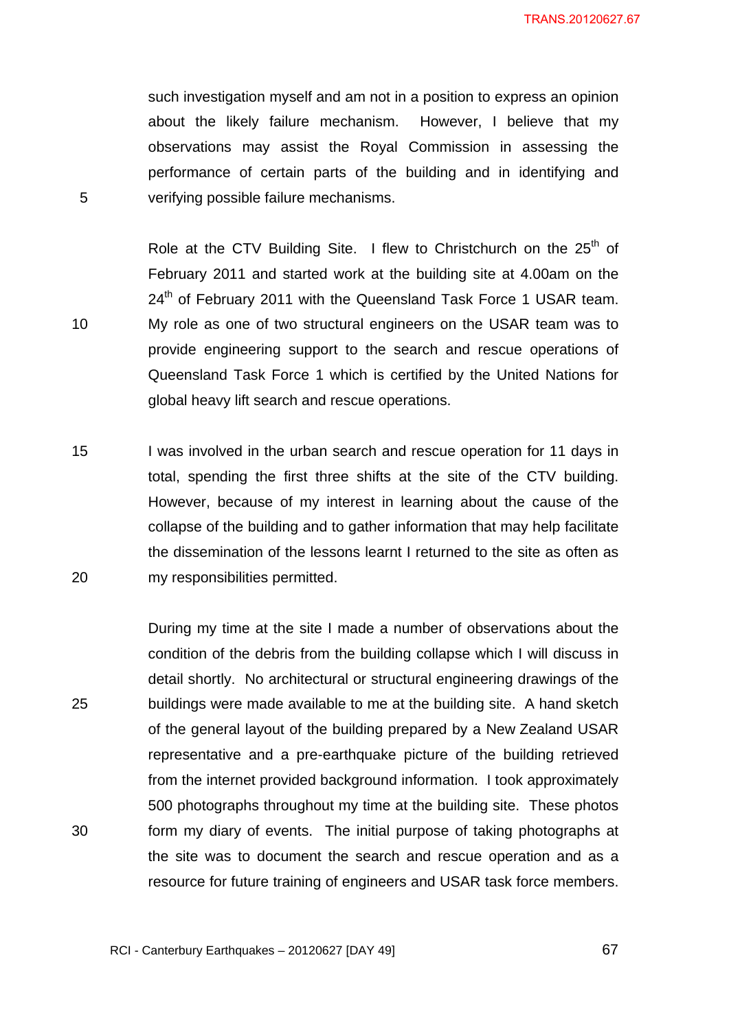such investigation myself and am not in a position to express an opinion about the likely failure mechanism. However, I believe that my observations may assist the Royal Commission in assessing the performance of certain parts of the building and in identifying and verifying possible failure mechanisms.

Role at the CTV Building Site. I flew to Christchurch on the 25th of February 2011 and started work at the building site at 4.00am on the 24th of February 2011 with the Queensland Task Force 1 USAR team. My role as one of two structural engineers on the USAR team was to provide engineering support to the search and rescue operations of Queensland Task Force 1 which is certified by the United Nations for global heavy lift search and rescue operations.

I was involved in the urban search and rescue operation for 11 days in total, spending the first three shifts at the site of the CTV building. However, because of my interest in learning about the cause of the collapse of the building and to gather information that may help facilitate the dissemination of the lessons learnt I returned to the site as often as my responsibilities permitted.

During my time at the site I made a number of observations about the condition of the debris from the building collapse which I will discuss in detail shortly. No architectural or structural engineering drawings of the buildings were made available to me at the building site. A hand sketch of the general layout of the building prepared by a New Zealand USAR representative and a pre-earthquake picture of the building retrieved from the internet provided background information. I took approximately 500 photographs throughout my time at the building site. These photos form my diary of events. The initial purpose of taking photographs at the site was to document the search and rescue operation and as a resource for future training of engineers and USAR task force members.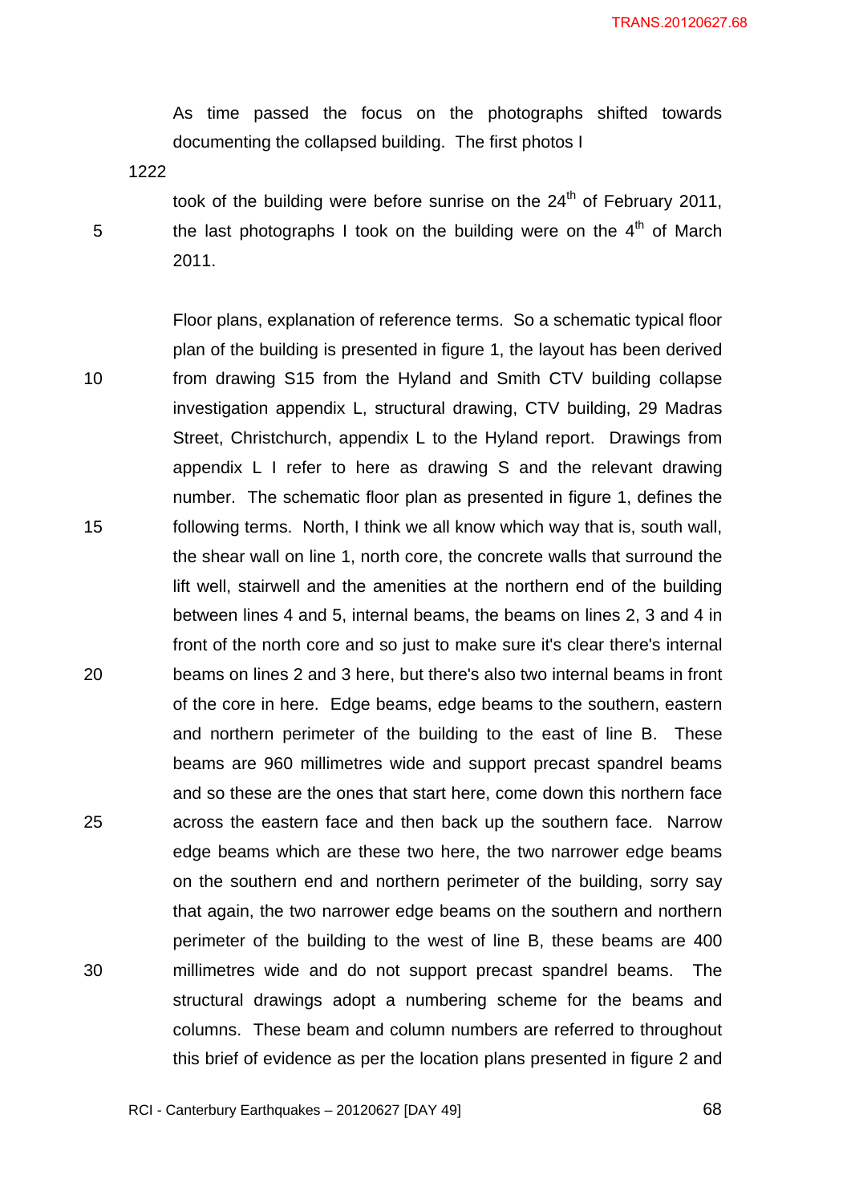As time passed the focus on the photographs shifted towards documenting the collapsed building. The first photos I

1222

took of the building were before sunrise on the 24th of February 2011, the last photographs I took on the building were on the 4th of March 2011.

Floor plans, explanation of reference terms. So a schematic typical floor plan of the building is presented in figure 1, the layout has been derived from drawing S15 from the Hyland and Smith CTV building collapse investigation appendix L, structural drawing, CTV building, 29 Madras Street, Christchurch, appendix L to the Hyland report. Drawings from appendix L I refer to here as drawing S and the relevant drawing number. The schematic floor plan as presented in figure 1, defines the following terms. North, I think we all know which way that is, south wall, the shear wall on line 1, north core, the concrete walls that surround the lift well, stairwell and the amenities at the northern end of the building between lines 4 and 5, internal beams, the beams on lines 2, 3 and 4 in front of the north core and so just to make sure it's clear there's internal beams on lines 2 and 3 here, but there's also two internal beams in front of the core in here. Edge beams, edge beams to the southern, eastern and northern perimeter of the building to the east of line B. These beams are 960 millimetres wide and support precast spandrel beams and so these are the ones that start here, come down this northern face across the eastern face and then back up the southern face. Narrow edge beams which are these two here, the two narrower edge beams on the southern end and northern perimeter of the building, sorry say that again, the two narrower edge beams on the southern and northern perimeter of the building to the west of line B, these beams are 400 millimetres wide and do not support precast spandrel beams. The structural drawings adopt a numbering scheme for the beams and columns. These beam and column numbers are referred to throughout this brief of evidence as per the location plans presented in figure 2 and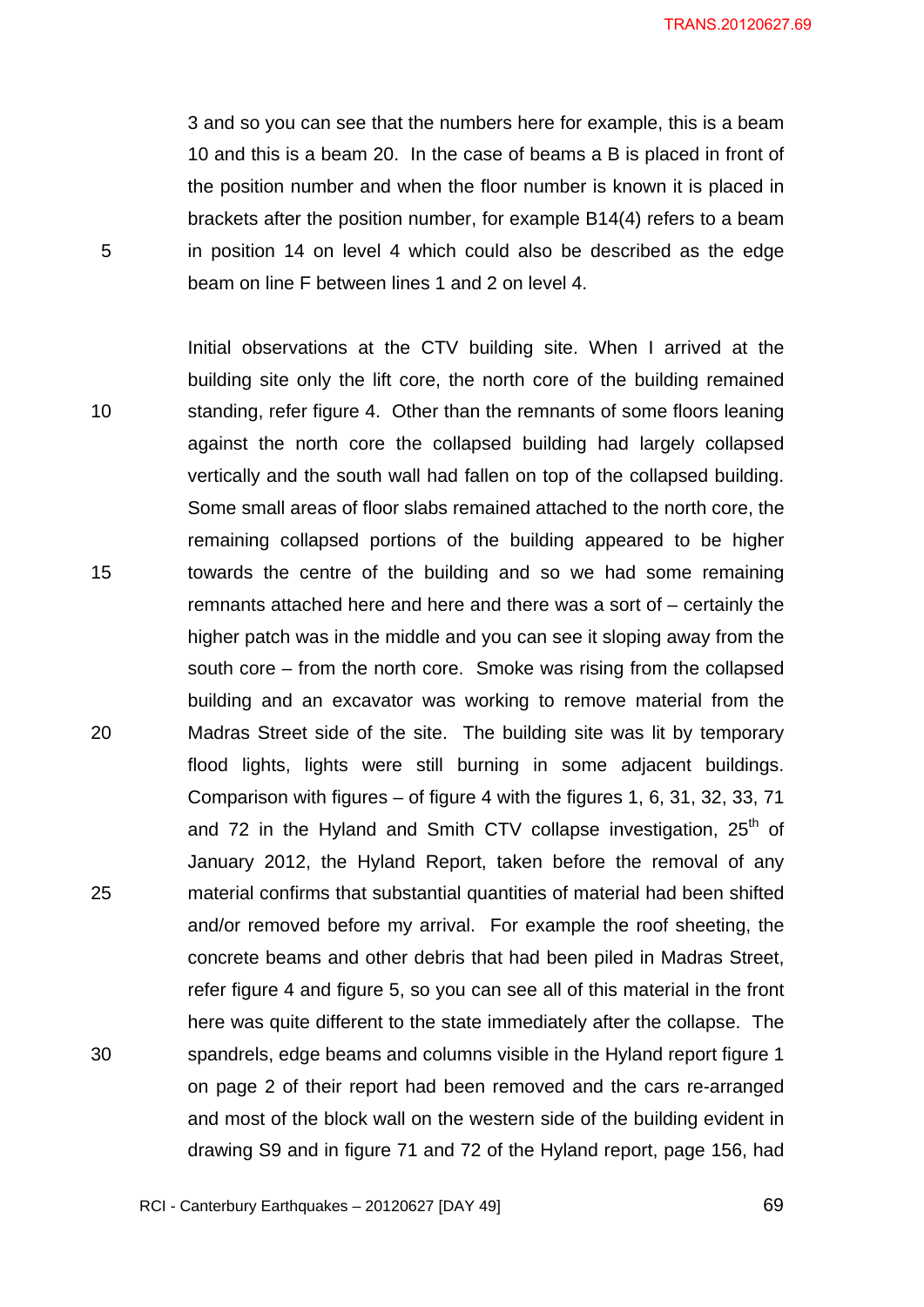3 and so you can see that the numbers here for example, this is a beam 10 and this is a beam 20. In the case of beams a B is placed in front of the position number and when the floor number is known it is placed in brackets after the position number, for example B14(4) refers to a beam in position 14 on level 4 which could also be described as the edge beam on line F between lines 1 and 2 on level 4.

Initial observations at the CTV building site. When I arrived at the building site only the lift core, the north core of the building remained standing, refer figure 4. Other than the remnants of some floors leaning against the north core the collapsed building had largely collapsed vertically and the south wall had fallen on top of the collapsed building. Some small areas of floor slabs remained attached to the north core, the remaining collapsed portions of the building appeared to be higher towards the centre of the building and so we had some remaining remnants attached here and here and there was a sort of – certainly the higher patch was in the middle and you can see it sloping away from the south core – from the north core. Smoke was rising from the collapsed building and an excavator was working to remove material from the Madras Street side of the site. The building site was lit by temporary flood lights, lights were still burning in some adjacent buildings. Comparison with figures – of figure 4 with the figures 1, 6, 31, 32, 33, 71 and 72 in the Hyland and Smith CTV collapse investigation, 25th of January 2012, the Hyland Report, taken before the removal of any material confirms that substantial quantities of material had been shifted and/or removed before my arrival. For example the roof sheeting, the concrete beams and other debris that had been piled in Madras Street, refer figure 4 and figure 5, so you can see all of this material in the front here was quite different to the state immediately after the collapse. The spandrels, edge beams and columns visible in the Hyland report figure 1 on page 2 of their report had been removed and the cars re-arranged and most of the block wall on the western side of the building evident in drawing S9 and in figure 71 and 72 of the Hyland report, page 156, had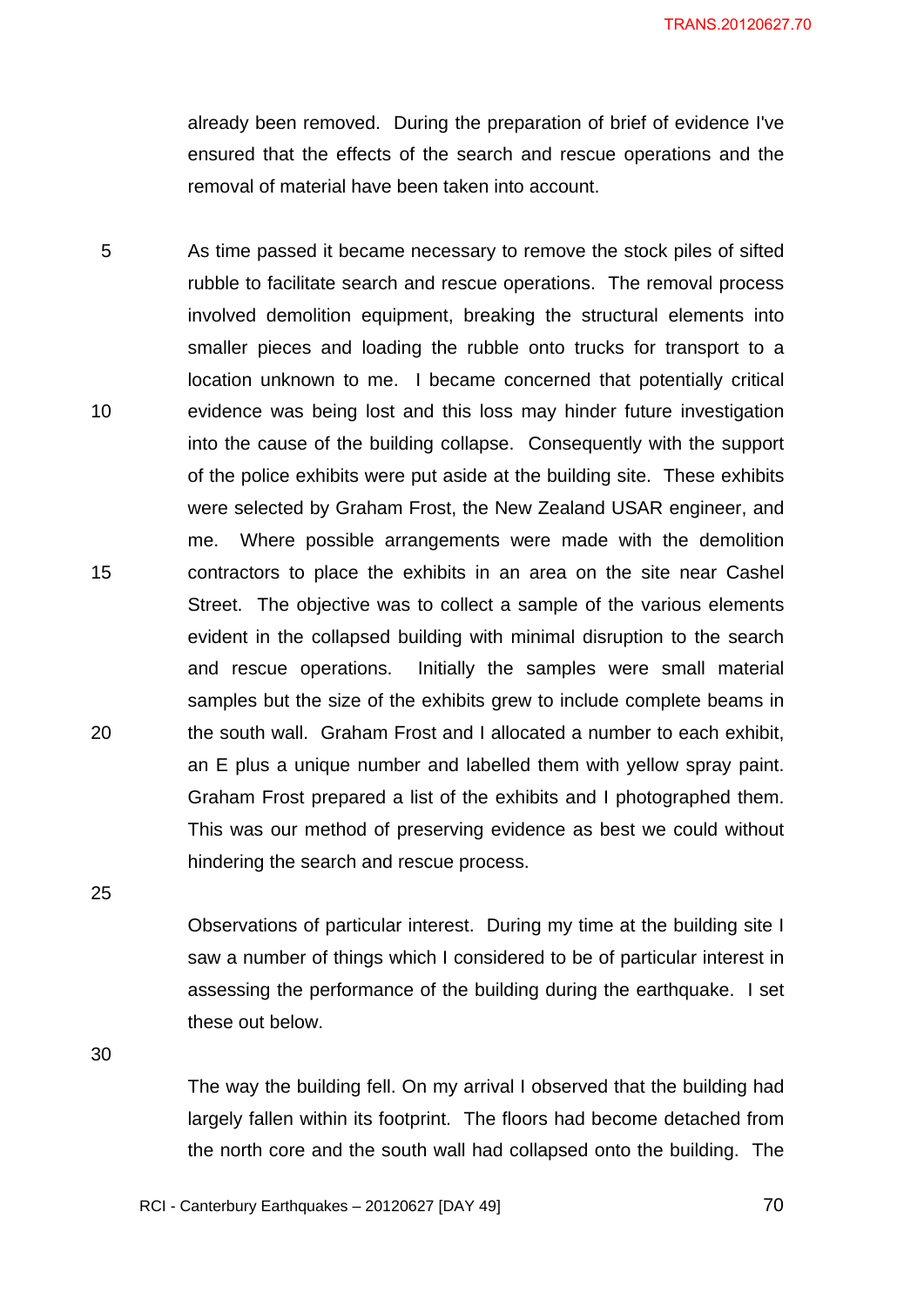already been removed. During the preparation of brief of evidence I've ensured that the effects of the search and rescue operations and the removal of material have been taken into account.

As time passed it became necessary to remove the stock piles of sifted rubble to facilitate search and rescue operations. The removal process involved demolition equipment, breaking the structural elements into smaller pieces and loading the rubble onto trucks for transport to a location unknown to me. I became concerned that potentially critical evidence was being lost and this loss may hinder future investigation into the cause of the building collapse. Consequently with the support of the police exhibits were put aside at the building site. These exhibits were selected by Graham Frost, the New Zealand USAR engineer, and me. Where possible arrangements were made with the demolition contractors to place the exhibits in an area on the site near Cashel Street. The objective was to collect a sample of the various elements evident in the collapsed building with minimal disruption to the search and rescue operations. Initially the samples were small material samples but the size of the exhibits grew to include complete beams in the south wall. Graham Frost and I allocated a number to each exhibit, an E plus a unique number and labelled them with yellow spray paint. Graham Frost prepared a list of the exhibits and I photographed them. This was our method of preserving evidence as best we could without hindering the search and rescue process.

Observations of particular interest. During my time at the building site I saw a number of things which I considered to be of particular interest in assessing the performance of the building during the earthquake. I set these out below.

The way the building fell. On my arrival I observed that the building had largely fallen within its footprint. The floors had become detached from the north core and the south wall had collapsed onto the building. The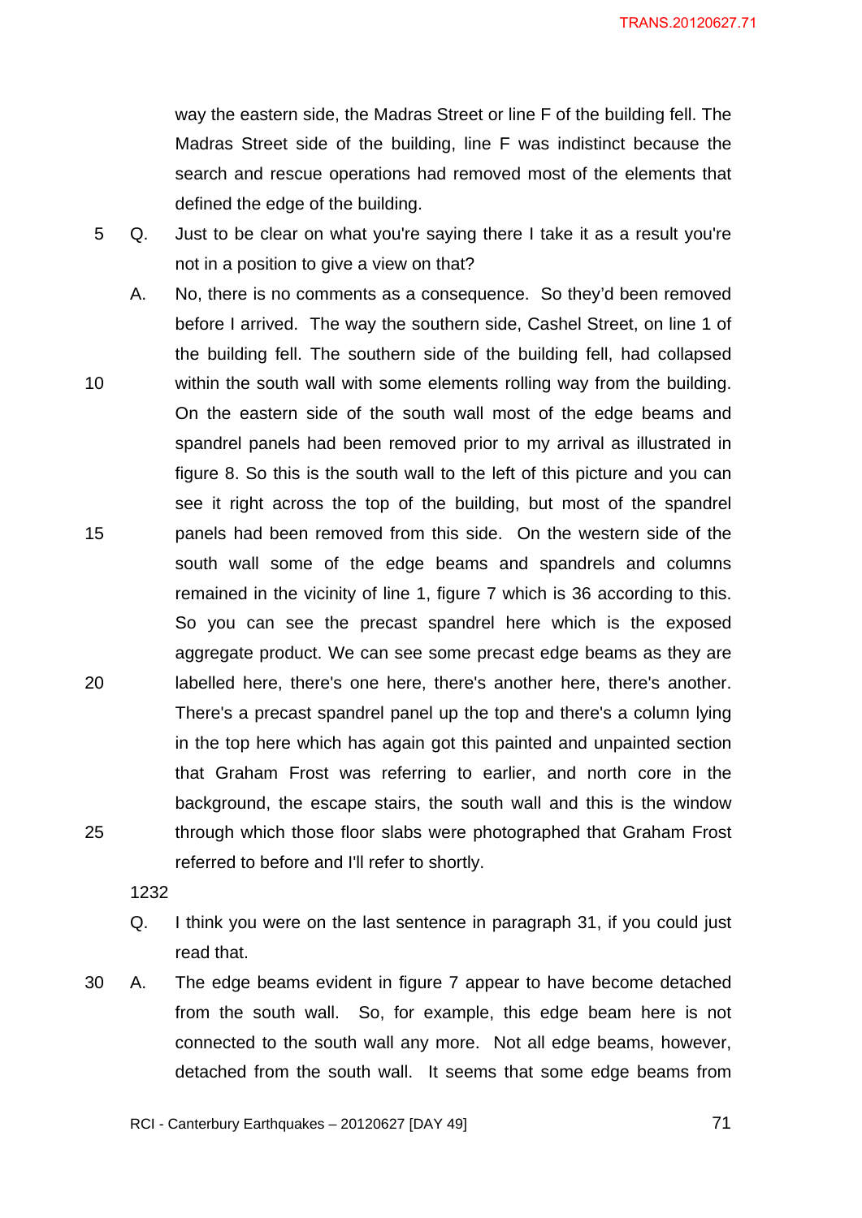way the eastern side, the Madras Street or line F of the building fell. The Madras Street side of the building, line F was indistinct because the search and rescue operations had removed most of the elements that defined the edge of the building.

Q. Just to be clear on what you're saying there I take it as a result you're not in a position to give a view on that?

A. No, there is no comments as a consequence. So they'd been removed before I arrived. The way the southern side, Cashel Street, on line 1 of the building fell. The southern side of the building fell, had collapsed within the south wall with some elements rolling way from the building. On the eastern side of the south wall most of the edge beams and spandrel panels had been removed prior to my arrival as illustrated in figure 8. So this is the south wall to the left of this picture and you can see it right across the top of the building, but most of the spandrel panels had been removed from this side. On the western side of the south wall some of the edge beams and spandrels and columns remained in the vicinity of line 1, figure 7 which is 36 according to this. So you can see the precast spandrel here which is the exposed aggregate product. We can see some precast edge beams as they are labelled here, there's one here, there's another here, there's another. There's a precast spandrel panel up the top and there's a column lying in the top here which has again got this painted and unpainted section that Graham Frost was referring to earlier, and north core in the background, the escape stairs, the south wall and this is the window through which those floor slabs were photographed that Graham Frost referred to before and I'll refer to shortly.

1232

Q. I think you were on the last sentence in paragraph 31, if you could just read that.

A. The edge beams evident in figure 7 appear to have become detached from the south wall. So, for example, this edge beam here is not connected to the south wall any more. Not all edge beams, however, detached from the south wall. It seems that some edge beams from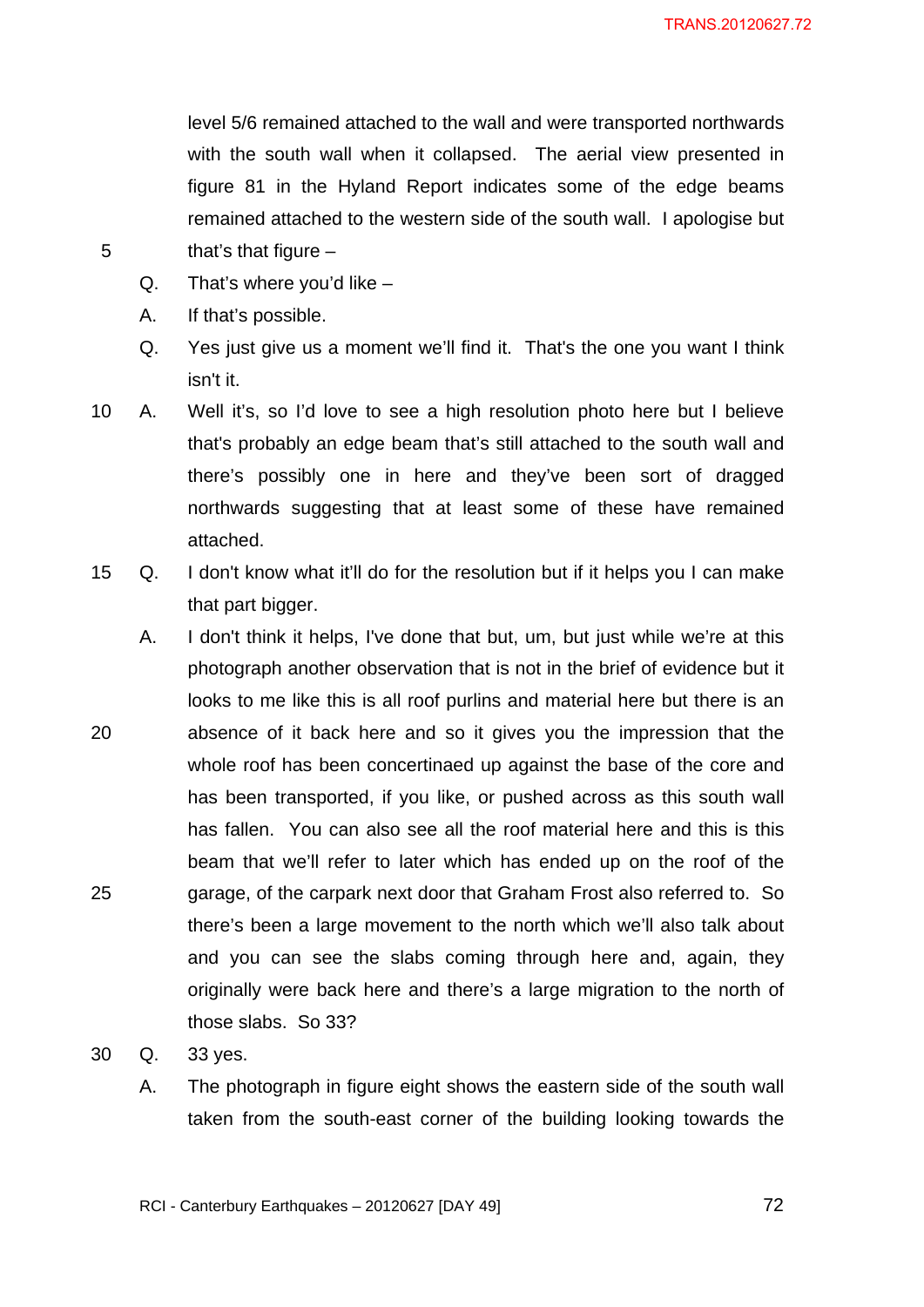level 5/6 remained attached to the wall and were transported northwards with the south wall when it collapsed. The aerial view presented in figure 81 in the Hyland Report indicates some of the edge beams remained attached to the western side of the south wall. I apologise but that's that figure –

Q. That's where you'd like –

A. If that's possible.

Q. Yes just give us a moment we'll find it. That's the one you want I think isn't it.

A. Well it's, so I'd love to see a high resolution photo here but I believe that's probably an edge beam that's still attached to the south wall and there's possibly one in here and they've been sort of dragged northwards suggesting that at least some of these have remained attached.

Q. I don't know what it'll do for the resolution but if it helps you I can make that part bigger.

A. I don't think it helps, I've done that but, um, but just while we're at this photograph another observation that is not in the brief of evidence but it looks to me like this is all roof purlins and material here but there is an absence of it back here and so it gives you the impression that the whole roof has been concertinaed up against the base of the core and has been transported, if you like, or pushed across as this south wall has fallen. You can also see all the roof material here and this is this beam that we'll refer to later which has ended up on the roof of the garage, of the carpark next door that Graham Frost also referred to. So there's been a large movement to the north which we'll also talk about and you can see the slabs coming through here and, again, they originally were back here and there's a large migration to the north of those slabs. So 33?

Q. 33 yes.

A. The photograph in figure eight shows the eastern side of the south wall taken from the south-east corner of the building looking towards the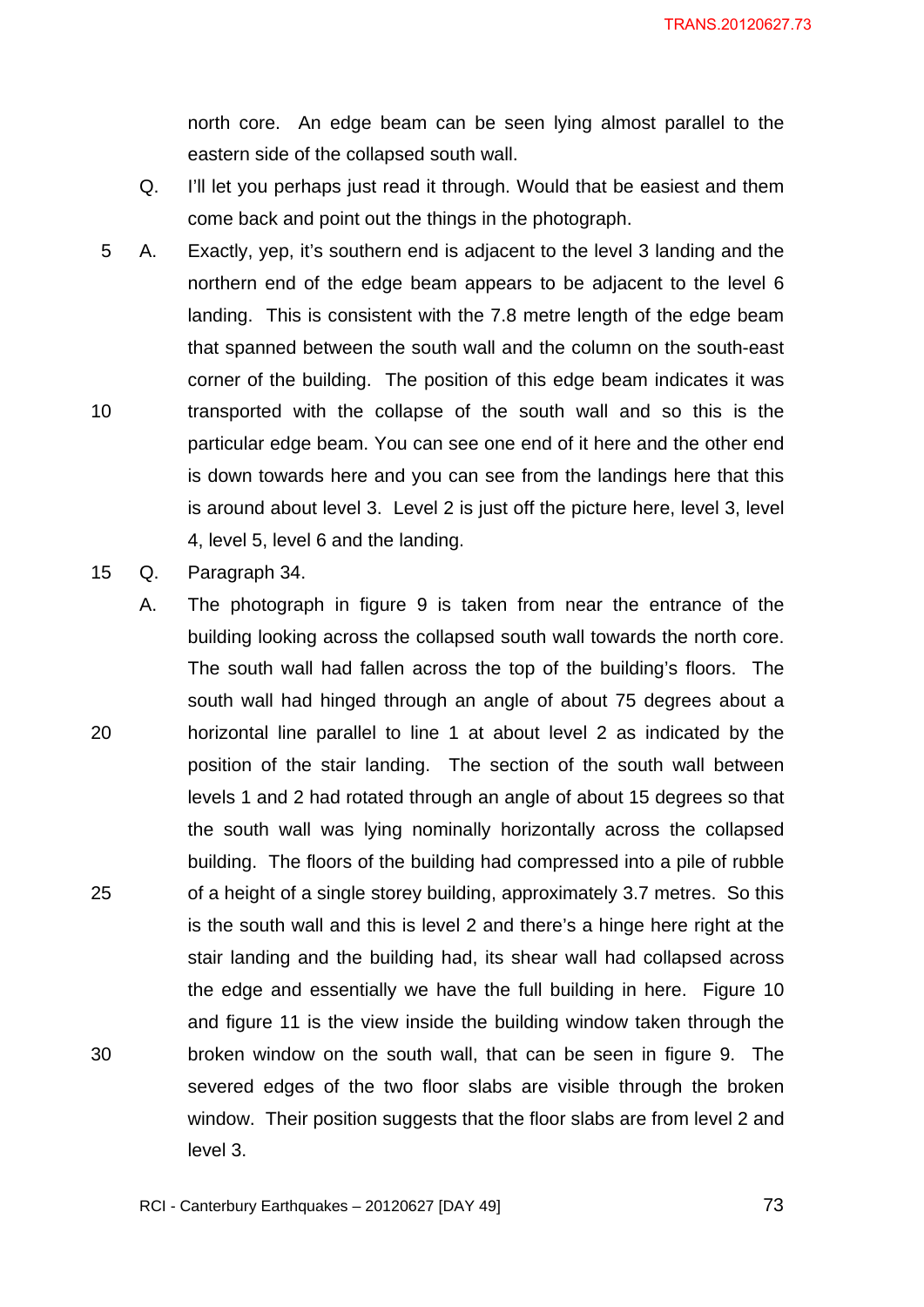north core. An edge beam can be seen lying almost parallel to the eastern side of the collapsed south wall.

Q. I'll let you perhaps just read it through. Would that be easiest and them come back and point out the things in the photograph.

A. Exactly, yep, it's southern end is adjacent to the level 3 landing and the northern end of the edge beam appears to be adjacent to the level 6 landing. This is consistent with the 7.8 metre length of the edge beam that spanned between the south wall and the column on the south-east corner of the building. The position of this edge beam indicates it was transported with the collapse of the south wall and so this is the particular edge beam. You can see one end of it here and the other end is down towards here and you can see from the landings here that this is around about level 3. Level 2 is just off the picture here, level 3, level 4, level 5, level 6 and the landing.

Q. Paragraph 34.

A. The photograph in figure 9 is taken from near the entrance of the building looking across the collapsed south wall towards the north core. The south wall had fallen across the top of the building's floors. The south wall had hinged through an angle of about 75 degrees about a horizontal line parallel to line 1 at about level 2 as indicated by the position of the stair landing. The section of the south wall between levels 1 and 2 had rotated through an angle of about 15 degrees so that the south wall was lying nominally horizontally across the collapsed building. The floors of the building had compressed into a pile of rubble of a height of a single storey building, approximately 3.7 metres. So this is the south wall and this is level 2 and there's a hinge here right at the stair landing and the building had, its shear wall had collapsed across the edge and essentially we have the full building in here. Figure 10 and figure 11 is the view inside the building window taken through the broken window on the south wall, that can be seen in figure 9. The severed edges of the two floor slabs are visible through the broken window. Their position suggests that the floor slabs are from level 2 and level 3.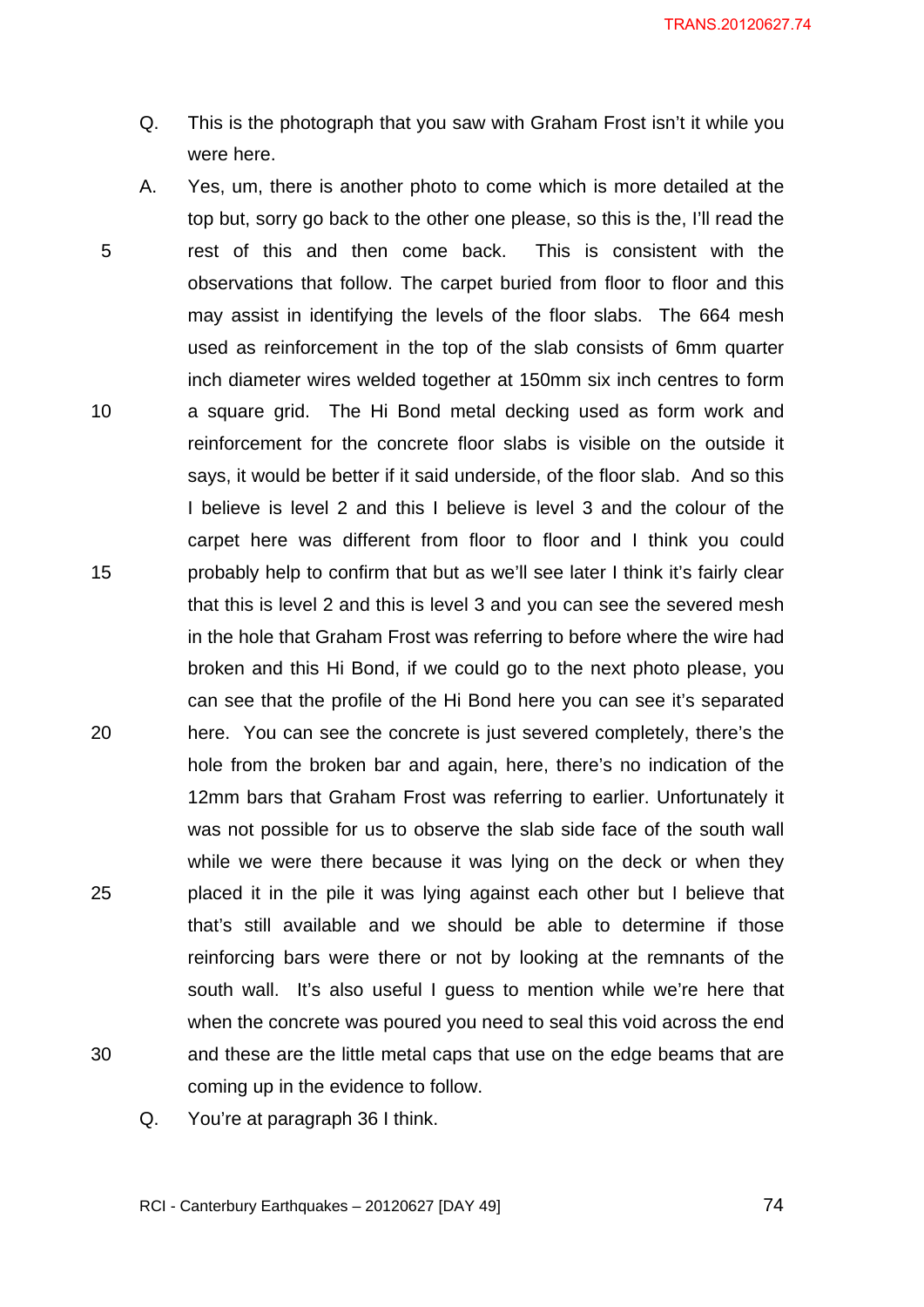Q. This is the photograph that you saw with Graham Frost isn't it while you were here.

A. Yes, um, there is another photo to come which is more detailed at the top but, sorry go back to the other one please, so this is the, I'll read the rest of this and then come back. This is consistent with the observations that follow. The carpet buried from floor to floor and this may assist in identifying the levels of the floor slabs. The 664 mesh used as reinforcement in the top of the slab consists of 6mm quarter inch diameter wires welded together at 150mm six inch centres to form a square grid. The Hi Bond metal decking used as form work and reinforcement for the concrete floor slabs is visible on the outside it says, it would be better if it said underside, of the floor slab. And so this I believe is level 2 and this I believe is level 3 and the colour of the carpet here was different from floor to floor and I think you could probably help to confirm that but as we'll see later I think it's fairly clear that this is level 2 and this is level 3 and you can see the severed mesh in the hole that Graham Frost was referring to before where the wire had broken and this Hi Bond, if we could go to the next photo please, you can see that the profile of the Hi Bond here you can see it's separated here. You can see the concrete is just severed completely, there's the hole from the broken bar and again, here, there's no indication of the 12mm bars that Graham Frost was referring to earlier. Unfortunately it was not possible for us to observe the slab side face of the south wall while we were there because it was lying on the deck or when they placed it in the pile it was lying against each other but I believe that that's still available and we should be able to determine if those reinforcing bars were there or not by looking at the remnants of the south wall. It's also useful I guess to mention while we're here that when the concrete was poured you need to seal this void across the end and these are the little metal caps that use on the edge beams that are coming up in the evidence to follow.

Q. You're at paragraph 36 I think.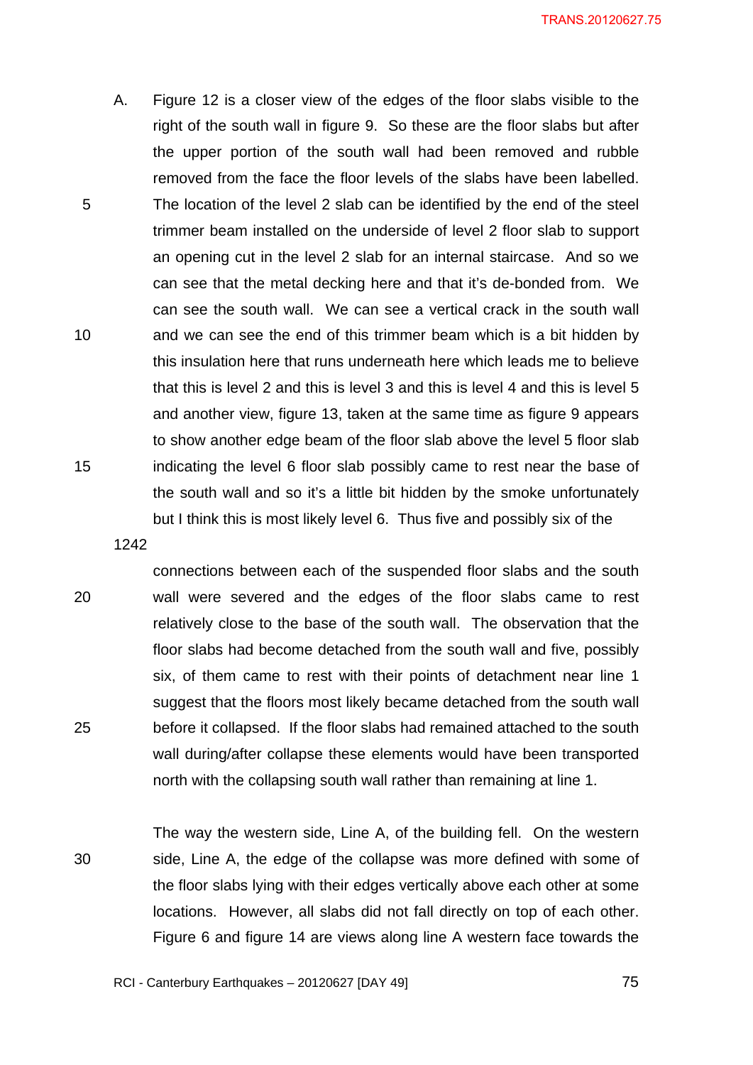A. Figure 12 is a closer view of the edges of the floor slabs visible to the right of the south wall in figure 9. So these are the floor slabs but after the upper portion of the south wall had been removed and rubble removed from the face the floor levels of the slabs have been labelled. The location of the level 2 slab can be identified by the end of the steel trimmer beam installed on the underside of level 2 floor slab to support an opening cut in the level 2 slab for an internal staircase. And so we can see that the metal decking here and that it's de-bonded from. We can see the south wall. We can see a vertical crack in the south wall and we can see the end of this trimmer beam which is a bit hidden by this insulation here that runs underneath here which leads me to believe that this is level 2 and this is level 3 and this is level 4 and this is level 5 and another view, figure 13, taken at the same time as figure 9 appears to show another edge beam of the floor slab above the level 5 floor slab indicating the level 6 floor slab possibly came to rest near the base of the south wall and so it's a little bit hidden by the smoke unfortunately but I think this is most likely level 6. Thus five and possibly six of the

1242

connections between each of the suspended floor slabs and the south wall were severed and the edges of the floor slabs came to rest relatively close to the base of the south wall. The observation that the floor slabs had become detached from the south wall and five, possibly six, of them came to rest with their points of detachment near line 1 suggest that the floors most likely became detached from the south wall before it collapsed. If the floor slabs had remained attached to the south wall during/after collapse these elements would have been transported north with the collapsing south wall rather than remaining at line 1.

The way the western side, Line A, of the building fell. On the western side, Line A, the edge of the collapse was more defined with some of the floor slabs lying with their edges vertically above each other at some locations. However, all slabs did not fall directly on top of each other. Figure 6 and figure 14 are views along line A western face towards the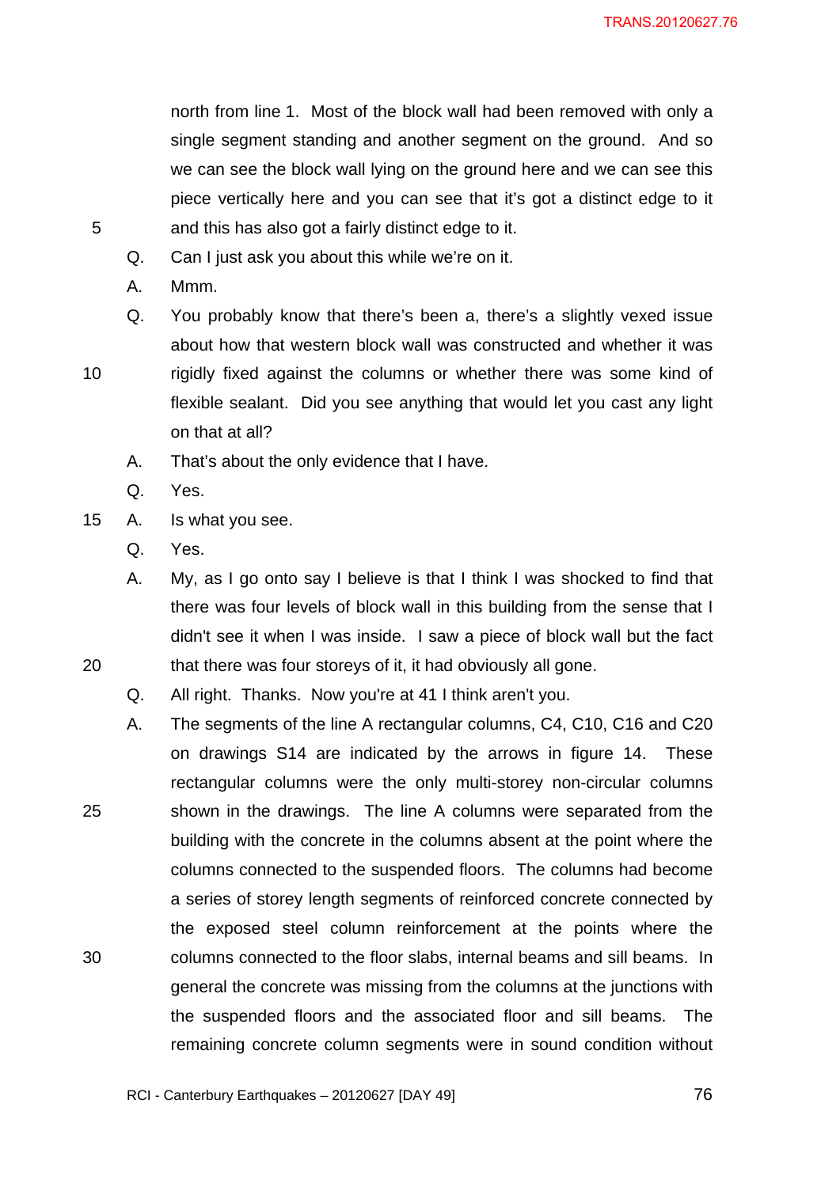north from line 1. Most of the block wall had been removed with only a single segment standing and another segment on the ground. And so we can see the block wall lying on the ground here and we can see this piece vertically here and you can see that it's got a distinct edge to it and this has also got a fairly distinct edge to it.

Q. Can I just ask you about this while we're on it.

A. Mmm.

Q. You probably know that there's been a, there's a slightly vexed issue about how that western block wall was constructed and whether it was rigidly fixed against the columns or whether there was some kind of flexible sealant. Did you see anything that would let you cast any light on that at all?

A. That's about the only evidence that I have.

Q. Yes.

A. Is what you see.

Q. Yes.

A. My, as I go onto say I believe is that I think I was shocked to find that there was four levels of block wall in this building from the sense that I didn't see it when I was inside. I saw a piece of block wall but the fact that there was four storeys of it, it had obviously all gone.

Q. All right. Thanks. Now you're at 41 I think aren't you.

A. The segments of the line A rectangular columns, C4, C10, C16 and C20 on drawings S14 are indicated by the arrows in figure 14. These rectangular columns were the only multi-storey non-circular columns shown in the drawings. The line A columns were separated from the building with the concrete in the columns absent at the point where the columns connected to the suspended floors. The columns had become a series of storey length segments of reinforced concrete connected by the exposed steel column reinforcement at the points where the columns connected to the floor slabs, internal beams and sill beams. In general the concrete was missing from the columns at the junctions with the suspended floors and the associated floor and sill beams. The remaining concrete column segments were in sound condition without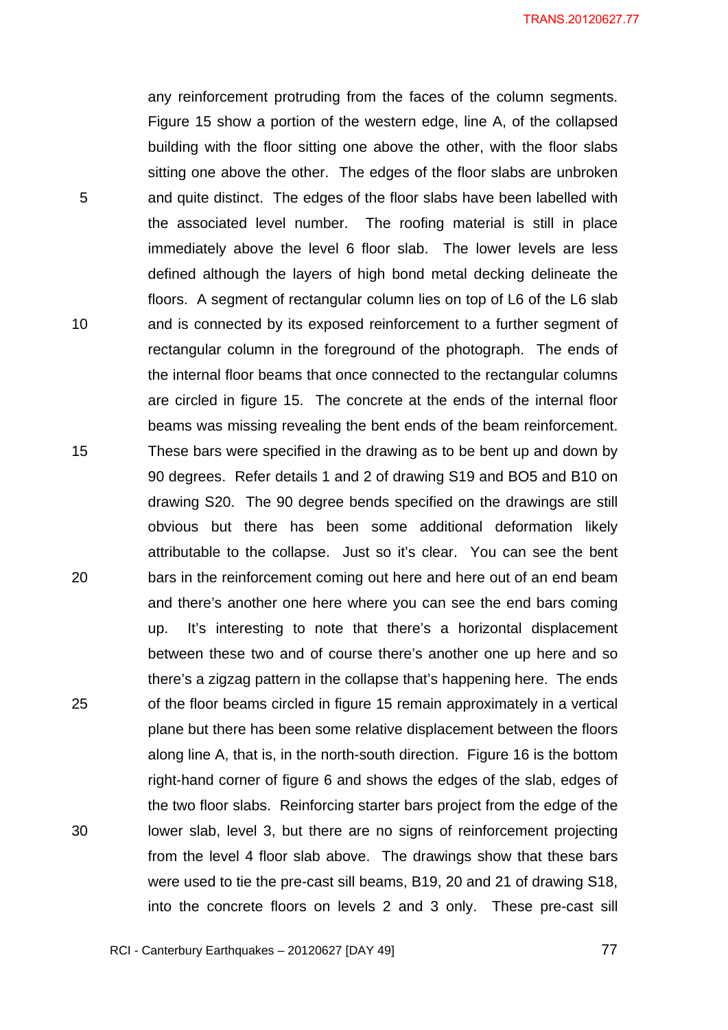any reinforcement protruding from the faces of the column segments. Figure 15 show a portion of the western edge, line A, of the collapsed building with the floor sitting one above the other, with the floor slabs sitting one above the other. The edges of the floor slabs are unbroken and quite distinct. The edges of the floor slabs have been labelled with the associated level number. The roofing material is still in place immediately above the level 6 floor slab. The lower levels are less defined although the layers of high bond metal decking delineate the floors. A segment of rectangular column lies on top of L6 of the L6 slab and is connected by its exposed reinforcement to a further segment of rectangular column in the foreground of the photograph. The ends of the internal floor beams that once connected to the rectangular columns are circled in figure 15. The concrete at the ends of the internal floor beams was missing revealing the bent ends of the beam reinforcement. These bars were specified in the drawing as to be bent up and down by 90 degrees. Refer details 1 and 2 of drawing S19 and BO5 and B10 on drawing S20. The 90 degree bends specified on the drawings are still obvious but there has been some additional deformation likely attributable to the collapse. Just so it's clear. You can see the bent bars in the reinforcement coming out here and here out of an end beam and there's another one here where you can see the end bars coming up. It's interesting to note that there's a horizontal displacement between these two and of course there's another one up here and so there's a zigzag pattern in the collapse that's happening here. The ends of the floor beams circled in figure 15 remain approximately in a vertical plane but there has been some relative displacement between the floors along line A, that is, in the north-south direction. Figure 16 is the bottom right-hand corner of figure 6 and shows the edges of the slab, edges of the two floor slabs. Reinforcing starter bars project from the edge of the lower slab, level 3, but there are no signs of reinforcement projecting from the level 4 floor slab above. The drawings show that these bars were used to tie the pre-cast sill beams, B19, 20 and 21 of drawing S18, into the concrete floors on levels 2 and 3 only. These pre-cast sill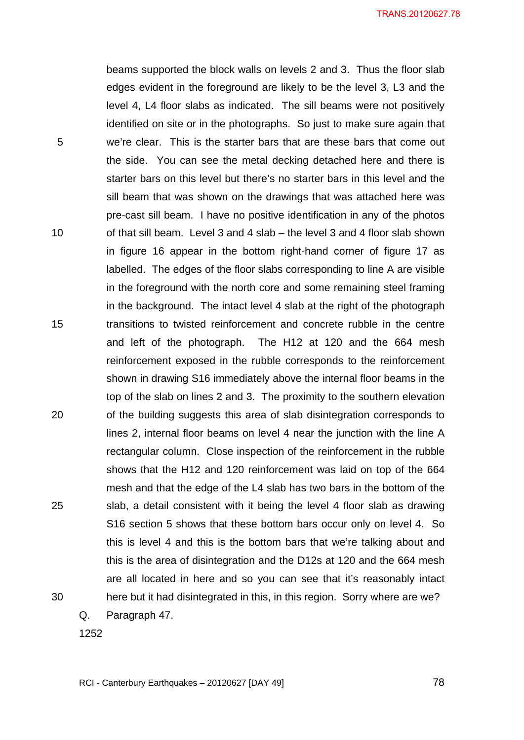beams supported the block walls on levels 2 and 3. Thus the floor slab edges evident in the foreground are likely to be the level 3, L3 and the level 4, L4 floor slabs as indicated. The sill beams were not positively identified on site or in the photographs. So just to make sure again that we're clear. This is the starter bars that are these bars that come out the side. You can see the metal decking detached here and there is starter bars on this level but there's no starter bars in this level and the sill beam that was shown on the drawings that was attached here was pre-cast sill beam. I have no positive identification in any of the photos of that sill beam. Level 3 and 4 slab – the level 3 and 4 floor slab shown in figure 16 appear in the bottom right-hand corner of figure 17 as labelled. The edges of the floor slabs corresponding to line A are visible in the foreground with the north core and some remaining steel framing in the background. The intact level 4 slab at the right of the photograph transitions to twisted reinforcement and concrete rubble in the centre and left of the photograph. The H12 at 120 and the 664 mesh reinforcement exposed in the rubble corresponds to the reinforcement shown in drawing S16 immediately above the internal floor beams in the top of the slab on lines 2 and 3. The proximity to the southern elevation of the building suggests this area of slab disintegration corresponds to lines 2, internal floor beams on level 4 near the junction with the line A rectangular column. Close inspection of the reinforcement in the rubble shows that the H12 and 120 reinforcement was laid on top of the 664 mesh and that the edge of the L4 slab has two bars in the bottom of the slab, a detail consistent with it being the level 4 floor slab as drawing S16 section 5 shows that these bottom bars occur only on level 4. So this is level 4 and this is the bottom bars that we're talking about and this is the area of disintegration and the D12s at 120 and the 664 mesh are all located in here and so you can see that it's reasonably intact here but it had disintegrated in this, in this region. Sorry where are we?

Q. Paragraph 47.

1252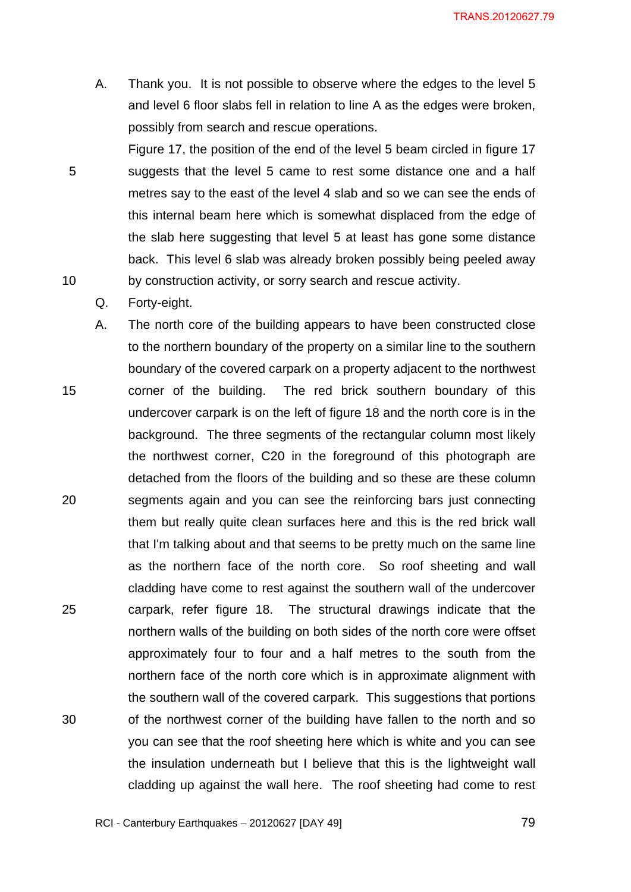A. Thank you. It is not possible to observe where the edges to the level 5 and level 6 floor slabs fell in relation to line A as the edges were broken, possibly from search and rescue operations.

Figure 17, the position of the end of the level 5 beam circled in figure 17 suggests that the level 5 came to rest some distance one and a half metres say to the east of the level 4 slab and so we can see the ends of this internal beam here which is somewhat displaced from the edge of the slab here suggesting that level 5 at least has gone some distance back. This level 6 slab was already broken possibly being peeled away by construction activity, or sorry search and rescue activity.

Q. Forty-eight.

A. The north core of the building appears to have been constructed close to the northern boundary of the property on a similar line to the southern boundary of the covered carpark on a property adjacent to the northwest corner of the building. The red brick southern boundary of this undercover carpark is on the left of figure 18 and the north core is in the background. The three segments of the rectangular column most likely the northwest corner, C20 in the foreground of this photograph are detached from the floors of the building and so these are these column segments again and you can see the reinforcing bars just connecting them but really quite clean surfaces here and this is the red brick wall that I'm talking about and that seems to be pretty much on the same line as the northern face of the north core. So roof sheeting and wall cladding have come to rest against the southern wall of the undercover carpark, refer figure 18. The structural drawings indicate that the northern walls of the building on both sides of the north core were offset approximately four to four and a half metres to the south from the northern face of the north core which is in approximate alignment with the southern wall of the covered carpark. This suggestions that portions of the northwest corner of the building have fallen to the north and so you can see that the roof sheeting here which is white and you can see the insulation underneath but I believe that this is the lightweight wall cladding up against the wall here. The roof sheeting had come to rest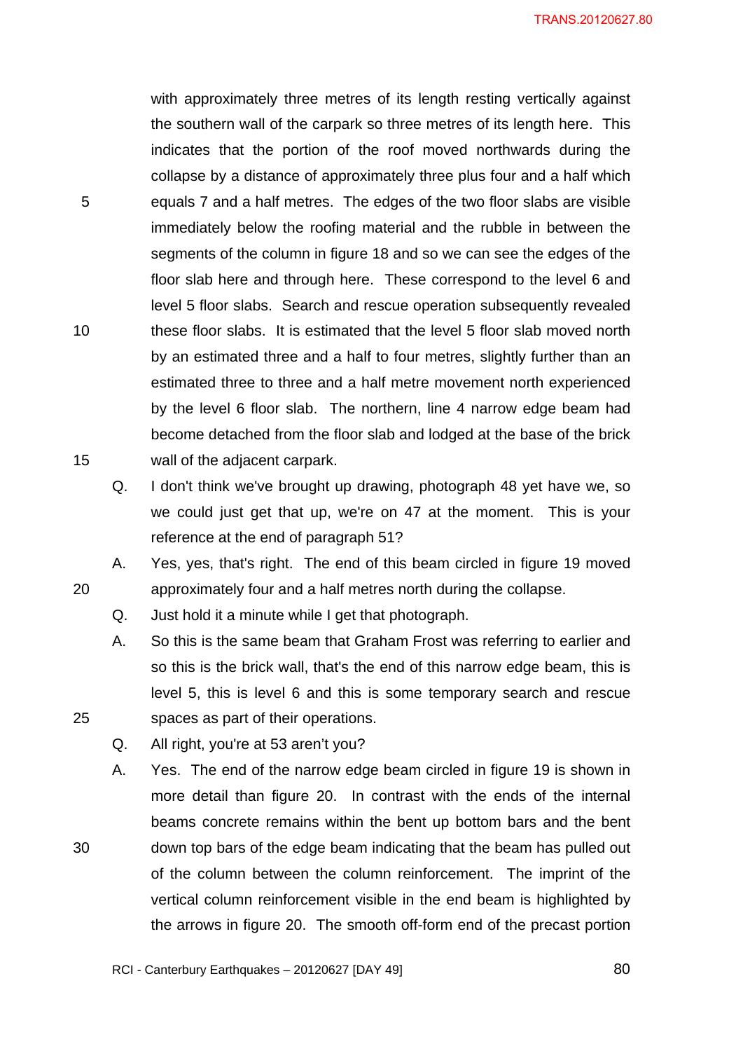with approximately three metres of its length resting vertically against the southern wall of the carpark so three metres of its length here. This indicates that the portion of the roof moved northwards during the collapse by a distance of approximately three plus four and a half which equals 7 and a half metres. The edges of the two floor slabs are visible immediately below the roofing material and the rubble in between the segments of the column in figure 18 and so we can see the edges of the floor slab here and through here. These correspond to the level 6 and level 5 floor slabs. Search and rescue operation subsequently revealed these floor slabs. It is estimated that the level 5 floor slab moved north by an estimated three and a half to four metres, slightly further than an estimated three to three and a half metre movement north experienced by the level 6 floor slab. The northern, line 4 narrow edge beam had become detached from the floor slab and lodged at the base of the brick wall of the adjacent carpark.

Q. I don't think we've brought up drawing, photograph 48 yet have we, so we could just get that up, we're on 47 at the moment. This is your reference at the end of paragraph 51?

A. Yes, yes, that's right. The end of this beam circled in figure 19 moved approximately four and a half metres north during the collapse.

Q. Just hold it a minute while I get that photograph.

A. So this is the same beam that Graham Frost was referring to earlier and so this is the brick wall, that's the end of this narrow edge beam, this is level 5, this is level 6 and this is some temporary search and rescue spaces as part of their operations.

Q. All right, you're at 53 aren't you?

A. Yes. The end of the narrow edge beam circled in figure 19 is shown in more detail than figure 20. In contrast with the ends of the internal beams concrete remains within the bent up bottom bars and the bent down top bars of the edge beam indicating that the beam has pulled out of the column between the column reinforcement. The imprint of the vertical column reinforcement visible in the end beam is highlighted by the arrows in figure 20. The smooth off-form end of the precast portion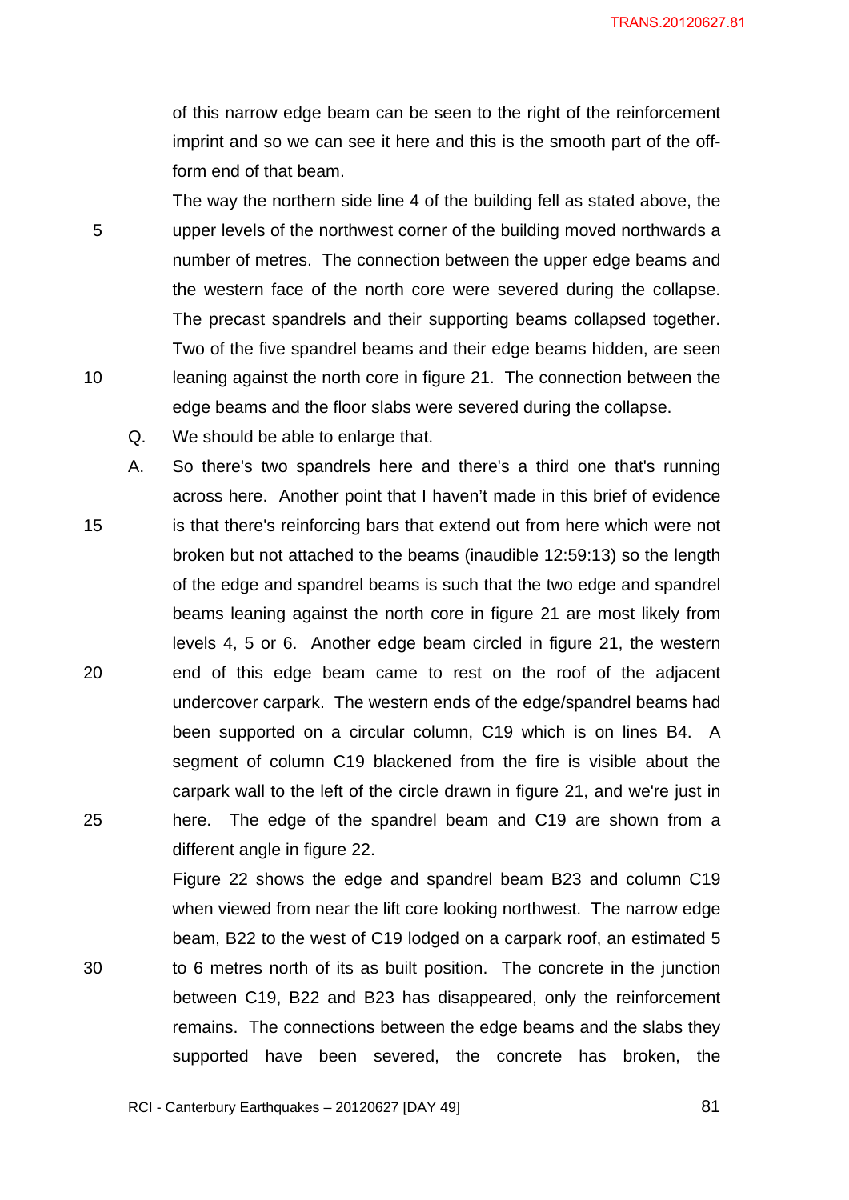of this narrow edge beam can be seen to the right of the reinforcement imprint and so we can see it here and this is the smooth part of the off-form end of that beam.

The way the northern side line 4 of the building fell as stated above, the upper levels of the northwest corner of the building moved northwards a number of metres. The connection between the upper edge beams and the western face of the north core were severed during the collapse. The precast spandrels and their supporting beams collapsed together. Two of the five spandrel beams and their edge beams hidden, are seen leaning against the north core in figure 21. The connection between the edge beams and the floor slabs were severed during the collapse.

Q. We should be able to enlarge that.

A. So there's two spandrels here and there's a third one that's running across here. Another point that I haven't made in this brief of evidence is that there's reinforcing bars that extend out from here which were not broken but not attached to the beams (inaudible 12:59:13) so the length of the edge and spandrel beams is such that the two edge and spandrel beams leaning against the north core in figure 21 are most likely from levels 4, 5 or 6. Another edge beam circled in figure 21, the western end of this edge beam came to rest on the roof of the adjacent undercover carpark. The western ends of the edge/spandrel beams had been supported on a circular column, C19 which is on lines B4. A segment of column C19 blackened from the fire is visible about the carpark wall to the left of the circle drawn in figure 21, and we're just in here. The edge of the spandrel beam and C19 are shown from a different angle in figure 22.

Figure 22 shows the edge and spandrel beam B23 and column C19 when viewed from near the lift core looking northwest. The narrow edge beam, B22 to the west of C19 lodged on a carpark roof, an estimated 5 to 6 metres north of its as built position. The concrete in the junction between C19, B22 and B23 has disappeared, only the reinforcement remains. The connections between the edge beams and the slabs they supported have been severed, the concrete has broken, the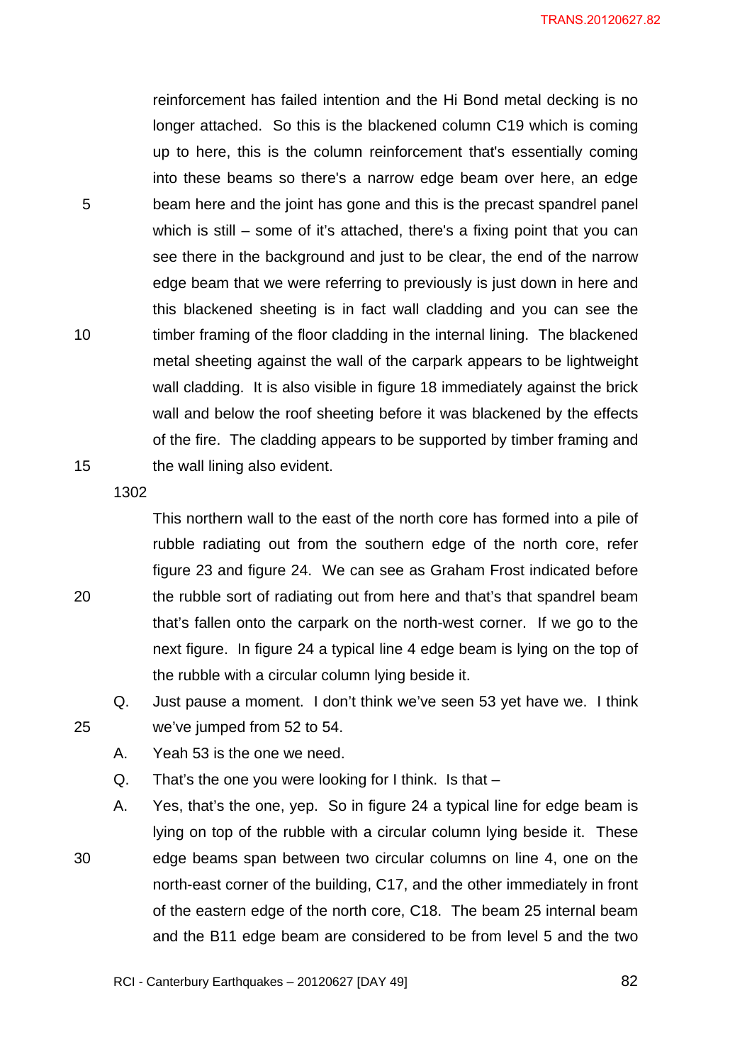reinforcement has failed intention and the Hi Bond metal decking is no longer attached. So this is the blackened column C19 which is coming up to here, this is the column reinforcement that's essentially coming into these beams so there's a narrow edge beam over here, an edge beam here and the joint has gone and this is the precast spandrel panel which is still – some of it's attached, there's a fixing point that you can see there in the background and just to be clear, the end of the narrow edge beam that we were referring to previously is just down in here and this blackened sheeting is in fact wall cladding and you can see the timber framing of the floor cladding in the internal lining. The blackened metal sheeting against the wall of the carpark appears to be lightweight wall cladding. It is also visible in figure 18 immediately against the brick wall and below the roof sheeting before it was blackened by the effects of the fire. The cladding appears to be supported by timber framing and the wall lining also evident.

1302

This northern wall to the east of the north core has formed into a pile of rubble radiating out from the southern edge of the north core, refer figure 23 and figure 24. We can see as Graham Frost indicated before the rubble sort of radiating out from here and that's that spandrel beam that's fallen onto the carpark on the north-west corner. If we go to the next figure. In figure 24 a typical line 4 edge beam is lying on the top of the rubble with a circular column lying beside it.

Q. Just pause a moment. I don't think we've seen 53 yet have we. I think we've jumped from 52 to 54.

A. Yeah 53 is the one we need.

Q. That's the one you were looking for I think. Is that –

A. Yes, that's the one, yep. So in figure 24 a typical line for edge beam is lying on top of the rubble with a circular column lying beside it. These edge beams span between two circular columns on line 4, one on the north-east corner of the building, C17, and the other immediately in front of the eastern edge of the north core, C18. The beam 25 internal beam and the B11 edge beam are considered to be from level 5 and the two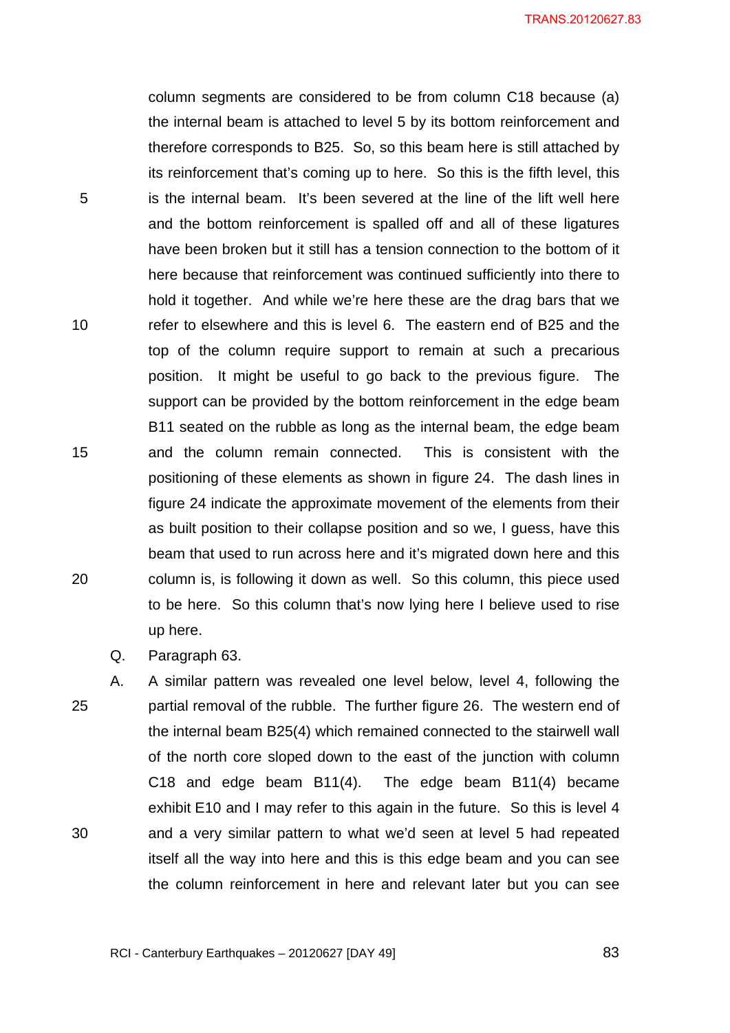column segments are considered to be from column C18 because (a) the internal beam is attached to level 5 by its bottom reinforcement and therefore corresponds to B25. So, so this beam here is still attached by its reinforcement that's coming up to here. So this is the fifth level, this is the internal beam. It's been severed at the line of the lift well here and the bottom reinforcement is spalled off and all of these ligatures have been broken but it still has a tension connection to the bottom of it here because that reinforcement was continued sufficiently into there to hold it together. And while we're here these are the drag bars that we refer to elsewhere and this is level 6. The eastern end of B25 and the top of the column require support to remain at such a precarious position. It might be useful to go back to the previous figure. The support can be provided by the bottom reinforcement in the edge beam B11 seated on the rubble as long as the internal beam, the edge beam and the column remain connected. This is consistent with the positioning of these elements as shown in figure 24. The dash lines in figure 24 indicate the approximate movement of the elements from their as built position to their collapse position and so we, I guess, have this beam that used to run across here and it's migrated down here and this column is, is following it down as well. So this column, this piece used to be here. So this column that's now lying here I believe used to rise up here.

Q. Paragraph 63.

A. A similar pattern was revealed one level below, level 4, following the partial removal of the rubble. The further figure 26. The western end of the internal beam B25(4) which remained connected to the stairwell wall of the north core sloped down to the east of the junction with column C18 and edge beam B11(4). The edge beam B11(4) became exhibit E10 and I may refer to this again in the future. So this is level 4 and a very similar pattern to what we'd seen at level 5 had repeated itself all the way into here and this is this edge beam and you can see the column reinforcement in here and relevant later but you can see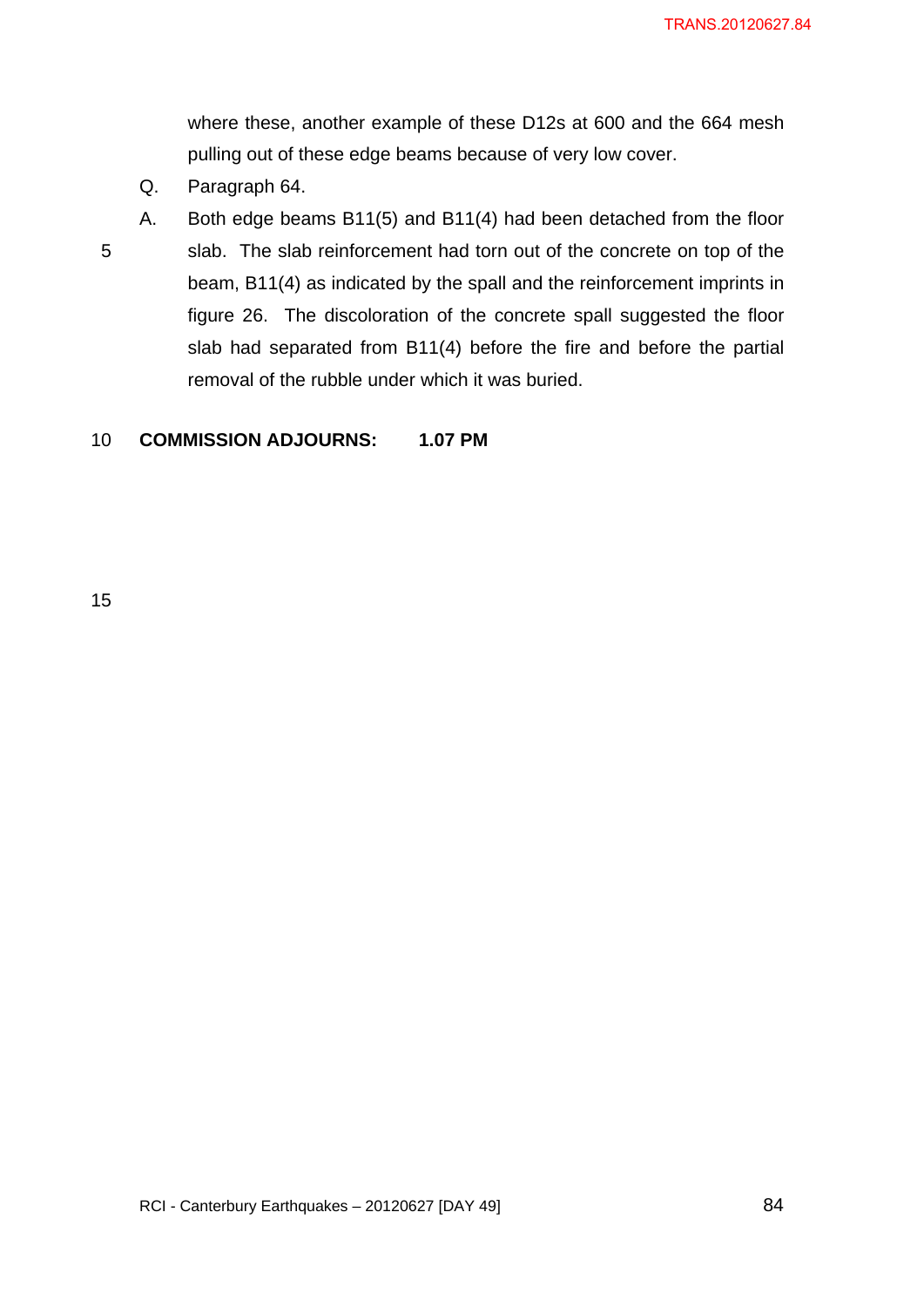where these, another example of these D12s at 600 and the 664 mesh pulling out of these edge beams because of very low cover.

Q. Paragraph 64.

A. Both edge beams B11(5) and B11(4) had been detached from the floor slab. The slab reinforcement had torn out of the concrete on top of the beam, B11(4) as indicated by the spall and the reinforcement imprints in figure 26. The discoloration of the concrete spall suggested the floor slab had separated from B11(4) before the fire and before the partial removal of the rubble under which it was buried.

**COMMISSION ADJOURNS: 1.07 PM**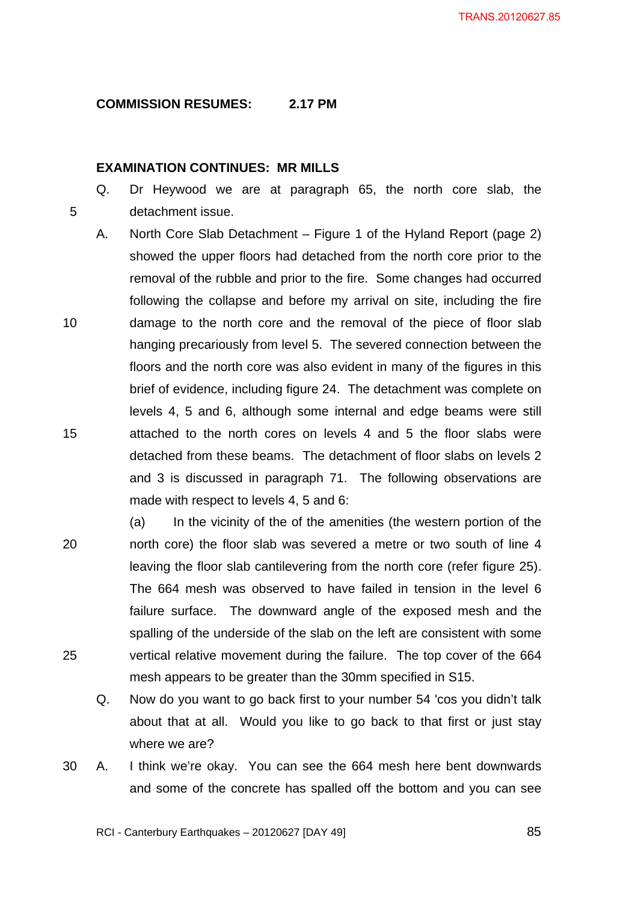**COMMISSION RESUMES: 2.17 PM**

**EXAMINATION CONTINUES: MR MILLS**

Q. Dr Heywood we are at paragraph 65, the north core slab, the detachment issue.

A. North Core Slab Detachment – Figure 1 of the Hyland Report (page 2) showed the upper floors had detached from the north core prior to the removal of the rubble and prior to the fire. Some changes had occurred following the collapse and before my arrival on site, including the fire damage to the north core and the removal of the piece of floor slab hanging precariously from level 5. The severed connection between the floors and the north core was also evident in many of the figures in this brief of evidence, including figure 24. The detachment was complete on levels 4, 5 and 6, although some internal and edge beams were still attached to the north cores on levels 4 and 5 the floor slabs were detached from these beams. The detachment of floor slabs on levels 2 and 3 is discussed in paragraph 71. The following observations are made with respect to levels 4, 5 and 6:

(a) In the vicinity of the of the amenities (the western portion of the north core) the floor slab was severed a metre or two south of line 4 leaving the floor slab cantilevering from the north core (refer figure 25). The 664 mesh was observed to have failed in tension in the level 6 failure surface. The downward angle of the exposed mesh and the spalling of the underside of the slab on the left are consistent with some vertical relative movement during the failure. The top cover of the 664 mesh appears to be greater than the 30mm specified in S15.

Q. Now do you want to go back first to your number 54 'cos you didn't talk about that at all. Would you like to go back to that first or just stay where we are?

A. I think we're okay. You can see the 664 mesh here bent downwards and some of the concrete has spalled off the bottom and you can see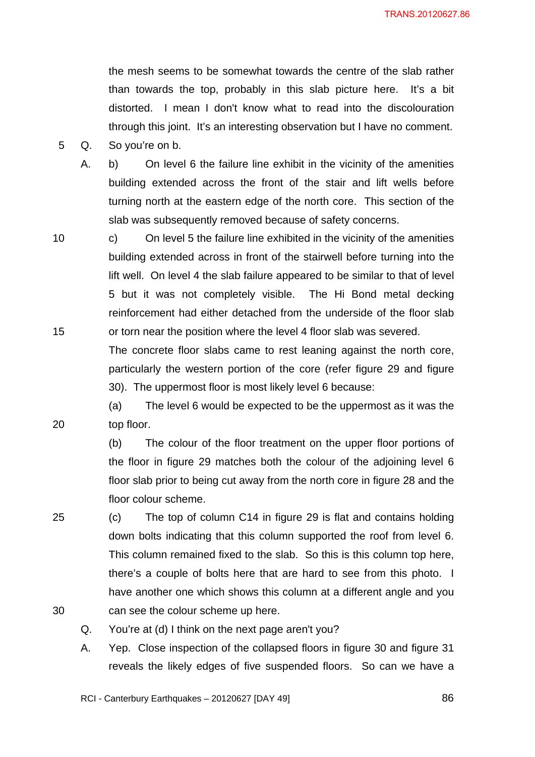the mesh seems to be somewhat towards the centre of the slab rather than towards the top, probably in this slab picture here. It's a bit distorted. I mean I don't know what to read into the discolouration through this joint. It's an interesting observation but I have no comment.

Q. So you're on b.

A. b) On level 6 the failure line exhibit in the vicinity of the amenities building extended across the front of the stair and lift wells before turning north at the eastern edge of the north core. This section of the slab was subsequently removed because of safety concerns.

c) On level 5 the failure line exhibited in the vicinity of the amenities building extended across in front of the stairwell before turning into the lift well. On level 4 the slab failure appeared to be similar to that of level 5 but it was not completely visible. The Hi Bond metal decking reinforcement had either detached from the underside of the floor slab or torn near the position where the level 4 floor slab was severed.

The concrete floor slabs came to rest leaning against the north core, particularly the western portion of the core (refer figure 29 and figure 30). The uppermost floor is most likely level 6 because:

(a) The level 6 would be expected to be the uppermost as it was the top floor.

(b) The colour of the floor treatment on the upper floor portions of the floor in figure 29 matches both the colour of the adjoining level 6 floor slab prior to being cut away from the north core in figure 28 and the floor colour scheme.

(c) The top of column C14 in figure 29 is flat and contains holding down bolts indicating that this column supported the roof from level 6. This column remained fixed to the slab. So this is this column top here, there's a couple of bolts here that are hard to see from this photo. I have another one which shows this column at a different angle and you can see the colour scheme up here.

Q. You're at (d) I think on the next page aren't you?

A. Yep. Close inspection of the collapsed floors in figure 30 and figure 31 reveals the likely edges of five suspended floors. So can we have a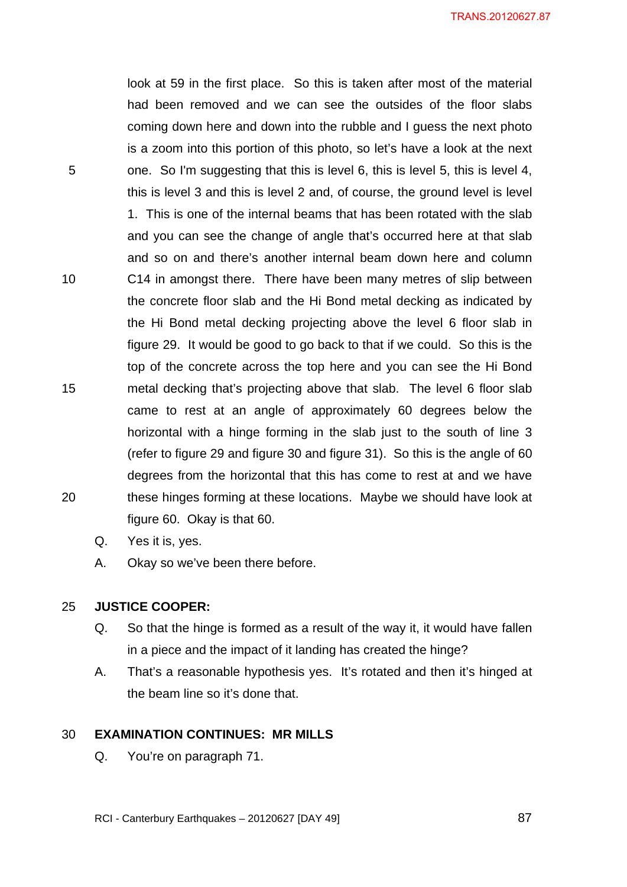look at 59 in the first place. So this is taken after most of the material had been removed and we can see the outsides of the floor slabs coming down here and down into the rubble and I guess the next photo is a zoom into this portion of this photo, so let's have a look at the next one. So I'm suggesting that this is level 6, this is level 5, this is level 4, this is level 3 and this is level 2 and, of course, the ground level is level 1. This is one of the internal beams that has been rotated with the slab and you can see the change of angle that's occurred here at that slab and so on and there's another internal beam down here and column C14 in amongst there. There have been many metres of slip between the concrete floor slab and the Hi Bond metal decking as indicated by the Hi Bond metal decking projecting above the level 6 floor slab in figure 29. It would be good to go back to that if we could. So this is the top of the concrete across the top here and you can see the Hi Bond metal decking that's projecting above that slab. The level 6 floor slab came to rest at an angle of approximately 60 degrees below the horizontal with a hinge forming in the slab just to the south of line 3 (refer to figure 29 and figure 30 and figure 31). So this is the angle of 60 degrees from the horizontal that this has come to rest at and we have these hinges forming at these locations. Maybe we should have look at figure 60. Okay is that 60.

Q. Yes it is, yes.

A. Okay so we've been there before.

**JUSTICE COOPER:**

Q. So that the hinge is formed as a result of the way it, it would have fallen in a piece and the impact of it landing has created the hinge?

A. That's a reasonable hypothesis yes. It's rotated and then it's hinged at the beam line so it's done that.

**EXAMINATION CONTINUES: MR MILLS**

Q. You're on paragraph 71.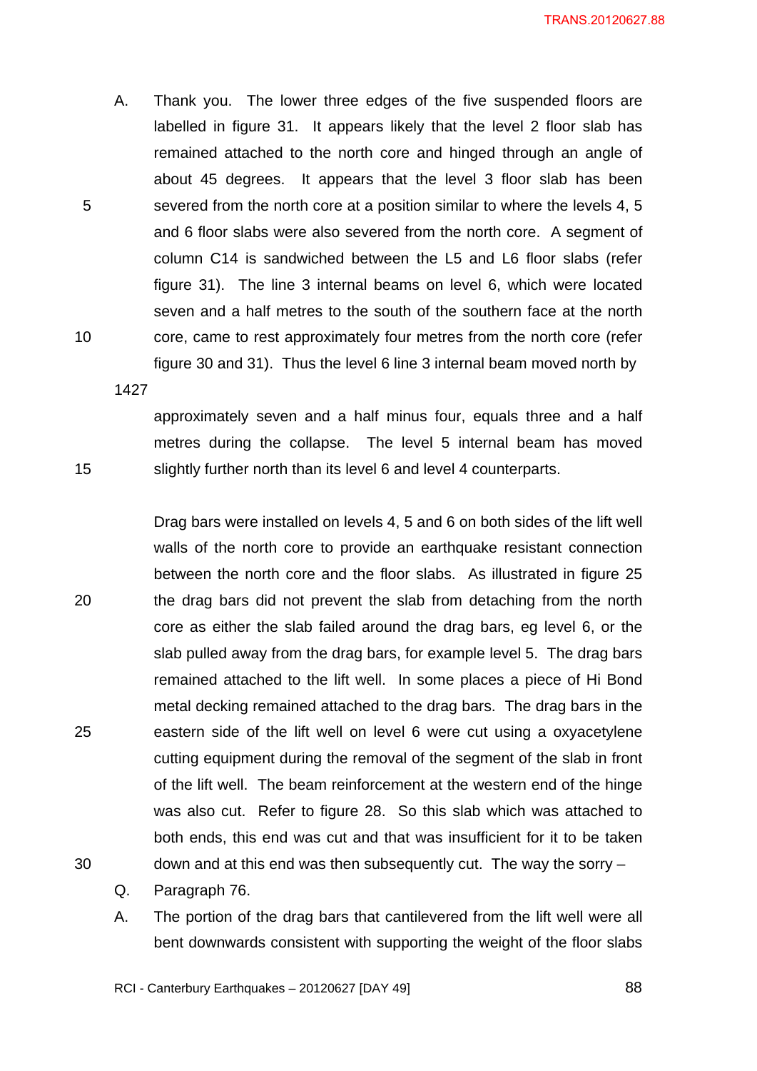A. Thank you. The lower three edges of the five suspended floors are labelled in figure 31. It appears likely that the level 2 floor slab has remained attached to the north core and hinged through an angle of about 45 degrees. It appears that the level 3 floor slab has been severed from the north core at a position similar to where the levels 4, 5 and 6 floor slabs were also severed from the north core. A segment of column C14 is sandwiched between the L5 and L6 floor slabs (refer figure 31). The line 3 internal beams on level 6, which were located seven and a half metres to the south of the southern face at the north core, came to rest approximately four metres from the north core (refer figure 30 and 31). Thus the level 6 line 3 internal beam moved north by

1427

approximately seven and a half minus four, equals three and a half metres during the collapse. The level 5 internal beam has moved slightly further north than its level 6 and level 4 counterparts.

Drag bars were installed on levels 4, 5 and 6 on both sides of the lift well walls of the north core to provide an earthquake resistant connection between the north core and the floor slabs. As illustrated in figure 25 the drag bars did not prevent the slab from detaching from the north core as either the slab failed around the drag bars, eg level 6, or the slab pulled away from the drag bars, for example level 5. The drag bars remained attached to the lift well. In some places a piece of Hi Bond metal decking remained attached to the drag bars. The drag bars in the eastern side of the lift well on level 6 were cut using a oxyacetylene cutting equipment during the removal of the segment of the slab in front of the lift well. The beam reinforcement at the western end of the hinge was also cut. Refer to figure 28. So this slab which was attached to both ends, this end was cut and that was insufficient for it to be taken down and at this end was then subsequently cut. The way the sorry –

Q. Paragraph 76.

A. The portion of the drag bars that cantilevered from the lift well were all bent downwards consistent with supporting the weight of the floor slabs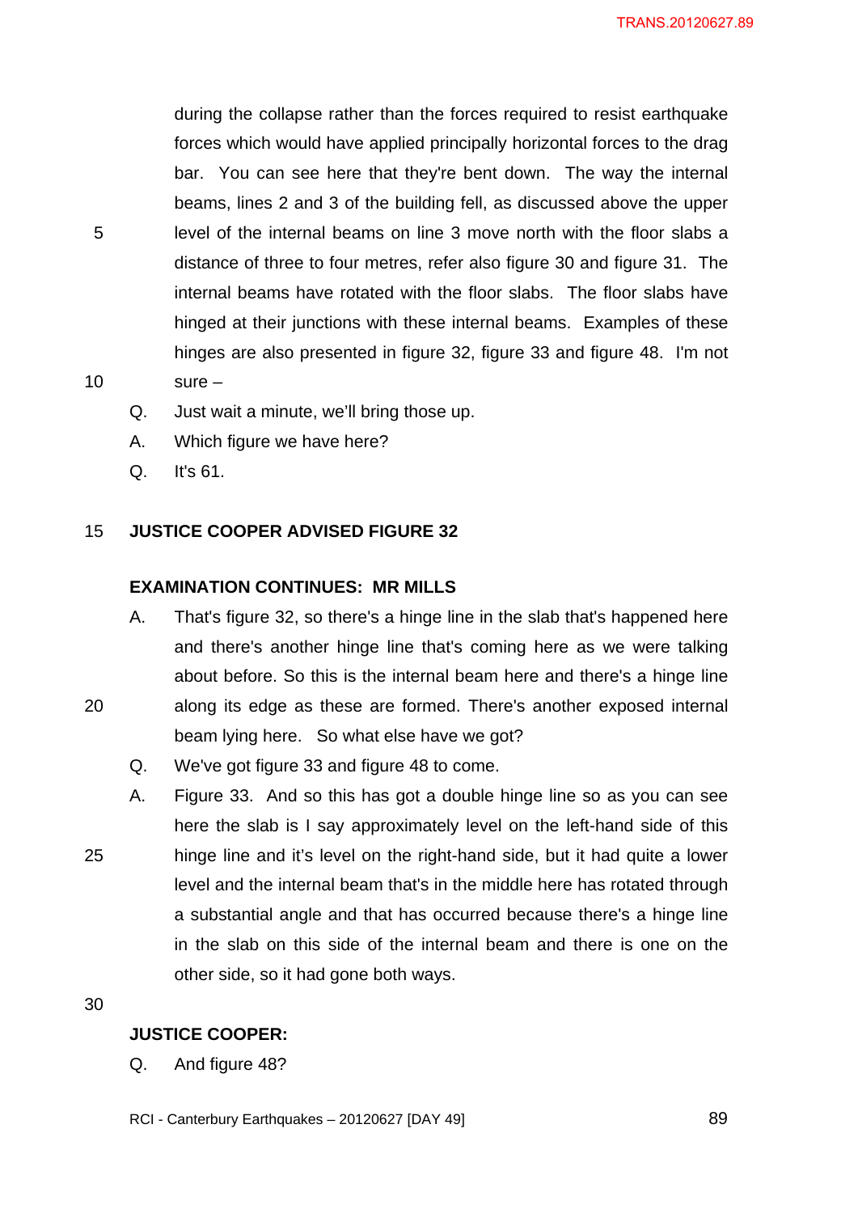during the collapse rather than the forces required to resist earthquake forces which would have applied principally horizontal forces to the drag bar. You can see here that they're bent down. The way the internal beams, lines 2 and 3 of the building fell, as discussed above the upper level of the internal beams on line 3 move north with the floor slabs a distance of three to four metres, refer also figure 30 and figure 31. The internal beams have rotated with the floor slabs. The floor slabs have hinged at their junctions with these internal beams. Examples of these hinges are also presented in figure 32, figure 33 and figure 48. I'm not sure –

Q. Just wait a minute, we'll bring those up.

A. Which figure we have here?

Q. It's 61.

**JUSTICE COOPER ADVISED FIGURE 32**

**EXAMINATION CONTINUES: MR MILLS**

A. That's figure 32, so there's a hinge line in the slab that's happened here and there's another hinge line that's coming here as we were talking about before. So this is the internal beam here and there's a hinge line along its edge as these are formed. There's another exposed internal beam lying here. So what else have we got?

Q. We've got figure 33 and figure 48 to come.

A. Figure 33. And so this has got a double hinge line so as you can see here the slab is I say approximately level on the left-hand side of this hinge line and it's level on the right-hand side, but it had quite a lower level and the internal beam that's in the middle here has rotated through a substantial angle and that has occurred because there's a hinge line in the slab on this side of the internal beam and there is one on the other side, so it had gone both ways.

**JUSTICE COOPER:**

Q. And figure 48?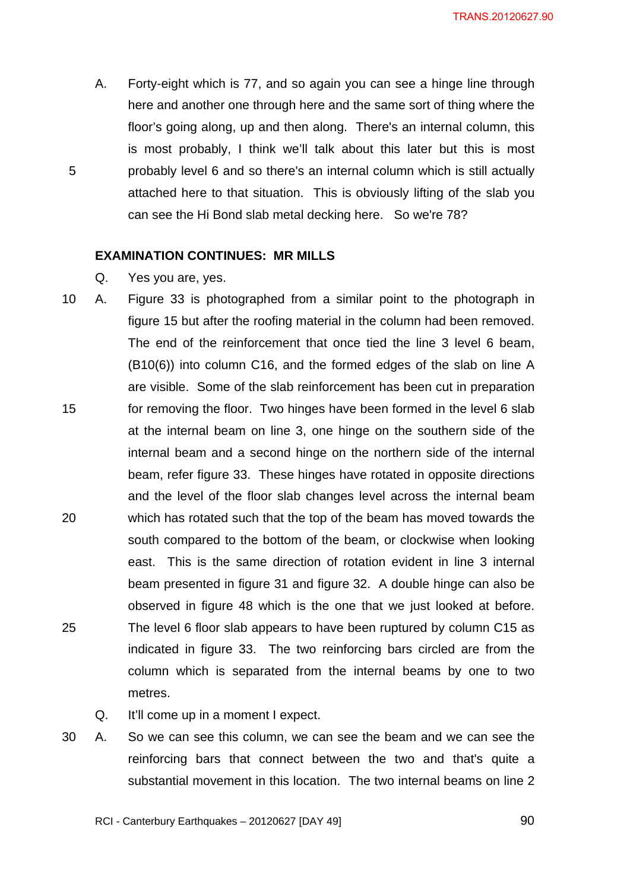A. Forty-eight which is 77, and so again you can see a hinge line through here and another one through here and the same sort of thing where the floor's going along, up and then along. There's an internal column, this is most probably, I think we'll talk about this later but this is most probably level 6 and so there's an internal column which is still actually attached here to that situation. This is obviously lifting of the slab you can see the Hi Bond slab metal decking here. So we're 78?

**EXAMINATION CONTINUES: MR MILLS**

Q. Yes you are, yes.

A. Figure 33 is photographed from a similar point to the photograph in figure 15 but after the roofing material in the column had been removed. The end of the reinforcement that once tied the line 3 level 6 beam, (B10(6)) into column C16, and the formed edges of the slab on line A are visible. Some of the slab reinforcement has been cut in preparation for removing the floor. Two hinges have been formed in the level 6 slab at the internal beam on line 3, one hinge on the southern side of the internal beam and a second hinge on the northern side of the internal beam, refer figure 33. These hinges have rotated in opposite directions and the level of the floor slab changes level across the internal beam which has rotated such that the top of the beam has moved towards the south compared to the bottom of the beam, or clockwise when looking east. This is the same direction of rotation evident in line 3 internal beam presented in figure 31 and figure 32. A double hinge can also be observed in figure 48 which is the one that we just looked at before. The level 6 floor slab appears to have been ruptured by column C15 as indicated in figure 33. The two reinforcing bars circled are from the column which is separated from the internal beams by one to two metres.

Q. It'll come up in a moment I expect.

A. So we can see this column, we can see the beam and we can see the reinforcing bars that connect between the two and that's quite a substantial movement in this location. The two internal beams on line 2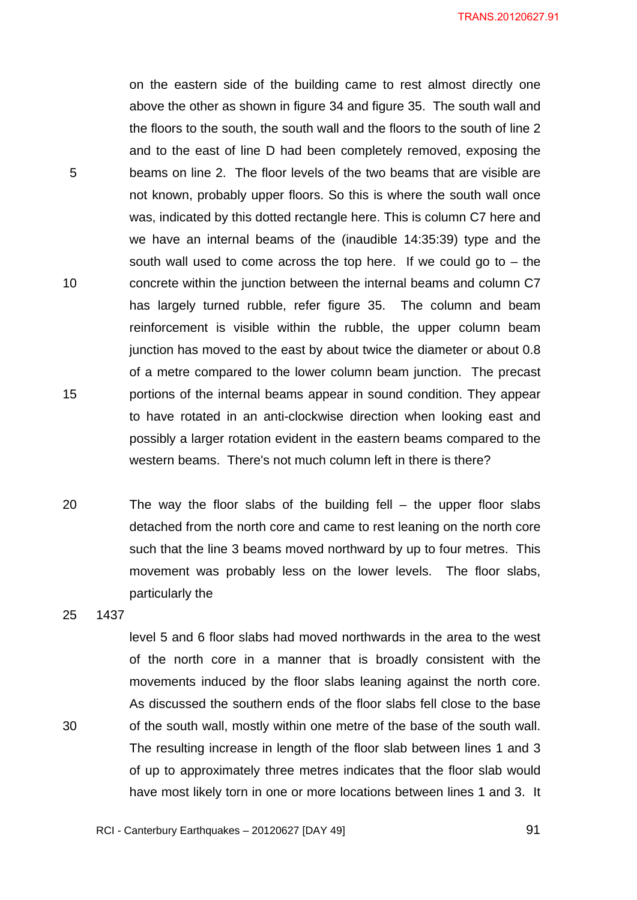on the eastern side of the building came to rest almost directly one above the other as shown in figure 34 and figure 35. The south wall and the floors to the south, the south wall and the floors to the south of line 2 and to the east of line D had been completely removed, exposing the beams on line 2. The floor levels of the two beams that are visible are not known, probably upper floors. So this is where the south wall once was, indicated by this dotted rectangle here. This is column C7 here and we have an internal beams of the (inaudible 14:35:39) type and the south wall used to come across the top here. If we could go to – the concrete within the junction between the internal beams and column C7 has largely turned rubble, refer figure 35. The column and beam reinforcement is visible within the rubble, the upper column beam junction has moved to the east by about twice the diameter or about 0.8 of a metre compared to the lower column beam junction. The precast portions of the internal beams appear in sound condition. They appear to have rotated in an anti-clockwise direction when looking east and possibly a larger rotation evident in the eastern beams compared to the western beams. There's not much column left in there is there?

The way the floor slabs of the building fell – the upper floor slabs detached from the north core and came to rest leaning on the north core such that the line 3 beams moved northward by up to four metres. This movement was probably less on the lower levels. The floor slabs, particularly the

1437

level 5 and 6 floor slabs had moved northwards in the area to the west of the north core in a manner that is broadly consistent with the movements induced by the floor slabs leaning against the north core. As discussed the southern ends of the floor slabs fell close to the base of the south wall, mostly within one metre of the base of the south wall. The resulting increase in length of the floor slab between lines 1 and 3 of up to approximately three metres indicates that the floor slab would have most likely torn in one or more locations between lines 1 and 3. It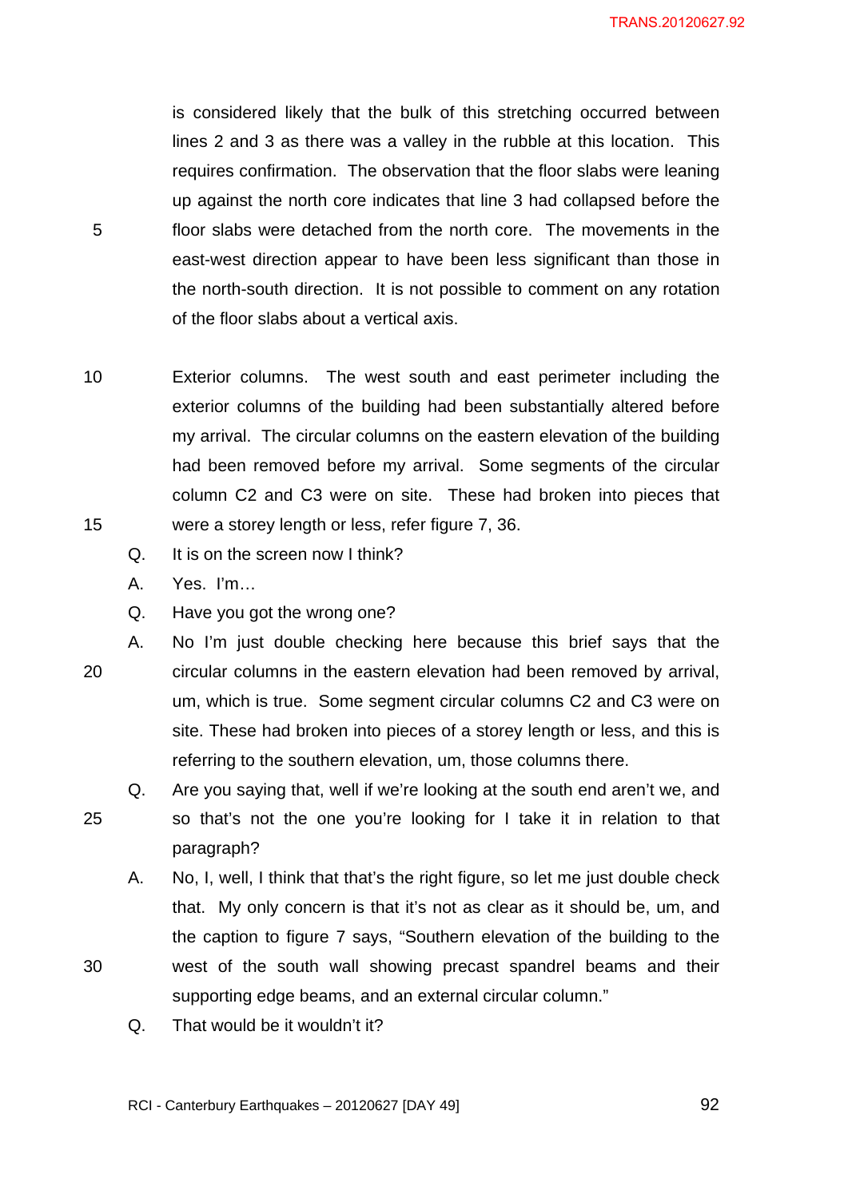is considered likely that the bulk of this stretching occurred between lines 2 and 3 as there was a valley in the rubble at this location. This requires confirmation. The observation that the floor slabs were leaning up against the north core indicates that line 3 had collapsed before the floor slabs were detached from the north core. The movements in the east-west direction appear to have been less significant than those in the north-south direction. It is not possible to comment on any rotation of the floor slabs about a vertical axis.

Exterior columns. The west south and east perimeter including the exterior columns of the building had been substantially altered before my arrival. The circular columns on the eastern elevation of the building had been removed before my arrival. Some segments of the circular column C2 and C3 were on site. These had broken into pieces that were a storey length or less, refer figure 7, 36.

Q. It is on the screen now I think?

A. Yes. I'm…

Q. Have you got the wrong one?

A. No I'm just double checking here because this brief says that the circular columns in the eastern elevation had been removed by arrival, um, which is true. Some segment circular columns C2 and C3 were on site. These had broken into pieces of a storey length or less, and this is referring to the southern elevation, um, those columns there.

Q. Are you saying that, well if we're looking at the south end aren't we, and so that's not the one you're looking for I take it in relation to that paragraph?

A. No, I, well, I think that that's the right figure, so let me just double check that. My only concern is that it's not as clear as it should be, um, and the caption to figure 7 says, "Southern elevation of the building to the west of the south wall showing precast spandrel beams and their supporting edge beams, and an external circular column."

Q. That would be it wouldn't it?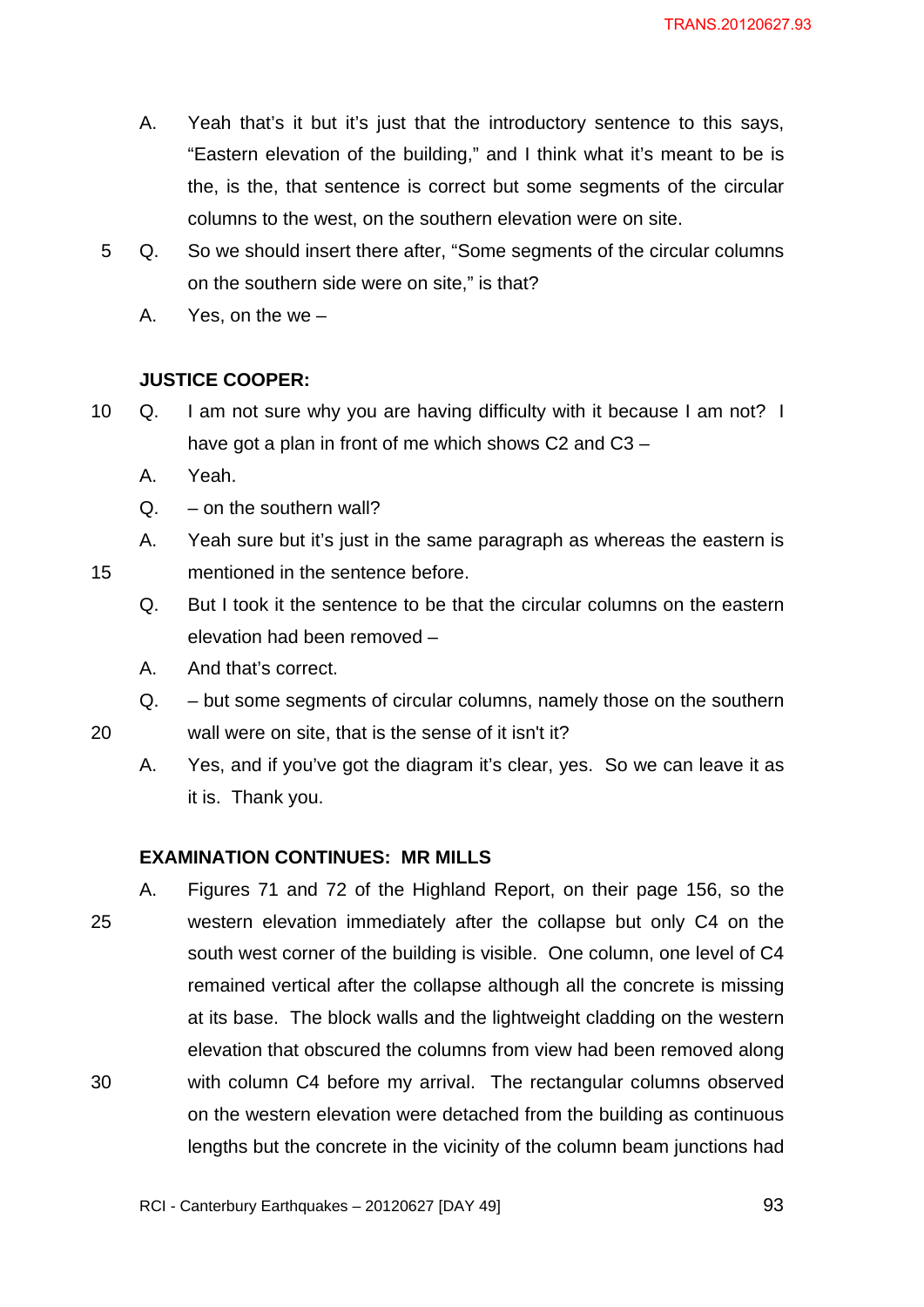A. Yeah that's it but it's just that the introductory sentence to this says, "Eastern elevation of the building," and I think what it's meant to be is the, is the, that sentence is correct but some segments of the circular columns to the west, on the southern elevation were on site.

Q. So we should insert there after, "Some segments of the circular columns on the southern side were on site," is that?

A. Yes, on the we –

**JUSTICE COOPER:**

Q. I am not sure why you are having difficulty with it because I am not? I have got a plan in front of me which shows C2 and C3 –

A. Yeah.

Q. – on the southern wall?

A. Yeah sure but it's just in the same paragraph as whereas the eastern is mentioned in the sentence before.

Q. But I took it the sentence to be that the circular columns on the eastern elevation had been removed –

A. And that's correct.

Q. – but some segments of circular columns, namely those on the southern wall were on site, that is the sense of it isn't it?

A. Yes, and if you've got the diagram it's clear, yes. So we can leave it as it is. Thank you.

**EXAMINATION CONTINUES: MR MILLS**

A. Figures 71 and 72 of the Highland Report, on their page 156, so the western elevation immediately after the collapse but only C4 on the south west corner of the building is visible. One column, one level of C4 remained vertical after the collapse although all the concrete is missing at its base. The block walls and the lightweight cladding on the western elevation that obscured the columns from view had been removed along with column C4 before my arrival. The rectangular columns observed on the western elevation were detached from the building as continuous lengths but the concrete in the vicinity of the column beam junctions had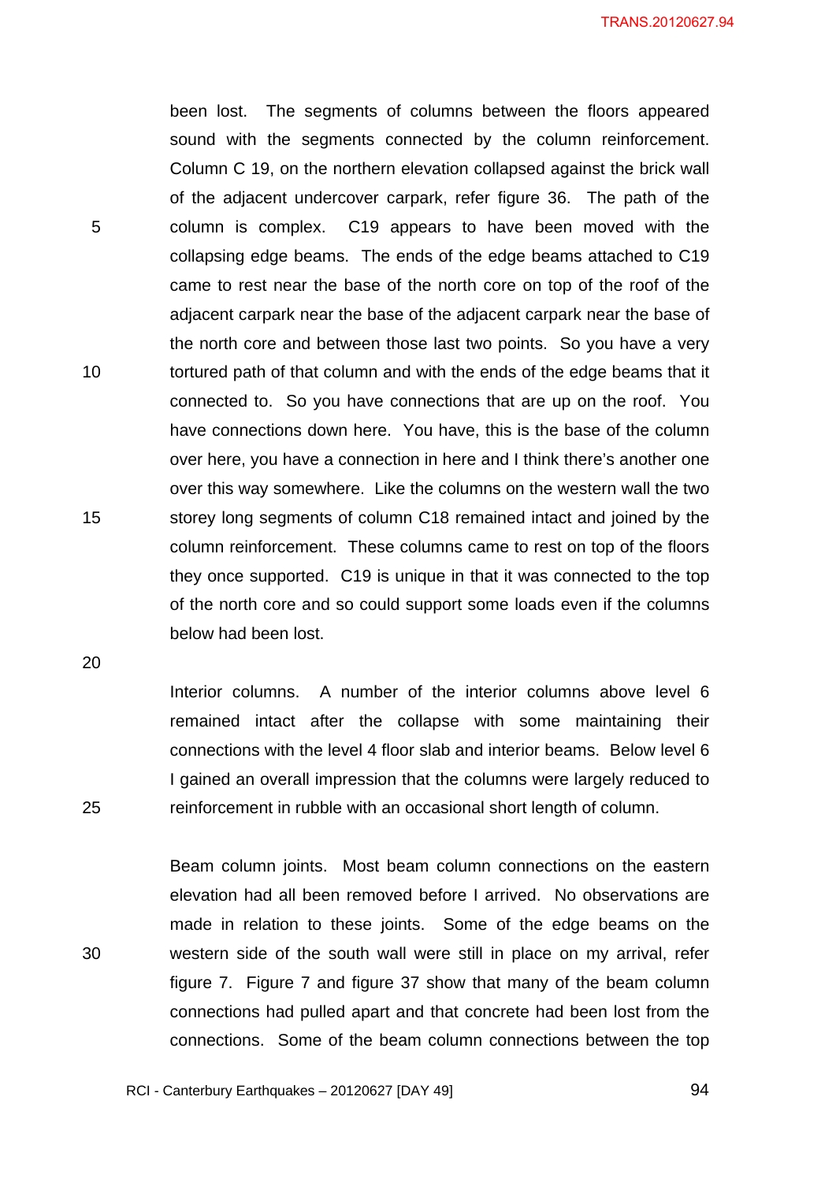been lost. The segments of columns between the floors appeared sound with the segments connected by the column reinforcement. Column C 19, on the northern elevation collapsed against the brick wall of the adjacent undercover carpark, refer figure 36. The path of the column is complex. C19 appears to have been moved with the collapsing edge beams. The ends of the edge beams attached to C19 came to rest near the base of the north core on top of the roof of the adjacent carpark near the base of the adjacent carpark near the base of the north core and between those last two points. So you have a very tortured path of that column and with the ends of the edge beams that it connected to. So you have connections that are up on the roof. You have connections down here. You have, this is the base of the column over here, you have a connection in here and I think there's another one over this way somewhere. Like the columns on the western wall the two storey long segments of column C18 remained intact and joined by the column reinforcement. These columns came to rest on top of the floors they once supported. C19 is unique in that it was connected to the top of the north core and so could support some loads even if the columns below had been lost.

Interior columns. A number of the interior columns above level 6 remained intact after the collapse with some maintaining their connections with the level 4 floor slab and interior beams. Below level 6 I gained an overall impression that the columns were largely reduced to reinforcement in rubble with an occasional short length of column.

Beam column joints. Most beam column connections on the eastern elevation had all been removed before I arrived. No observations are made in relation to these joints. Some of the edge beams on the western side of the south wall were still in place on my arrival, refer figure 7. Figure 7 and figure 37 show that many of the beam column connections had pulled apart and that concrete had been lost from the connections. Some of the beam column connections between the top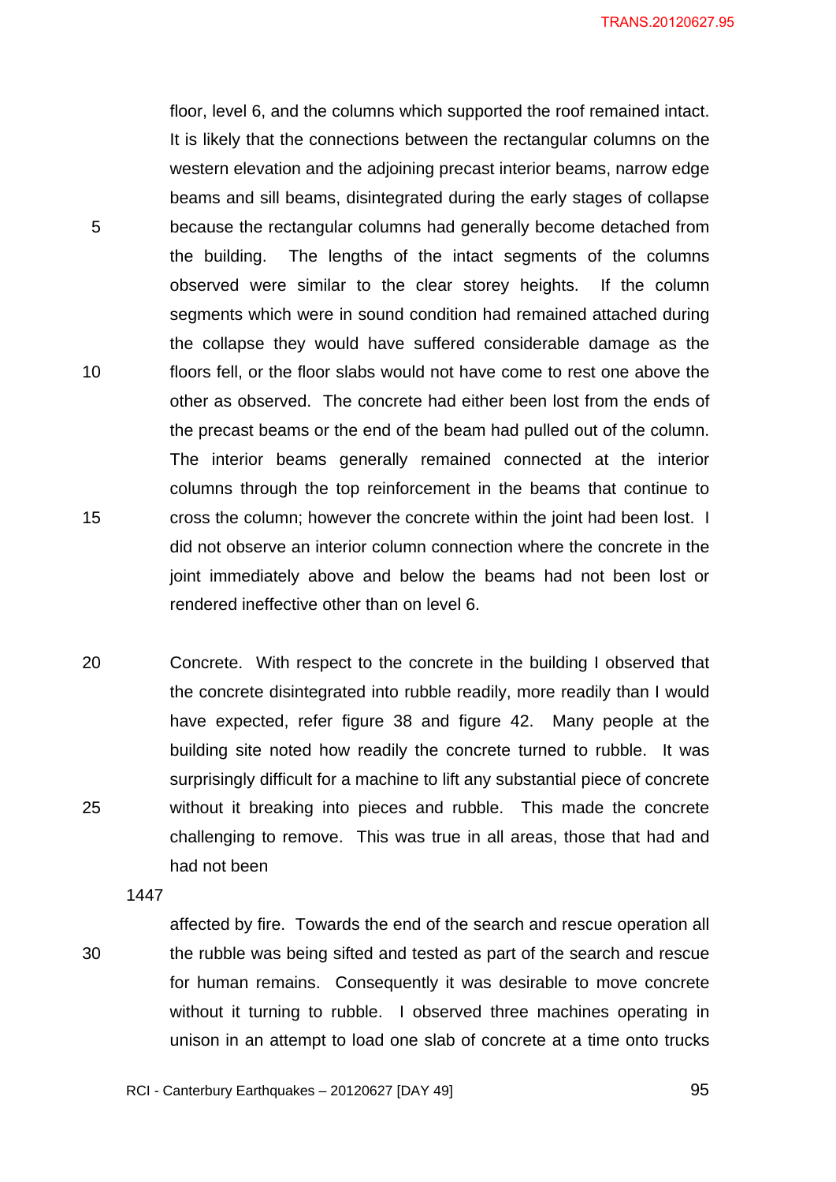floor, level 6, and the columns which supported the roof remained intact. It is likely that the connections between the rectangular columns on the western elevation and the adjoining precast interior beams, narrow edge beams and sill beams, disintegrated during the early stages of collapse because the rectangular columns had generally become detached from the building. The lengths of the intact segments of the columns observed were similar to the clear storey heights. If the column segments which were in sound condition had remained attached during the collapse they would have suffered considerable damage as the floors fell, or the floor slabs would not have come to rest one above the other as observed. The concrete had either been lost from the ends of the precast beams or the end of the beam had pulled out of the column. The interior beams generally remained connected at the interior columns through the top reinforcement in the beams that continue to cross the column; however the concrete within the joint had been lost. I did not observe an interior column connection where the concrete in the joint immediately above and below the beams had not been lost or rendered ineffective other than on level 6.

Concrete. With respect to the concrete in the building I observed that the concrete disintegrated into rubble readily, more readily than I would have expected, refer figure 38 and figure 42. Many people at the building site noted how readily the concrete turned to rubble. It was surprisingly difficult for a machine to lift any substantial piece of concrete without it breaking into pieces and rubble. This made the concrete challenging to remove. This was true in all areas, those that had and had not been

1447

affected by fire. Towards the end of the search and rescue operation all the rubble was being sifted and tested as part of the search and rescue for human remains. Consequently it was desirable to move concrete without it turning to rubble. I observed three machines operating in unison in an attempt to load one slab of concrete at a time onto trucks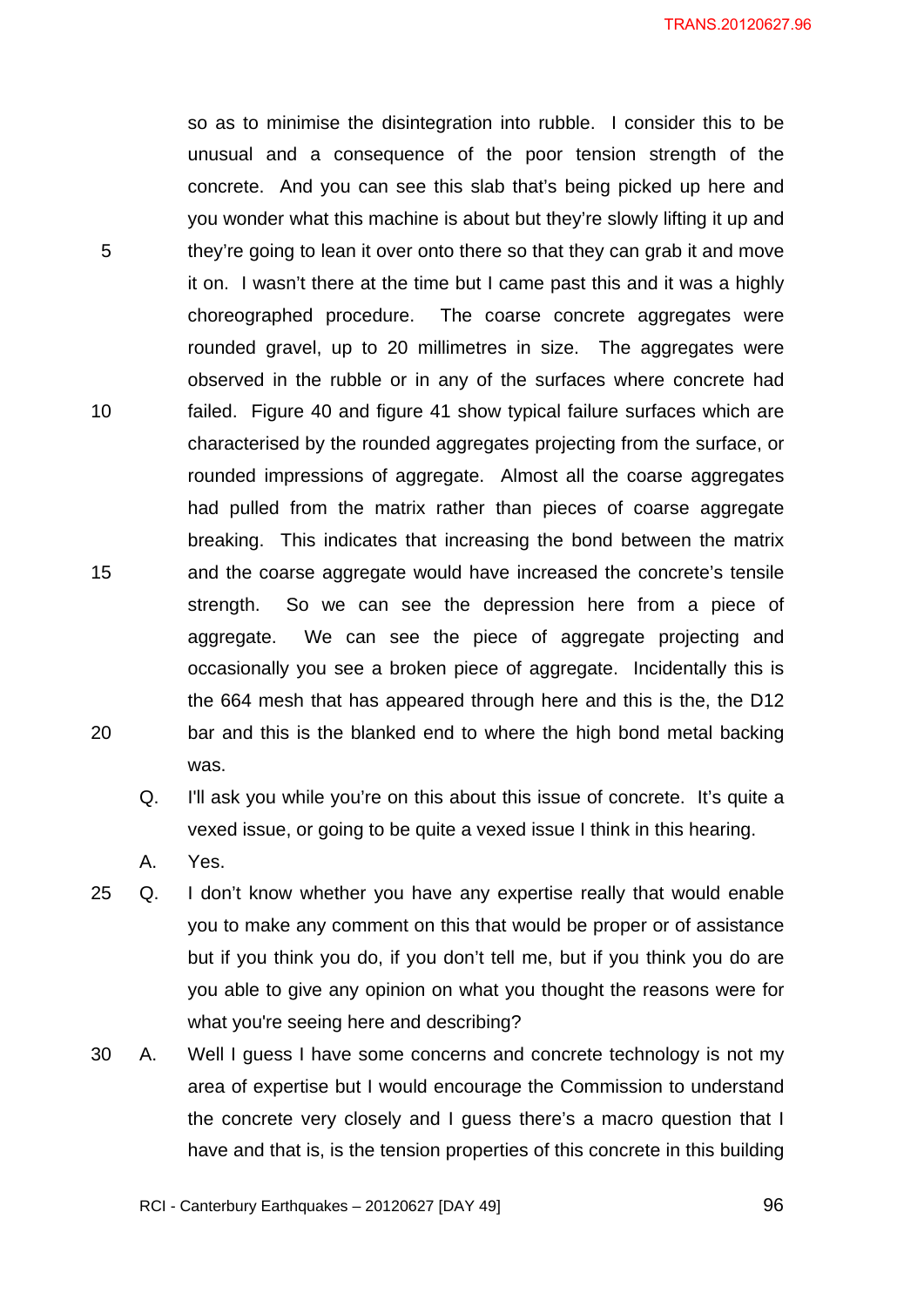so as to minimise the disintegration into rubble. I consider this to be unusual and a consequence of the poor tension strength of the concrete. And you can see this slab that's being picked up here and you wonder what this machine is about but they're slowly lifting it up and they're going to lean it over onto there so that they can grab it and move it on. I wasn't there at the time but I came past this and it was a highly choreographed procedure. The coarse concrete aggregates were rounded gravel, up to 20 millimetres in size. The aggregates were observed in the rubble or in any of the surfaces where concrete had failed. Figure 40 and figure 41 show typical failure surfaces which are characterised by the rounded aggregates projecting from the surface, or rounded impressions of aggregate. Almost all the coarse aggregates had pulled from the matrix rather than pieces of coarse aggregate breaking. This indicates that increasing the bond between the matrix and the coarse aggregate would have increased the concrete's tensile strength. So we can see the depression here from a piece of aggregate. We can see the piece of aggregate projecting and occasionally you see a broken piece of aggregate. Incidentally this is the 664 mesh that has appeared through here and this is the, the D12 bar and this is the blanked end to where the high bond metal backing was.

Q. I'll ask you while you're on this about this issue of concrete. It's quite a vexed issue, or going to be quite a vexed issue I think in this hearing.

A. Yes.

Q. I don't know whether you have any expertise really that would enable you to make any comment on this that would be proper or of assistance but if you think you do, if you don't tell me, but if you think you do are you able to give any opinion on what you thought the reasons were for what you're seeing here and describing?

A. Well I guess I have some concerns and concrete technology is not my area of expertise but I would encourage the Commission to understand the concrete very closely and I guess there's a macro question that I have and that is, is the tension properties of this concrete in this building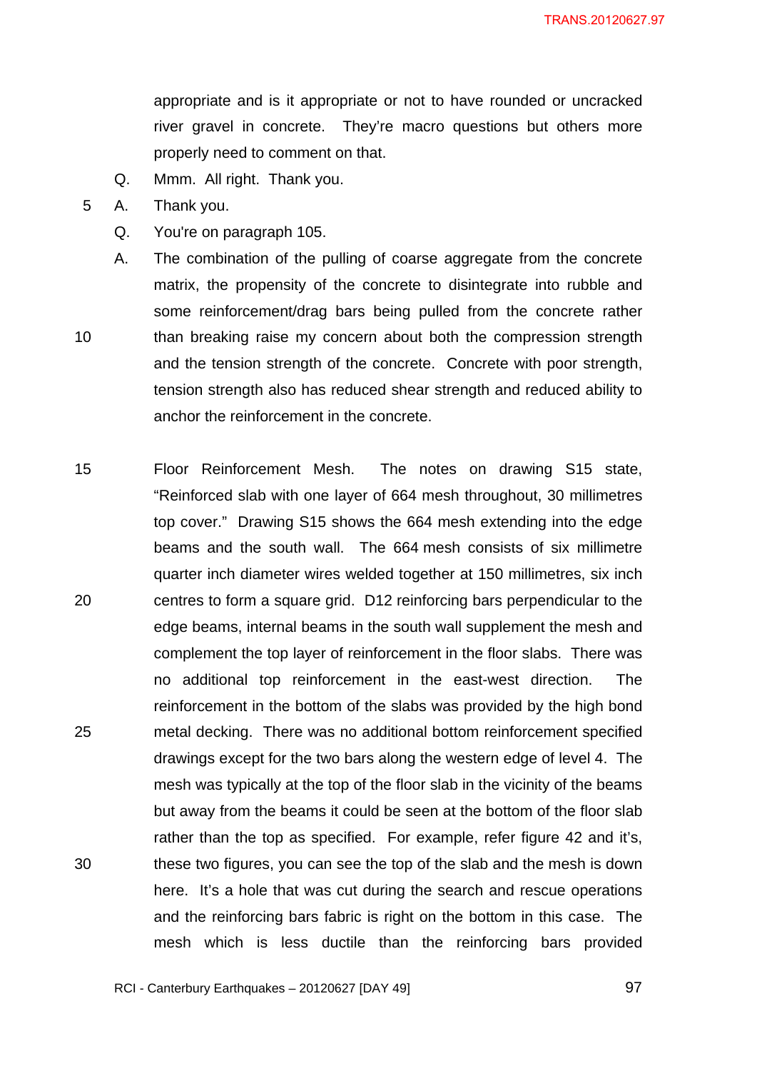appropriate and is it appropriate or not to have rounded or uncracked river gravel in concrete. They're macro questions but others more properly need to comment on that.

Q. Mmm. All right. Thank you.

A. Thank you.

Q. You're on paragraph 105.

A. The combination of the pulling of coarse aggregate from the concrete matrix, the propensity of the concrete to disintegrate into rubble and some reinforcement/drag bars being pulled from the concrete rather than breaking raise my concern about both the compression strength and the tension strength of the concrete. Concrete with poor strength, tension strength also has reduced shear strength and reduced ability to anchor the reinforcement in the concrete.

Floor Reinforcement Mesh. The notes on drawing S15 state, "Reinforced slab with one layer of 664 mesh throughout, 30 millimetres top cover." Drawing S15 shows the 664 mesh extending into the edge beams and the south wall. The 664 mesh consists of six millimetre quarter inch diameter wires welded together at 150 millimetres, six inch centres to form a square grid. D12 reinforcing bars perpendicular to the edge beams, internal beams in the south wall supplement the mesh and complement the top layer of reinforcement in the floor slabs. There was no additional top reinforcement in the east-west direction. The reinforcement in the bottom of the slabs was provided by the high bond metal decking. There was no additional bottom reinforcement specified drawings except for the two bars along the western edge of level 4. The mesh was typically at the top of the floor slab in the vicinity of the beams but away from the beams it could be seen at the bottom of the floor slab rather than the top as specified. For example, refer figure 42 and it's, these two figures, you can see the top of the slab and the mesh is down here. It's a hole that was cut during the search and rescue operations and the reinforcing bars fabric is right on the bottom in this case. The mesh which is less ductile than the reinforcing bars provided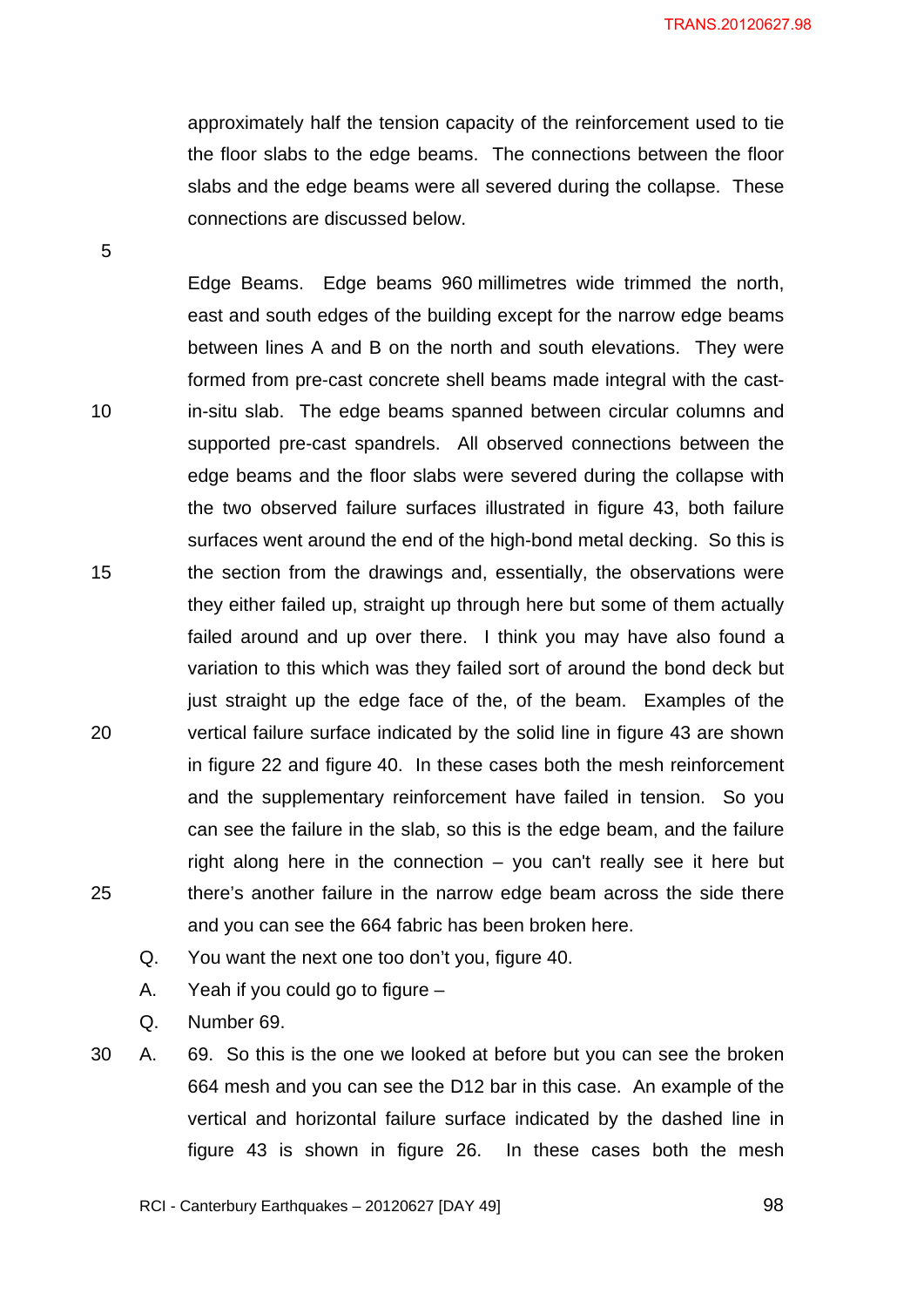approximately half the tension capacity of the reinforcement used to tie the floor slabs to the edge beams. The connections between the floor slabs and the edge beams were all severed during the collapse. These connections are discussed below.

Edge Beams. Edge beams 960 millimetres wide trimmed the north, east and south edges of the building except for the narrow edge beams between lines A and B on the north and south elevations. They were formed from pre-cast concrete shell beams made integral with the cast-in-situ slab. The edge beams spanned between circular columns and supported pre-cast spandrels. All observed connections between the edge beams and the floor slabs were severed during the collapse with the two observed failure surfaces illustrated in figure 43, both failure surfaces went around the end of the high-bond metal decking. So this is the section from the drawings and, essentially, the observations were they either failed up, straight up through here but some of them actually failed around and up over there. I think you may have also found a variation to this which was they failed sort of around the bond deck but just straight up the edge face of the, of the beam. Examples of the vertical failure surface indicated by the solid line in figure 43 are shown in figure 22 and figure 40. In these cases both the mesh reinforcement and the supplementary reinforcement have failed in tension. So you can see the failure in the slab, so this is the edge beam, and the failure right along here in the connection – you can't really see it here but there's another failure in the narrow edge beam across the side there and you can see the 664 fabric has been broken here.

Q. You want the next one too don't you, figure 40.

A. Yeah if you could go to figure –

Q. Number 69.

A. 69. So this is the one we looked at before but you can see the broken 664 mesh and you can see the D12 bar in this case. An example of the vertical and horizontal failure surface indicated by the dashed line in figure 43 is shown in figure 26. In these cases both the mesh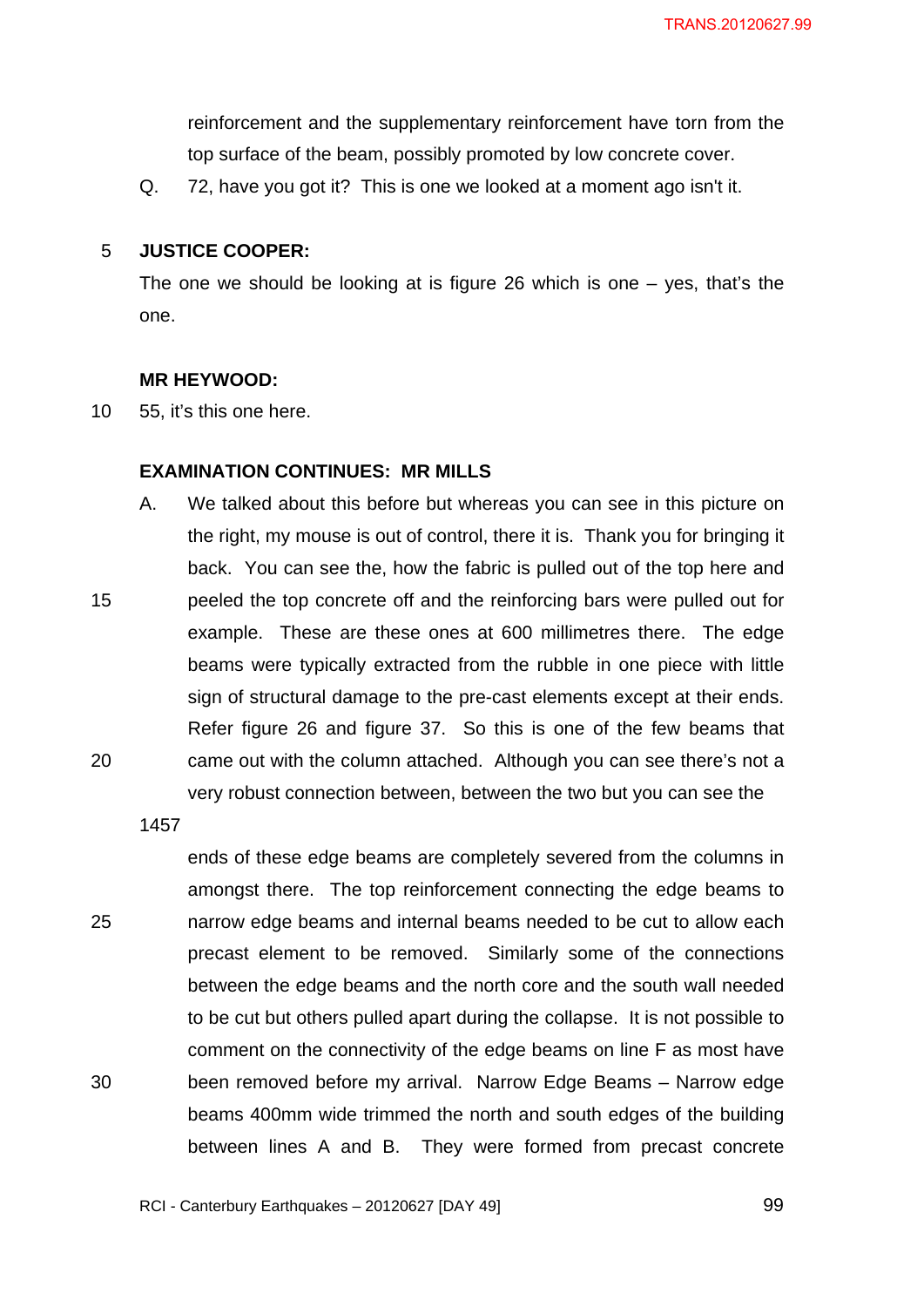reinforcement and the supplementary reinforcement have torn from the top surface of the beam, possibly promoted by low concrete cover.

Q. 72, have you got it? This is one we looked at a moment ago isn't it.

**JUSTICE COOPER:**

The one we should be looking at is figure 26 which is one – yes, that's the one.

**MR HEYWOOD:**

55, it's this one here.

**EXAMINATION CONTINUES: MR MILLS**

A. We talked about this before but whereas you can see in this picture on the right, my mouse is out of control, there it is. Thank you for bringing it back. You can see the, how the fabric is pulled out of the top here and peeled the top concrete off and the reinforcing bars were pulled out for example. These are these ones at 600 millimetres there. The edge beams were typically extracted from the rubble in one piece with little sign of structural damage to the pre-cast elements except at their ends. Refer figure 26 and figure 37. So this is one of the few beams that came out with the column attached. Although you can see there's not a very robust connection between, between the two but you can see the

1457

ends of these edge beams are completely severed from the columns in amongst there. The top reinforcement connecting the edge beams to narrow edge beams and internal beams needed to be cut to allow each precast element to be removed. Similarly some of the connections between the edge beams and the north core and the south wall needed to be cut but others pulled apart during the collapse. It is not possible to comment on the connectivity of the edge beams on line F as most have been removed before my arrival. Narrow Edge Beams – Narrow edge beams 400mm wide trimmed the north and south edges of the building between lines A and B. They were formed from precast concrete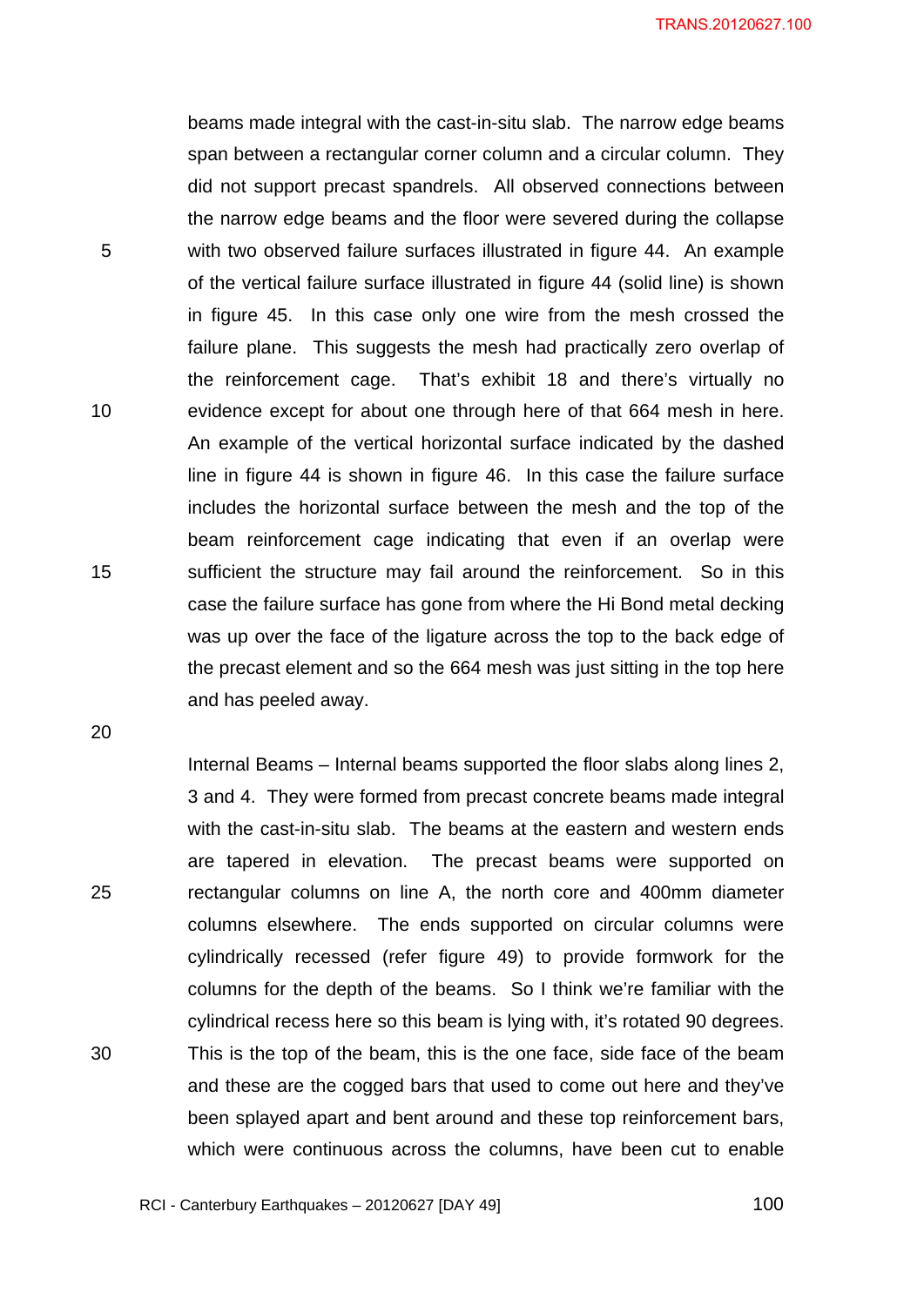beams made integral with the cast-in-situ slab. The narrow edge beams span between a rectangular corner column and a circular column. They did not support precast spandrels. All observed connections between the narrow edge beams and the floor were severed during the collapse with two observed failure surfaces illustrated in figure 44. An example of the vertical failure surface illustrated in figure 44 (solid line) is shown in figure 45. In this case only one wire from the mesh crossed the failure plane. This suggests the mesh had practically zero overlap of the reinforcement cage. That's exhibit 18 and there's virtually no evidence except for about one through here of that 664 mesh in here. An example of the vertical horizontal surface indicated by the dashed line in figure 44 is shown in figure 46. In this case the failure surface includes the horizontal surface between the mesh and the top of the beam reinforcement cage indicating that even if an overlap were sufficient the structure may fail around the reinforcement. So in this case the failure surface has gone from where the Hi Bond metal decking was up over the face of the ligature across the top to the back edge of the precast element and so the 664 mesh was just sitting in the top here and has peeled away.

Internal Beams – Internal beams supported the floor slabs along lines 2, 3 and 4. They were formed from precast concrete beams made integral with the cast-in-situ slab. The beams at the eastern and western ends are tapered in elevation. The precast beams were supported on rectangular columns on line A, the north core and 400mm diameter columns elsewhere. The ends supported on circular columns were cylindrically recessed (refer figure 49) to provide formwork for the columns for the depth of the beams. So I think we're familiar with the cylindrical recess here so this beam is lying with, it's rotated 90 degrees. This is the top of the beam, this is the one face, side face of the beam and these are the cogged bars that used to come out here and they've been splayed apart and bent around and these top reinforcement bars, which were continuous across the columns, have been cut to enable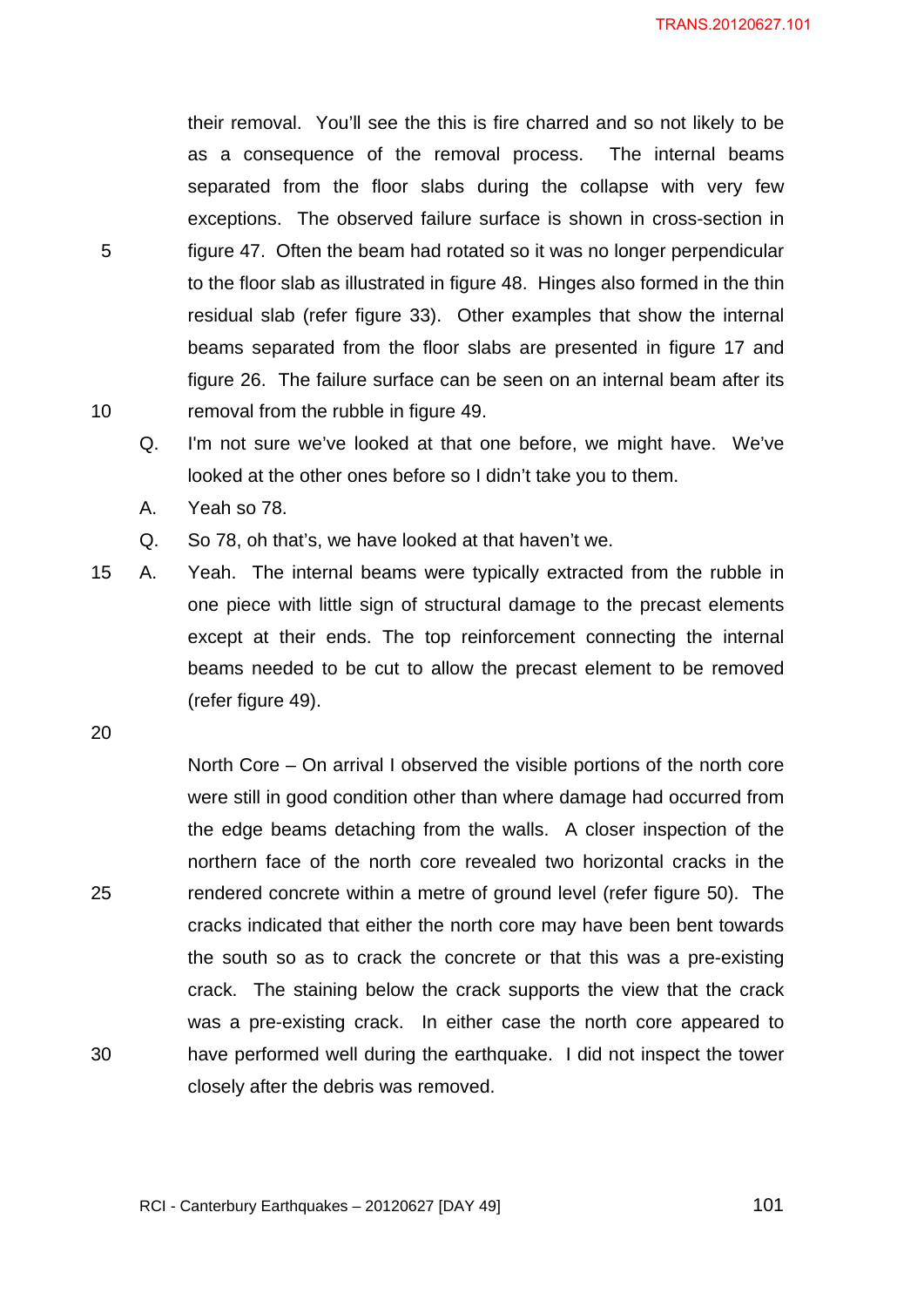their removal. You'll see the this is fire charred and so not likely to be as a consequence of the removal process. The internal beams separated from the floor slabs during the collapse with very few exceptions. The observed failure surface is shown in cross-section in figure 47. Often the beam had rotated so it was no longer perpendicular to the floor slab as illustrated in figure 48. Hinges also formed in the thin residual slab (refer figure 33). Other examples that show the internal beams separated from the floor slabs are presented in figure 17 and figure 26. The failure surface can be seen on an internal beam after its removal from the rubble in figure 49.

Q. I'm not sure we've looked at that one before, we might have. We've looked at the other ones before so I didn't take you to them.

A. Yeah so 78.

Q. So 78, oh that's, we have looked at that haven't we.

A. Yeah. The internal beams were typically extracted from the rubble in one piece with little sign of structural damage to the precast elements except at their ends. The top reinforcement connecting the internal beams needed to be cut to allow the precast element to be removed (refer figure 49).

North Core – On arrival I observed the visible portions of the north core were still in good condition other than where damage had occurred from the edge beams detaching from the walls. A closer inspection of the northern face of the north core revealed two horizontal cracks in the rendered concrete within a metre of ground level (refer figure 50). The cracks indicated that either the north core may have been bent towards the south so as to crack the concrete or that this was a pre-existing crack. The staining below the crack supports the view that the crack was a pre-existing crack. In either case the north core appeared to have performed well during the earthquake. I did not inspect the tower closely after the debris was removed.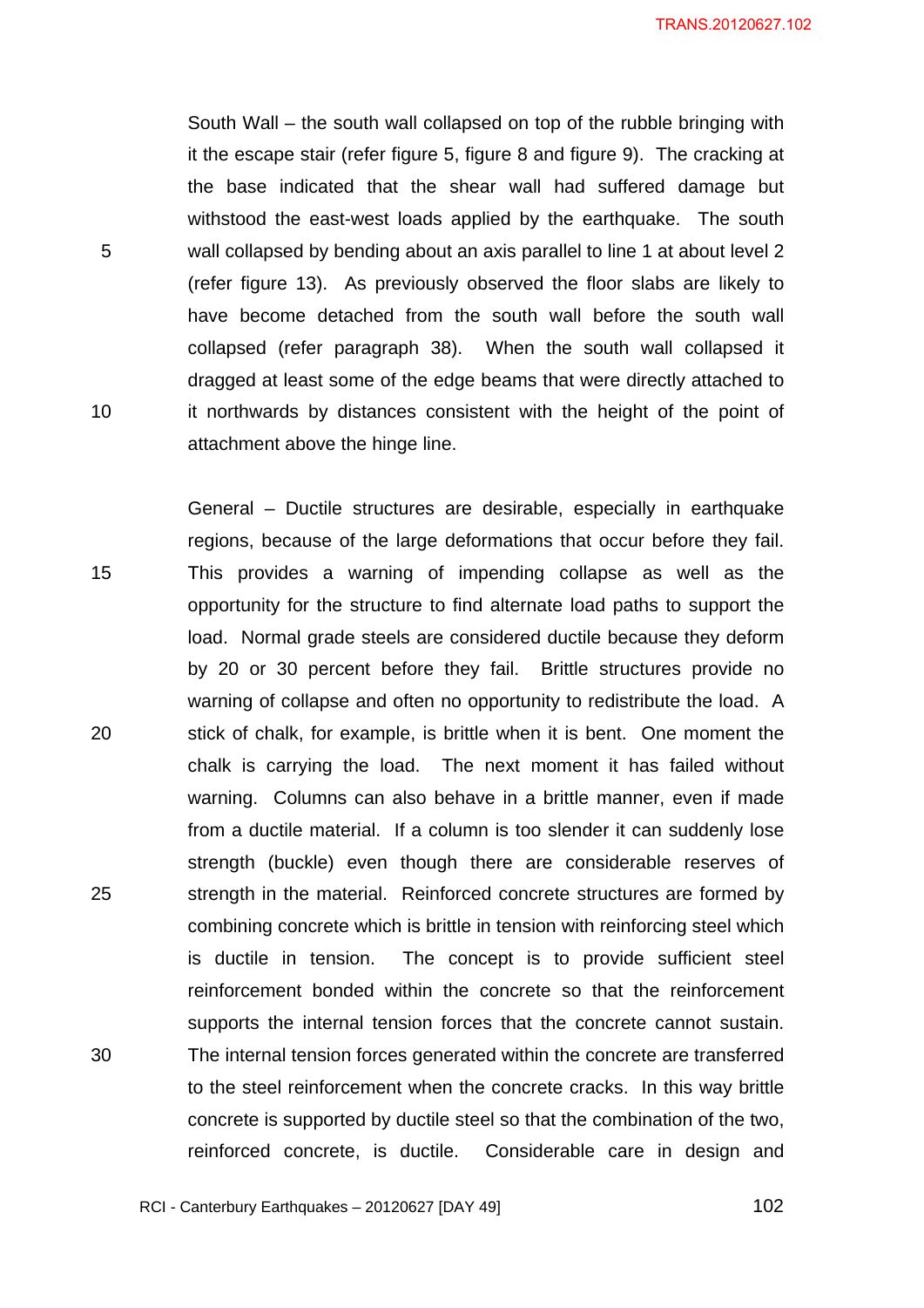South Wall – the south wall collapsed on top of the rubble bringing with it the escape stair (refer figure 5, figure 8 and figure 9). The cracking at the base indicated that the shear wall had suffered damage but withstood the east-west loads applied by the earthquake. The south wall collapsed by bending about an axis parallel to line 1 at about level 2 (refer figure 13). As previously observed the floor slabs are likely to have become detached from the south wall before the south wall collapsed (refer paragraph 38). When the south wall collapsed it dragged at least some of the edge beams that were directly attached to it northwards by distances consistent with the height of the point of attachment above the hinge line.

General – Ductile structures are desirable, especially in earthquake regions, because of the large deformations that occur before they fail. This provides a warning of impending collapse as well as the opportunity for the structure to find alternate load paths to support the load. Normal grade steels are considered ductile because they deform by 20 or 30 percent before they fail. Brittle structures provide no warning of collapse and often no opportunity to redistribute the load. A stick of chalk, for example, is brittle when it is bent. One moment the chalk is carrying the load. The next moment it has failed without warning. Columns can also behave in a brittle manner, even if made from a ductile material. If a column is too slender it can suddenly lose strength (buckle) even though there are considerable reserves of strength in the material. Reinforced concrete structures are formed by combining concrete which is brittle in tension with reinforcing steel which is ductile in tension. The concept is to provide sufficient steel reinforcement bonded within the concrete so that the reinforcement supports the internal tension forces that the concrete cannot sustain. The internal tension forces generated within the concrete are transferred to the steel reinforcement when the concrete cracks. In this way brittle concrete is supported by ductile steel so that the combination of the two, reinforced concrete, is ductile. Considerable care in design and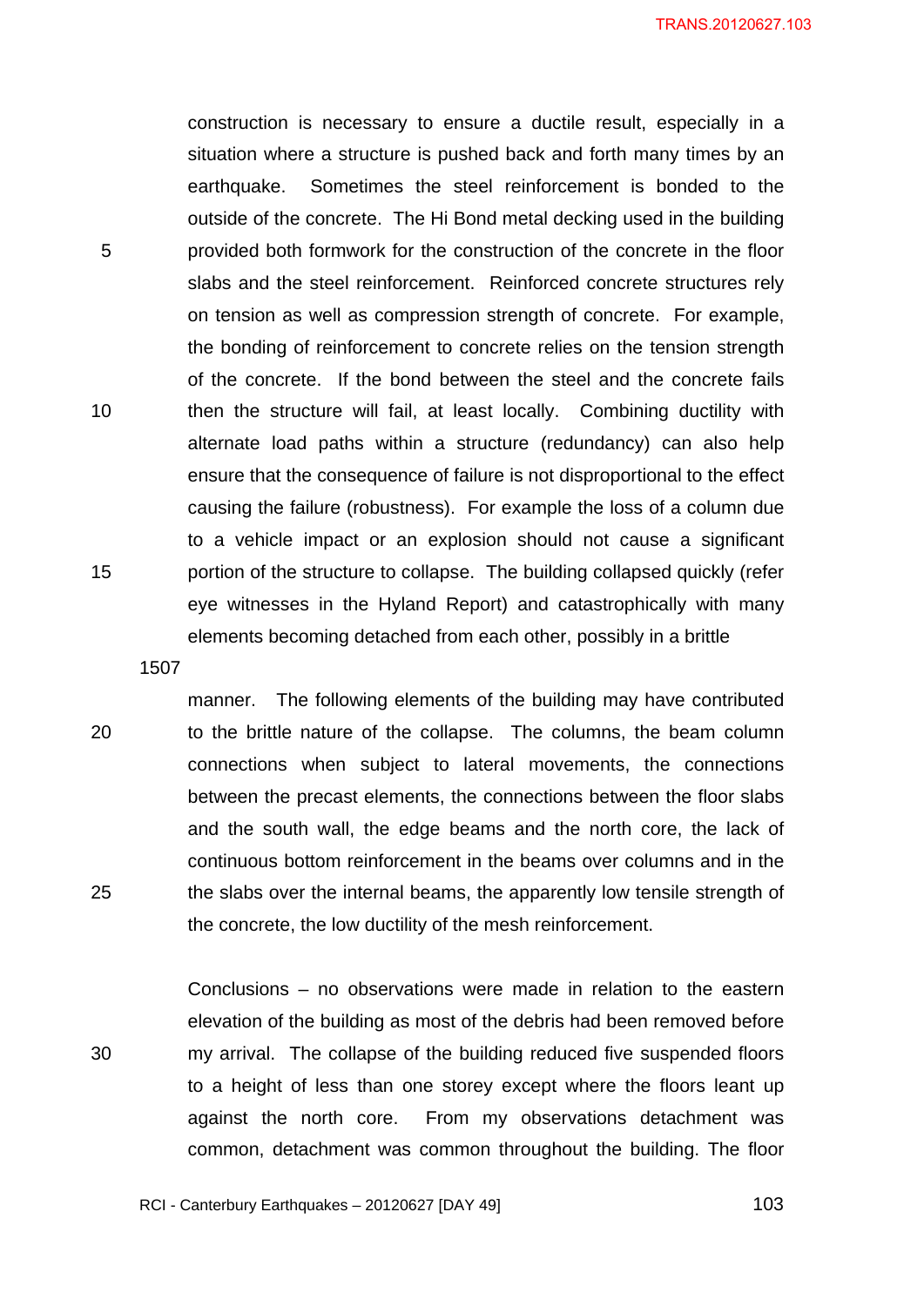construction is necessary to ensure a ductile result, especially in a situation where a structure is pushed back and forth many times by an earthquake. Sometimes the steel reinforcement is bonded to the outside of the concrete. The Hi Bond metal decking used in the building provided both formwork for the construction of the concrete in the floor slabs and the steel reinforcement. Reinforced concrete structures rely on tension as well as compression strength of concrete. For example, the bonding of reinforcement to concrete relies on the tension strength of the concrete. If the bond between the steel and the concrete fails then the structure will fail, at least locally. Combining ductility with alternate load paths within a structure (redundancy) can also help ensure that the consequence of failure is not disproportional to the effect causing the failure (robustness). For example the loss of a column due to a vehicle impact or an explosion should not cause a significant portion of the structure to collapse. The building collapsed quickly (refer eye witnesses in the Hyland Report) and catastrophically with many elements becoming detached from each other, possibly in a brittle

1507

manner. The following elements of the building may have contributed to the brittle nature of the collapse. The columns, the beam column connections when subject to lateral movements, the connections between the precast elements, the connections between the floor slabs and the south wall, the edge beams and the north core, the lack of continuous bottom reinforcement in the beams over columns and in the the slabs over the internal beams, the apparently low tensile strength of the concrete, the low ductility of the mesh reinforcement.

Conclusions – no observations were made in relation to the eastern elevation of the building as most of the debris had been removed before my arrival. The collapse of the building reduced five suspended floors to a height of less than one storey except where the floors leant up against the north core. From my observations detachment was common, detachment was common throughout the building. The floor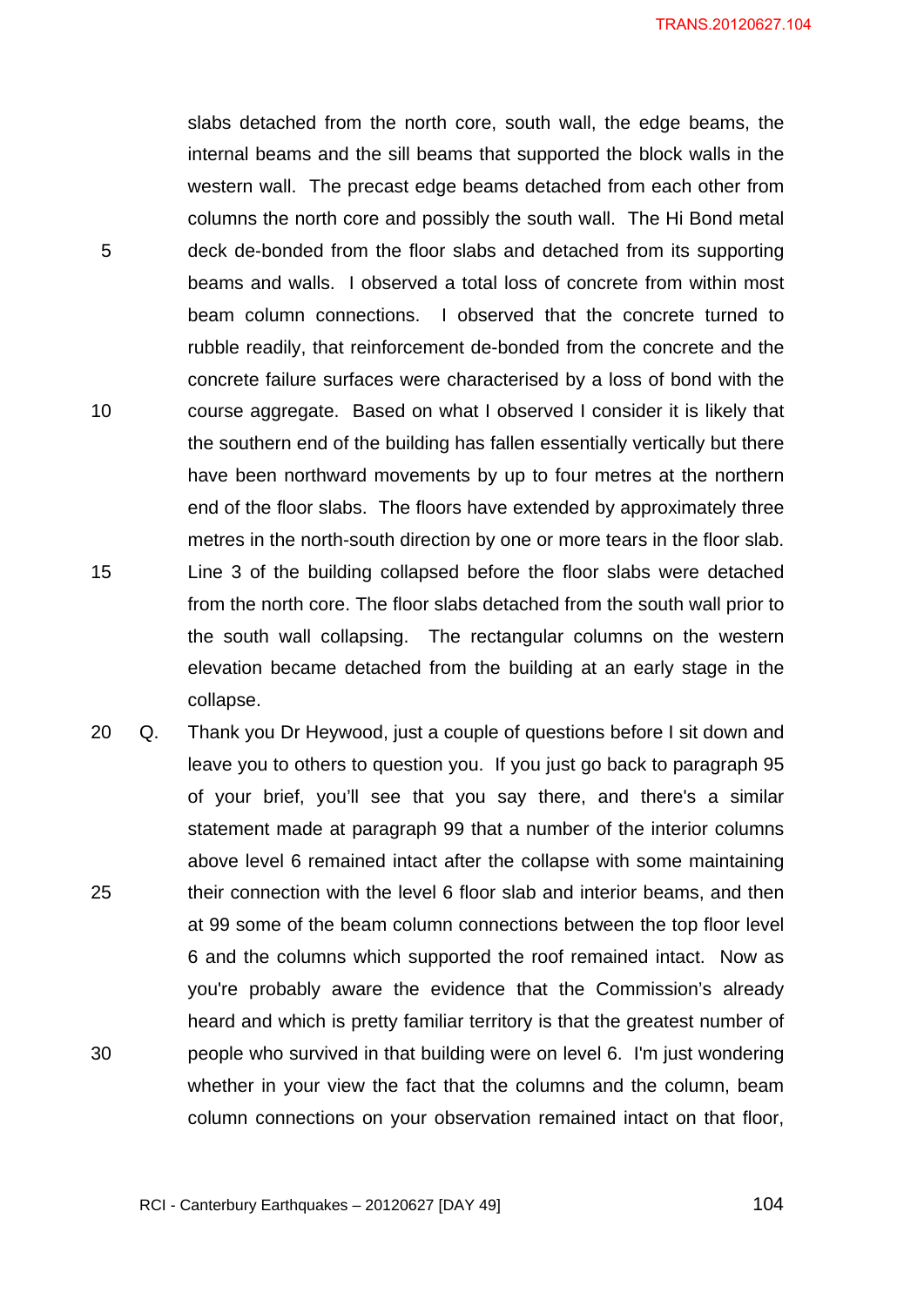slabs detached from the north core, south wall, the edge beams, the internal beams and the sill beams that supported the block walls in the western wall. The precast edge beams detached from each other from columns the north core and possibly the south wall. The Hi Bond metal deck de-bonded from the floor slabs and detached from its supporting beams and walls. I observed a total loss of concrete from within most beam column connections. I observed that the concrete turned to rubble readily, that reinforcement de-bonded from the concrete and the concrete failure surfaces were characterised by a loss of bond with the course aggregate. Based on what I observed I consider it is likely that the southern end of the building has fallen essentially vertically but there have been northward movements by up to four metres at the northern end of the floor slabs. The floors have extended by approximately three metres in the north-south direction by one or more tears in the floor slab. Line 3 of the building collapsed before the floor slabs were detached from the north core. The floor slabs detached from the south wall prior to the south wall collapsing. The rectangular columns on the western elevation became detached from the building at an early stage in the collapse.

Q. Thank you Dr Heywood, just a couple of questions before I sit down and leave you to others to question you. If you just go back to paragraph 95 of your brief, you'll see that you say there, and there's a similar statement made at paragraph 99 that a number of the interior columns above level 6 remained intact after the collapse with some maintaining their connection with the level 6 floor slab and interior beams, and then at 99 some of the beam column connections between the top floor level 6 and the columns which supported the roof remained intact. Now as you're probably aware the evidence that the Commission's already heard and which is pretty familiar territory is that the greatest number of people who survived in that building were on level 6. I'm just wondering whether in your view the fact that the columns and the column, beam column connections on your observation remained intact on that floor,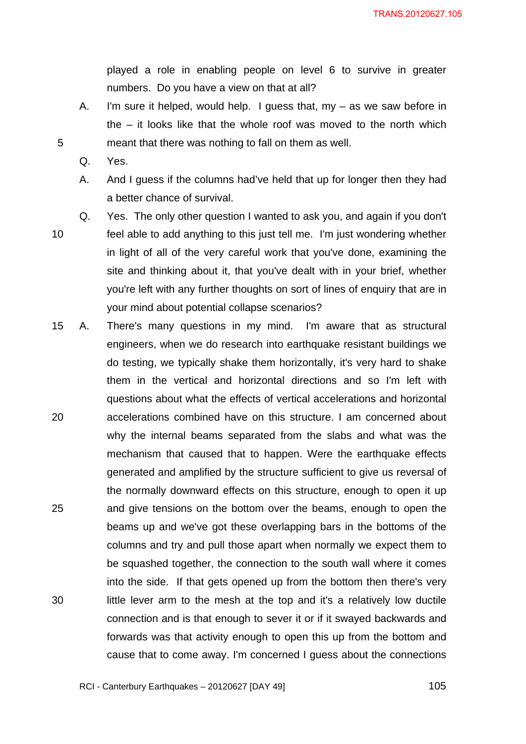played a role in enabling people on level 6 to survive in greater numbers. Do you have a view on that at all?

A. I'm sure it helped, would help. I guess that, my – as we saw before in the – it looks like that the whole roof was moved to the north which meant that there was nothing to fall on them as well.

Q. Yes.

A. And I guess if the columns had've held that up for longer then they had a better chance of survival.

Q. Yes. The only other question I wanted to ask you, and again if you don't feel able to add anything to this just tell me. I'm just wondering whether in light of all of the very careful work that you've done, examining the site and thinking about it, that you've dealt with in your brief, whether you're left with any further thoughts on sort of lines of enquiry that are in your mind about potential collapse scenarios?

A. There's many questions in my mind. I'm aware that as structural engineers, when we do research into earthquake resistant buildings we do testing, we typically shake them horizontally, it's very hard to shake them in the vertical and horizontal directions and so I'm left with questions about what the effects of vertical accelerations and horizontal accelerations combined have on this structure. I am concerned about why the internal beams separated from the slabs and what was the mechanism that caused that to happen. Were the earthquake effects generated and amplified by the structure sufficient to give us reversal of the normally downward effects on this structure, enough to open it up and give tensions on the bottom over the beams, enough to open the beams up and we've got these overlapping bars in the bottoms of the columns and try and pull those apart when normally we expect them to be squashed together, the connection to the south wall where it comes into the side. If that gets opened up from the bottom then there's very little lever arm to the mesh at the top and it's a relatively low ductile connection and is that enough to sever it or if it swayed backwards and forwards was that activity enough to open this up from the bottom and cause that to come away. I'm concerned I guess about the connections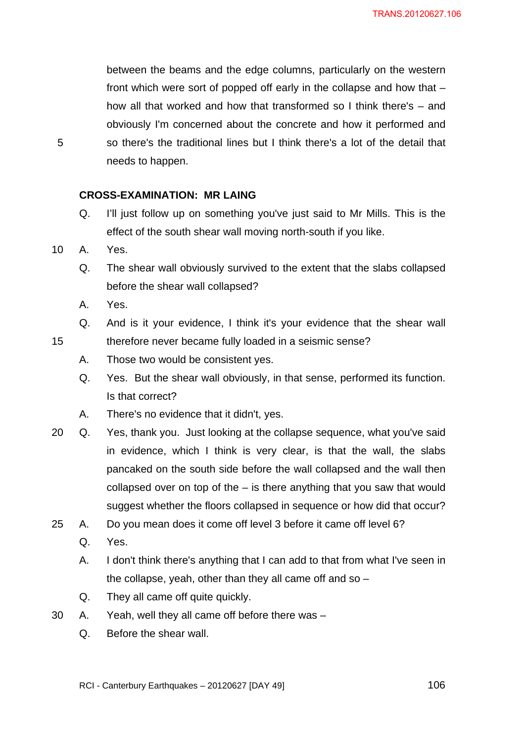between the beams and the edge columns, particularly on the western front which were sort of popped off early in the collapse and how that – how all that worked and how that transformed so I think there's – and obviously I'm concerned about the concrete and how it performed and so there's the traditional lines but I think there's a lot of the detail that needs to happen.

**CROSS-EXAMINATION: MR LAING**

Q. I'll just follow up on something you've just said to Mr Mills. This is the effect of the south shear wall moving north-south if you like.

A. Yes.

Q. The shear wall obviously survived to the extent that the slabs collapsed before the shear wall collapsed?

A. Yes.

Q. And is it your evidence, I think it's your evidence that the shear wall therefore never became fully loaded in a seismic sense?

A. Those two would be consistent yes.

Q. Yes. But the shear wall obviously, in that sense, performed its function. Is that correct?

A. There's no evidence that it didn't, yes.

Q. Yes, thank you. Just looking at the collapse sequence, what you've said in evidence, which I think is very clear, is that the wall, the slabs pancaked on the south side before the wall collapsed and the wall then collapsed over on top of the – is there anything that you saw that would suggest whether the floors collapsed in sequence or how did that occur?

A. Do you mean does it come off level 3 before it came off level 6?

Q. Yes.

A. I don't think there's anything that I can add to that from what I've seen in the collapse, yeah, other than they all came off and so –

Q. They all came off quite quickly.

A. Yeah, well they all came off before there was –

Q. Before the shear wall.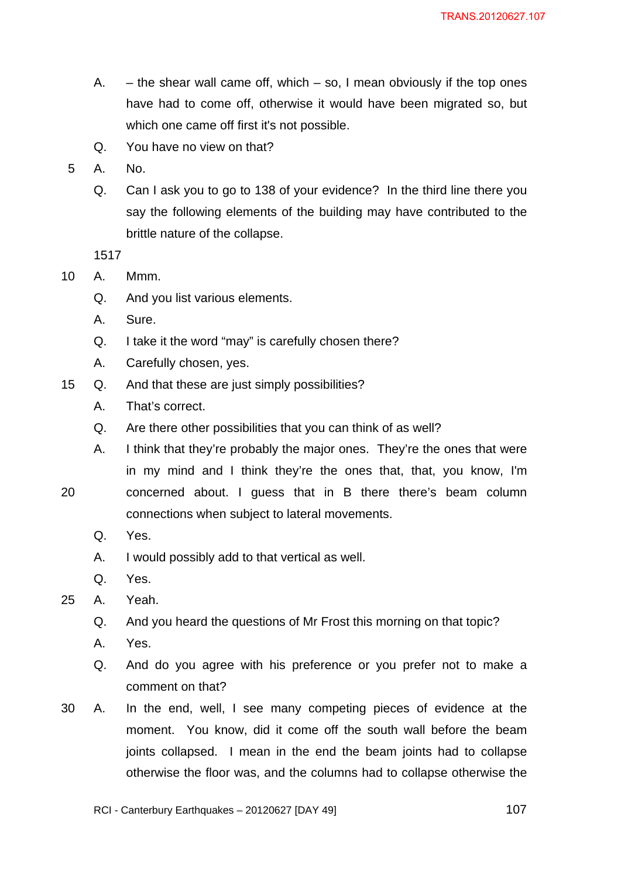A. – the shear wall came off, which – so, I mean obviously if the top ones have had to come off, otherwise it would have been migrated so, but which one came off first it's not possible.

Q. You have no view on that?

A. No.

Q. Can I ask you to go to 138 of your evidence? In the third line there you say the following elements of the building may have contributed to the brittle nature of the collapse.

1517

A. Mmm.

Q. And you list various elements.

A. Sure.

Q. I take it the word "may" is carefully chosen there?

A. Carefully chosen, yes.

Q. And that these are just simply possibilities?

A. That's correct.

Q. Are there other possibilities that you can think of as well?

A. I think that they're probably the major ones. They're the ones that were in my mind and I think they're the ones that, that, you know, I'm concerned about. I guess that in B there there's beam column connections when subject to lateral movements.

Q. Yes.

A. I would possibly add to that vertical as well.

Q. Yes.

A. Yeah.

Q. And you heard the questions of Mr Frost this morning on that topic?

A. Yes.

Q. And do you agree with his preference or you prefer not to make a comment on that?

A. In the end, well, I see many competing pieces of evidence at the moment. You know, did it come off the south wall before the beam joints collapsed. I mean in the end the beam joints had to collapse otherwise the floor was, and the columns had to collapse otherwise the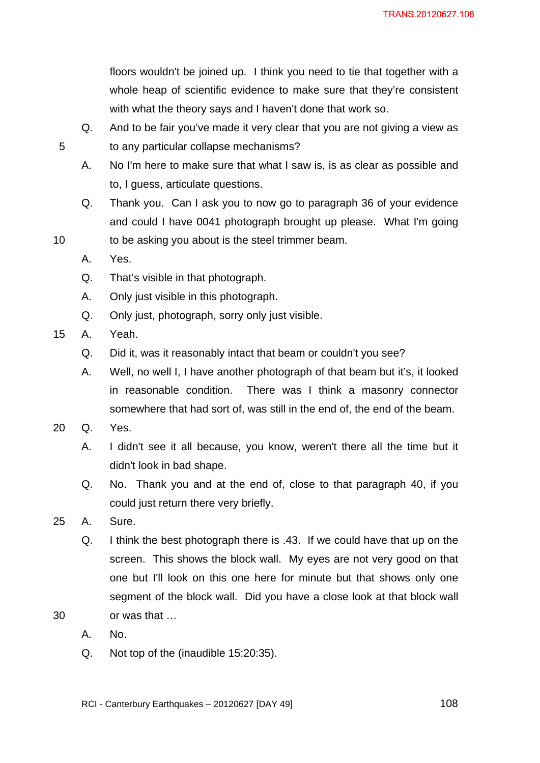floors wouldn't be joined up. I think you need to tie that together with a whole heap of scientific evidence to make sure that they're consistent with what the theory says and I haven't done that work so.

Q. And to be fair you've made it very clear that you are not giving a view as to any particular collapse mechanisms?

A. No I'm here to make sure that what I saw is, is as clear as possible and to, I guess, articulate questions.

Q. Thank you. Can I ask you to now go to paragraph 36 of your evidence and could I have 0041 photograph brought up please. What I'm going to be asking you about is the steel trimmer beam.

A. Yes.

Q. That's visible in that photograph.

A. Only just visible in this photograph.

Q. Only just, photograph, sorry only just visible.

A. Yeah.

Q. Did it, was it reasonably intact that beam or couldn't you see?

A. Well, no well I, I have another photograph of that beam but it's, it looked in reasonable condition. There was I think a masonry connector somewhere that had sort of, was still in the end of, the end of the beam.

Q. Yes.

A. I didn't see it all because, you know, weren't there all the time but it didn't look in bad shape.

Q. No. Thank you and at the end of, close to that paragraph 40, if you could just return there very briefly.

A. Sure.

Q. I think the best photograph there is .43. If we could have that up on the screen. This shows the block wall. My eyes are not very good on that one but I'll look on this one here for minute but that shows only one segment of the block wall. Did you have a close look at that block wall or was that …

A. No.

Q. Not top of the (inaudible 15:20:35).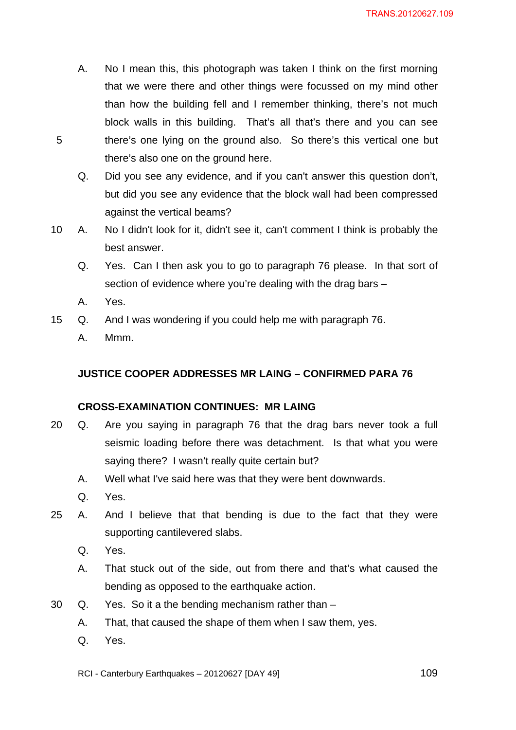A. No I mean this, this photograph was taken I think on the first morning that we were there and other things were focussed on my mind other than how the building fell and I remember thinking, there's not much block walls in this building. That's all that's there and you can see there's one lying on the ground also. So there's this vertical one but there's also one on the ground here.

Q. Did you see any evidence, and if you can't answer this question don't, but did you see any evidence that the block wall had been compressed against the vertical beams?

A. No I didn't look for it, didn't see it, can't comment I think is probably the best answer.

Q. Yes. Can I then ask you to go to paragraph 76 please. In that sort of section of evidence where you're dealing with the drag bars –

A. Yes.

Q. And I was wondering if you could help me with paragraph 76.

A. Mmm.

**JUSTICE COOPER ADDRESSES MR LAING – CONFIRMED PARA 76**

**CROSS-EXAMINATION CONTINUES: MR LAING**

Q. Are you saying in paragraph 76 that the drag bars never took a full seismic loading before there was detachment. Is that what you were saying there? I wasn't really quite certain but?

A. Well what I've said here was that they were bent downwards.

Q. Yes.

A. And I believe that that bending is due to the fact that they were supporting cantilevered slabs.

Q. Yes.

A. That stuck out of the side, out from there and that's what caused the bending as opposed to the earthquake action.

Q. Yes. So it a the bending mechanism rather than –

A. That, that caused the shape of them when I saw them, yes.

Q. Yes.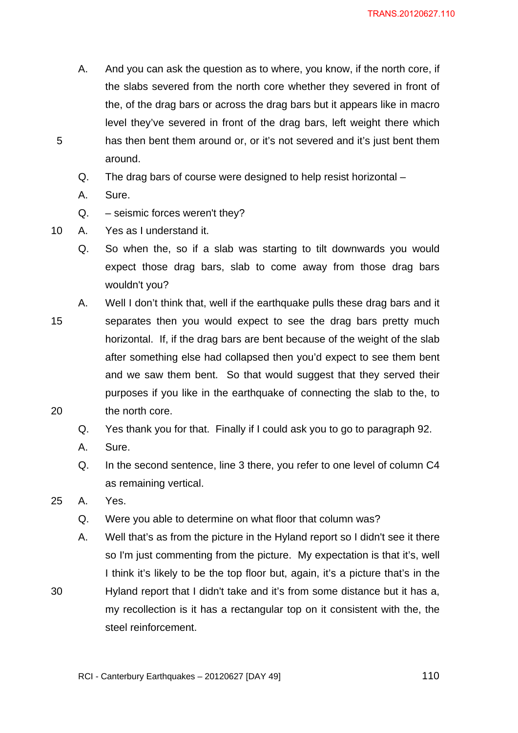A. And you can ask the question as to where, you know, if the north core, if the slabs severed from the north core whether they severed in front of the, of the drag bars or across the drag bars but it appears like in macro level they've severed in front of the drag bars, left weight there which has then bent them around or, or it's not severed and it's just bent them around.

Q. The drag bars of course were designed to help resist horizontal –

A. Sure.

Q. – seismic forces weren't they?

A. Yes as I understand it.

Q. So when the, so if a slab was starting to tilt downwards you would expect those drag bars, slab to come away from those drag bars wouldn't you?

A. Well I don't think that, well if the earthquake pulls these drag bars and it separates then you would expect to see the drag bars pretty much horizontal. If, if the drag bars are bent because of the weight of the slab after something else had collapsed then you'd expect to see them bent and we saw them bent. So that would suggest that they served their purposes if you like in the earthquake of connecting the slab to the, to the north core.

Q. Yes thank you for that. Finally if I could ask you to go to paragraph 92.

A. Sure.

Q. In the second sentence, line 3 there, you refer to one level of column C4 as remaining vertical.

A. Yes.

Q. Were you able to determine on what floor that column was?

A. Well that's as from the picture in the Hyland report so I didn't see it there so I'm just commenting from the picture. My expectation is that it's, well I think it's likely to be the top floor but, again, it's a picture that's in the Hyland report that I didn't take and it's from some distance but it has a, my recollection is it has a rectangular top on it consistent with the, the steel reinforcement.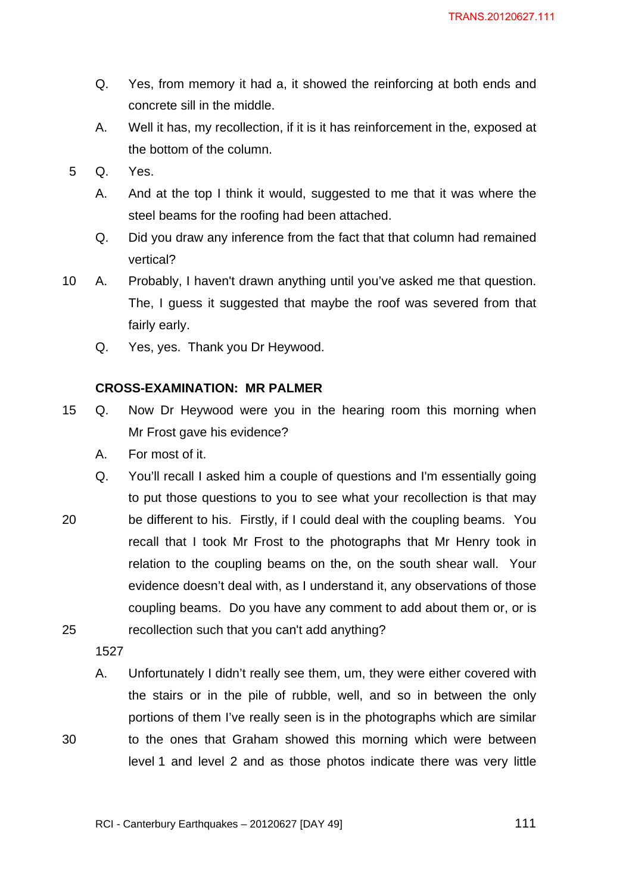Q. Yes, from memory it had a, it showed the reinforcing at both ends and concrete sill in the middle.

A. Well it has, my recollection, if it is it has reinforcement in the, exposed at the bottom of the column.

Q. Yes.

A. And at the top I think it would, suggested to me that it was where the steel beams for the roofing had been attached.

Q. Did you draw any inference from the fact that that column had remained vertical?

A. Probably, I haven't drawn anything until you've asked me that question. The, I guess it suggested that maybe the roof was severed from that fairly early.

Q. Yes, yes. Thank you Dr Heywood.

**CROSS-EXAMINATION: MR PALMER**

Q. Now Dr Heywood were you in the hearing room this morning when Mr Frost gave his evidence?

A. For most of it.

Q. You'll recall I asked him a couple of questions and I'm essentially going to put those questions to you to see what your recollection is that may be different to his. Firstly, if I could deal with the coupling beams. You recall that I took Mr Frost to the photographs that Mr Henry took in relation to the coupling beams on the, on the south shear wall. Your evidence doesn't deal with, as I understand it, any observations of those coupling beams. Do you have any comment to add about them or, or is recollection such that you can't add anything?

1527

A. Unfortunately I didn't really see them, um, they were either covered with the stairs or in the pile of rubble, well, and so in between the only portions of them I've really seen is in the photographs which are similar to the ones that Graham showed this morning which were between level 1 and level 2 and as those photos indicate there was very little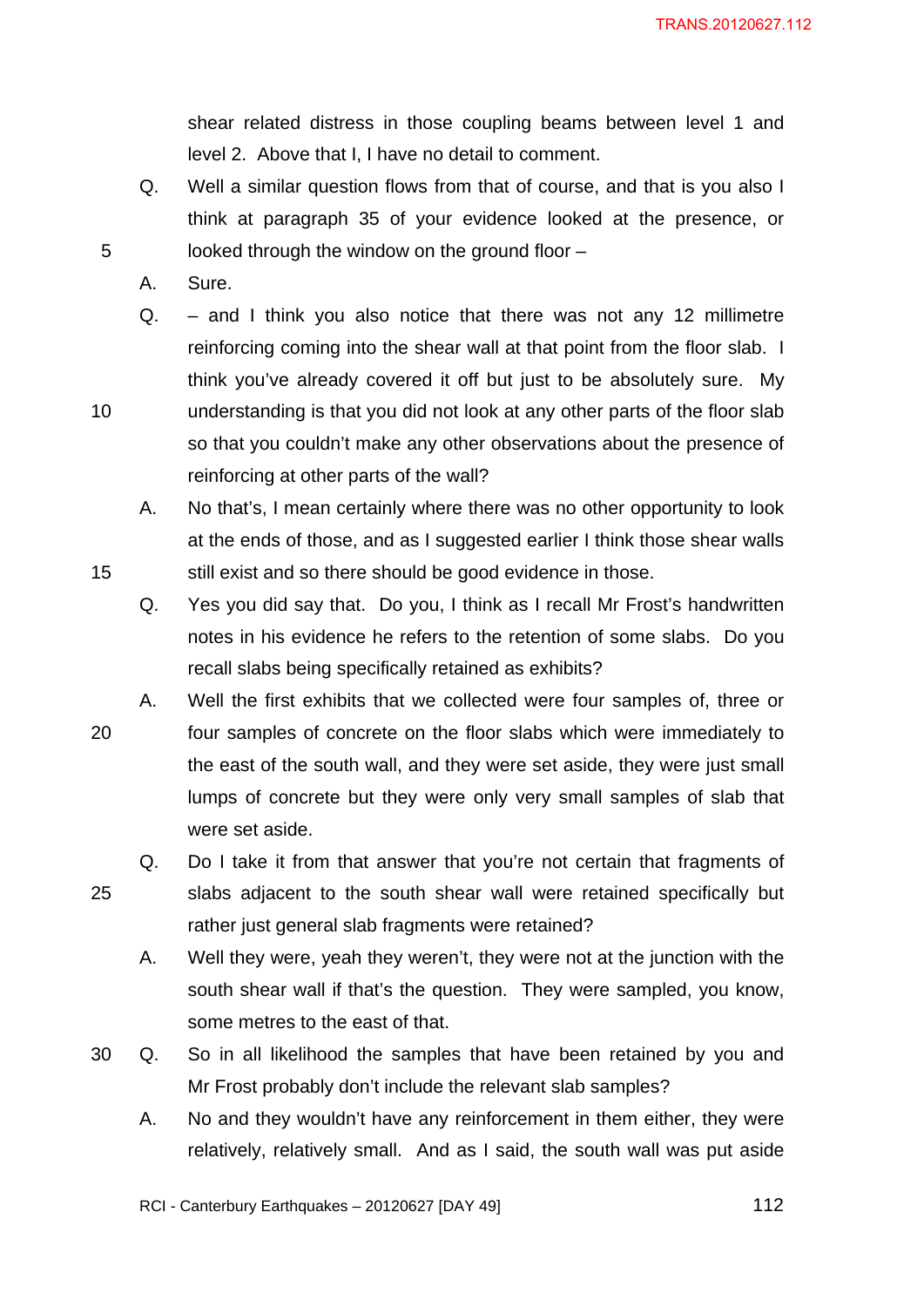shear related distress in those coupling beams between level 1 and level 2. Above that I, I have no detail to comment.

Q. Well a similar question flows from that of course, and that is you also I think at paragraph 35 of your evidence looked at the presence, or looked through the window on the ground floor –

A. Sure.

Q. – and I think you also notice that there was not any 12 millimetre reinforcing coming into the shear wall at that point from the floor slab. I think you've already covered it off but just to be absolutely sure. My understanding is that you did not look at any other parts of the floor slab so that you couldn't make any other observations about the presence of reinforcing at other parts of the wall?

A. No that's, I mean certainly where there was no other opportunity to look at the ends of those, and as I suggested earlier I think those shear walls still exist and so there should be good evidence in those.

Q. Yes you did say that. Do you, I think as I recall Mr Frost's handwritten notes in his evidence he refers to the retention of some slabs. Do you recall slabs being specifically retained as exhibits?

A. Well the first exhibits that we collected were four samples of, three or four samples of concrete on the floor slabs which were immediately to the east of the south wall, and they were set aside, they were just small lumps of concrete but they were only very small samples of slab that were set aside.

Q. Do I take it from that answer that you're not certain that fragments of slabs adjacent to the south shear wall were retained specifically but rather just general slab fragments were retained?

A. Well they were, yeah they weren't, they were not at the junction with the south shear wall if that's the question. They were sampled, you know, some metres to the east of that.

Q. So in all likelihood the samples that have been retained by you and Mr Frost probably don't include the relevant slab samples?

A. No and they wouldn't have any reinforcement in them either, they were relatively, relatively small. And as I said, the south wall was put aside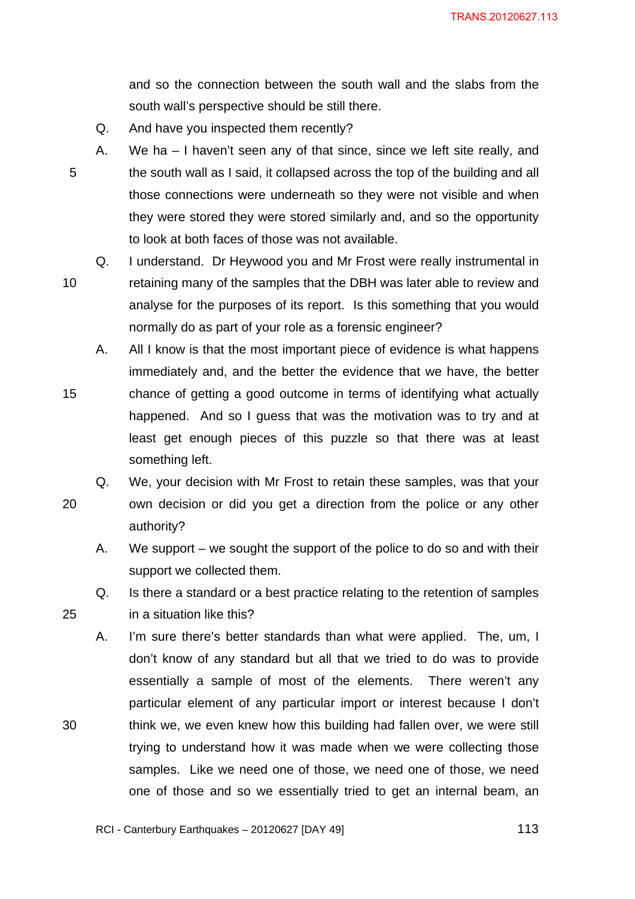and so the connection between the south wall and the slabs from the south wall's perspective should be still there.

Q. And have you inspected them recently?

A. We ha – I haven't seen any of that since, since we left site really, and the south wall as I said, it collapsed across the top of the building and all those connections were underneath so they were not visible and when they were stored they were stored similarly and, and so the opportunity to look at both faces of those was not available.

Q. I understand. Dr Heywood you and Mr Frost were really instrumental in retaining many of the samples that the DBH was later able to review and analyse for the purposes of its report. Is this something that you would normally do as part of your role as a forensic engineer?

A. All I know is that the most important piece of evidence is what happens immediately and, and the better the evidence that we have, the better chance of getting a good outcome in terms of identifying what actually happened. And so I guess that was the motivation was to try and at least get enough pieces of this puzzle so that there was at least something left.

Q. We, your decision with Mr Frost to retain these samples, was that your own decision or did you get a direction from the police or any other authority?

A. We support – we sought the support of the police to do so and with their support we collected them.

Q. Is there a standard or a best practice relating to the retention of samples in a situation like this?

A. I'm sure there's better standards than what were applied. The, um, I don't know of any standard but all that we tried to do was to provide essentially a sample of most of the elements. There weren't any particular element of any particular import or interest because I don't think we, we even knew how this building had fallen over, we were still trying to understand how it was made when we were collecting those samples. Like we need one of those, we need one of those, we need one of those and so we essentially tried to get an internal beam, an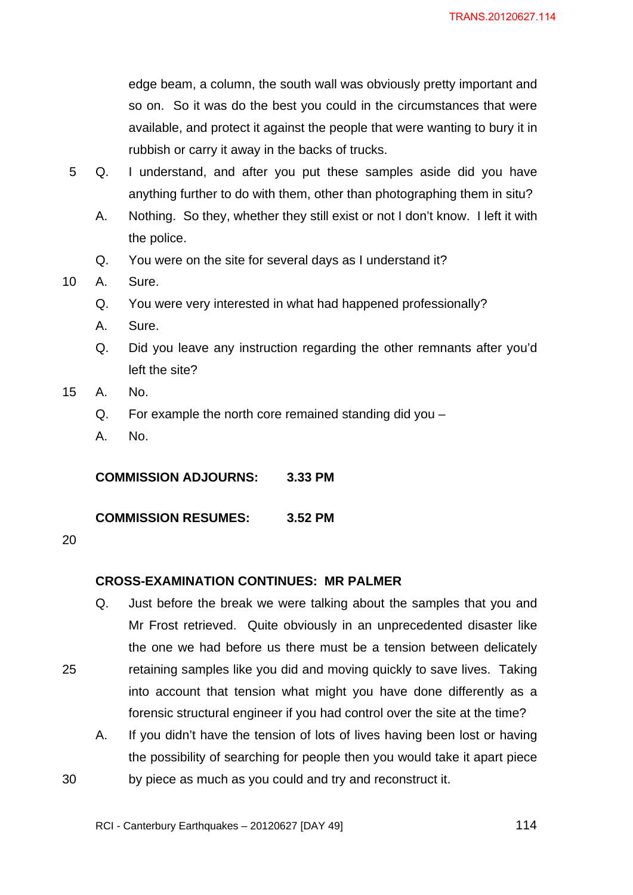edge beam, a column, the south wall was obviously pretty important and so on. So it was do the best you could in the circumstances that were available, and protect it against the people that were wanting to bury it in rubbish or carry it away in the backs of trucks.

Q. I understand, and after you put these samples aside did you have anything further to do with them, other than photographing them in situ?

A. Nothing. So they, whether they still exist or not I don't know. I left it with the police.

Q. You were on the site for several days as I understand it?

A. Sure.

Q. You were very interested in what had happened professionally?

A. Sure.

Q. Did you leave any instruction regarding the other remnants after you'd left the site?

A. No.

Q. For example the north core remained standing did you –

A. No.

**COMMISSION ADJOURNS: 3.33 PM**

**COMMISSION RESUMES: 3.52 PM**

**CROSS-EXAMINATION CONTINUES: MR PALMER**

Q. Just before the break we were talking about the samples that you and Mr Frost retrieved. Quite obviously in an unprecedented disaster like the one we had before us there must be a tension between delicately retaining samples like you did and moving quickly to save lives. Taking into account that tension what might you have done differently as a forensic structural engineer if you had control over the site at the time?

A. If you didn't have the tension of lots of lives having been lost or having the possibility of searching for people then you would take it apart piece by piece as much as you could and try and reconstruct it.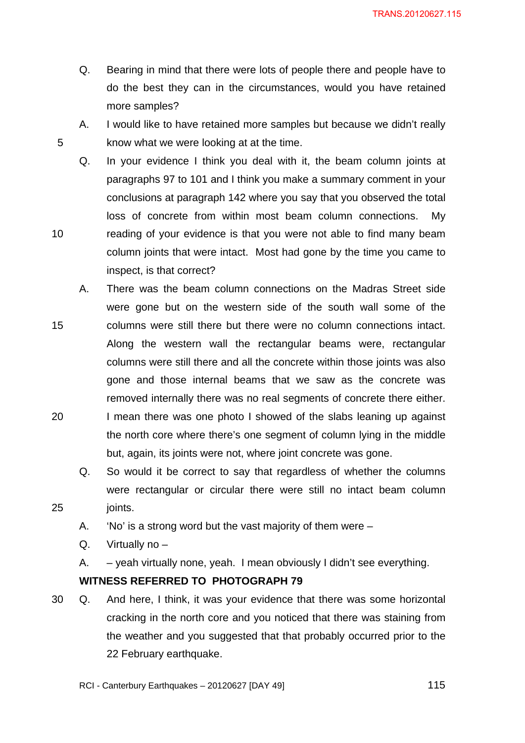Q. Bearing in mind that there were lots of people there and people have to do the best they can in the circumstances, would you have retained more samples?

A. I would like to have retained more samples but because we didn't really know what we were looking at at the time.

Q. In your evidence I think you deal with it, the beam column joints at paragraphs 97 to 101 and I think you make a summary comment in your conclusions at paragraph 142 where you say that you observed the total loss of concrete from within most beam column connections. My reading of your evidence is that you were not able to find many beam column joints that were intact. Most had gone by the time you came to inspect, is that correct?

A. There was the beam column connections on the Madras Street side were gone but on the western side of the south wall some of the columns were still there but there were no column connections intact. Along the western wall the rectangular beams were, rectangular columns were still there and all the concrete within those joints was also gone and those internal beams that we saw as the concrete was removed internally there was no real segments of concrete there either. I mean there was one photo I showed of the slabs leaning up against the north core where there's one segment of column lying in the middle but, again, its joints were not, where joint concrete was gone.

Q. So would it be correct to say that regardless of whether the columns were rectangular or circular there were still no intact beam column joints.

A. 'No' is a strong word but the vast majority of them were –

Q. Virtually no –

A. – yeah virtually none, yeah. I mean obviously I didn't see everything.

**WITNESS REFERRED TO PHOTOGRAPH 79**

Q. And here, I think, it was your evidence that there was some horizontal cracking in the north core and you noticed that there was staining from the weather and you suggested that that probably occurred prior to the 22 February earthquake.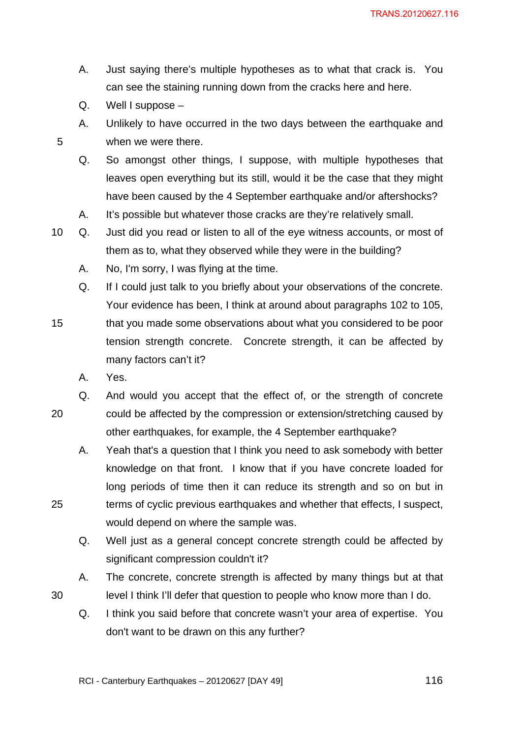A. Just saying there's multiple hypotheses as to what that crack is. You can see the staining running down from the cracks here and here.

Q. Well I suppose –

A. Unlikely to have occurred in the two days between the earthquake and when we were there.

Q. So amongst other things, I suppose, with multiple hypotheses that leaves open everything but its still, would it be the case that they might have been caused by the 4 September earthquake and/or aftershocks?

A. It's possible but whatever those cracks are they're relatively small.

Q. Just did you read or listen to all of the eye witness accounts, or most of them as to, what they observed while they were in the building?

A. No, I'm sorry, I was flying at the time.

Q. If I could just talk to you briefly about your observations of the concrete. Your evidence has been, I think at around about paragraphs 102 to 105, that you made some observations about what you considered to be poor tension strength concrete. Concrete strength, it can be affected by many factors can't it?

A. Yes.

Q. And would you accept that the effect of, or the strength of concrete could be affected by the compression or extension/stretching caused by other earthquakes, for example, the 4 September earthquake?

A. Yeah that's a question that I think you need to ask somebody with better knowledge on that front. I know that if you have concrete loaded for long periods of time then it can reduce its strength and so on but in terms of cyclic previous earthquakes and whether that effects, I suspect, would depend on where the sample was.

Q. Well just as a general concept concrete strength could be affected by significant compression couldn't it?

A. The concrete, concrete strength is affected by many things but at that level I think I'll defer that question to people who know more than I do.

Q. I think you said before that concrete wasn't your area of expertise. You don't want to be drawn on this any further?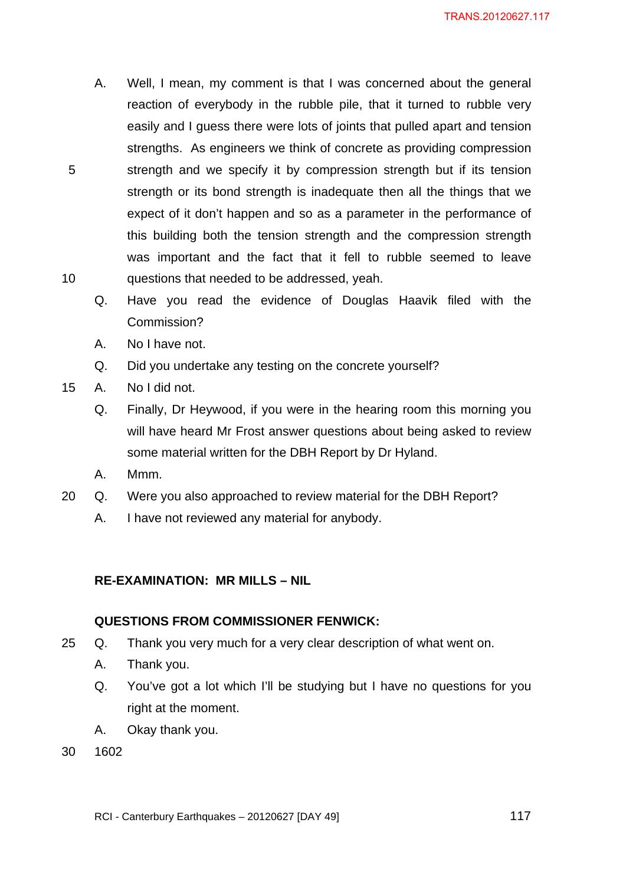A. Well, I mean, my comment is that I was concerned about the general reaction of everybody in the rubble pile, that it turned to rubble very easily and I guess there were lots of joints that pulled apart and tension strengths. As engineers we think of concrete as providing compression strength and we specify it by compression strength but if its tension strength or its bond strength is inadequate then all the things that we expect of it don't happen and so as a parameter in the performance of this building both the tension strength and the compression strength was important and the fact that it fell to rubble seemed to leave questions that needed to be addressed, yeah.

Q. Have you read the evidence of Douglas Haavik filed with the Commission?

A. No I have not.

Q. Did you undertake any testing on the concrete yourself?

A. No I did not.

Q. Finally, Dr Heywood, if you were in the hearing room this morning you will have heard Mr Frost answer questions about being asked to review some material written for the DBH Report by Dr Hyland.

A. Mmm.

Q. Were you also approached to review material for the DBH Report?

A. I have not reviewed any material for anybody.

**RE-EXAMINATION: MR MILLS – NIL**

**QUESTIONS FROM COMMISSIONER FENWICK:**

Q. Thank you very much for a very clear description of what went on.

A. Thank you.

Q. You've got a lot which I'll be studying but I have no questions for you right at the moment.

A. Okay thank you.

1602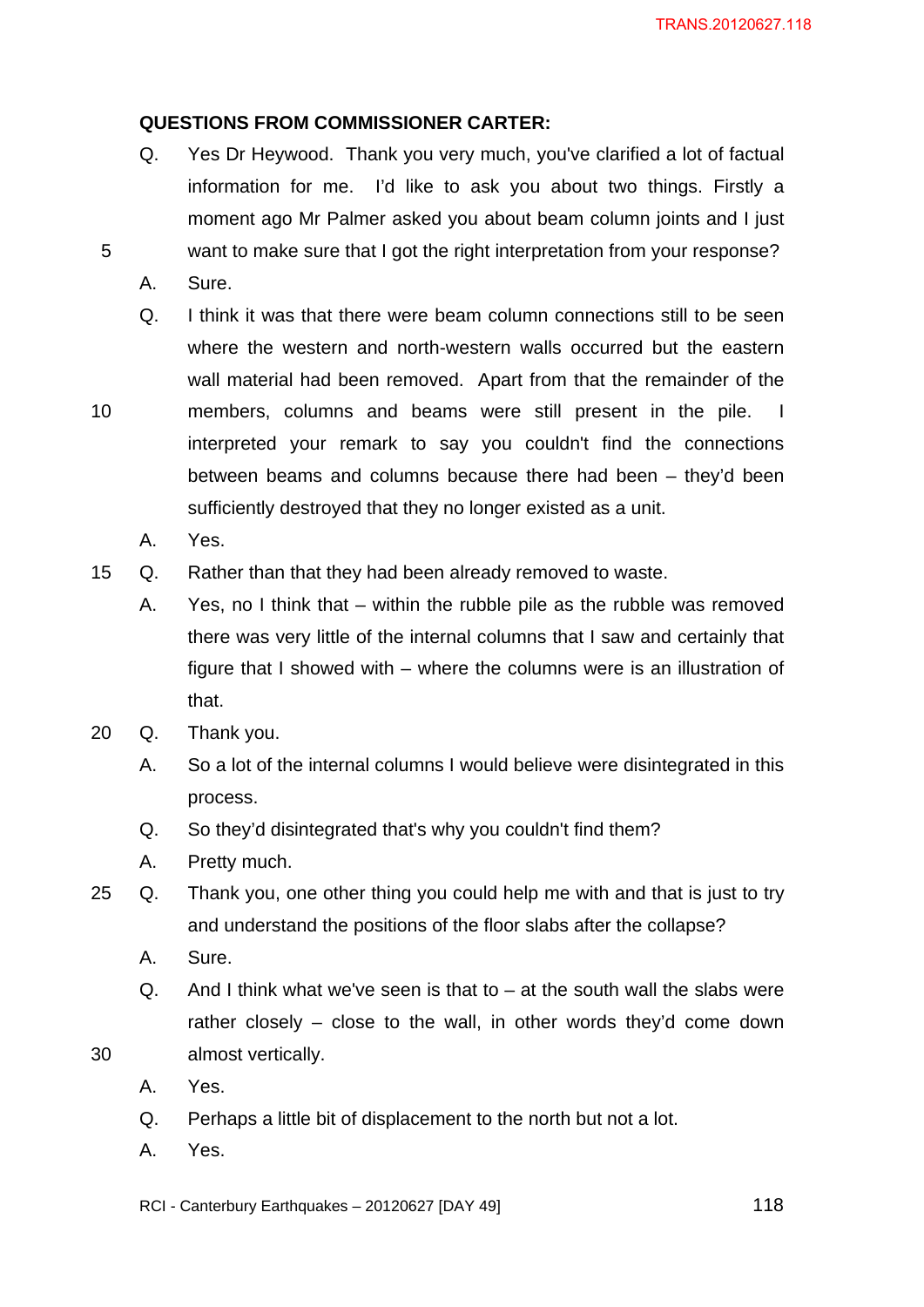**QUESTIONS FROM COMMISSIONER CARTER:**

Q. Yes Dr Heywood. Thank you very much, you've clarified a lot of factual information for me. I'd like to ask you about two things. Firstly a moment ago Mr Palmer asked you about beam column joints and I just want to make sure that I got the right interpretation from your response?

A. Sure.

Q. I think it was that there were beam column connections still to be seen where the western and north-western walls occurred but the eastern wall material had been removed. Apart from that the remainder of the members, columns and beams were still present in the pile. I interpreted your remark to say you couldn't find the connections between beams and columns because there had been – they'd been sufficiently destroyed that they no longer existed as a unit.

A. Yes.

Q. Rather than that they had been already removed to waste.

A. Yes, no I think that – within the rubble pile as the rubble was removed there was very little of the internal columns that I saw and certainly that figure that I showed with – where the columns were is an illustration of that.

Q. Thank you.

A. So a lot of the internal columns I would believe were disintegrated in this process.

Q. So they'd disintegrated that's why you couldn't find them?

A. Pretty much.

Q. Thank you, one other thing you could help me with and that is just to try and understand the positions of the floor slabs after the collapse?

A. Sure.

Q. And I think what we've seen is that to – at the south wall the slabs were rather closely – close to the wall, in other words they'd come down almost vertically.

A. Yes.

Q. Perhaps a little bit of displacement to the north but not a lot.

A. Yes.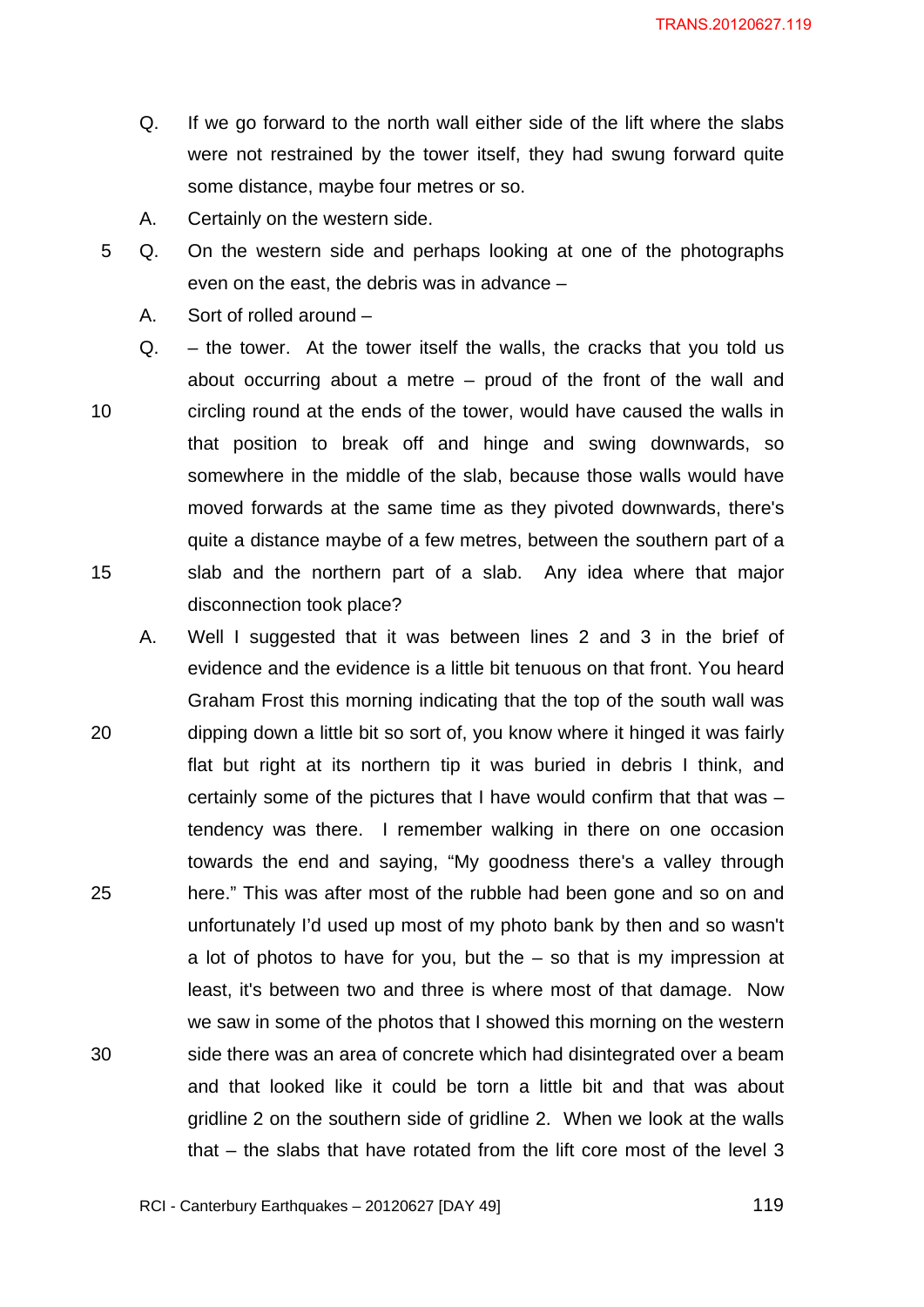Q. If we go forward to the north wall either side of the lift where the slabs were not restrained by the tower itself, they had swung forward quite some distance, maybe four metres or so.

A. Certainly on the western side.

Q. On the western side and perhaps looking at one of the photographs even on the east, the debris was in advance –

A. Sort of rolled around –

Q. – the tower. At the tower itself the walls, the cracks that you told us about occurring about a metre – proud of the front of the wall and circling round at the ends of the tower, would have caused the walls in that position to break off and hinge and swing downwards, so somewhere in the middle of the slab, because those walls would have moved forwards at the same time as they pivoted downwards, there's quite a distance maybe of a few metres, between the southern part of a slab and the northern part of a slab. Any idea where that major disconnection took place?

A. Well I suggested that it was between lines 2 and 3 in the brief of evidence and the evidence is a little bit tenuous on that front. You heard Graham Frost this morning indicating that the top of the south wall was dipping down a little bit so sort of, you know where it hinged it was fairly flat but right at its northern tip it was buried in debris I think, and certainly some of the pictures that I have would confirm that that was – tendency was there. I remember walking in there on one occasion towards the end and saying, "My goodness there's a valley through here." This was after most of the rubble had been gone and so on and unfortunately I'd used up most of my photo bank by then and so wasn't a lot of photos to have for you, but the – so that is my impression at least, it's between two and three is where most of that damage. Now we saw in some of the photos that I showed this morning on the western side there was an area of concrete which had disintegrated over a beam and that looked like it could be torn a little bit and that was about gridline 2 on the southern side of gridline 2. When we look at the walls that – the slabs that have rotated from the lift core most of the level 3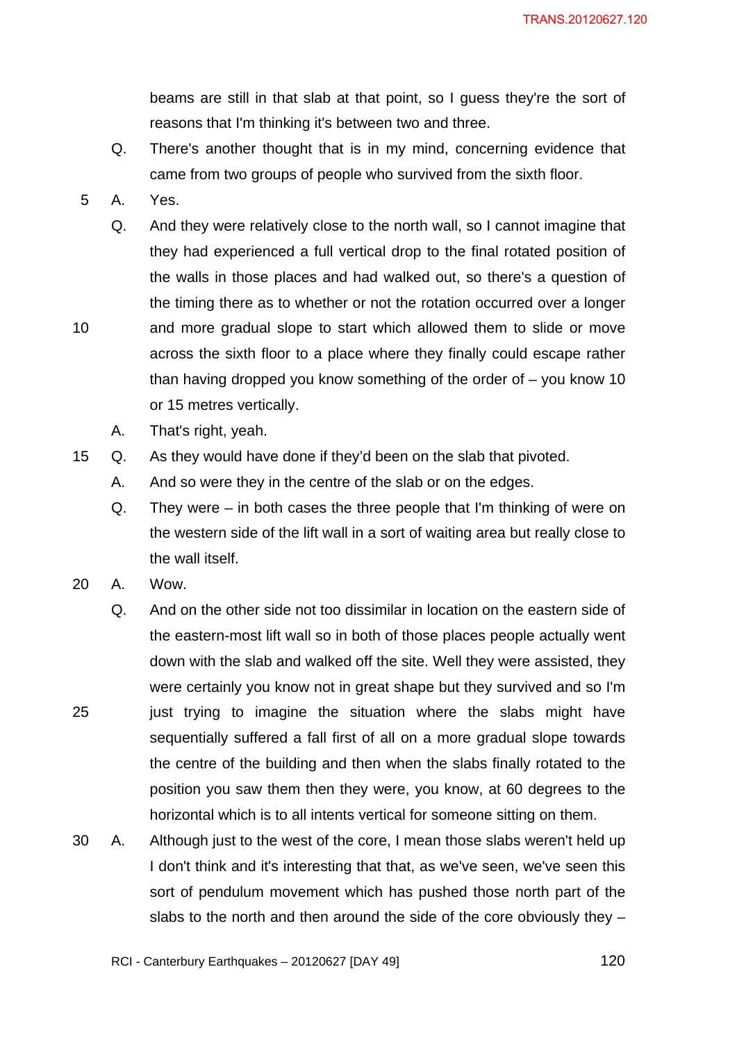beams are still in that slab at that point, so I guess they're the sort of reasons that I'm thinking it's between two and three.

Q. There's another thought that is in my mind, concerning evidence that came from two groups of people who survived from the sixth floor.

A. Yes.

Q. And they were relatively close to the north wall, so I cannot imagine that they had experienced a full vertical drop to the final rotated position of the walls in those places and had walked out, so there's a question of the timing there as to whether or not the rotation occurred over a longer and more gradual slope to start which allowed them to slide or move across the sixth floor to a place where they finally could escape rather than having dropped you know something of the order of – you know 10 or 15 metres vertically.

A. That's right, yeah.

Q. As they would have done if they'd been on the slab that pivoted.

A. And so were they in the centre of the slab or on the edges.

Q. They were – in both cases the three people that I'm thinking of were on the western side of the lift wall in a sort of waiting area but really close to the wall itself.

A. Wow.

Q. And on the other side not too dissimilar in location on the eastern side of the eastern-most lift wall so in both of those places people actually went down with the slab and walked off the site. Well they were assisted, they were certainly you know not in great shape but they survived and so I'm just trying to imagine the situation where the slabs might have sequentially suffered a fall first of all on a more gradual slope towards the centre of the building and then when the slabs finally rotated to the position you saw them then they were, you know, at 60 degrees to the horizontal which is to all intents vertical for someone sitting on them.

A. Although just to the west of the core, I mean those slabs weren't held up I don't think and it's interesting that that, as we've seen, we've seen this sort of pendulum movement which has pushed those north part of the slabs to the north and then around the side of the core obviously they –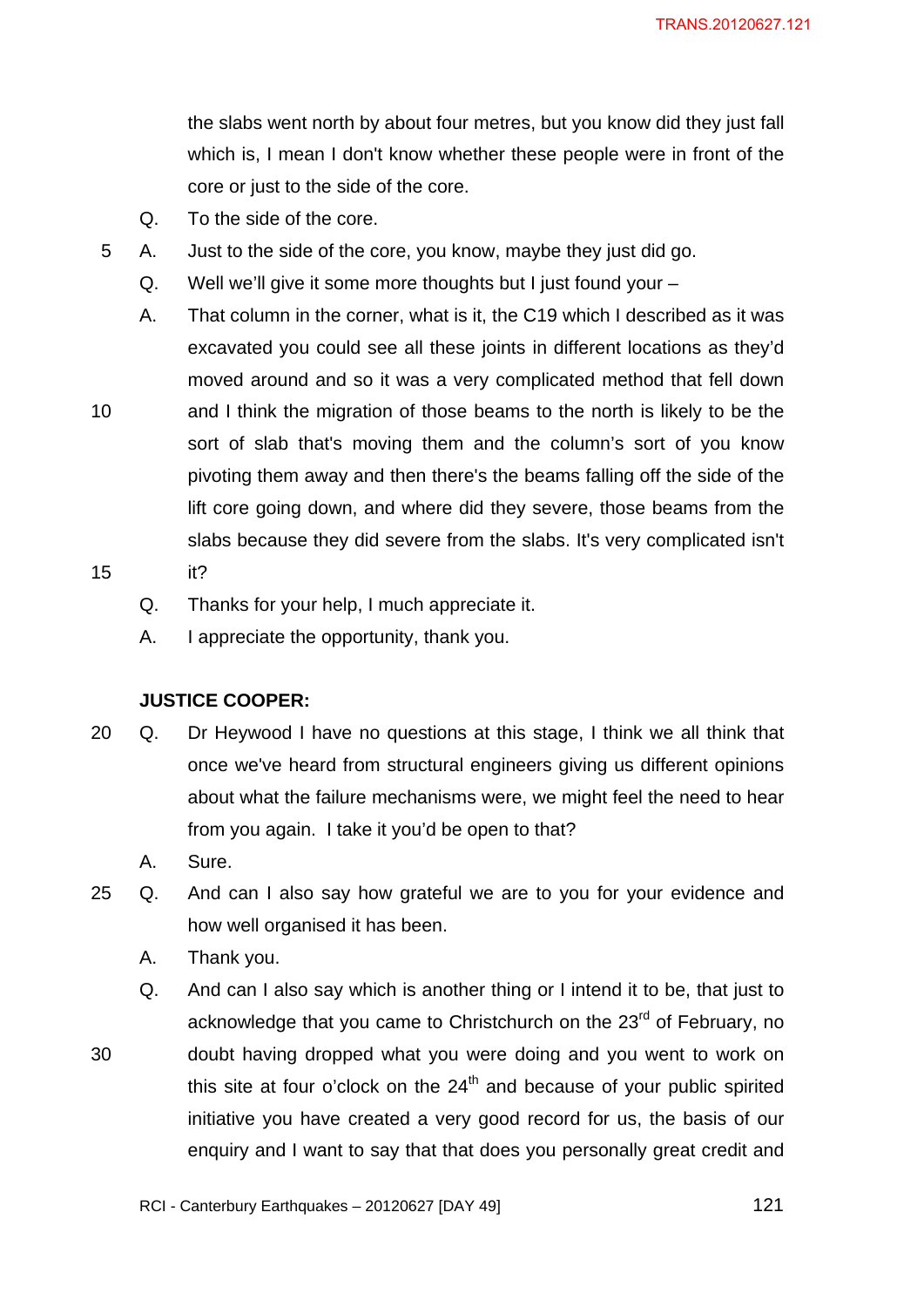the slabs went north by about four metres, but you know did they just fall which is, I mean I don't know whether these people were in front of the core or just to the side of the core.

Q. To the side of the core.

A. Just to the side of the core, you know, maybe they just did go.

Q. Well we'll give it some more thoughts but I just found your –

A. That column in the corner, what is it, the C19 which I described as it was excavated you could see all these joints in different locations as they'd moved around and so it was a very complicated method that fell down and I think the migration of those beams to the north is likely to be the sort of slab that's moving them and the column's sort of you know pivoting them away and then there's the beams falling off the side of the lift core going down, and where did they severe, those beams from the slabs because they did severe from the slabs. It's very complicated isn't it?

Q. Thanks for your help, I much appreciate it.

A. I appreciate the opportunity, thank you.

**JUSTICE COOPER:**

Q. Dr Heywood I have no questions at this stage, I think we all think that once we've heard from structural engineers giving us different opinions about what the failure mechanisms were, we might feel the need to hear from you again. I take it you'd be open to that?

A. Sure.

Q. And can I also say how grateful we are to you for your evidence and how well organised it has been.

A. Thank you.

Q. And can I also say which is another thing or I intend it to be, that just to acknowledge that you came to Christchurch on the 23rd of February, no doubt having dropped what you were doing and you went to work on this site at four o'clock on the 24th and because of your public spirited initiative you have created a very good record for us, the basis of our enquiry and I want to say that that does you personally great credit and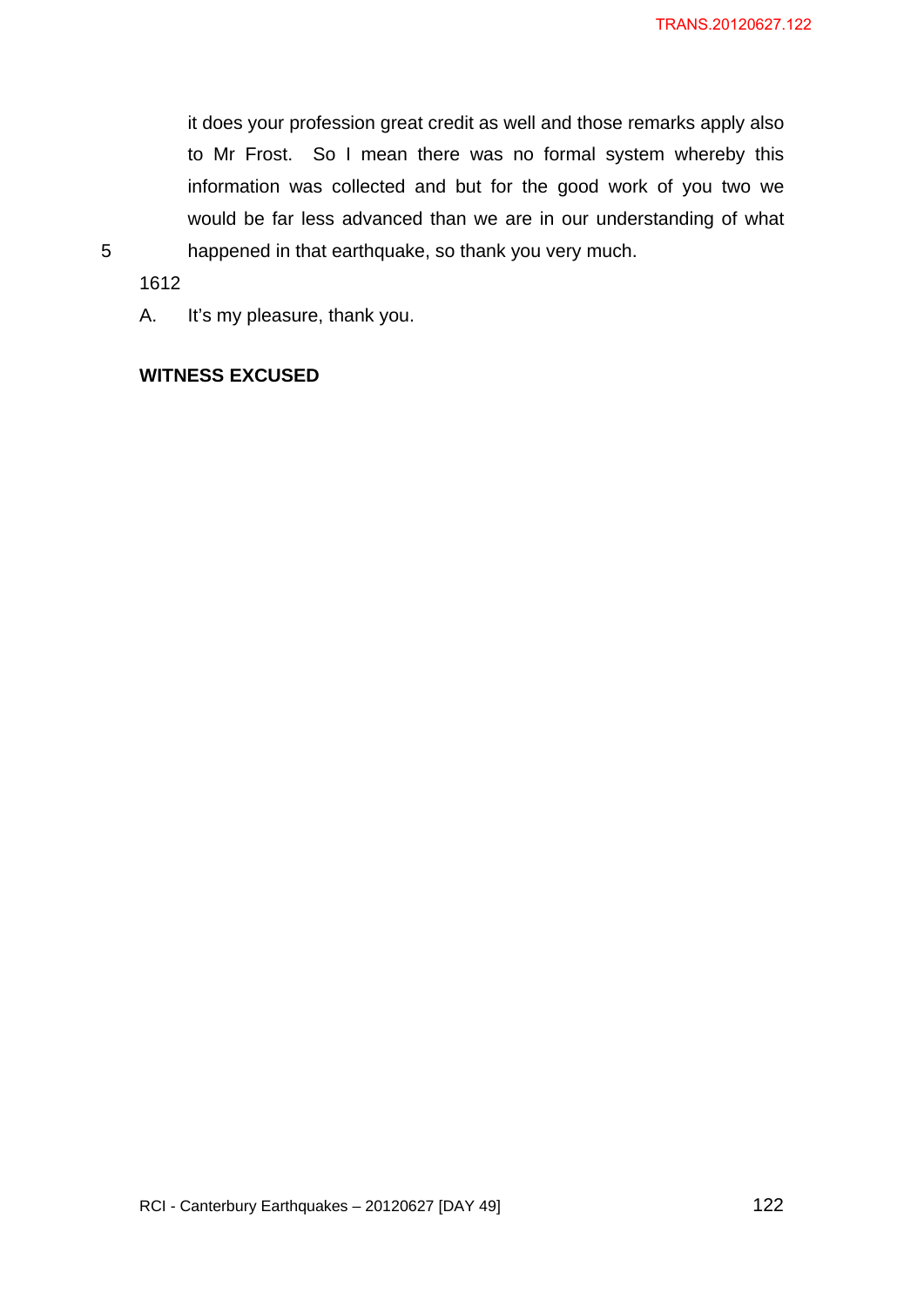it does your profession great credit as well and those remarks apply also to Mr Frost. So I mean there was no formal system whereby this information was collected and but for the good work of you two we would be far less advanced than we are in our understanding of what happened in that earthquake, so thank you very much.

1612

A. It's my pleasure, thank you.

**WITNESS EXCUSED**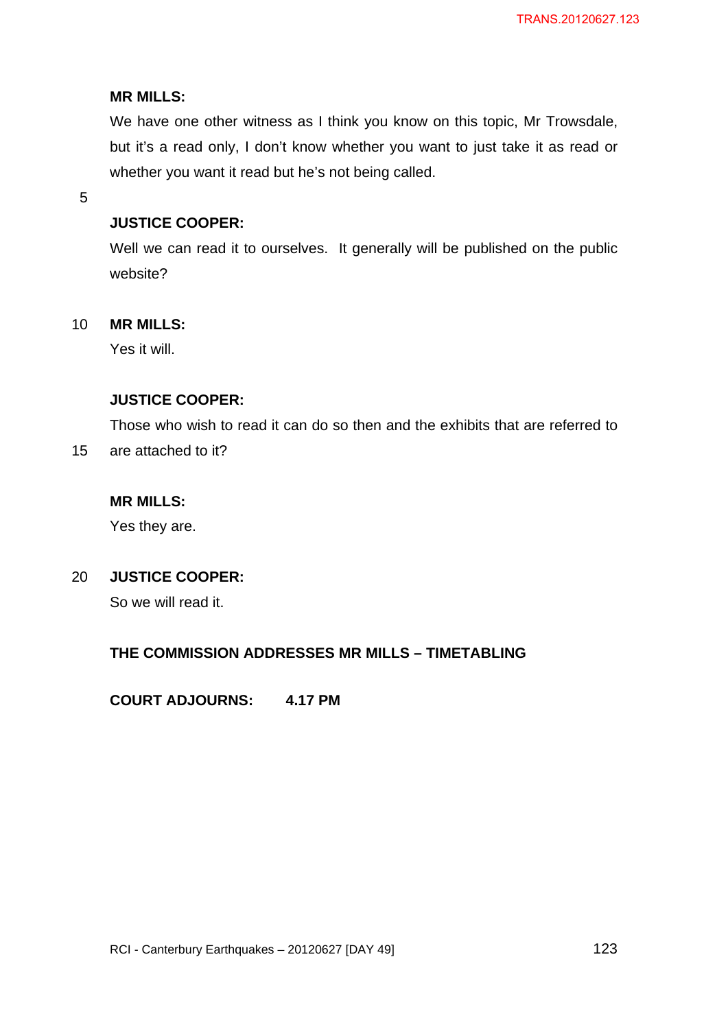**MR MILLS:**

We have one other witness as I think you know on this topic, Mr Trowsdale, but it's a read only, I don't know whether you want to just take it as read or whether you want it read but he's not being called.

**JUSTICE COOPER:**

Well we can read it to ourselves. It generally will be published on the public website?

**MR MILLS:**

Yes it will.

**JUSTICE COOPER:**

Those who wish to read it can do so then and the exhibits that are referred to are attached to it?

**MR MILLS:**

Yes they are.

**JUSTICE COOPER:**

So we will read it.

**THE COMMISSION ADDRESSES MR MILLS – TIMETABLING**

**COURT ADJOURNS: 4.17 PM**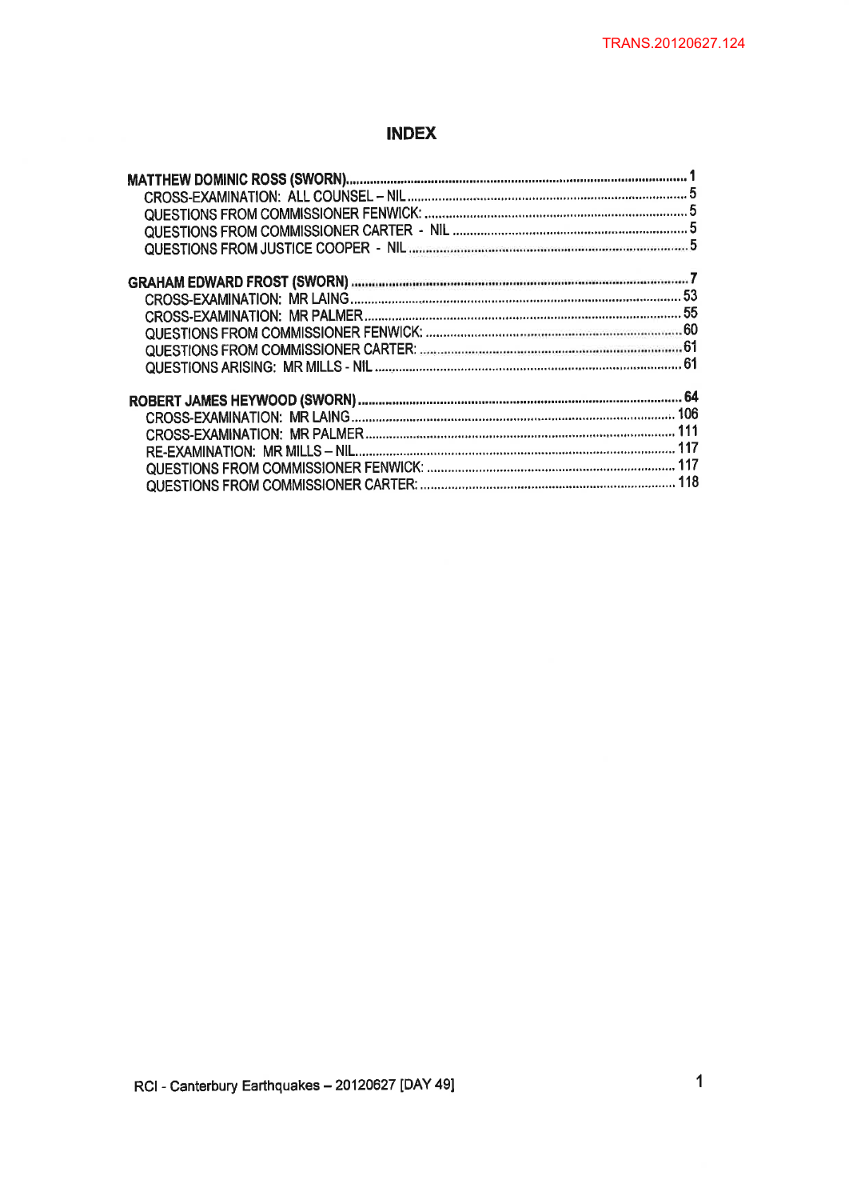# INDEX

**MATTHEW DOMINIC ROSS (SWORN)** .................................................. 1
CROSS-EXAMINATION: ALL COUNSEL – NIL .................................................. 5
QUESTIONS FROM COMMISSIONER FENWICK: .................................................. 5
QUESTIONS FROM COMMISSIONER CARTER - NIL .................................................. 5
QUESTIONS FROM JUSTICE COOPER - NIL .................................................. 5

**GRAHAM EDWARD FROST (SWORN)** .................................................. 7
CROSS-EXAMINATION: MR LAING .................................................. 53
CROSS-EXAMINATION: MR PALMER .................................................. 55
QUESTIONS FROM COMMISSIONER FENWICK: .................................................. 60
QUESTIONS FROM COMMISSIONER CARTER: .................................................. 61
QUESTIONS ARISING: MR MILLS - NIL .................................................. 61

**ROBERT JAMES HEYWOOD (SWORN)** .................................................. 64
CROSS-EXAMINATION: MR LAING .................................................. 106
CROSS-EXAMINATION: MR PALMER .................................................. 111
RE-EXAMINATION: MR MILLS – NIL .................................................. 117
QUESTIONS FROM COMMISSIONER FENWICK: .................................................. 117
QUESTIONS FROM COMMISSIONER CARTER: .................................................. 118